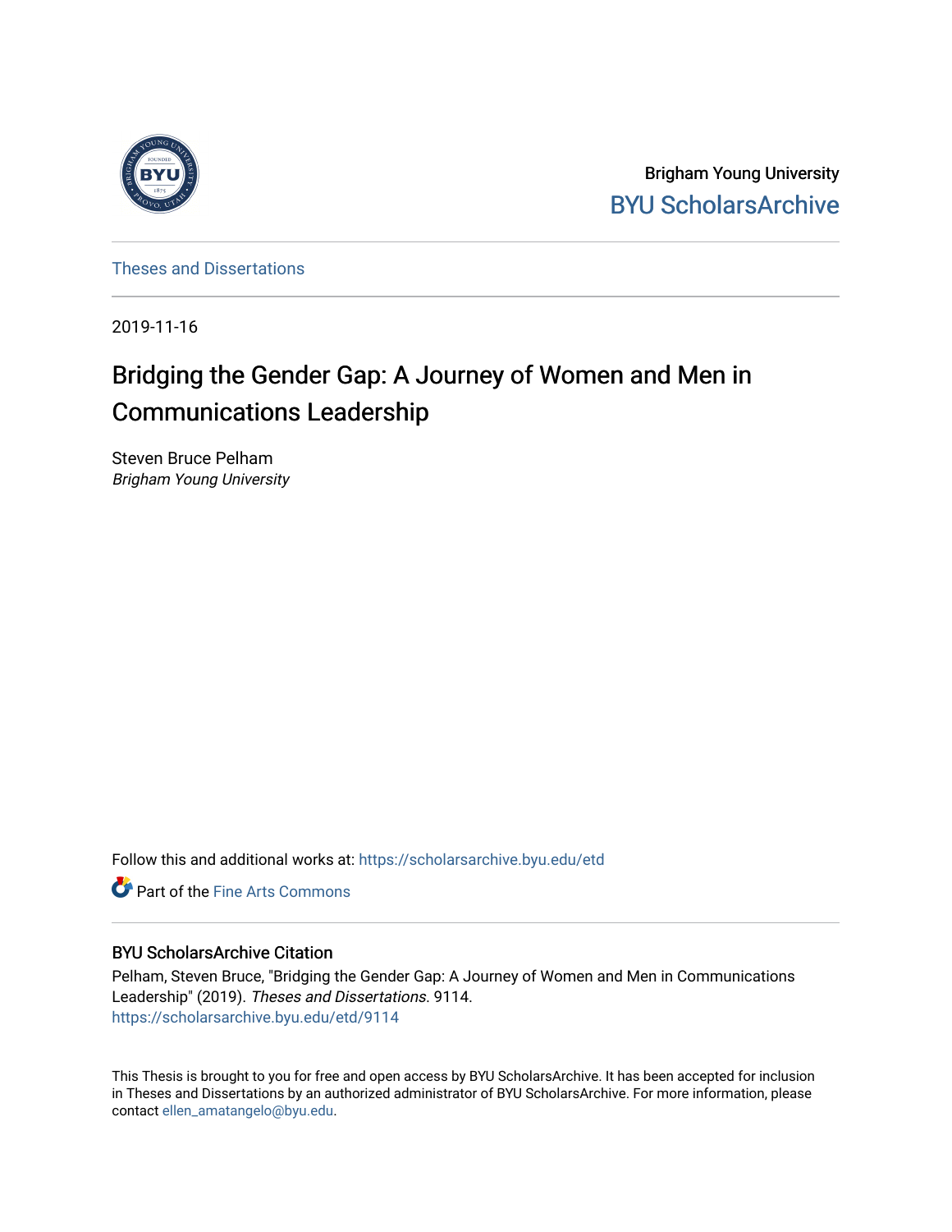Brigham Young University

BYU ScholarsArchive

Theses and Dissertations

2019-11-16

# Bridging the Gender Gap: A Journey of Women and Men in Communications Leadership

Steven Bruce Pelham
*Brigham Young University*

Follow this and additional works at: https://scholarsarchive.byu.edu/etd

Part of the Fine Arts Commons

## BYU ScholarsArchive Citation

Pelham, Steven Bruce, "Bridging the Gender Gap: A Journey of Women and Men in Communications Leadership" (2019). *Theses and Dissertations*. 9114.
https://scholarsarchive.byu.edu/etd/9114

This Thesis is brought to you for free and open access by BYU ScholarsArchive. It has been accepted for inclusion in Theses and Dissertations by an authorized administrator of BYU ScholarsArchive. For more information, please contact ellen_amatangelo@byu.edu.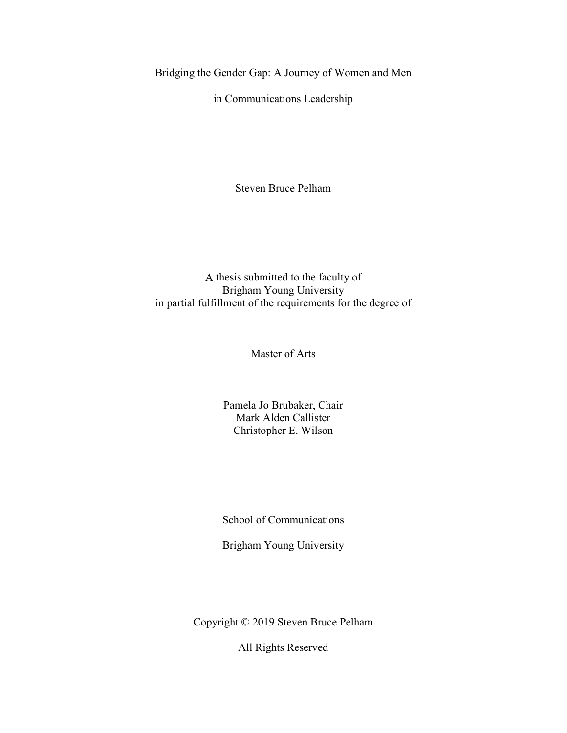Bridging the Gender Gap: A Journey of Women and Men

in Communications Leadership

Steven Bruce Pelham

A thesis submitted to the faculty of
Brigham Young University
in partial fulfillment of the requirements for the degree of

Master of Arts

Pamela Jo Brubaker, Chair
Mark Alden Callister
Christopher E. Wilson

School of Communications

Brigham Young University

Copyright © 2019 Steven Bruce Pelham

All Rights Reserved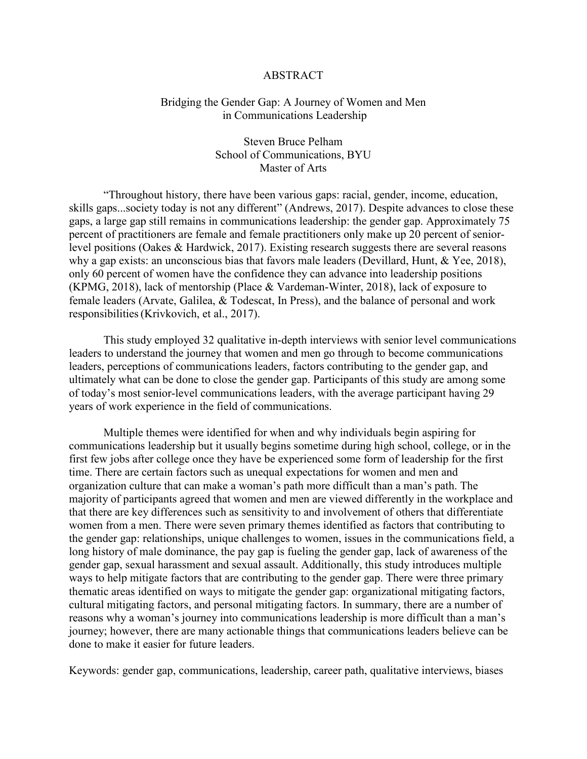# ABSTRACT

Bridging the Gender Gap: A Journey of Women and Men in Communications Leadership

Steven Bruce Pelham
School of Communications, BYU
Master of Arts

"Throughout history, there have been various gaps: racial, gender, income, education, skills gaps...society today is not any different" (Andrews, 2017). Despite advances to close these gaps, a large gap still remains in communications leadership: the gender gap. Approximately 75 percent of practitioners are female and female practitioners only make up 20 percent of senior-level positions (Oakes & Hardwick, 2017). Existing research suggests there are several reasons why a gap exists: an unconscious bias that favors male leaders (Devillard, Hunt, & Yee, 2018), only 60 percent of women have the confidence they can advance into leadership positions (KPMG, 2018), lack of mentorship (Place & Vardeman-Winter, 2018), lack of exposure to female leaders (Arvate, Galilea, & Todescat, In Press), and the balance of personal and work responsibilities (Krivkovich, et al., 2017).

This study employed 32 qualitative in-depth interviews with senior level communications leaders to understand the journey that women and men go through to become communications leaders, perceptions of communications leaders, factors contributing to the gender gap, and ultimately what can be done to close the gender gap. Participants of this study are among some of today's most senior-level communications leaders, with the average participant having 29 years of work experience in the field of communications.

Multiple themes were identified for when and why individuals begin aspiring for communications leadership but it usually begins sometime during high school, college, or in the first few jobs after college once they have be experienced some form of leadership for the first time. There are certain factors such as unequal expectations for women and men and organization culture that can make a woman's path more difficult than a man's path. The majority of participants agreed that women and men are viewed differently in the workplace and that there are key differences such as sensitivity to and involvement of others that differentiate women from a men. There were seven primary themes identified as factors that contributing to the gender gap: relationships, unique challenges to women, issues in the communications field, a long history of male dominance, the pay gap is fueling the gender gap, lack of awareness of the gender gap, sexual harassment and sexual assault. Additionally, this study introduces multiple ways to help mitigate factors that are contributing to the gender gap. There were three primary thematic areas identified on ways to mitigate the gender gap: organizational mitigating factors, cultural mitigating factors, and personal mitigating factors. In summary, there are a number of reasons why a woman's journey into communications leadership is more difficult than a man's journey; however, there are many actionable things that communications leaders believe can be done to make it easier for future leaders.

Keywords: gender gap, communications, leadership, career path, qualitative interviews, biases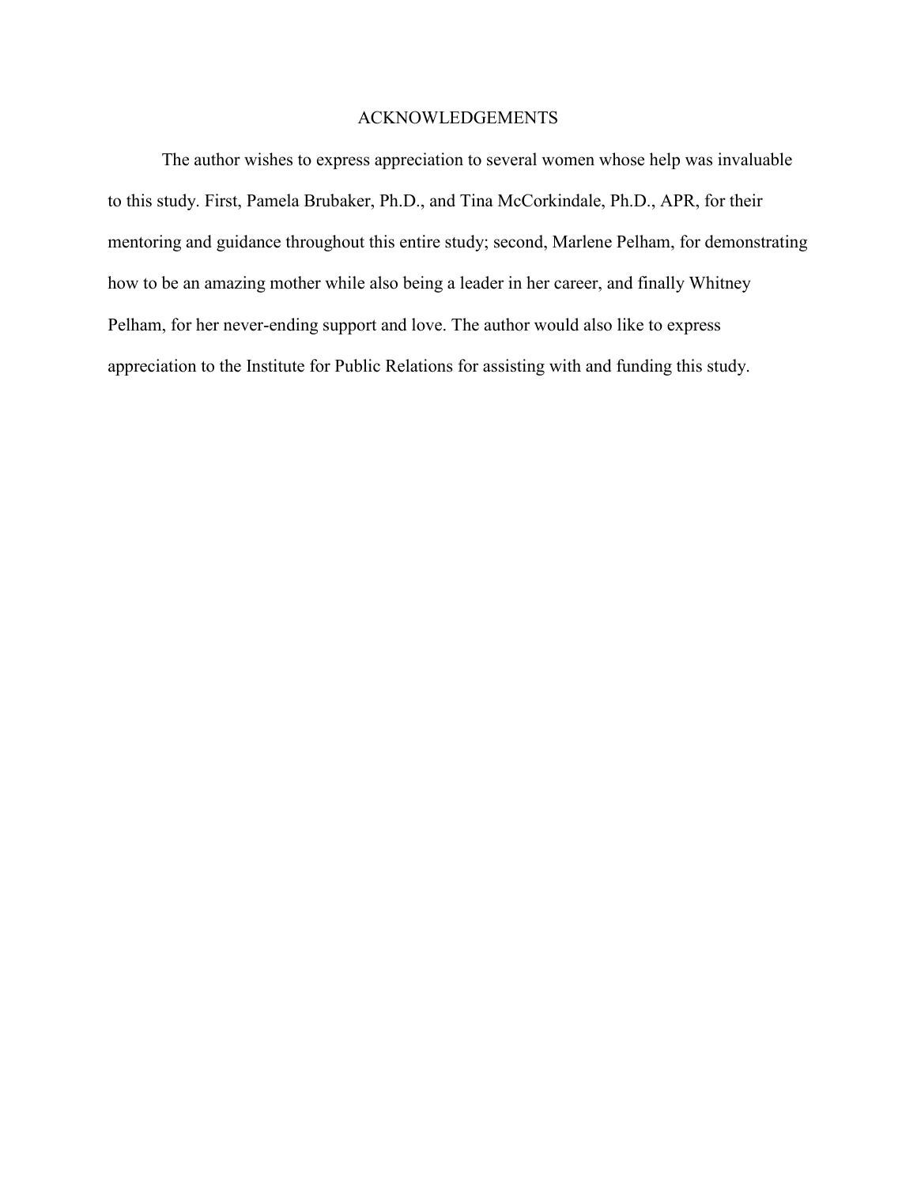# ACKNOWLEDGEMENTS

The author wishes to express appreciation to several women whose help was invaluable to this study. First, Pamela Brubaker, Ph.D., and Tina McCorkindale, Ph.D., APR, for their mentoring and guidance throughout this entire study; second, Marlene Pelham, for demonstrating how to be an amazing mother while also being a leader in her career, and finally Whitney Pelham, for her never-ending support and love. The author would also like to express appreciation to the Institute for Public Relations for assisting with and funding this study.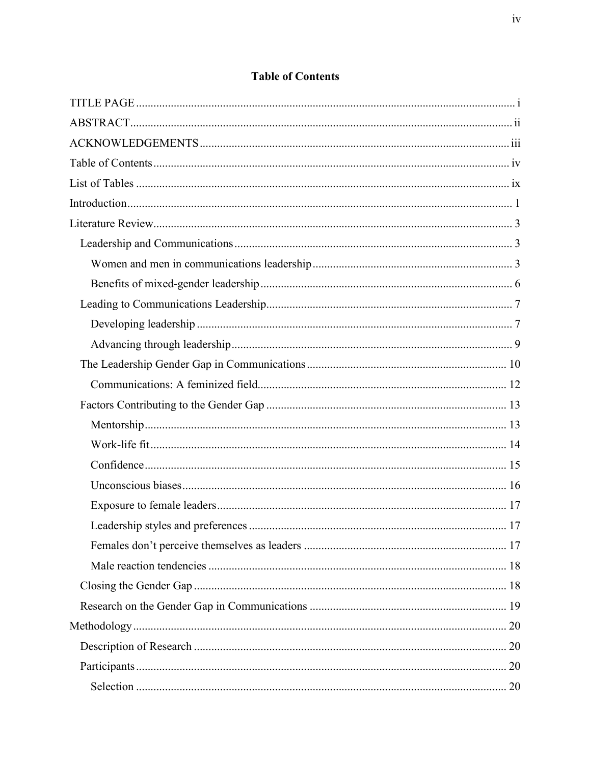## Table of Contents

TITLE PAGE ... i

ABSTRACT ... ii

ACKNOWLEDGEMENTS ... iii

Table of Contents ... iv

List of Tables ... ix

Introduction ... 1

Literature Review ... 3

- Leadership and Communications ... 3
  - Women and men in communications leadership ... 3
  - Benefits of mixed-gender leadership ... 6
- Leading to Communications Leadership ... 7
  - Developing leadership ... 7
  - Advancing through leadership ... 9
- The Leadership Gender Gap in Communications ... 10
  - Communications: A feminized field ... 12
- Factors Contributing to the Gender Gap ... 13
  - Mentorship ... 13
  - Work-life fit ... 14
  - Confidence ... 15
  - Unconscious biases ... 16
  - Exposure to female leaders ... 17
  - Leadership styles and preferences ... 17
  - Females don't perceive themselves as leaders ... 17
  - Male reaction tendencies ... 18
- Closing the Gender Gap ... 18
- Research on the Gender Gap in Communications ... 19

Methodology ... 20

- Description of Research ... 20
- Participants ... 20
  - Selection ... 20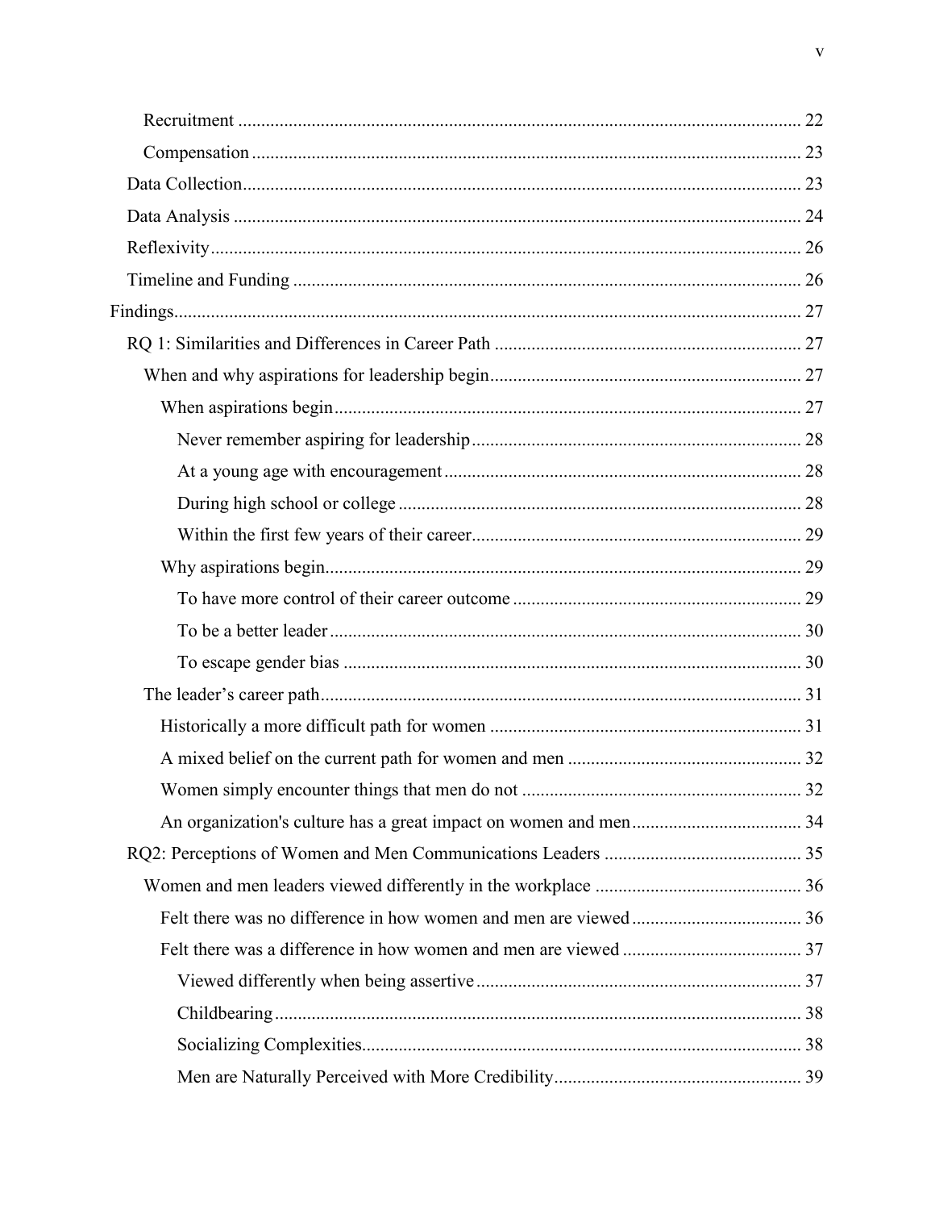- Recruitment ... 22
- Compensation ... 23
- Data Collection ... 23
- Data Analysis ... 24
- Reflexivity ... 26
- Timeline and Funding ... 26

Findings ... 27

- RQ 1: Similarities and Differences in Career Path ... 27
  - When and why aspirations for leadership begin ... 27
    - When aspirations begin ... 27
      - Never remember aspiring for leadership ... 28
      - At a young age with encouragement ... 28
      - During high school or college ... 28
      - Within the first few years of their career ... 29
    - Why aspirations begin ... 29
      - To have more control of their career outcome ... 29
      - To be a better leader ... 30
      - To escape gender bias ... 30
  - The leader's career path ... 31
    - Historically a more difficult path for women ... 31
    - A mixed belief on the current path for women and men ... 32
    - Women simply encounter things that men do not ... 32
    - An organization's culture has a great impact on women and men ... 34
- RQ2: Perceptions of Women and Men Communications Leaders ... 35
  - Women and men leaders viewed differently in the workplace ... 36
    - Felt there was no difference in how women and men are viewed ... 36
    - Felt there was a difference in how women and men are viewed ... 37
      - Viewed differently when being assertive ... 37
      - Childbearing ... 38
      - Socializing Complexities ... 38
      - Men are Naturally Perceived with More Credibility ... 39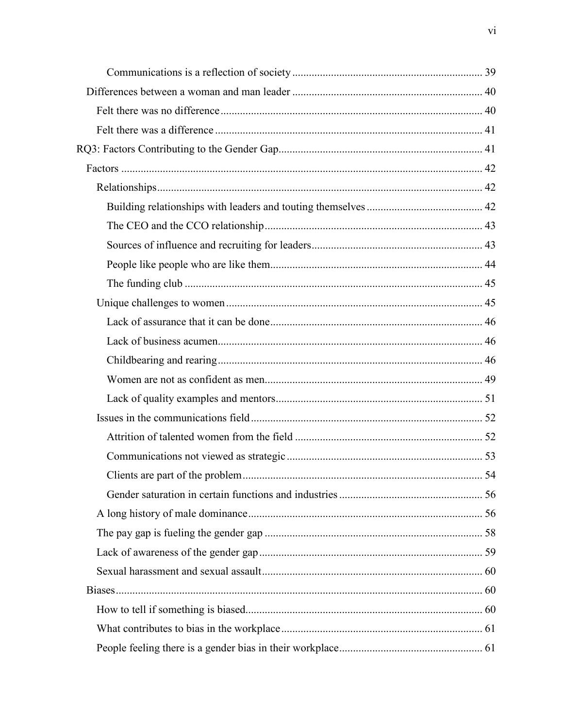Communications is a reflection of society ..... 39

Differences between a woman and man leader ..... 40

Felt there was no difference ..... 40

Felt there was a difference ..... 41

RQ3: Factors Contributing to the Gender Gap ..... 41

Factors ..... 42

Relationships ..... 42

Building relationships with leaders and touting themselves ..... 42

The CEO and the CCO relationship ..... 43

Sources of influence and recruiting for leaders ..... 43

People like people who are like them ..... 44

The funding club ..... 45

Unique challenges to women ..... 45

Lack of assurance that it can be done ..... 46

Lack of business acumen ..... 46

Childbearing and rearing ..... 46

Women are not as confident as men ..... 49

Lack of quality examples and mentors ..... 51

Issues in the communications field ..... 52

Attrition of talented women from the field ..... 52

Communications not viewed as strategic ..... 53

Clients are part of the problem ..... 54

Gender saturation in certain functions and industries ..... 56

A long history of male dominance ..... 56

The pay gap is fueling the gender gap ..... 58

Lack of awareness of the gender gap ..... 59

Sexual harassment and sexual assault ..... 60

Biases ..... 60

How to tell if something is biased ..... 60

What contributes to bias in the workplace ..... 61

People feeling there is a gender bias in their workplace ..... 61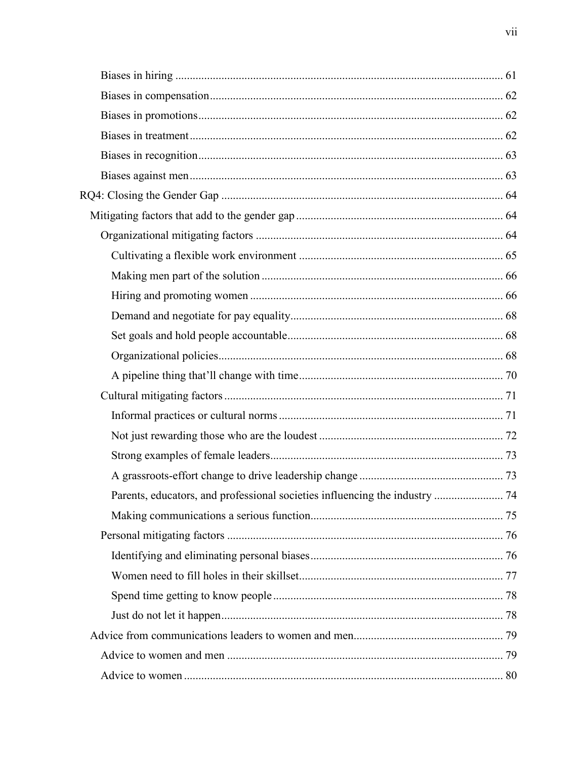Biases in hiring ..... 61
Biases in compensation ..... 62
Biases in promotions ..... 62
Biases in treatment ..... 62
Biases in recognition ..... 63
Biases against men ..... 63
RQ4: Closing the Gender Gap ..... 64
Mitigating factors that add to the gender gap ..... 64
Organizational mitigating factors ..... 64
Cultivating a flexible work environment ..... 65
Making men part of the solution ..... 66
Hiring and promoting women ..... 66
Demand and negotiate for pay equality ..... 68
Set goals and hold people accountable ..... 68
Organizational policies ..... 68
A pipeline thing that'll change with time ..... 70
Cultural mitigating factors ..... 71
Informal practices or cultural norms ..... 71
Not just rewarding those who are the loudest ..... 72
Strong examples of female leaders ..... 73
A grassroots-effort change to drive leadership change ..... 73
Parents, educators, and professional societies influencing the industry ..... 74
Making communications a serious function ..... 75
Personal mitigating factors ..... 76
Identifying and eliminating personal biases ..... 76
Women need to fill holes in their skillset ..... 77
Spend time getting to know people ..... 78
Just do not let it happen ..... 78
Advice from communications leaders to women and men ..... 79
Advice to women and men ..... 79
Advice to women ..... 80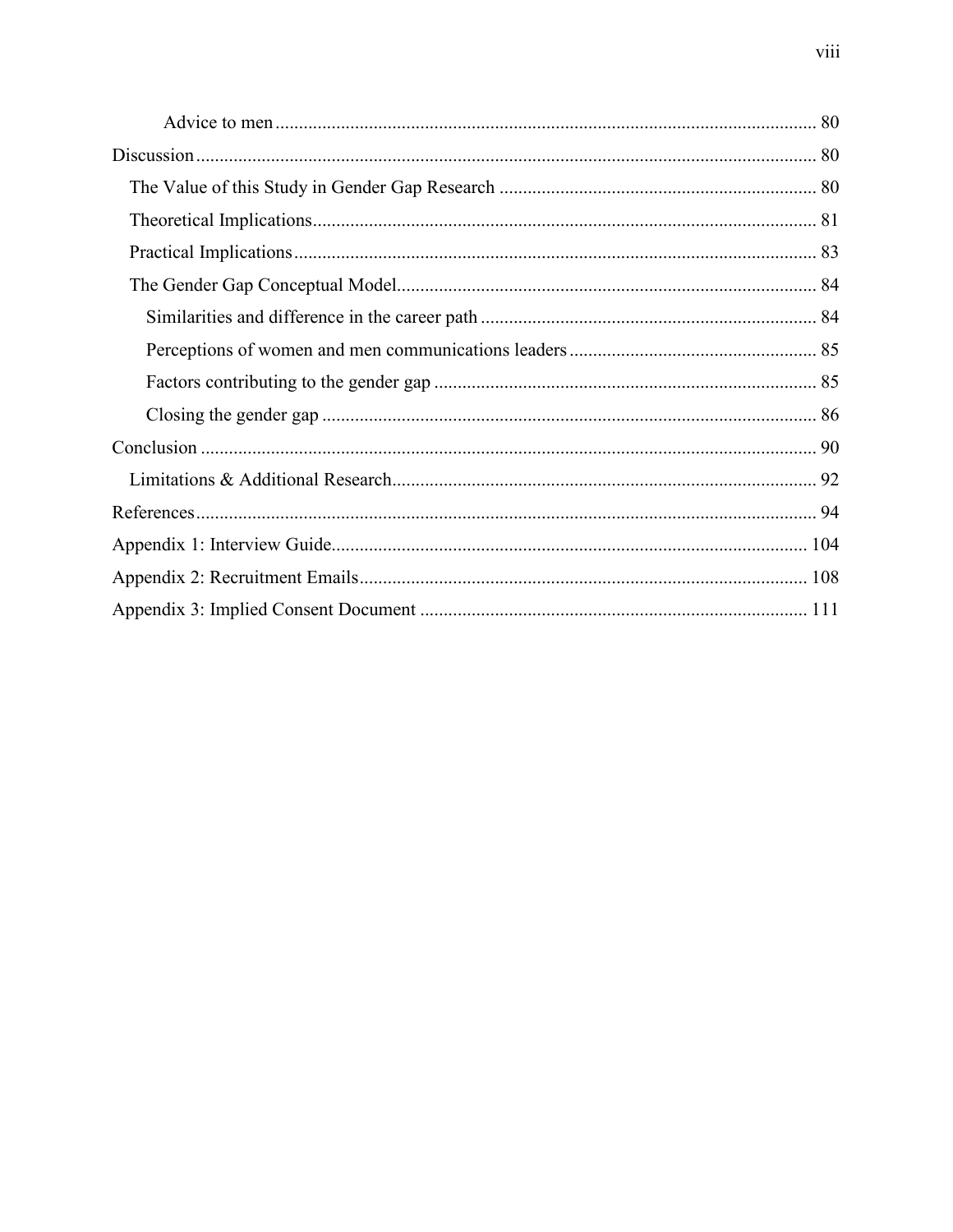Advice to men ... 80

Discussion ... 80

The Value of this Study in Gender Gap Research ... 80

Theoretical Implications ... 81

Practical Implications ... 83

The Gender Gap Conceptual Model ... 84

Similarities and difference in the career path ... 84

Perceptions of women and men communications leaders ... 85

Factors contributing to the gender gap ... 85

Closing the gender gap ... 86

Conclusion ... 90

Limitations & Additional Research ... 92

References ... 94

Appendix 1: Interview Guide ... 104

Appendix 2: Recruitment Emails ... 108

Appendix 3: Implied Consent Document ... 111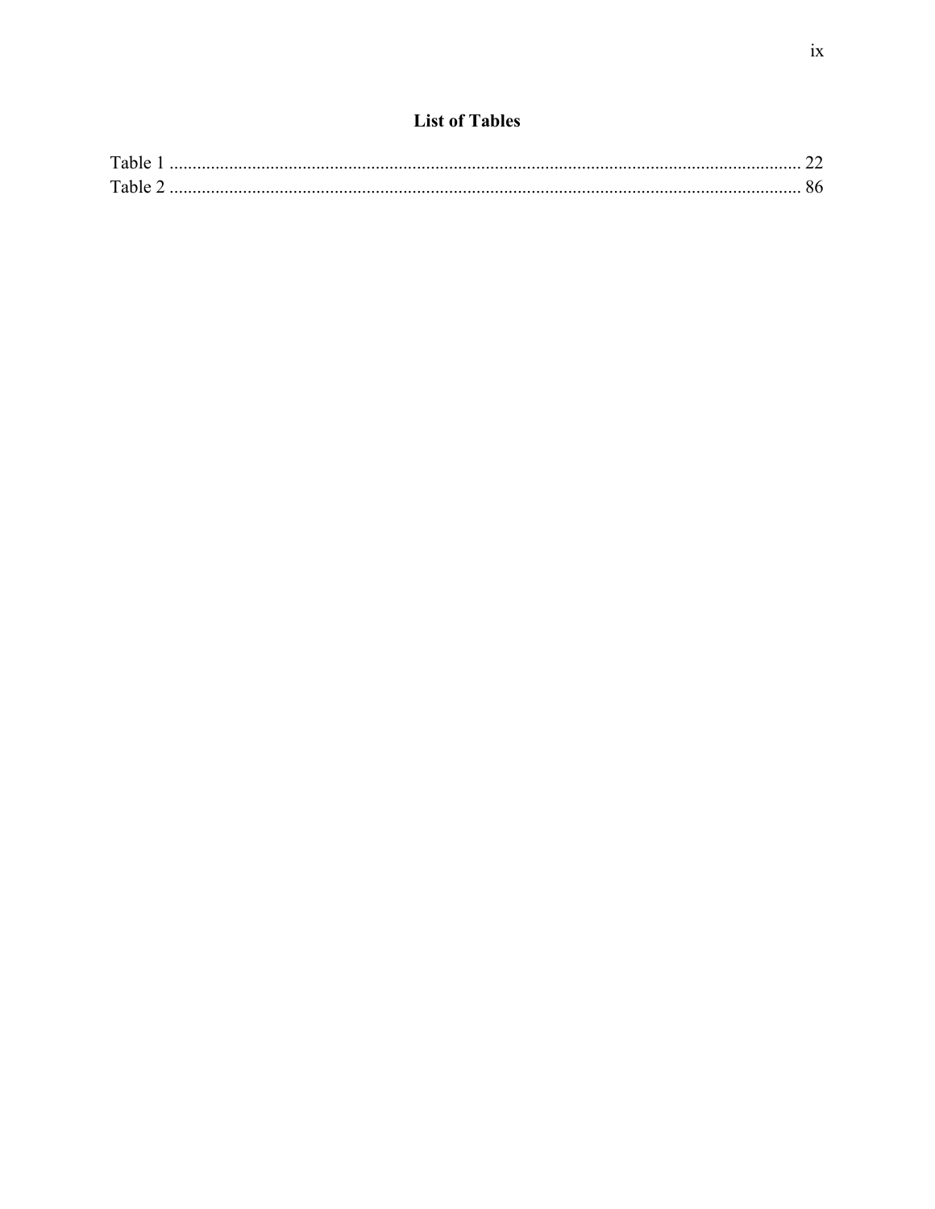## List of Tables

Table 1 .......................................................................................................................... 22
Table 2 .......................................................................................................................... 86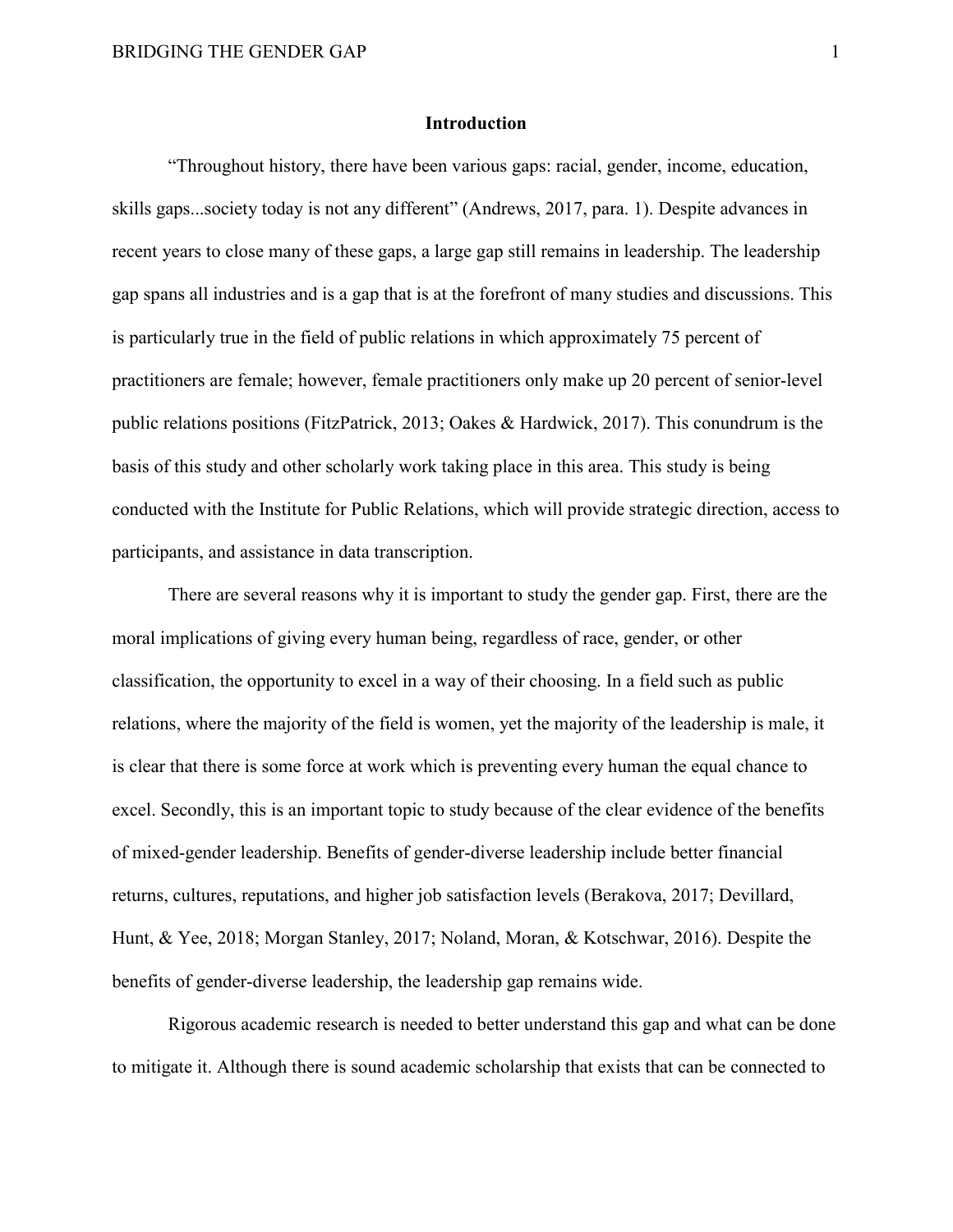# Introduction

"Throughout history, there have been various gaps: racial, gender, income, education, skills gaps...society today is not any different" (Andrews, 2017, para. 1). Despite advances in recent years to close many of these gaps, a large gap still remains in leadership. The leadership gap spans all industries and is a gap that is at the forefront of many studies and discussions. This is particularly true in the field of public relations in which approximately 75 percent of practitioners are female; however, female practitioners only make up 20 percent of senior-level public relations positions (FitzPatrick, 2013; Oakes & Hardwick, 2017). This conundrum is the basis of this study and other scholarly work taking place in this area. This study is being conducted with the Institute for Public Relations, which will provide strategic direction, access to participants, and assistance in data transcription.

There are several reasons why it is important to study the gender gap. First, there are the moral implications of giving every human being, regardless of race, gender, or other classification, the opportunity to excel in a way of their choosing. In a field such as public relations, where the majority of the field is women, yet the majority of the leadership is male, it is clear that there is some force at work which is preventing every human the equal chance to excel. Secondly, this is an important topic to study because of the clear evidence of the benefits of mixed-gender leadership. Benefits of gender-diverse leadership include better financial returns, cultures, reputations, and higher job satisfaction levels (Berakova, 2017; Devillard, Hunt, & Yee, 2018; Morgan Stanley, 2017; Noland, Moran, & Kotschwar, 2016). Despite the benefits of gender-diverse leadership, the leadership gap remains wide.

Rigorous academic research is needed to better understand this gap and what can be done to mitigate it. Although there is sound academic scholarship that exists that can be connected to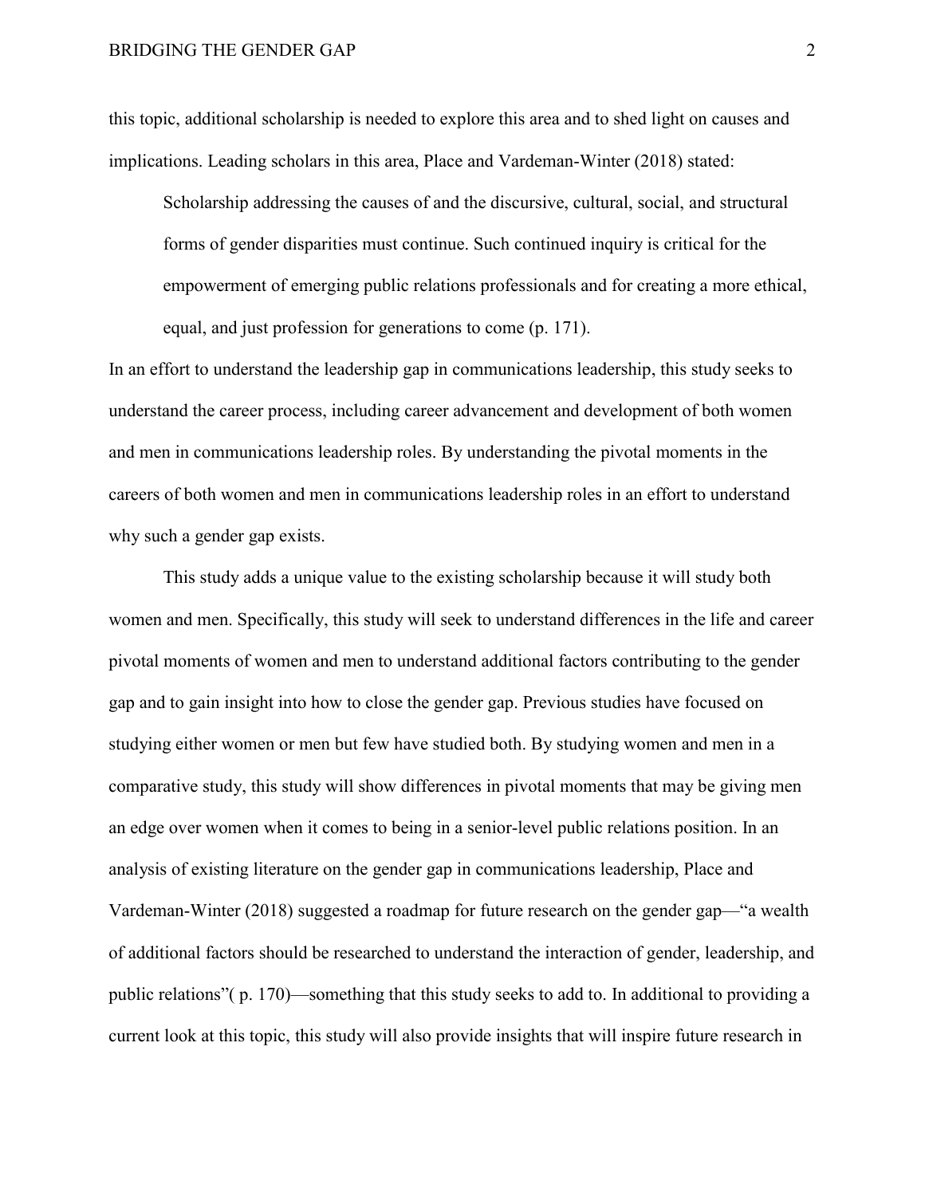this topic, additional scholarship is needed to explore this area and to shed light on causes and implications. Leading scholars in this area, Place and Vardeman-Winter (2018) stated:

> Scholarship addressing the causes of and the discursive, cultural, social, and structural forms of gender disparities must continue. Such continued inquiry is critical for the empowerment of emerging public relations professionals and for creating a more ethical, equal, and just profession for generations to come (p. 171).

In an effort to understand the leadership gap in communications leadership, this study seeks to understand the career process, including career advancement and development of both women and men in communications leadership roles. By understanding the pivotal moments in the careers of both women and men in communications leadership roles in an effort to understand why such a gender gap exists.

This study adds a unique value to the existing scholarship because it will study both women and men. Specifically, this study will seek to understand differences in the life and career pivotal moments of women and men to understand additional factors contributing to the gender gap and to gain insight into how to close the gender gap. Previous studies have focused on studying either women or men but few have studied both. By studying women and men in a comparative study, this study will show differences in pivotal moments that may be giving men an edge over women when it comes to being in a senior-level public relations position. In an analysis of existing literature on the gender gap in communications leadership, Place and Vardeman-Winter (2018) suggested a roadmap for future research on the gender gap—"a wealth of additional factors should be researched to understand the interaction of gender, leadership, and public relations"( p. 170)—something that this study seeks to add to. In additional to providing a current look at this topic, this study will also provide insights that will inspire future research in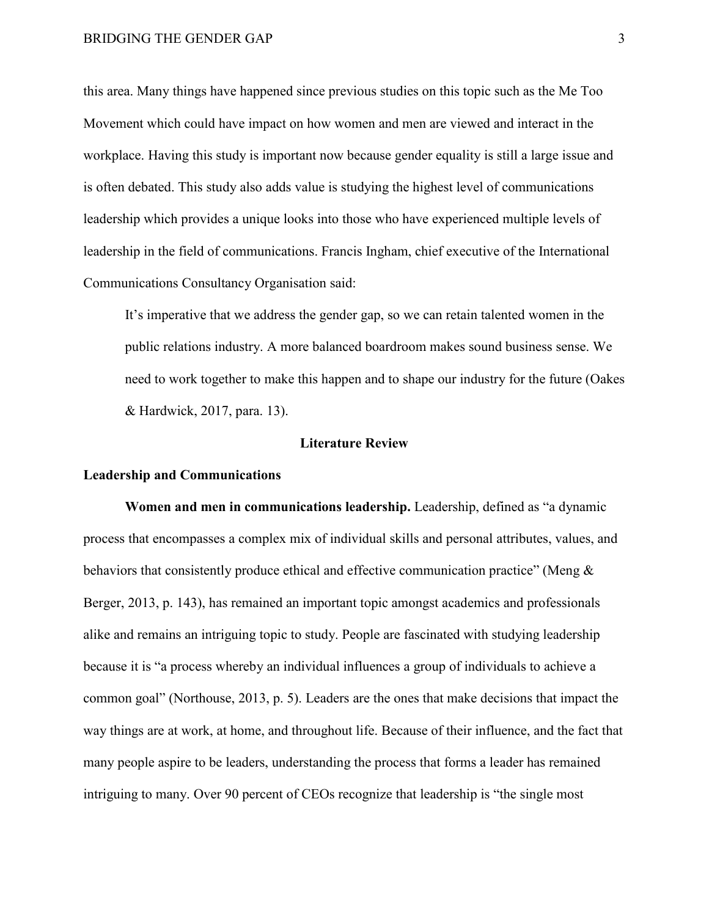this area. Many things have happened since previous studies on this topic such as the Me Too Movement which could have impact on how women and men are viewed and interact in the workplace. Having this study is important now because gender equality is still a large issue and is often debated. This study also adds value is studying the highest level of communications leadership which provides a unique looks into those who have experienced multiple levels of leadership in the field of communications. Francis Ingham, chief executive of the International Communications Consultancy Organisation said:

> It's imperative that we address the gender gap, so we can retain talented women in the public relations industry. A more balanced boardroom makes sound business sense. We need to work together to make this happen and to shape our industry for the future (Oakes & Hardwick, 2017, para. 13).

## Literature Review

### Leadership and Communications

**Women and men in communications leadership.** Leadership, defined as "a dynamic process that encompasses a complex mix of individual skills and personal attributes, values, and behaviors that consistently produce ethical and effective communication practice" (Meng & Berger, 2013, p. 143), has remained an important topic amongst academics and professionals alike and remains an intriguing topic to study. People are fascinated with studying leadership because it is "a process whereby an individual influences a group of individuals to achieve a common goal" (Northouse, 2013, p. 5). Leaders are the ones that make decisions that impact the way things are at work, at home, and throughout life. Because of their influence, and the fact that many people aspire to be leaders, understanding the process that forms a leader has remained intriguing to many. Over 90 percent of CEOs recognize that leadership is "the single most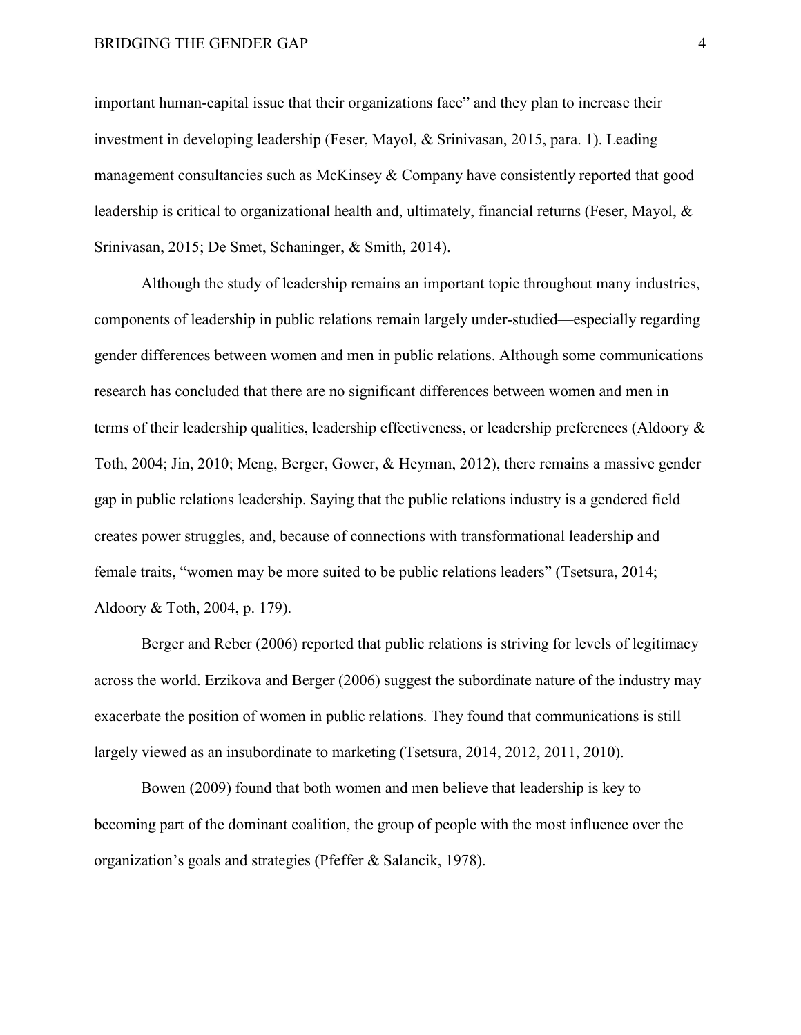important human-capital issue that their organizations face" and they plan to increase their investment in developing leadership (Feser, Mayol, & Srinivasan, 2015, para. 1). Leading management consultancies such as McKinsey & Company have consistently reported that good leadership is critical to organizational health and, ultimately, financial returns (Feser, Mayol, & Srinivasan, 2015; De Smet, Schaninger, & Smith, 2014).

Although the study of leadership remains an important topic throughout many industries, components of leadership in public relations remain largely under-studied—especially regarding gender differences between women and men in public relations. Although some communications research has concluded that there are no significant differences between women and men in terms of their leadership qualities, leadership effectiveness, or leadership preferences (Aldoory & Toth, 2004; Jin, 2010; Meng, Berger, Gower, & Heyman, 2012), there remains a massive gender gap in public relations leadership. Saying that the public relations industry is a gendered field creates power struggles, and, because of connections with transformational leadership and female traits, "women may be more suited to be public relations leaders" (Tsetsura, 2014; Aldoory & Toth, 2004, p. 179).

Berger and Reber (2006) reported that public relations is striving for levels of legitimacy across the world. Erzikova and Berger (2006) suggest the subordinate nature of the industry may exacerbate the position of women in public relations. They found that communications is still largely viewed as an insubordinate to marketing (Tsetsura, 2014, 2012, 2011, 2010).

Bowen (2009) found that both women and men believe that leadership is key to becoming part of the dominant coalition, the group of people with the most influence over the organization's goals and strategies (Pfeffer & Salancik, 1978).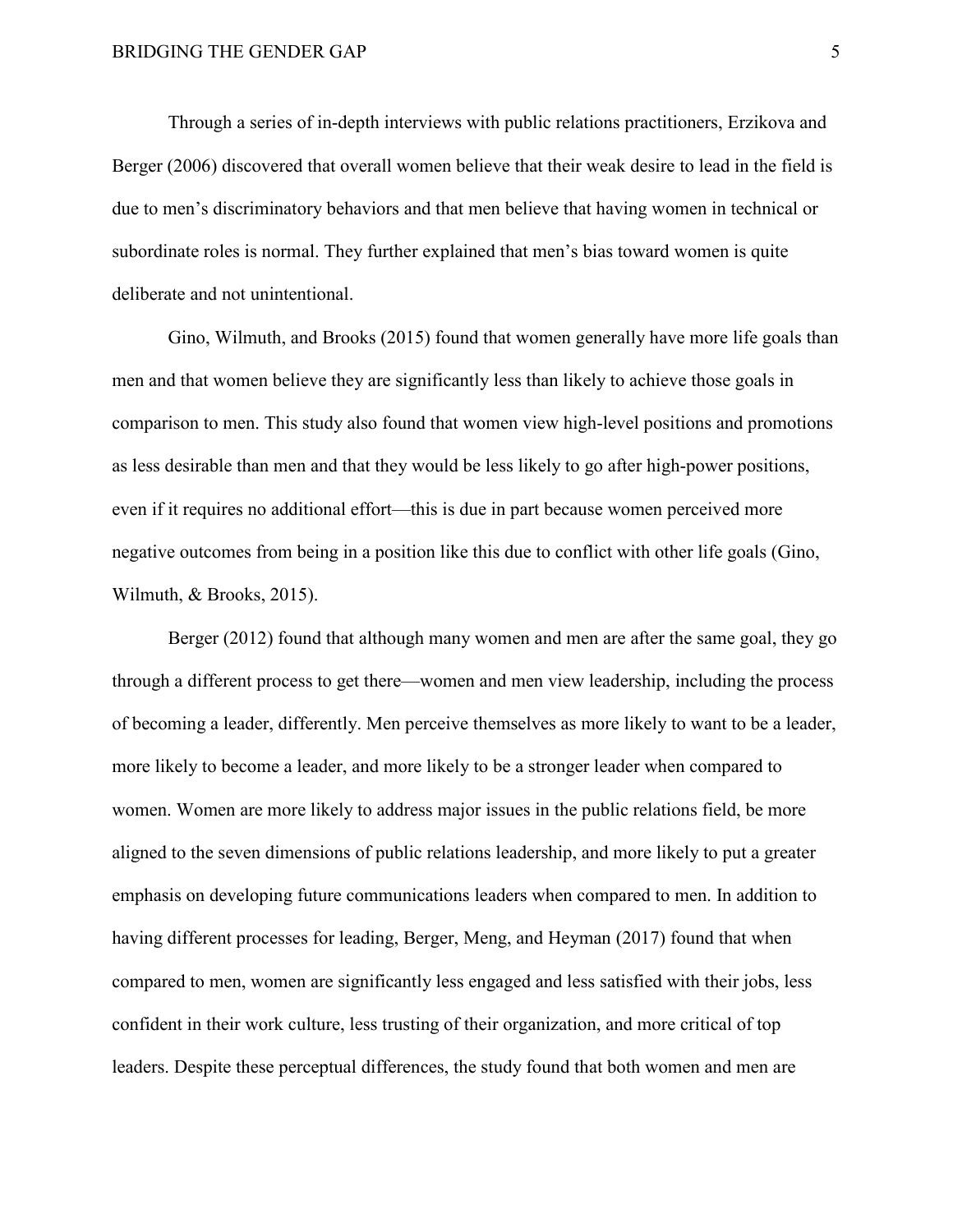Through a series of in-depth interviews with public relations practitioners, Erzikova and Berger (2006) discovered that overall women believe that their weak desire to lead in the field is due to men's discriminatory behaviors and that men believe that having women in technical or subordinate roles is normal. They further explained that men's bias toward women is quite deliberate and not unintentional.

Gino, Wilmuth, and Brooks (2015) found that women generally have more life goals than men and that women believe they are significantly less than likely to achieve those goals in comparison to men. This study also found that women view high-level positions and promotions as less desirable than men and that they would be less likely to go after high-power positions, even if it requires no additional effort—this is due in part because women perceived more negative outcomes from being in a position like this due to conflict with other life goals (Gino, Wilmuth, & Brooks, 2015).

Berger (2012) found that although many women and men are after the same goal, they go through a different process to get there—women and men view leadership, including the process of becoming a leader, differently. Men perceive themselves as more likely to want to be a leader, more likely to become a leader, and more likely to be a stronger leader when compared to women. Women are more likely to address major issues in the public relations field, be more aligned to the seven dimensions of public relations leadership, and more likely to put a greater emphasis on developing future communications leaders when compared to men. In addition to having different processes for leading, Berger, Meng, and Heyman (2017) found that when compared to men, women are significantly less engaged and less satisfied with their jobs, less confident in their work culture, less trusting of their organization, and more critical of top leaders. Despite these perceptual differences, the study found that both women and men are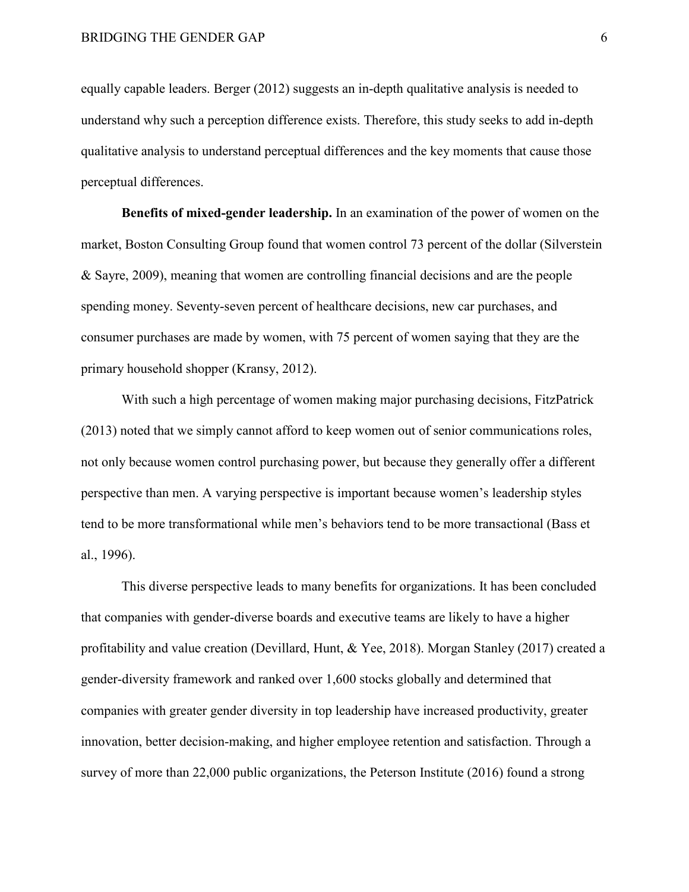equally capable leaders. Berger (2012) suggests an in-depth qualitative analysis is needed to understand why such a perception difference exists. Therefore, this study seeks to add in-depth qualitative analysis to understand perceptual differences and the key moments that cause those perceptual differences.

**Benefits of mixed-gender leadership.** In an examination of the power of women on the market, Boston Consulting Group found that women control 73 percent of the dollar (Silverstein & Sayre, 2009), meaning that women are controlling financial decisions and are the people spending money. Seventy-seven percent of healthcare decisions, new car purchases, and consumer purchases are made by women, with 75 percent of women saying that they are the primary household shopper (Kransy, 2012).

With such a high percentage of women making major purchasing decisions, FitzPatrick (2013) noted that we simply cannot afford to keep women out of senior communications roles, not only because women control purchasing power, but because they generally offer a different perspective than men. A varying perspective is important because women's leadership styles tend to be more transformational while men's behaviors tend to be more transactional (Bass et al., 1996).

This diverse perspective leads to many benefits for organizations. It has been concluded that companies with gender-diverse boards and executive teams are likely to have a higher profitability and value creation (Devillard, Hunt, & Yee, 2018). Morgan Stanley (2017) created a gender-diversity framework and ranked over 1,600 stocks globally and determined that companies with greater gender diversity in top leadership have increased productivity, greater innovation, better decision-making, and higher employee retention and satisfaction. Through a survey of more than 22,000 public organizations, the Peterson Institute (2016) found a strong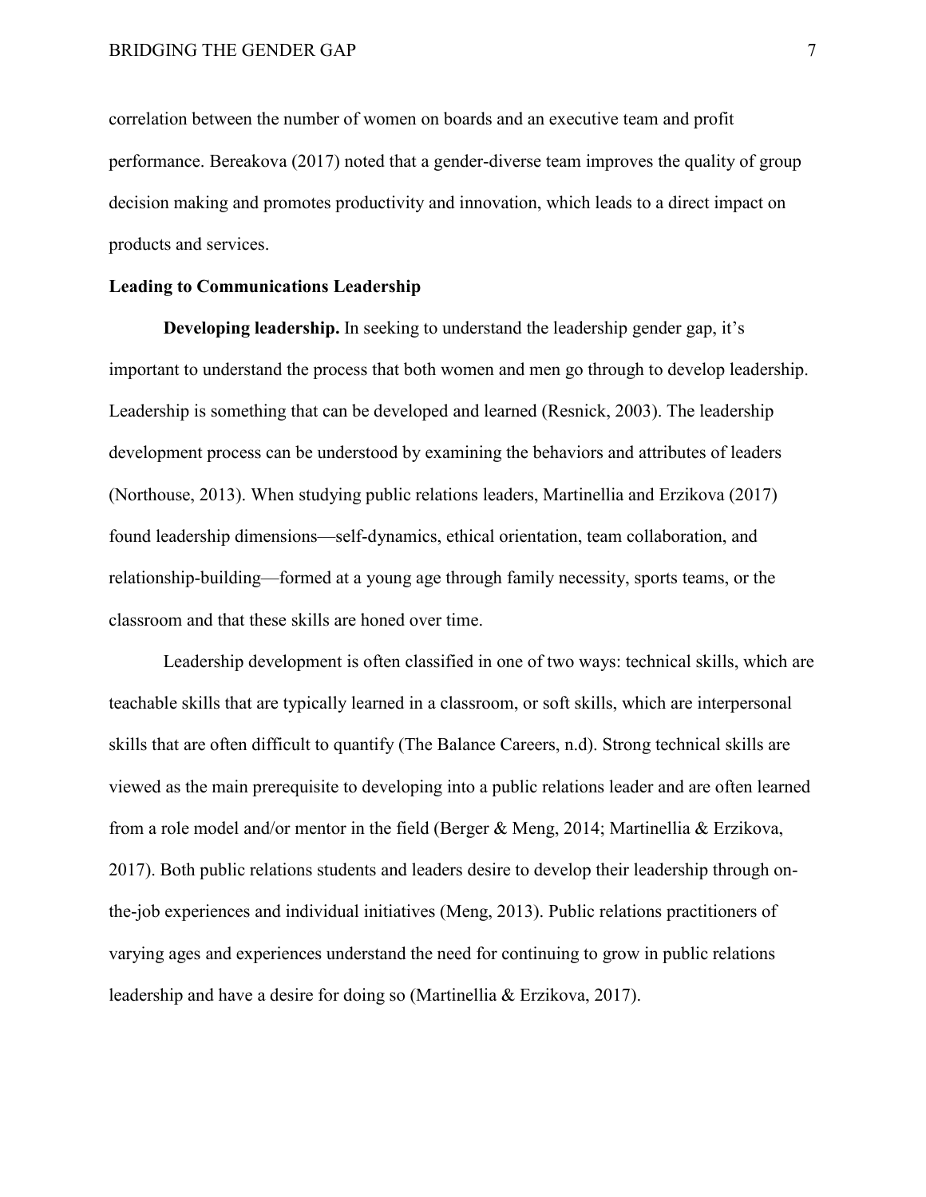correlation between the number of women on boards and an executive team and profit performance. Bereakova (2017) noted that a gender-diverse team improves the quality of group decision making and promotes productivity and innovation, which leads to a direct impact on products and services.

## Leading to Communications Leadership

**Developing leadership.** In seeking to understand the leadership gender gap, it's important to understand the process that both women and men go through to develop leadership. Leadership is something that can be developed and learned (Resnick, 2003). The leadership development process can be understood by examining the behaviors and attributes of leaders (Northouse, 2013). When studying public relations leaders, Martinellia and Erzikova (2017) found leadership dimensions—self-dynamics, ethical orientation, team collaboration, and relationship-building—formed at a young age through family necessity, sports teams, or the classroom and that these skills are honed over time.

Leadership development is often classified in one of two ways: technical skills, which are teachable skills that are typically learned in a classroom, or soft skills, which are interpersonal skills that are often difficult to quantify (The Balance Careers, n.d). Strong technical skills are viewed as the main prerequisite to developing into a public relations leader and are often learned from a role model and/or mentor in the field (Berger & Meng, 2014; Martinellia & Erzikova, 2017). Both public relations students and leaders desire to develop their leadership through on-the-job experiences and individual initiatives (Meng, 2013). Public relations practitioners of varying ages and experiences understand the need for continuing to grow in public relations leadership and have a desire for doing so (Martinellia & Erzikova, 2017).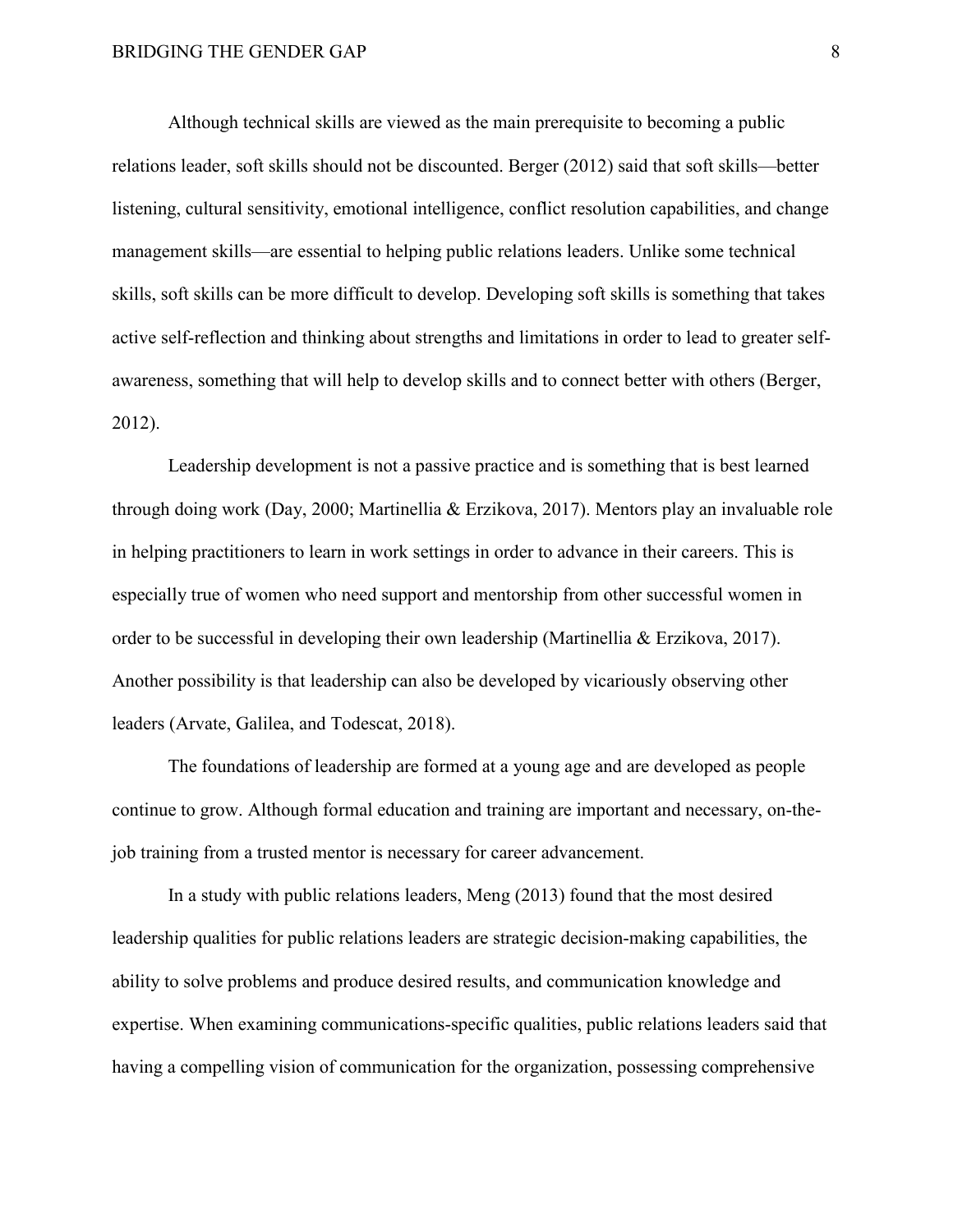Although technical skills are viewed as the main prerequisite to becoming a public relations leader, soft skills should not be discounted. Berger (2012) said that soft skills—better listening, cultural sensitivity, emotional intelligence, conflict resolution capabilities, and change management skills—are essential to helping public relations leaders. Unlike some technical skills, soft skills can be more difficult to develop. Developing soft skills is something that takes active self-reflection and thinking about strengths and limitations in order to lead to greater self-awareness, something that will help to develop skills and to connect better with others (Berger, 2012).

Leadership development is not a passive practice and is something that is best learned through doing work (Day, 2000; Martinellia & Erzikova, 2017). Mentors play an invaluable role in helping practitioners to learn in work settings in order to advance in their careers. This is especially true of women who need support and mentorship from other successful women in order to be successful in developing their own leadership (Martinellia & Erzikova, 2017). Another possibility is that leadership can also be developed by vicariously observing other leaders (Arvate, Galilea, and Todescat, 2018).

The foundations of leadership are formed at a young age and are developed as people continue to grow. Although formal education and training are important and necessary, on-the-job training from a trusted mentor is necessary for career advancement.

In a study with public relations leaders, Meng (2013) found that the most desired leadership qualities for public relations leaders are strategic decision-making capabilities, the ability to solve problems and produce desired results, and communication knowledge and expertise. When examining communications-specific qualities, public relations leaders said that having a compelling vision of communication for the organization, possessing comprehensive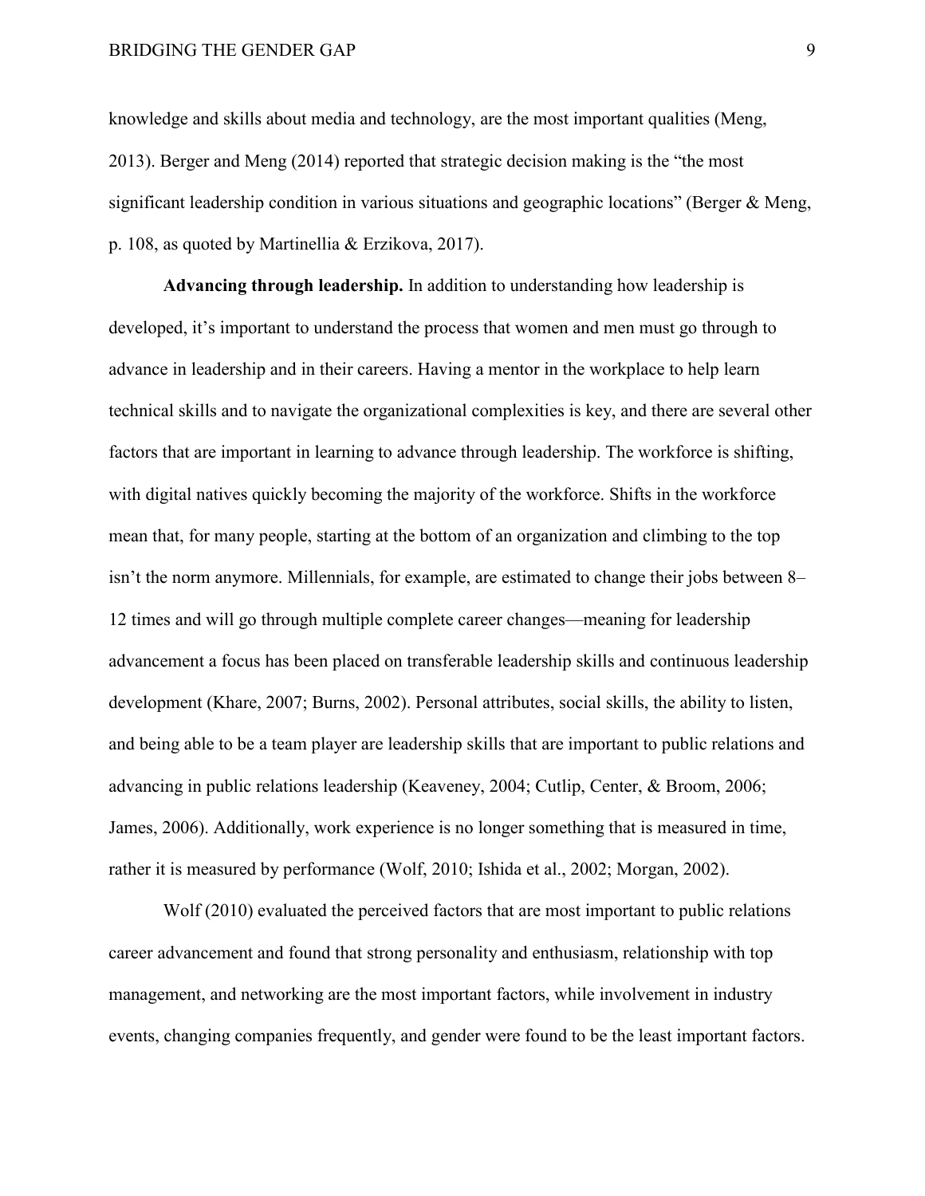knowledge and skills about media and technology, are the most important qualities (Meng, 2013). Berger and Meng (2014) reported that strategic decision making is the "the most significant leadership condition in various situations and geographic locations" (Berger & Meng, p. 108, as quoted by Martinellia & Erzikova, 2017).

**Advancing through leadership.** In addition to understanding how leadership is developed, it's important to understand the process that women and men must go through to advance in leadership and in their careers. Having a mentor in the workplace to help learn technical skills and to navigate the organizational complexities is key, and there are several other factors that are important in learning to advance through leadership. The workforce is shifting, with digital natives quickly becoming the majority of the workforce. Shifts in the workforce mean that, for many people, starting at the bottom of an organization and climbing to the top isn't the norm anymore. Millennials, for example, are estimated to change their jobs between 8–12 times and will go through multiple complete career changes—meaning for leadership advancement a focus has been placed on transferable leadership skills and continuous leadership development (Khare, 2007; Burns, 2002). Personal attributes, social skills, the ability to listen, and being able to be a team player are leadership skills that are important to public relations and advancing in public relations leadership (Keaveney, 2004; Cutlip, Center, & Broom, 2006; James, 2006). Additionally, work experience is no longer something that is measured in time, rather it is measured by performance (Wolf, 2010; Ishida et al., 2002; Morgan, 2002).

Wolf (2010) evaluated the perceived factors that are most important to public relations career advancement and found that strong personality and enthusiasm, relationship with top management, and networking are the most important factors, while involvement in industry events, changing companies frequently, and gender were found to be the least important factors.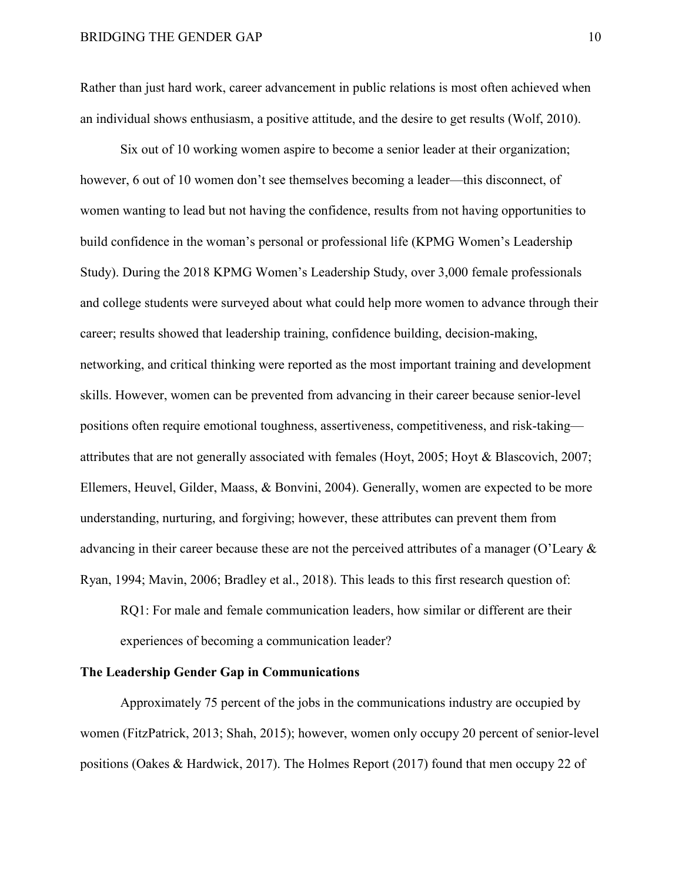Rather than just hard work, career advancement in public relations is most often achieved when an individual shows enthusiasm, a positive attitude, and the desire to get results (Wolf, 2010).

Six out of 10 working women aspire to become a senior leader at their organization; however, 6 out of 10 women don't see themselves becoming a leader—this disconnect, of women wanting to lead but not having the confidence, results from not having opportunities to build confidence in the woman's personal or professional life (KPMG Women's Leadership Study). During the 2018 KPMG Women's Leadership Study, over 3,000 female professionals and college students were surveyed about what could help more women to advance through their career; results showed that leadership training, confidence building, decision-making, networking, and critical thinking were reported as the most important training and development skills. However, women can be prevented from advancing in their career because senior-level positions often require emotional toughness, assertiveness, competitiveness, and risk-taking—attributes that are not generally associated with females (Hoyt, 2005; Hoyt & Blascovich, 2007; Ellemers, Heuvel, Gilder, Maass, & Bonvini, 2004). Generally, women are expected to be more understanding, nurturing, and forgiving; however, these attributes can prevent them from advancing in their career because these are not the perceived attributes of a manager (O'Leary & Ryan, 1994; Mavin, 2006; Bradley et al., 2018). This leads to this first research question of:

> RQ1: For male and female communication leaders, how similar or different are their experiences of becoming a communication leader?

**The Leadership Gender Gap in Communications**

Approximately 75 percent of the jobs in the communications industry are occupied by women (FitzPatrick, 2013; Shah, 2015); however, women only occupy 20 percent of senior-level positions (Oakes & Hardwick, 2017). The Holmes Report (2017) found that men occupy 22 of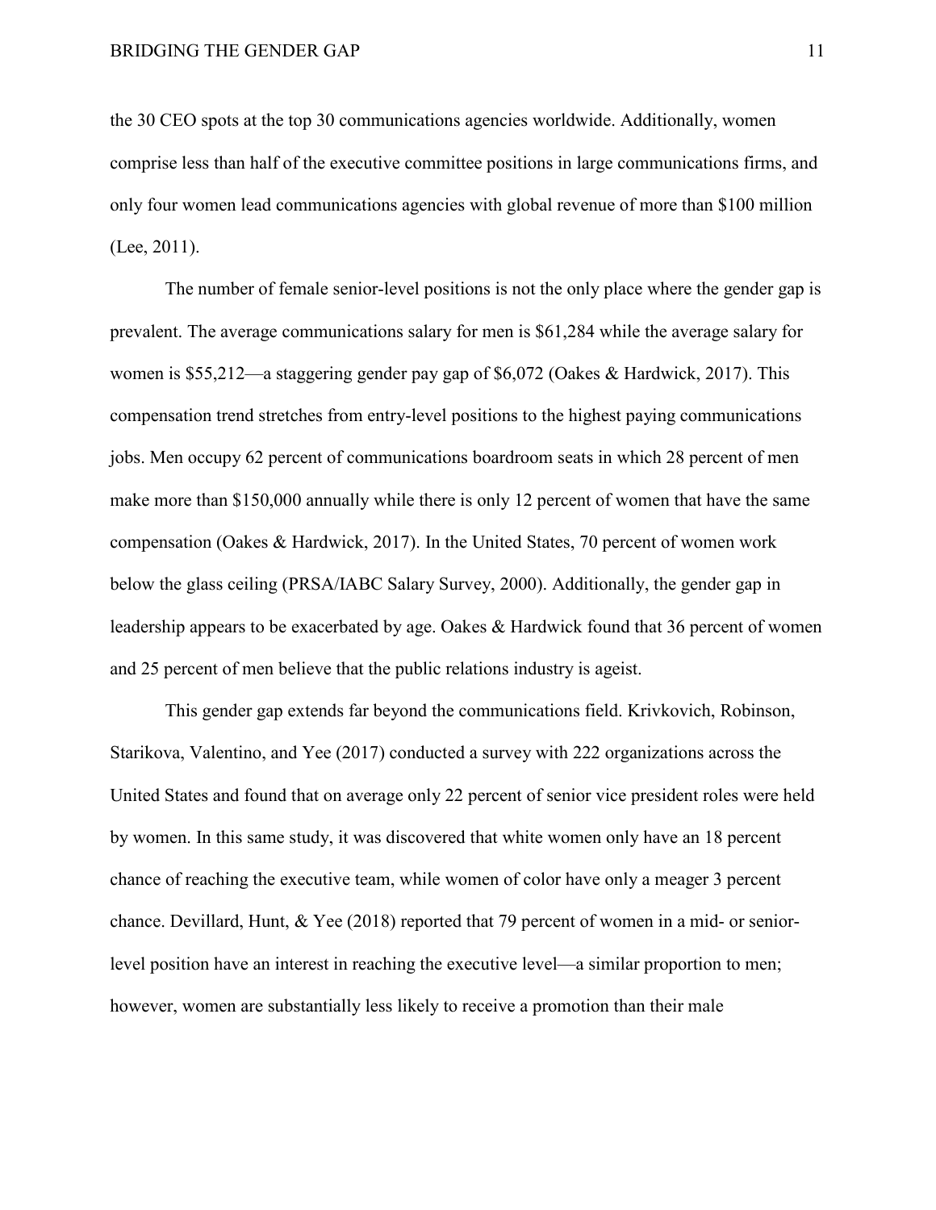the 30 CEO spots at the top 30 communications agencies worldwide. Additionally, women comprise less than half of the executive committee positions in large communications firms, and only four women lead communications agencies with global revenue of more than $100 million (Lee, 2011).

The number of female senior-level positions is not the only place where the gender gap is prevalent. The average communications salary for men is $61,284 while the average salary for women is $55,212—a staggering gender pay gap of $6,072 (Oakes & Hardwick, 2017). This compensation trend stretches from entry-level positions to the highest paying communications jobs. Men occupy 62 percent of communications boardroom seats in which 28 percent of men make more than $150,000 annually while there is only 12 percent of women that have the same compensation (Oakes & Hardwick, 2017). In the United States, 70 percent of women work below the glass ceiling (PRSA/IABC Salary Survey, 2000). Additionally, the gender gap in leadership appears to be exacerbated by age. Oakes & Hardwick found that 36 percent of women and 25 percent of men believe that the public relations industry is ageist.

This gender gap extends far beyond the communications field. Krivkovich, Robinson, Starikova, Valentino, and Yee (2017) conducted a survey with 222 organizations across the United States and found that on average only 22 percent of senior vice president roles were held by women. In this same study, it was discovered that white women only have an 18 percent chance of reaching the executive team, while women of color have only a meager 3 percent chance. Devillard, Hunt, & Yee (2018) reported that 79 percent of women in a mid- or senior-level position have an interest in reaching the executive level—a similar proportion to men; however, women are substantially less likely to receive a promotion than their male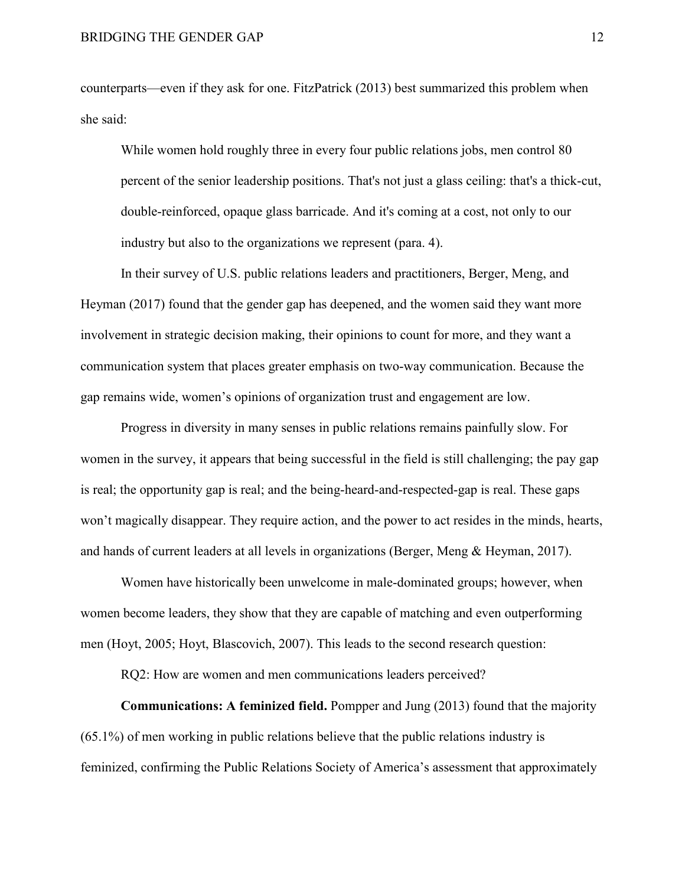counterparts—even if they ask for one. FitzPatrick (2013) best summarized this problem when she said:

> While women hold roughly three in every four public relations jobs, men control 80 percent of the senior leadership positions. That's not just a glass ceiling: that's a thick-cut, double-reinforced, opaque glass barricade. And it's coming at a cost, not only to our industry but also to the organizations we represent (para. 4).

In their survey of U.S. public relations leaders and practitioners, Berger, Meng, and Heyman (2017) found that the gender gap has deepened, and the women said they want more involvement in strategic decision making, their opinions to count for more, and they want a communication system that places greater emphasis on two-way communication. Because the gap remains wide, women's opinions of organization trust and engagement are low.

Progress in diversity in many senses in public relations remains painfully slow. For women in the survey, it appears that being successful in the field is still challenging; the pay gap is real; the opportunity gap is real; and the being-heard-and-respected-gap is real. These gaps won't magically disappear. They require action, and the power to act resides in the minds, hearts, and hands of current leaders at all levels in organizations (Berger, Meng & Heyman, 2017).

Women have historically been unwelcome in male-dominated groups; however, when women become leaders, they show that they are capable of matching and even outperforming men (Hoyt, 2005; Hoyt, Blascovich, 2007). This leads to the second research question:

RQ2: How are women and men communications leaders perceived?

**Communications: A feminized field.** Pompper and Jung (2013) found that the majority (65.1%) of men working in public relations believe that the public relations industry is feminized, confirming the Public Relations Society of America's assessment that approximately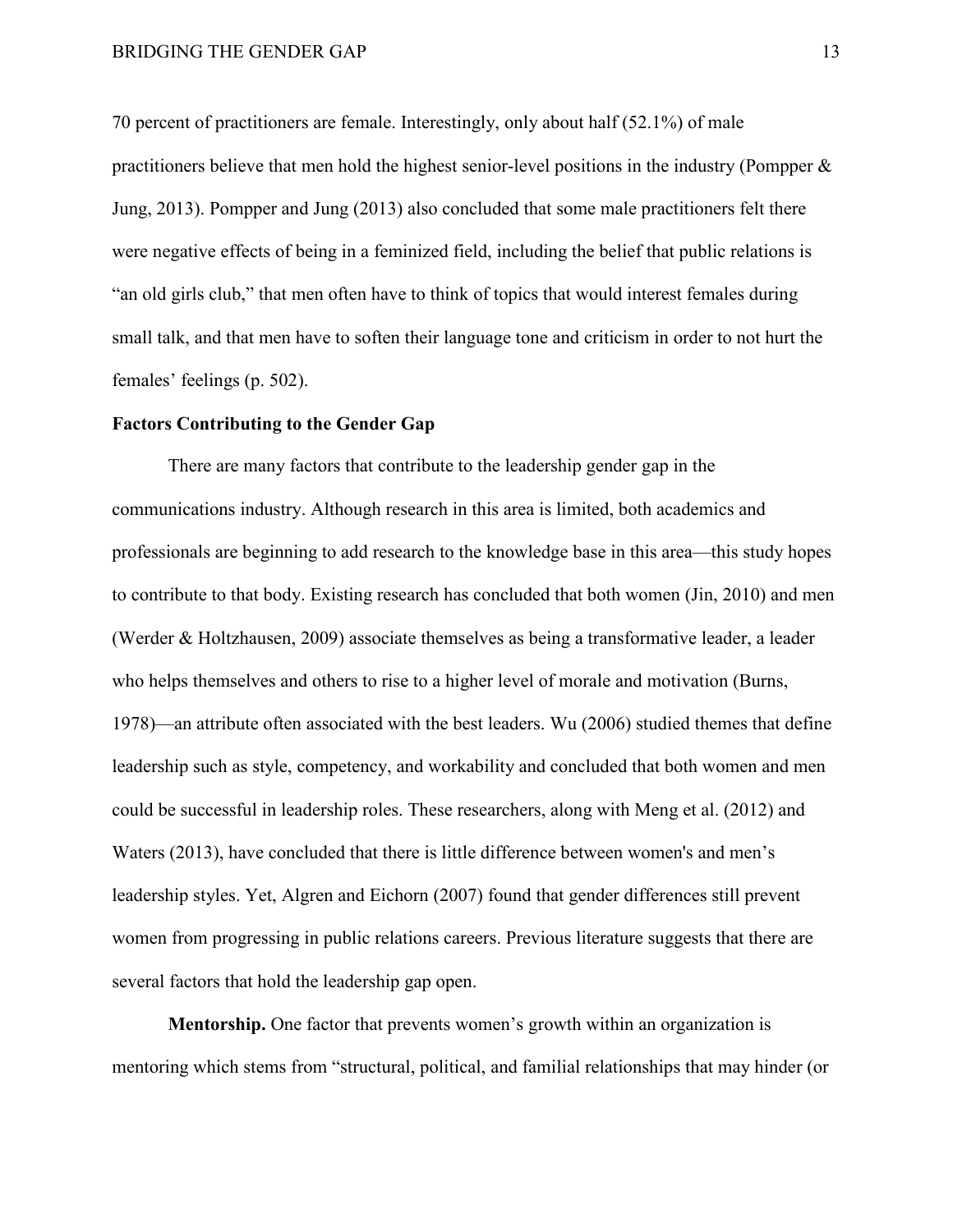70 percent of practitioners are female. Interestingly, only about half (52.1%) of male practitioners believe that men hold the highest senior-level positions in the industry (Pompper & Jung, 2013). Pompper and Jung (2013) also concluded that some male practitioners felt there were negative effects of being in a feminized field, including the belief that public relations is "an old girls club," that men often have to think of topics that would interest females during small talk, and that men have to soften their language tone and criticism in order to not hurt the females' feelings (p. 502).

**Factors Contributing to the Gender Gap**

There are many factors that contribute to the leadership gender gap in the communications industry. Although research in this area is limited, both academics and professionals are beginning to add research to the knowledge base in this area—this study hopes to contribute to that body. Existing research has concluded that both women (Jin, 2010) and men (Werder & Holtzhausen, 2009) associate themselves as being a transformative leader, a leader who helps themselves and others to rise to a higher level of morale and motivation (Burns, 1978)—an attribute often associated with the best leaders. Wu (2006) studied themes that define leadership such as style, competency, and workability and concluded that both women and men could be successful in leadership roles. These researchers, along with Meng et al. (2012) and Waters (2013), have concluded that there is little difference between women's and men's leadership styles. Yet, Algren and Eichorn (2007) found that gender differences still prevent women from progressing in public relations careers. Previous literature suggests that there are several factors that hold the leadership gap open.

**Mentorship.** One factor that prevents women's growth within an organization is mentoring which stems from "structural, political, and familial relationships that may hinder (or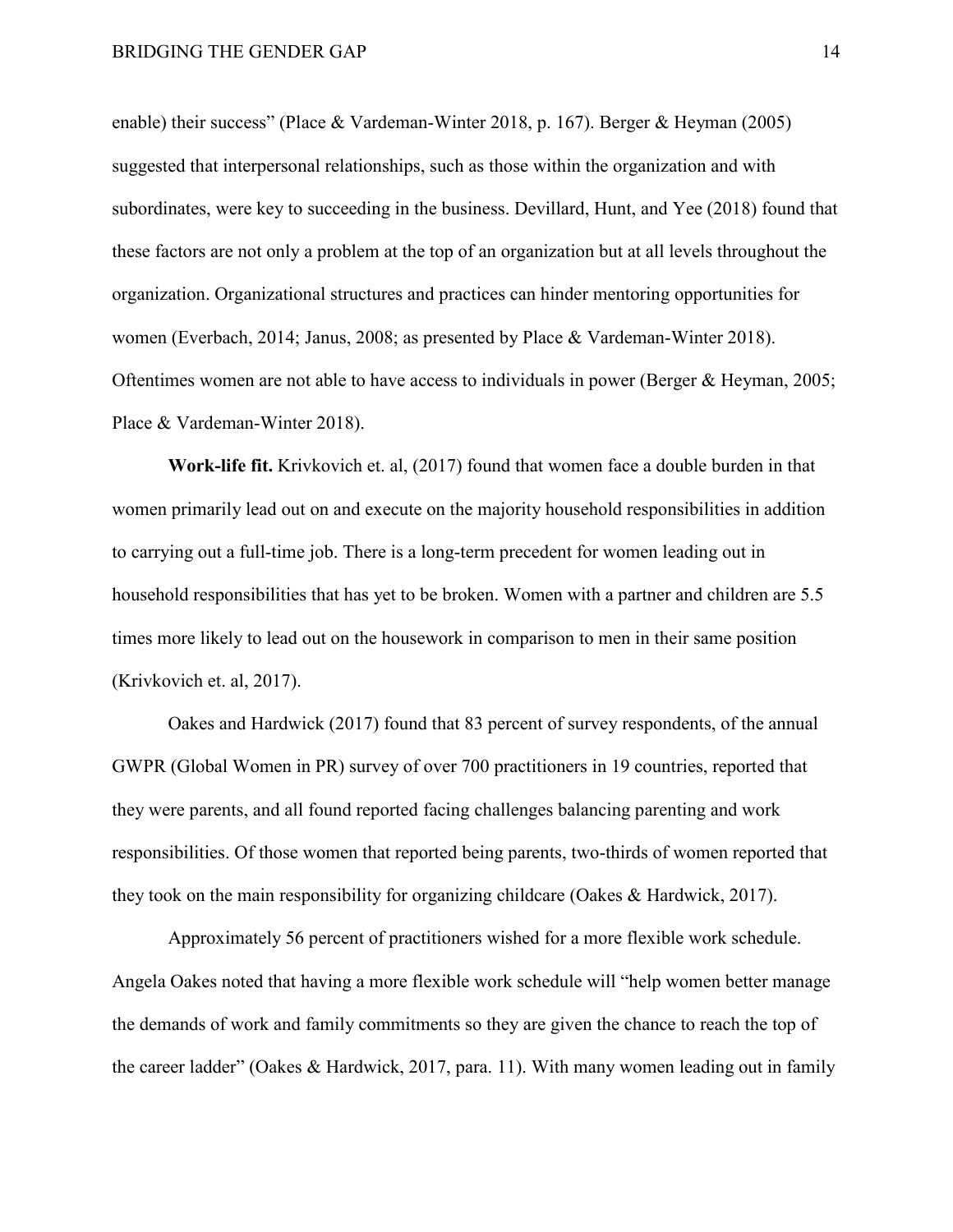enable) their success" (Place & Vardeman-Winter 2018, p. 167). Berger & Heyman (2005) suggested that interpersonal relationships, such as those within the organization and with subordinates, were key to succeeding in the business. Devillard, Hunt, and Yee (2018) found that these factors are not only a problem at the top of an organization but at all levels throughout the organization. Organizational structures and practices can hinder mentoring opportunities for women (Everbach, 2014; Janus, 2008; as presented by Place & Vardeman-Winter 2018). Oftentimes women are not able to have access to individuals in power (Berger & Heyman, 2005; Place & Vardeman-Winter 2018).

**Work-life fit.** Krivkovich et. al, (2017) found that women face a double burden in that women primarily lead out on and execute on the majority household responsibilities in addition to carrying out a full-time job. There is a long-term precedent for women leading out in household responsibilities that has yet to be broken. Women with a partner and children are 5.5 times more likely to lead out on the housework in comparison to men in their same position (Krivkovich et. al, 2017).

Oakes and Hardwick (2017) found that 83 percent of survey respondents, of the annual GWPR (Global Women in PR) survey of over 700 practitioners in 19 countries, reported that they were parents, and all found reported facing challenges balancing parenting and work responsibilities. Of those women that reported being parents, two-thirds of women reported that they took on the main responsibility for organizing childcare (Oakes & Hardwick, 2017).

Approximately 56 percent of practitioners wished for a more flexible work schedule. Angela Oakes noted that having a more flexible work schedule will "help women better manage the demands of work and family commitments so they are given the chance to reach the top of the career ladder" (Oakes & Hardwick, 2017, para. 11). With many women leading out in family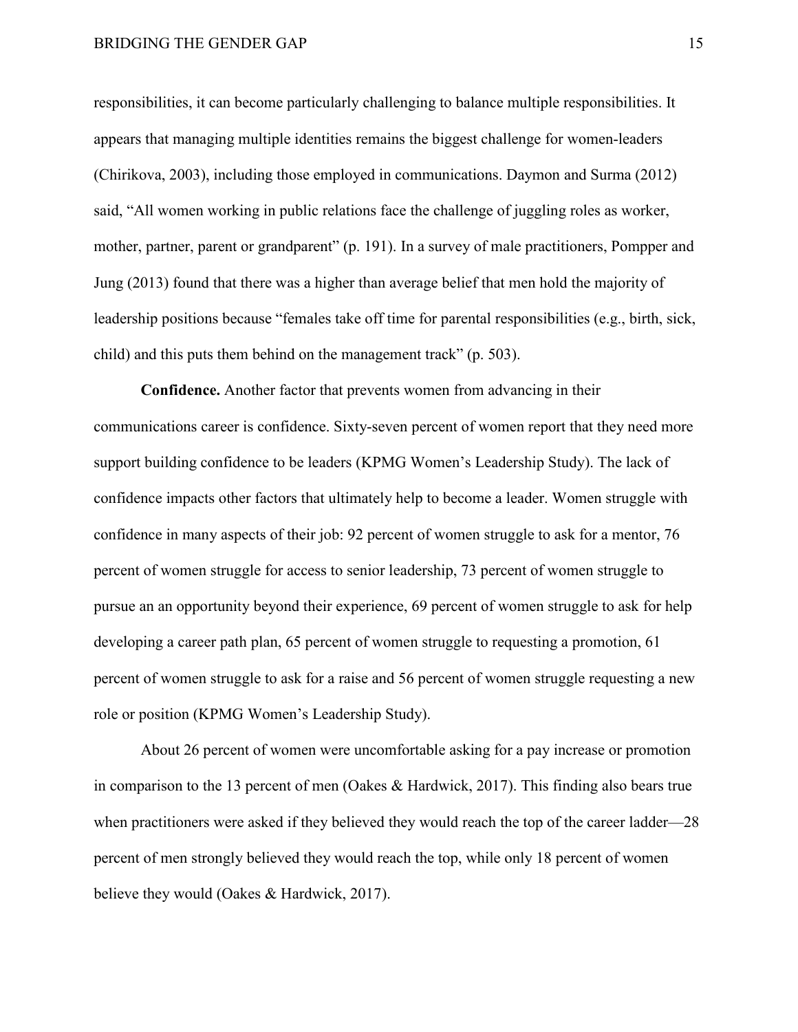responsibilities, it can become particularly challenging to balance multiple responsibilities. It appears that managing multiple identities remains the biggest challenge for women-leaders (Chirikova, 2003), including those employed in communications. Daymon and Surma (2012) said, "All women working in public relations face the challenge of juggling roles as worker, mother, partner, parent or grandparent" (p. 191). In a survey of male practitioners, Pompper and Jung (2013) found that there was a higher than average belief that men hold the majority of leadership positions because "females take off time for parental responsibilities (e.g., birth, sick, child) and this puts them behind on the management track" (p. 503).

**Confidence.** Another factor that prevents women from advancing in their communications career is confidence. Sixty-seven percent of women report that they need more support building confidence to be leaders (KPMG Women's Leadership Study). The lack of confidence impacts other factors that ultimately help to become a leader. Women struggle with confidence in many aspects of their job: 92 percent of women struggle to ask for a mentor, 76 percent of women struggle for access to senior leadership, 73 percent of women struggle to pursue an an opportunity beyond their experience, 69 percent of women struggle to ask for help developing a career path plan, 65 percent of women struggle to requesting a promotion, 61 percent of women struggle to ask for a raise and 56 percent of women struggle requesting a new role or position (KPMG Women's Leadership Study).

About 26 percent of women were uncomfortable asking for a pay increase or promotion in comparison to the 13 percent of men (Oakes & Hardwick, 2017). This finding also bears true when practitioners were asked if they believed they would reach the top of the career ladder—28 percent of men strongly believed they would reach the top, while only 18 percent of women believe they would (Oakes & Hardwick, 2017).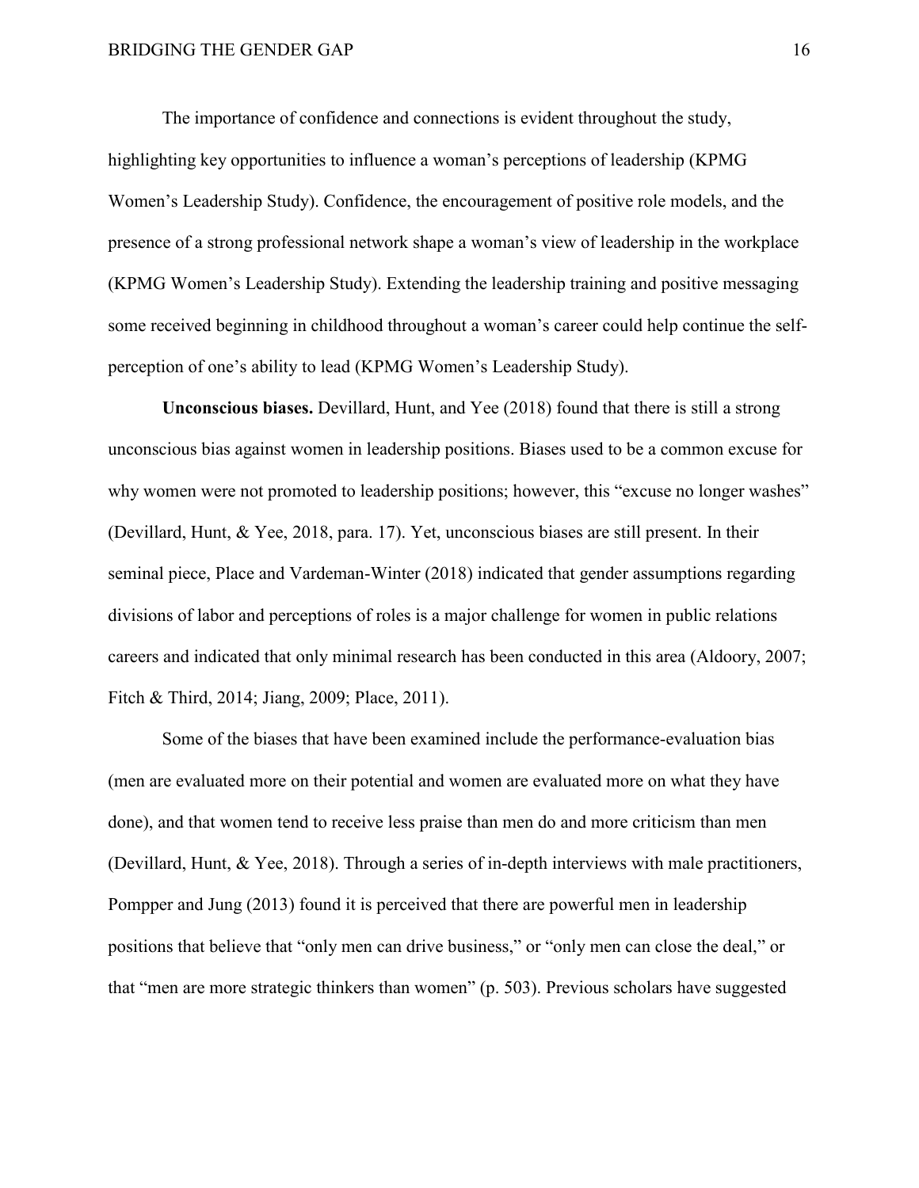The importance of confidence and connections is evident throughout the study, highlighting key opportunities to influence a woman's perceptions of leadership (KPMG Women's Leadership Study). Confidence, the encouragement of positive role models, and the presence of a strong professional network shape a woman's view of leadership in the workplace (KPMG Women's Leadership Study). Extending the leadership training and positive messaging some received beginning in childhood throughout a woman's career could help continue the self-perception of one's ability to lead (KPMG Women's Leadership Study).

**Unconscious biases.** Devillard, Hunt, and Yee (2018) found that there is still a strong unconscious bias against women in leadership positions. Biases used to be a common excuse for why women were not promoted to leadership positions; however, this "excuse no longer washes" (Devillard, Hunt, & Yee, 2018, para. 17). Yet, unconscious biases are still present. In their seminal piece, Place and Vardeman-Winter (2018) indicated that gender assumptions regarding divisions of labor and perceptions of roles is a major challenge for women in public relations careers and indicated that only minimal research has been conducted in this area (Aldoory, 2007; Fitch & Third, 2014; Jiang, 2009; Place, 2011).

Some of the biases that have been examined include the performance-evaluation bias (men are evaluated more on their potential and women are evaluated more on what they have done), and that women tend to receive less praise than men do and more criticism than men (Devillard, Hunt, & Yee, 2018). Through a series of in-depth interviews with male practitioners, Pompper and Jung (2013) found it is perceived that there are powerful men in leadership positions that believe that "only men can drive business," or "only men can close the deal," or that "men are more strategic thinkers than women" (p. 503). Previous scholars have suggested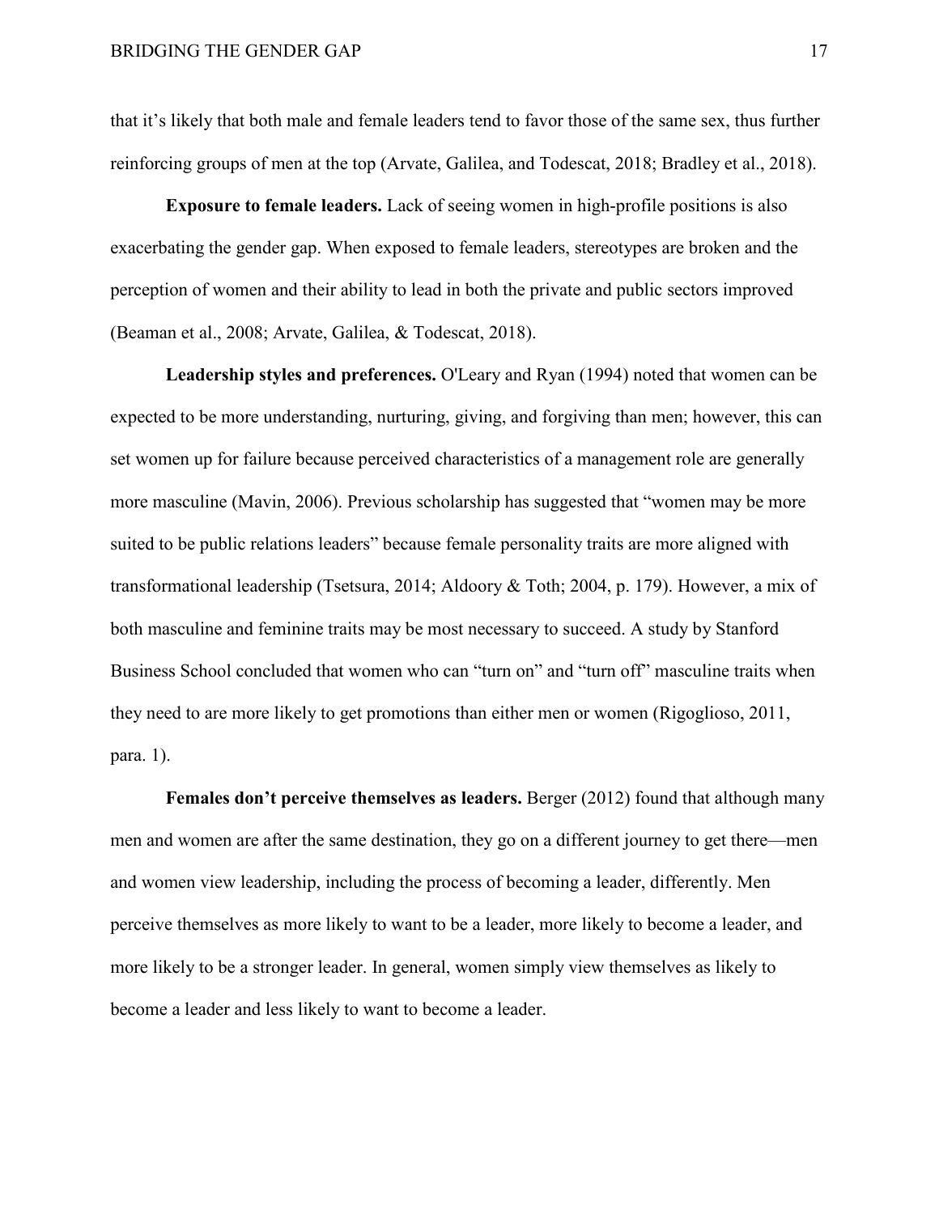that it's likely that both male and female leaders tend to favor those of the same sex, thus further reinforcing groups of men at the top (Arvate, Galilea, and Todescat, 2018; Bradley et al., 2018).

**Exposure to female leaders.** Lack of seeing women in high-profile positions is also exacerbating the gender gap. When exposed to female leaders, stereotypes are broken and the perception of women and their ability to lead in both the private and public sectors improved (Beaman et al., 2008; Arvate, Galilea, & Todescat, 2018).

**Leadership styles and preferences.** O'Leary and Ryan (1994) noted that women can be expected to be more understanding, nurturing, giving, and forgiving than men; however, this can set women up for failure because perceived characteristics of a management role are generally more masculine (Mavin, 2006). Previous scholarship has suggested that "women may be more suited to be public relations leaders" because female personality traits are more aligned with transformational leadership (Tsetsura, 2014; Aldoory & Toth; 2004, p. 179). However, a mix of both masculine and feminine traits may be most necessary to succeed. A study by Stanford Business School concluded that women who can "turn on" and "turn off" masculine traits when they need to are more likely to get promotions than either men or women (Rigoglioso, 2011, para. 1).

**Females don't perceive themselves as leaders.** Berger (2012) found that although many men and women are after the same destination, they go on a different journey to get there—men and women view leadership, including the process of becoming a leader, differently. Men perceive themselves as more likely to want to be a leader, more likely to become a leader, and more likely to be a stronger leader. In general, women simply view themselves as likely to become a leader and less likely to want to become a leader.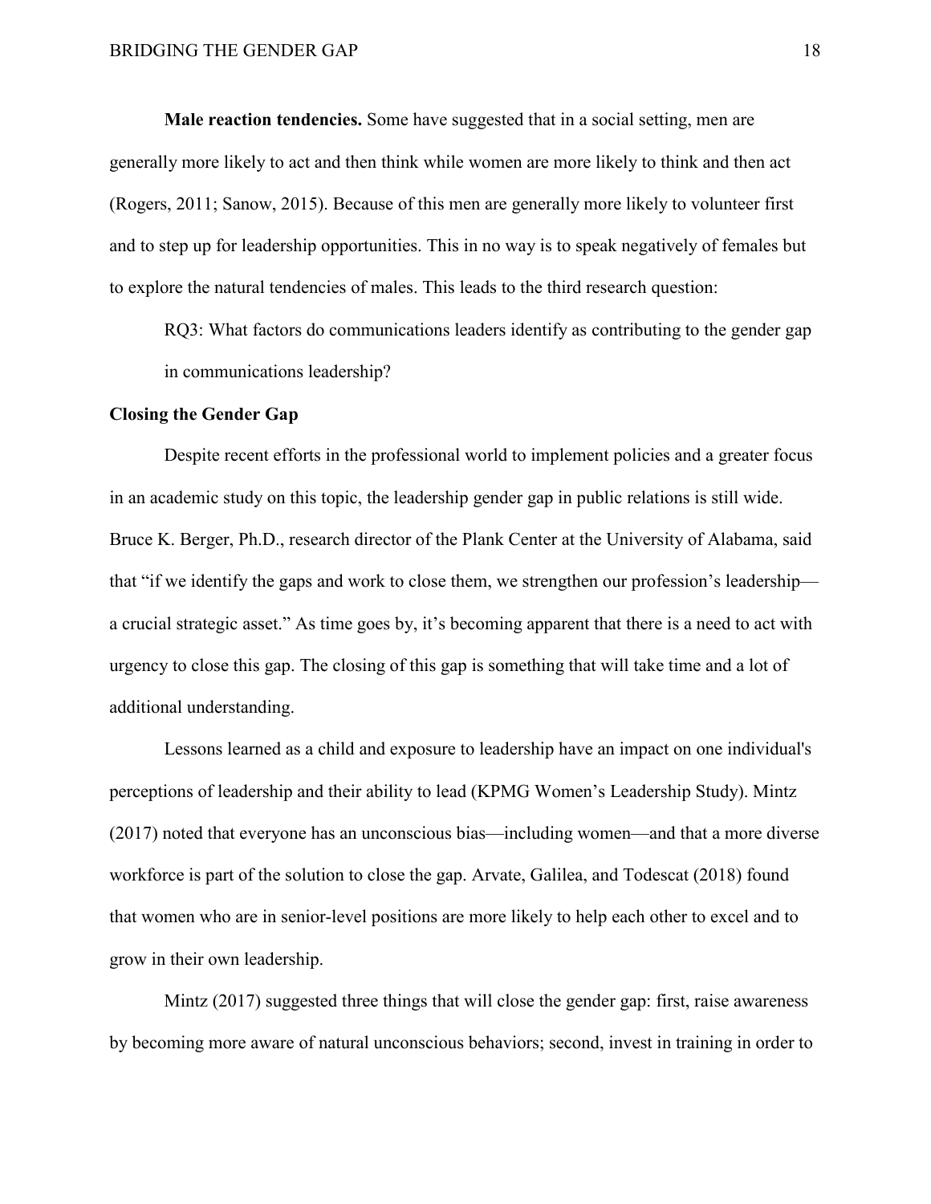**Male reaction tendencies.** Some have suggested that in a social setting, men are generally more likely to act and then think while women are more likely to think and then act (Rogers, 2011; Sanow, 2015). Because of this men are generally more likely to volunteer first and to step up for leadership opportunities. This in no way is to speak negatively of females but to explore the natural tendencies of males. This leads to the third research question:

RQ3: What factors do communications leaders identify as contributing to the gender gap in communications leadership?

## Closing the Gender Gap

Despite recent efforts in the professional world to implement policies and a greater focus in an academic study on this topic, the leadership gender gap in public relations is still wide. Bruce K. Berger, Ph.D., research director of the Plank Center at the University of Alabama, said that "if we identify the gaps and work to close them, we strengthen our profession's leadership—a crucial strategic asset." As time goes by, it's becoming apparent that there is a need to act with urgency to close this gap. The closing of this gap is something that will take time and a lot of additional understanding.

Lessons learned as a child and exposure to leadership have an impact on one individual's perceptions of leadership and their ability to lead (KPMG Women's Leadership Study). Mintz (2017) noted that everyone has an unconscious bias—including women—and that a more diverse workforce is part of the solution to close the gap. Arvate, Galilea, and Todescat (2018) found that women who are in senior-level positions are more likely to help each other to excel and to grow in their own leadership.

Mintz (2017) suggested three things that will close the gender gap: first, raise awareness by becoming more aware of natural unconscious behaviors; second, invest in training in order to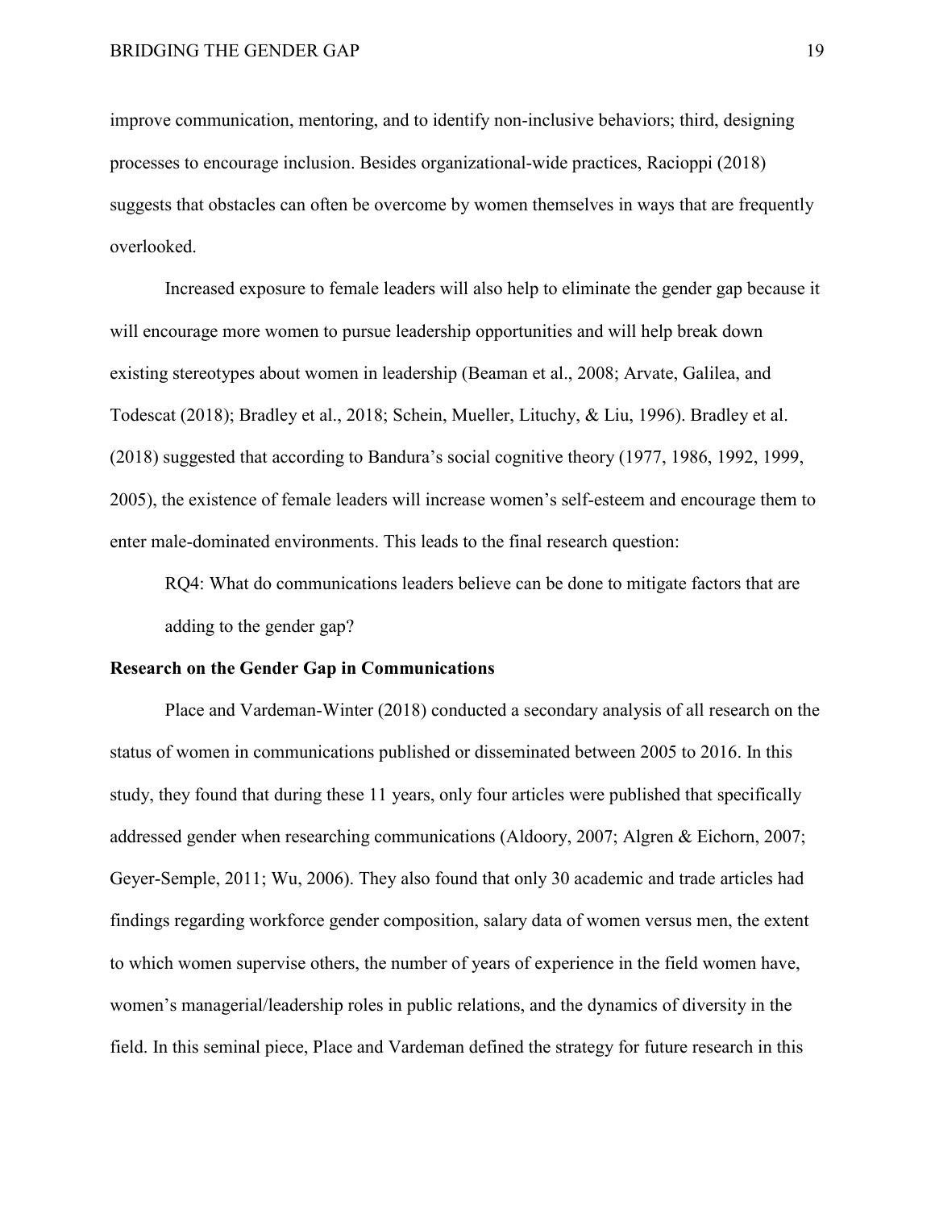improve communication, mentoring, and to identify non-inclusive behaviors; third, designing processes to encourage inclusion. Besides organizational-wide practices, Racioppi (2018) suggests that obstacles can often be overcome by women themselves in ways that are frequently overlooked.

Increased exposure to female leaders will also help to eliminate the gender gap because it will encourage more women to pursue leadership opportunities and will help break down existing stereotypes about women in leadership (Beaman et al., 2008; Arvate, Galilea, and Todescat (2018); Bradley et al., 2018; Schein, Mueller, Lituchy, & Liu, 1996). Bradley et al. (2018) suggested that according to Bandura's social cognitive theory (1977, 1986, 1992, 1999, 2005), the existence of female leaders will increase women's self-esteem and encourage them to enter male-dominated environments. This leads to the final research question:

> RQ4: What do communications leaders believe can be done to mitigate factors that are adding to the gender gap?

### Research on the Gender Gap in Communications

Place and Vardeman-Winter (2018) conducted a secondary analysis of all research on the status of women in communications published or disseminated between 2005 to 2016. In this study, they found that during these 11 years, only four articles were published that specifically addressed gender when researching communications (Aldoory, 2007; Algren & Eichorn, 2007; Geyer-Semple, 2011; Wu, 2006). They also found that only 30 academic and trade articles had findings regarding workforce gender composition, salary data of women versus men, the extent to which women supervise others, the number of years of experience in the field women have, women's managerial/leadership roles in public relations, and the dynamics of diversity in the field. In this seminal piece, Place and Vardeman defined the strategy for future research in this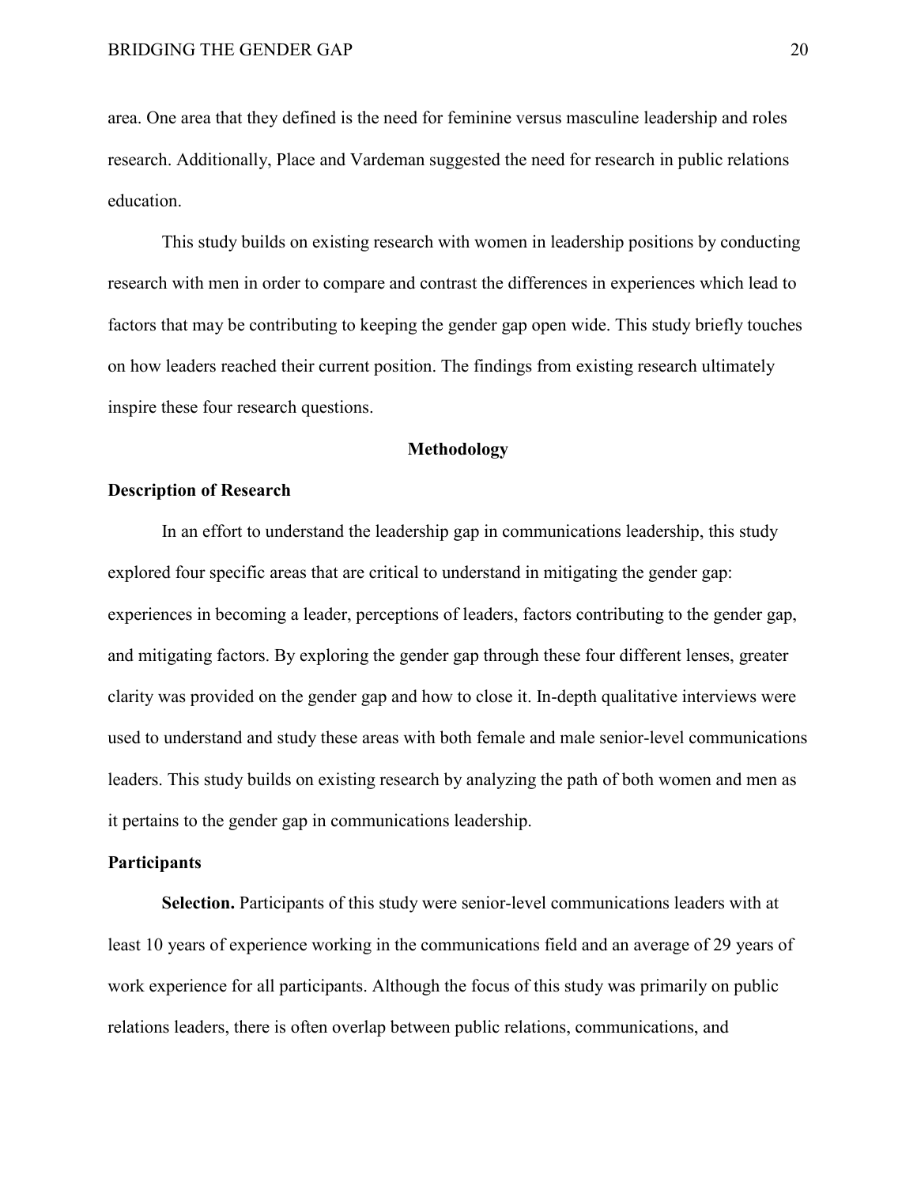area. One area that they defined is the need for feminine versus masculine leadership and roles research. Additionally, Place and Vardeman suggested the need for research in public relations education.

This study builds on existing research with women in leadership positions by conducting research with men in order to compare and contrast the differences in experiences which lead to factors that may be contributing to keeping the gender gap open wide. This study briefly touches on how leaders reached their current position. The findings from existing research ultimately inspire these four research questions.

# Methodology

## Description of Research

In an effort to understand the leadership gap in communications leadership, this study explored four specific areas that are critical to understand in mitigating the gender gap: experiences in becoming a leader, perceptions of leaders, factors contributing to the gender gap, and mitigating factors. By exploring the gender gap through these four different lenses, greater clarity was provided on the gender gap and how to close it. In-depth qualitative interviews were used to understand and study these areas with both female and male senior-level communications leaders. This study builds on existing research by analyzing the path of both women and men as it pertains to the gender gap in communications leadership.

## Participants

**Selection.** Participants of this study were senior-level communications leaders with at least 10 years of experience working in the communications field and an average of 29 years of work experience for all participants. Although the focus of this study was primarily on public relations leaders, there is often overlap between public relations, communications, and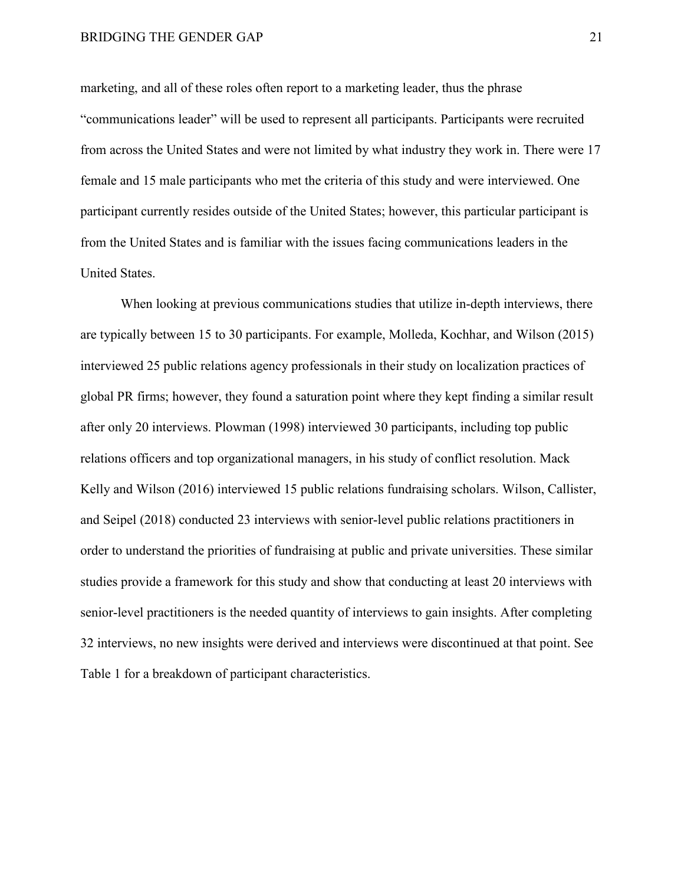marketing, and all of these roles often report to a marketing leader, thus the phrase "communications leader" will be used to represent all participants. Participants were recruited from across the United States and were not limited by what industry they work in. There were 17 female and 15 male participants who met the criteria of this study and were interviewed. One participant currently resides outside of the United States; however, this particular participant is from the United States and is familiar with the issues facing communications leaders in the United States.

When looking at previous communications studies that utilize in-depth interviews, there are typically between 15 to 30 participants. For example, Molleda, Kochhar, and Wilson (2015) interviewed 25 public relations agency professionals in their study on localization practices of global PR firms; however, they found a saturation point where they kept finding a similar result after only 20 interviews. Plowman (1998) interviewed 30 participants, including top public relations officers and top organizational managers, in his study of conflict resolution. Mack Kelly and Wilson (2016) interviewed 15 public relations fundraising scholars. Wilson, Callister, and Seipel (2018) conducted 23 interviews with senior-level public relations practitioners in order to understand the priorities of fundraising at public and private universities. These similar studies provide a framework for this study and show that conducting at least 20 interviews with senior-level practitioners is the needed quantity of interviews to gain insights. After completing 32 interviews, no new insights were derived and interviews were discontinued at that point. See Table 1 for a breakdown of participant characteristics.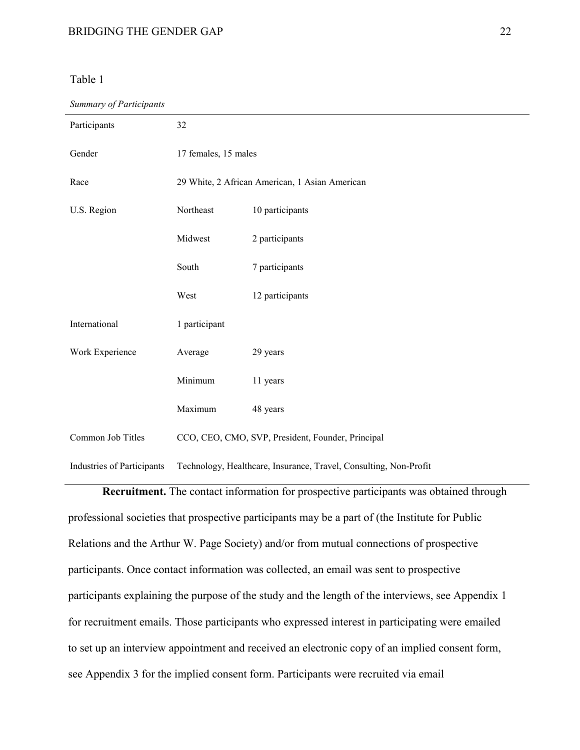Table 1

*Summary of Participants*

| | | |
|---|---|---|
| Participants | 32 | |
| Gender | 17 females, 15 males | |
| Race | 29 White, 2 African American, 1 Asian American | |
| U.S. Region | Northeast | 10 participants |
| | Midwest | 2 participants |
| | South | 7 participants |
| | West | 12 participants |
| International | 1 participant | |
| Work Experience | Average | 29 years |
| | Minimum | 11 years |
| | Maximum | 48 years |
| Common Job Titles | CCO, CEO, CMO, SVP, President, Founder, Principal | |
| Industries of Participants | Technology, Healthcare, Insurance, Travel, Consulting, Non-Profit | |

**Recruitment.** The contact information for prospective participants was obtained through professional societies that prospective participants may be a part of (the Institute for Public Relations and the Arthur W. Page Society) and/or from mutual connections of prospective participants. Once contact information was collected, an email was sent to prospective participants explaining the purpose of the study and the length of the interviews, see Appendix 1 for recruitment emails. Those participants who expressed interest in participating were emailed to set up an interview appointment and received an electronic copy of an implied consent form, see Appendix 3 for the implied consent form. Participants were recruited via email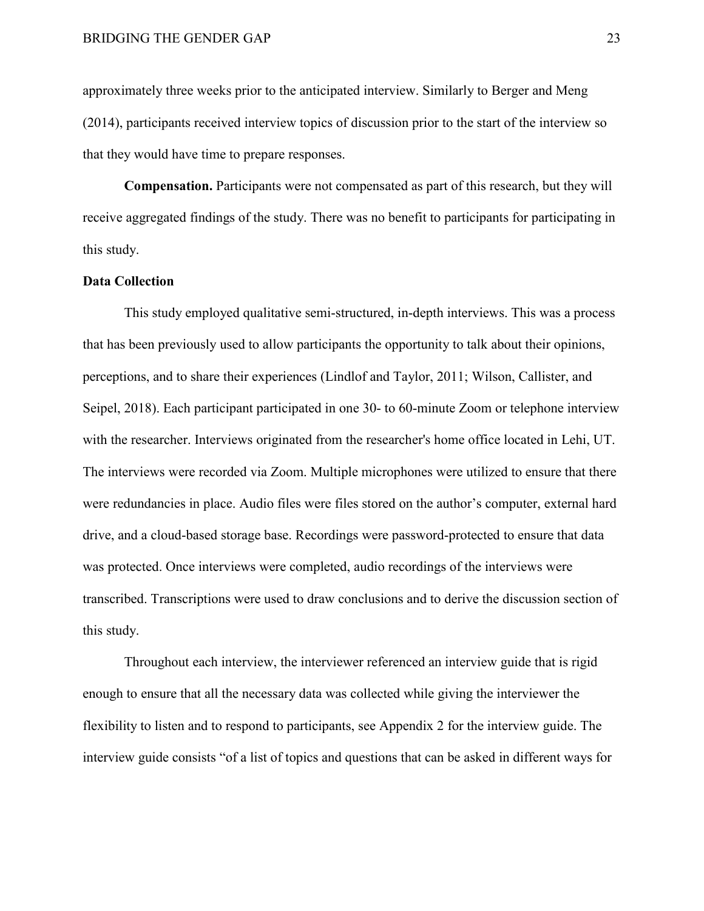approximately three weeks prior to the anticipated interview. Similarly to Berger and Meng (2014), participants received interview topics of discussion prior to the start of the interview so that they would have time to prepare responses.

**Compensation.** Participants were not compensated as part of this research, but they will receive aggregated findings of the study. There was no benefit to participants for participating in this study.

**Data Collection**

This study employed qualitative semi-structured, in-depth interviews. This was a process that has been previously used to allow participants the opportunity to talk about their opinions, perceptions, and to share their experiences (Lindlof and Taylor, 2011; Wilson, Callister, and Seipel, 2018). Each participant participated in one 30- to 60-minute Zoom or telephone interview with the researcher. Interviews originated from the researcher's home office located in Lehi, UT. The interviews were recorded via Zoom. Multiple microphones were utilized to ensure that there were redundancies in place. Audio files were files stored on the author's computer, external hard drive, and a cloud-based storage base. Recordings were password-protected to ensure that data was protected. Once interviews were completed, audio recordings of the interviews were transcribed. Transcriptions were used to draw conclusions and to derive the discussion section of this study.

Throughout each interview, the interviewer referenced an interview guide that is rigid enough to ensure that all the necessary data was collected while giving the interviewer the flexibility to listen and to respond to participants, see Appendix 2 for the interview guide. The interview guide consists "of a list of topics and questions that can be asked in different ways for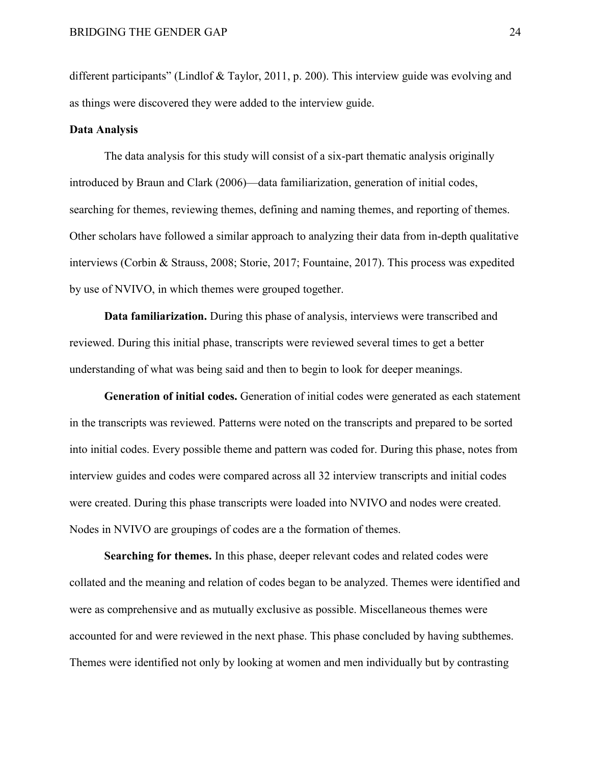different participants" (Lindlof & Taylor, 2011, p. 200). This interview guide was evolving and as things were discovered they were added to the interview guide.

**Data Analysis**

The data analysis for this study will consist of a six-part thematic analysis originally introduced by Braun and Clark (2006)—data familiarization, generation of initial codes, searching for themes, reviewing themes, defining and naming themes, and reporting of themes. Other scholars have followed a similar approach to analyzing their data from in-depth qualitative interviews (Corbin & Strauss, 2008; Storie, 2017; Fountaine, 2017). This process was expedited by use of NVIVO, in which themes were grouped together.

**Data familiarization.** During this phase of analysis, interviews were transcribed and reviewed. During this initial phase, transcripts were reviewed several times to get a better understanding of what was being said and then to begin to look for deeper meanings.

**Generation of initial codes.** Generation of initial codes were generated as each statement in the transcripts was reviewed. Patterns were noted on the transcripts and prepared to be sorted into initial codes. Every possible theme and pattern was coded for. During this phase, notes from interview guides and codes were compared across all 32 interview transcripts and initial codes were created. During this phase transcripts were loaded into NVIVO and nodes were created. Nodes in NVIVO are groupings of codes are a the formation of themes.

**Searching for themes.** In this phase, deeper relevant codes and related codes were collated and the meaning and relation of codes began to be analyzed. Themes were identified and were as comprehensive and as mutually exclusive as possible. Miscellaneous themes were accounted for and were reviewed in the next phase. This phase concluded by having subthemes. Themes were identified not only by looking at women and men individually but by contrasting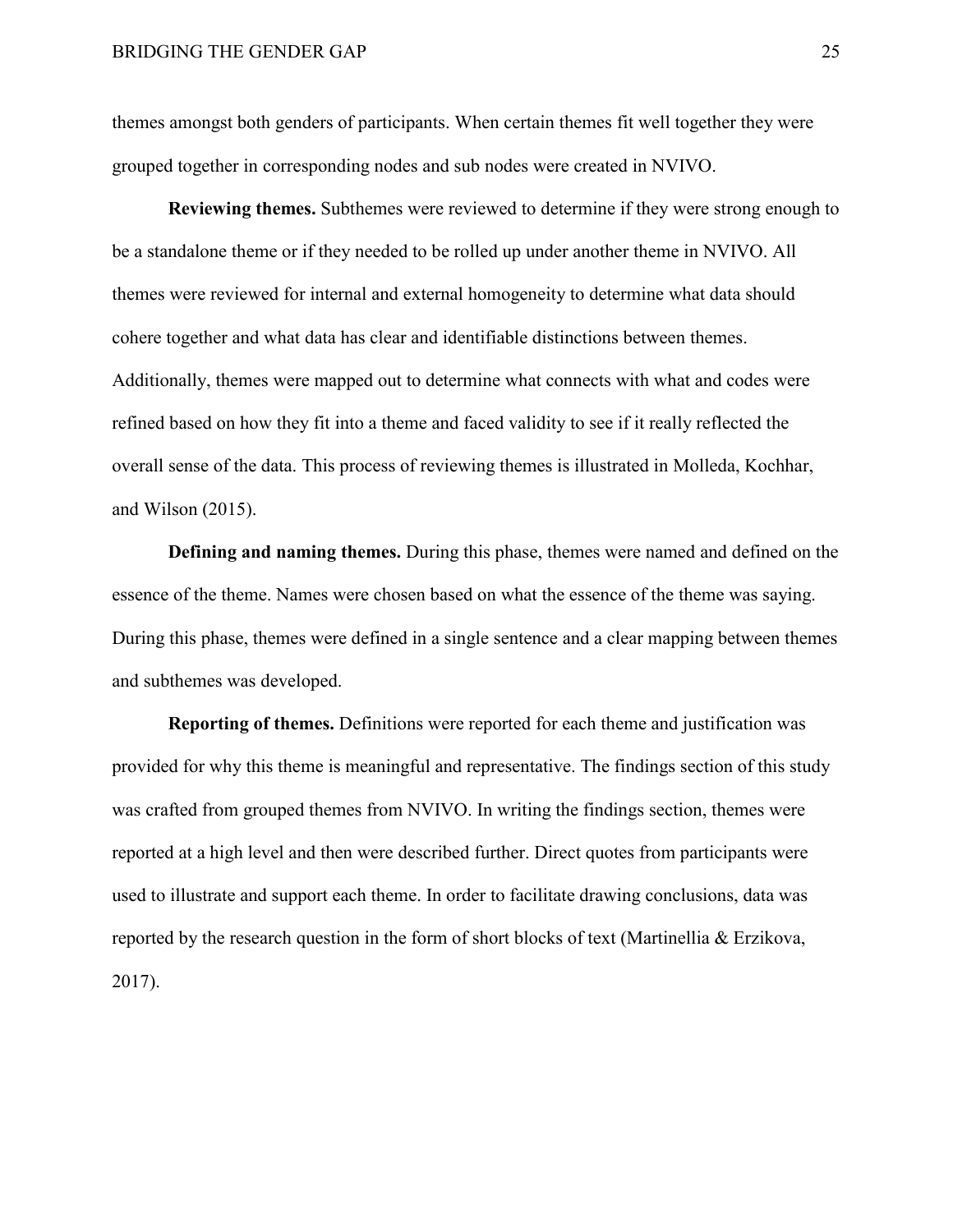themes amongst both genders of participants. When certain themes fit well together they were grouped together in corresponding nodes and sub nodes were created in NVIVO.

**Reviewing themes.** Subthemes were reviewed to determine if they were strong enough to be a standalone theme or if they needed to be rolled up under another theme in NVIVO. All themes were reviewed for internal and external homogeneity to determine what data should cohere together and what data has clear and identifiable distinctions between themes. Additionally, themes were mapped out to determine what connects with what and codes were refined based on how they fit into a theme and faced validity to see if it really reflected the overall sense of the data. This process of reviewing themes is illustrated in Molleda, Kochhar, and Wilson (2015).

**Defining and naming themes.** During this phase, themes were named and defined on the essence of the theme. Names were chosen based on what the essence of the theme was saying. During this phase, themes were defined in a single sentence and a clear mapping between themes and subthemes was developed.

**Reporting of themes.** Definitions were reported for each theme and justification was provided for why this theme is meaningful and representative. The findings section of this study was crafted from grouped themes from NVIVO. In writing the findings section, themes were reported at a high level and then were described further. Direct quotes from participants were used to illustrate and support each theme. In order to facilitate drawing conclusions, data was reported by the research question in the form of short blocks of text (Martinellia & Erzikova, 2017).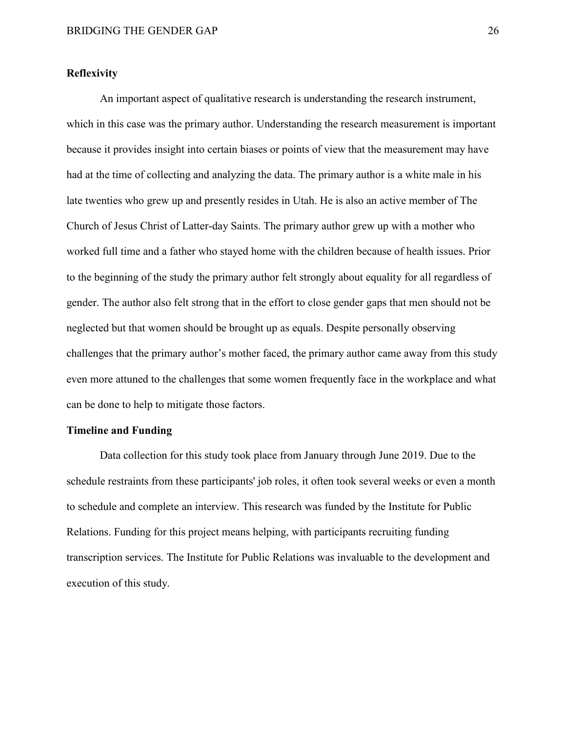**Reflexivity**

An important aspect of qualitative research is understanding the research instrument, which in this case was the primary author. Understanding the research measurement is important because it provides insight into certain biases or points of view that the measurement may have had at the time of collecting and analyzing the data. The primary author is a white male in his late twenties who grew up and presently resides in Utah. He is also an active member of The Church of Jesus Christ of Latter-day Saints. The primary author grew up with a mother who worked full time and a father who stayed home with the children because of health issues. Prior to the beginning of the study the primary author felt strongly about equality for all regardless of gender. The author also felt strong that in the effort to close gender gaps that men should not be neglected but that women should be brought up as equals. Despite personally observing challenges that the primary author's mother faced, the primary author came away from this study even more attuned to the challenges that some women frequently face in the workplace and what can be done to help to mitigate those factors.

**Timeline and Funding**

Data collection for this study took place from January through June 2019. Due to the schedule restraints from these participants' job roles, it often took several weeks or even a month to schedule and complete an interview. This research was funded by the Institute for Public Relations. Funding for this project means helping, with participants recruiting funding transcription services. The Institute for Public Relations was invaluable to the development and execution of this study.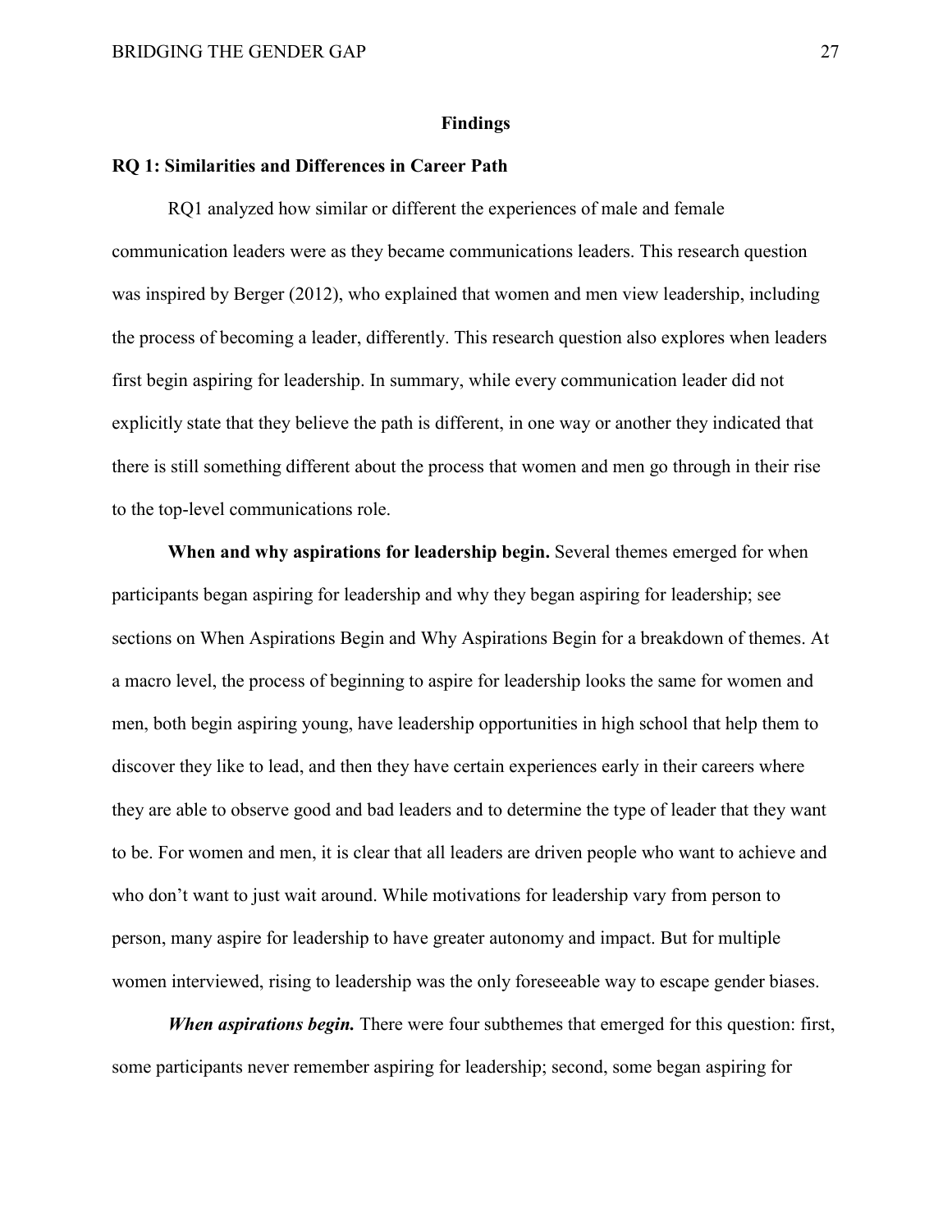## Findings

### RQ 1: Similarities and Differences in Career Path

RQ1 analyzed how similar or different the experiences of male and female communication leaders were as they became communications leaders. This research question was inspired by Berger (2012), who explained that women and men view leadership, including the process of becoming a leader, differently. This research question also explores when leaders first begin aspiring for leadership. In summary, while every communication leader did not explicitly state that they believe the path is different, in one way or another they indicated that there is still something different about the process that women and men go through in their rise to the top-level communications role.

**When and why aspirations for leadership begin.** Several themes emerged for when participants began aspiring for leadership and why they began aspiring for leadership; see sections on When Aspirations Begin and Why Aspirations Begin for a breakdown of themes. At a macro level, the process of beginning to aspire for leadership looks the same for women and men, both begin aspiring young, have leadership opportunities in high school that help them to discover they like to lead, and then they have certain experiences early in their careers where they are able to observe good and bad leaders and to determine the type of leader that they want to be. For women and men, it is clear that all leaders are driven people who want to achieve and who don't want to just wait around. While motivations for leadership vary from person to person, many aspire for leadership to have greater autonomy and impact. But for multiple women interviewed, rising to leadership was the only foreseeable way to escape gender biases.

***When aspirations begin.*** There were four subthemes that emerged for this question: first, some participants never remember aspiring for leadership; second, some began aspiring for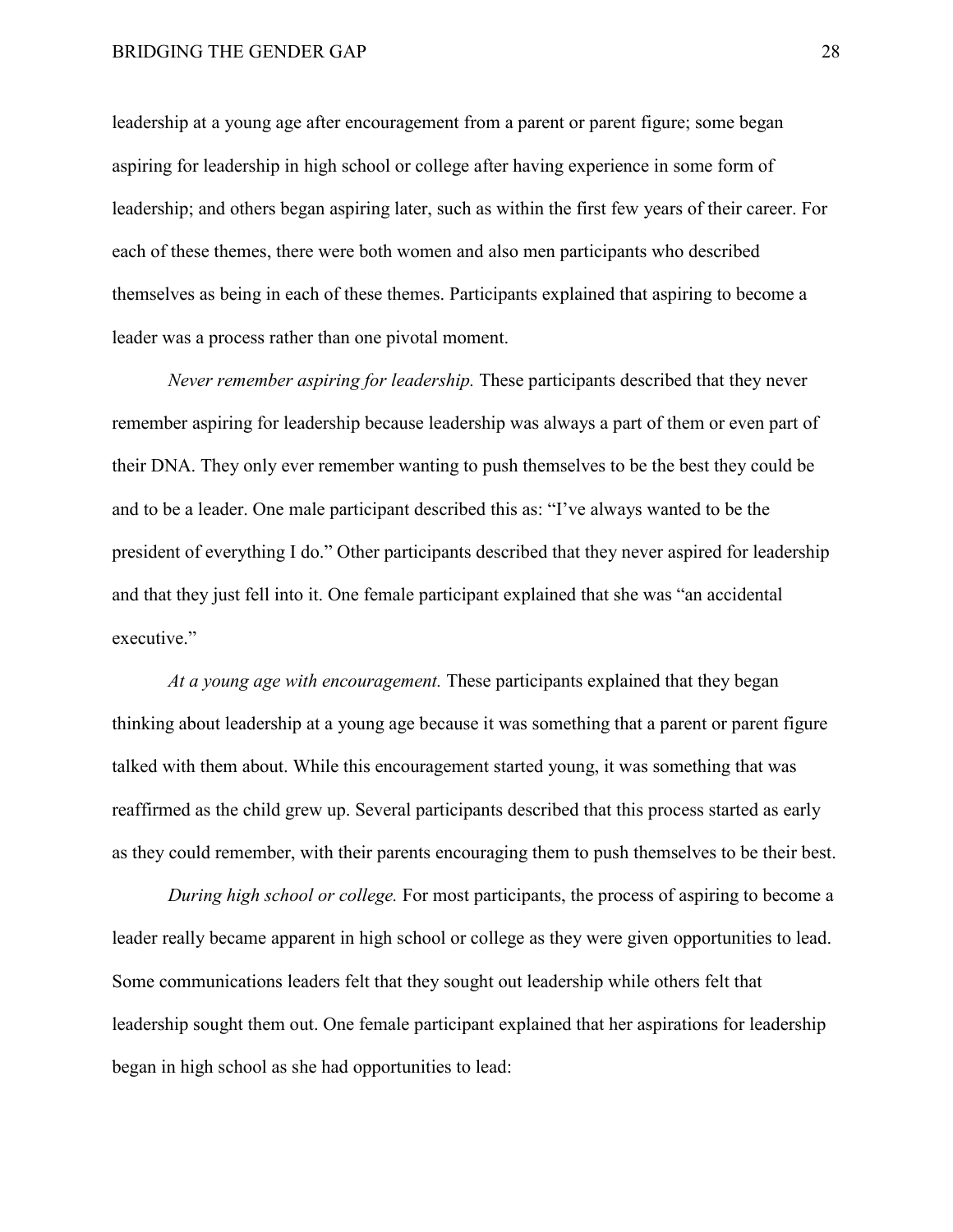leadership at a young age after encouragement from a parent or parent figure; some began aspiring for leadership in high school or college after having experience in some form of leadership; and others began aspiring later, such as within the first few years of their career. For each of these themes, there were both women and also men participants who described themselves as being in each of these themes. Participants explained that aspiring to become a leader was a process rather than one pivotal moment.

*Never remember aspiring for leadership.* These participants described that they never remember aspiring for leadership because leadership was always a part of them or even part of their DNA. They only ever remember wanting to push themselves to be the best they could be and to be a leader. One male participant described this as: "I've always wanted to be the president of everything I do." Other participants described that they never aspired for leadership and that they just fell into it. One female participant explained that she was "an accidental executive."

*At a young age with encouragement.* These participants explained that they began thinking about leadership at a young age because it was something that a parent or parent figure talked with them about. While this encouragement started young, it was something that was reaffirmed as the child grew up. Several participants described that this process started as early as they could remember, with their parents encouraging them to push themselves to be their best.

*During high school or college.* For most participants, the process of aspiring to become a leader really became apparent in high school or college as they were given opportunities to lead. Some communications leaders felt that they sought out leadership while others felt that leadership sought them out. One female participant explained that her aspirations for leadership began in high school as she had opportunities to lead: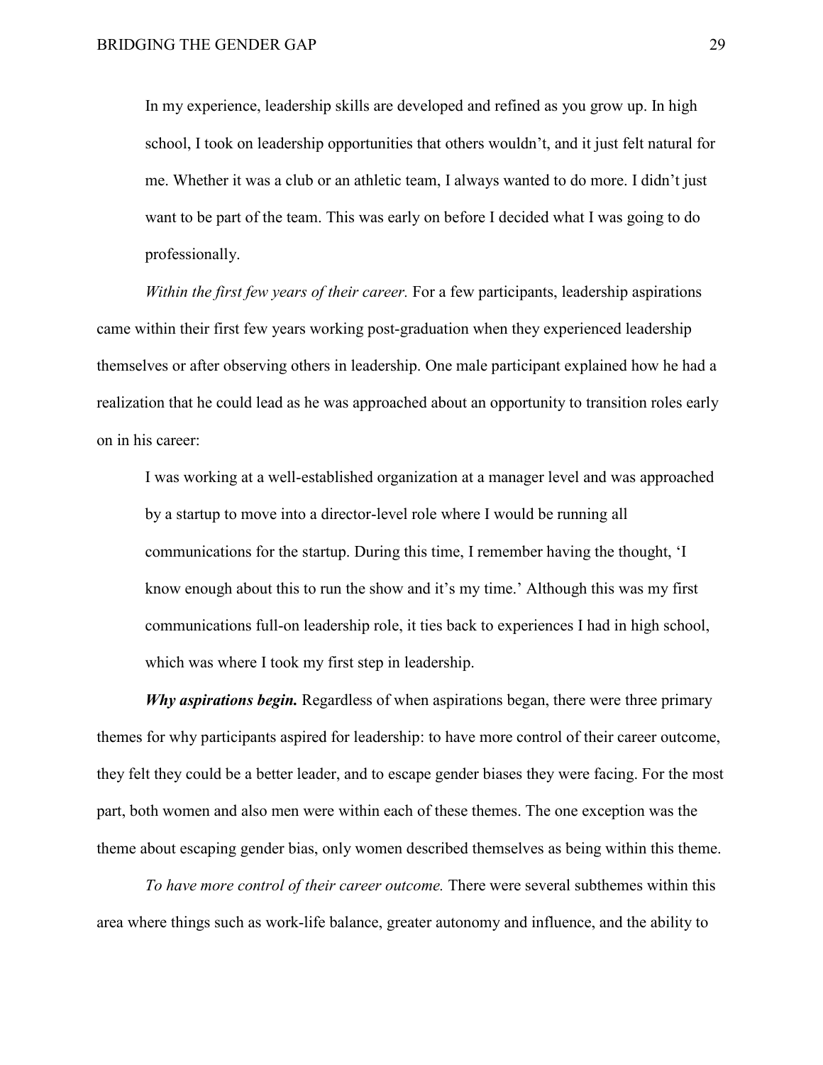> In my experience, leadership skills are developed and refined as you grow up. In high school, I took on leadership opportunities that others wouldn't, and it just felt natural for me. Whether it was a club or an athletic team, I always wanted to do more. I didn't just want to be part of the team. This was early on before I decided what I was going to do professionally.

*Within the first few years of their career.* For a few participants, leadership aspirations came within their first few years working post-graduation when they experienced leadership themselves or after observing others in leadership. One male participant explained how he had a realization that he could lead as he was approached about an opportunity to transition roles early on in his career:

> I was working at a well-established organization at a manager level and was approached by a startup to move into a director-level role where I would be running all communications for the startup. During this time, I remember having the thought, 'I know enough about this to run the show and it's my time.' Although this was my first communications full-on leadership role, it ties back to experiences I had in high school, which was where I took my first step in leadership.

***Why aspirations begin.*** Regardless of when aspirations began, there were three primary themes for why participants aspired for leadership: to have more control of their career outcome, they felt they could be a better leader, and to escape gender biases they were facing. For the most part, both women and also men were within each of these themes. The one exception was the theme about escaping gender bias, only women described themselves as being within this theme.

*To have more control of their career outcome.* There were several subthemes within this area where things such as work-life balance, greater autonomy and influence, and the ability to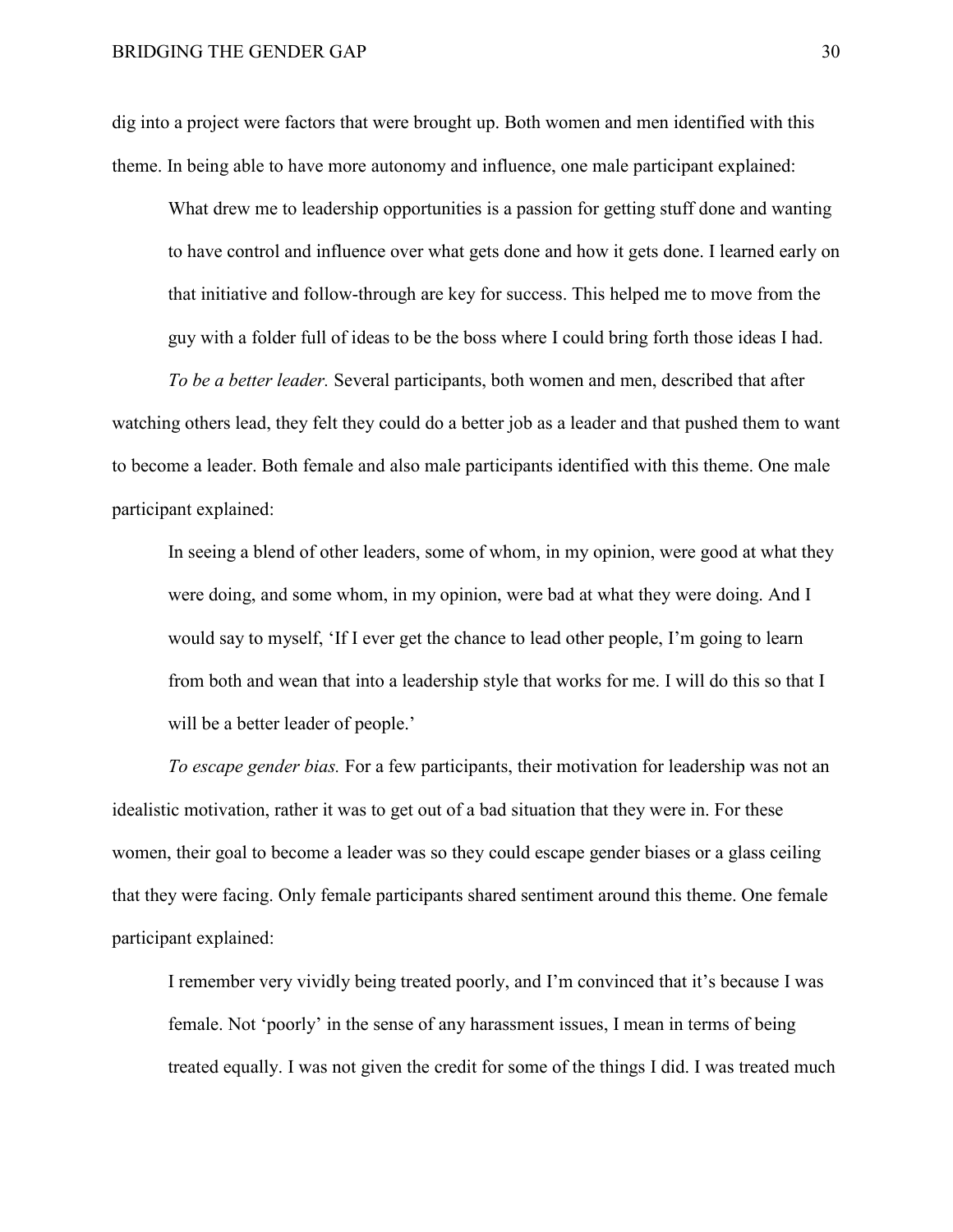dig into a project were factors that were brought up. Both women and men identified with this theme. In being able to have more autonomy and influence, one male participant explained:

> What drew me to leadership opportunities is a passion for getting stuff done and wanting to have control and influence over what gets done and how it gets done. I learned early on that initiative and follow-through are key for success. This helped me to move from the guy with a folder full of ideas to be the boss where I could bring forth those ideas I had.

*To be a better leader.* Several participants, both women and men, described that after watching others lead, they felt they could do a better job as a leader and that pushed them to want to become a leader. Both female and also male participants identified with this theme. One male participant explained:

> In seeing a blend of other leaders, some of whom, in my opinion, were good at what they were doing, and some whom, in my opinion, were bad at what they were doing. And I would say to myself, 'If I ever get the chance to lead other people, I'm going to learn from both and wean that into a leadership style that works for me. I will do this so that I will be a better leader of people.'

*To escape gender bias.* For a few participants, their motivation for leadership was not an idealistic motivation, rather it was to get out of a bad situation that they were in. For these women, their goal to become a leader was so they could escape gender biases or a glass ceiling that they were facing. Only female participants shared sentiment around this theme. One female participant explained:

> I remember very vividly being treated poorly, and I'm convinced that it's because I was female. Not 'poorly' in the sense of any harassment issues, I mean in terms of being treated equally. I was not given the credit for some of the things I did. I was treated much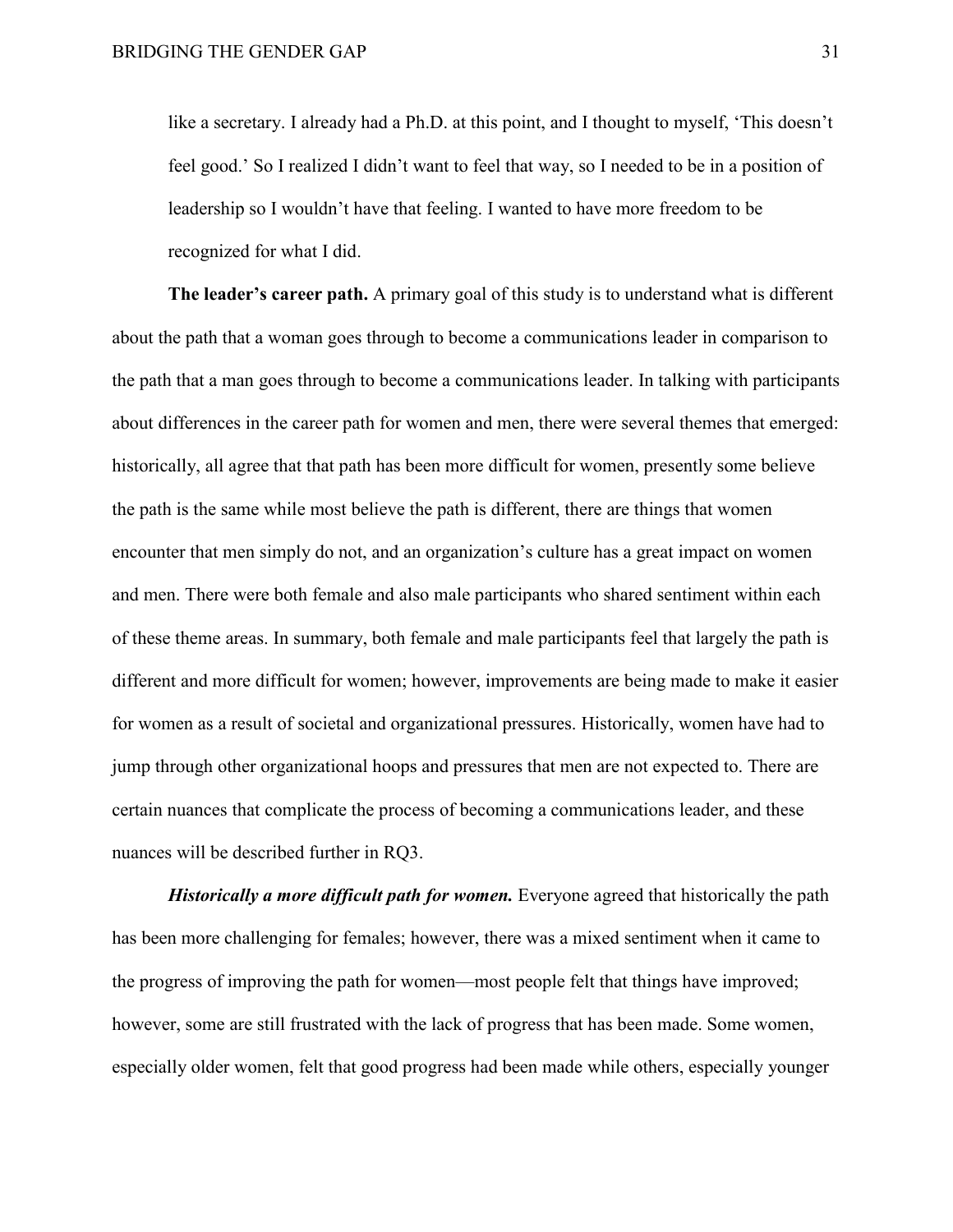like a secretary. I already had a Ph.D. at this point, and I thought to myself, 'This doesn't feel good.' So I realized I didn't want to feel that way, so I needed to be in a position of leadership so I wouldn't have that feeling. I wanted to have more freedom to be recognized for what I did.

**The leader's career path.** A primary goal of this study is to understand what is different about the path that a woman goes through to become a communications leader in comparison to the path that a man goes through to become a communications leader. In talking with participants about differences in the career path for women and men, there were several themes that emerged: historically, all agree that that path has been more difficult for women, presently some believe the path is the same while most believe the path is different, there are things that women encounter that men simply do not, and an organization's culture has a great impact on women and men. There were both female and also male participants who shared sentiment within each of these theme areas. In summary, both female and male participants feel that largely the path is different and more difficult for women; however, improvements are being made to make it easier for women as a result of societal and organizational pressures. Historically, women have had to jump through other organizational hoops and pressures that men are not expected to. There are certain nuances that complicate the process of becoming a communications leader, and these nuances will be described further in RQ3.

***Historically a more difficult path for women.*** Everyone agreed that historically the path has been more challenging for females; however, there was a mixed sentiment when it came to the progress of improving the path for women—most people felt that things have improved; however, some are still frustrated with the lack of progress that has been made. Some women, especially older women, felt that good progress had been made while others, especially younger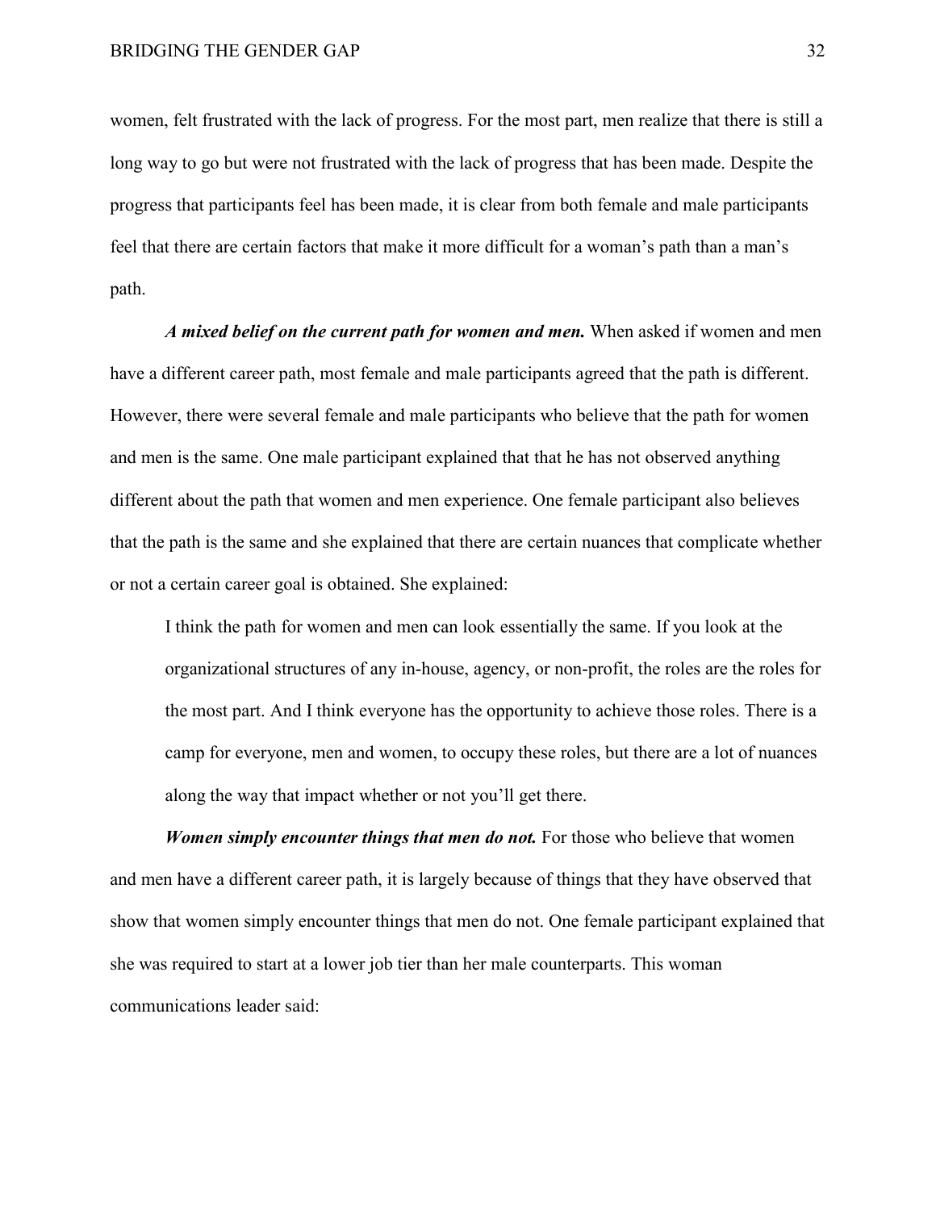women, felt frustrated with the lack of progress. For the most part, men realize that there is still a long way to go but were not frustrated with the lack of progress that has been made. Despite the progress that participants feel has been made, it is clear from both female and male participants feel that there are certain factors that make it more difficult for a woman's path than a man's path.

***A mixed belief on the current path for women and men.*** When asked if women and men have a different career path, most female and male participants agreed that the path is different. However, there were several female and male participants who believe that the path for women and men is the same. One male participant explained that that he has not observed anything different about the path that women and men experience. One female participant also believes that the path is the same and she explained that there are certain nuances that complicate whether or not a certain career goal is obtained. She explained:

> I think the path for women and men can look essentially the same. If you look at the organizational structures of any in-house, agency, or non-profit, the roles are the roles for the most part. And I think everyone has the opportunity to achieve those roles. There is a camp for everyone, men and women, to occupy these roles, but there are a lot of nuances along the way that impact whether or not you'll get there.

***Women simply encounter things that men do not.*** For those who believe that women and men have a different career path, it is largely because of things that they have observed that show that women simply encounter things that men do not. One female participant explained that she was required to start at a lower job tier than her male counterparts. This woman communications leader said: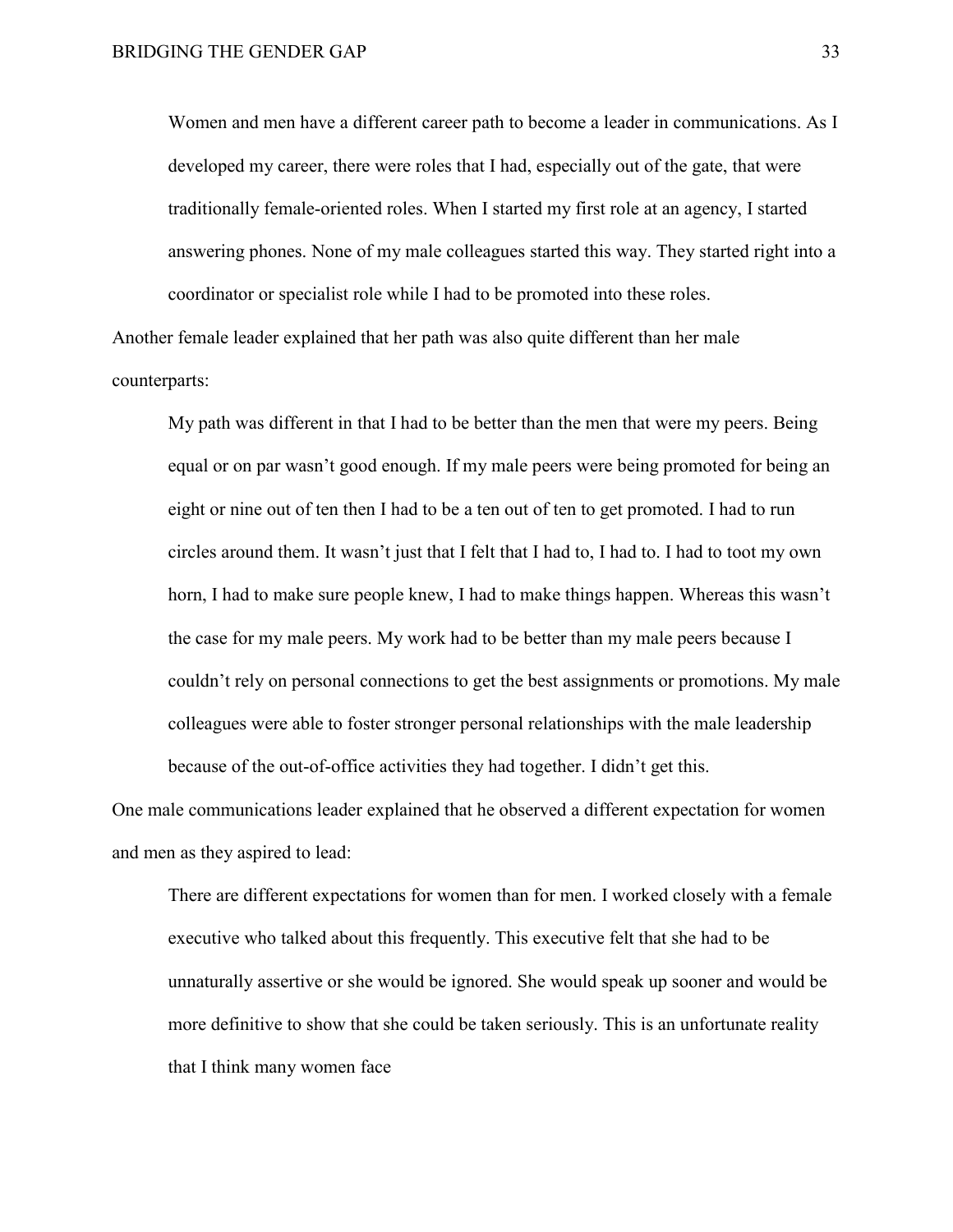> Women and men have a different career path to become a leader in communications. As I developed my career, there were roles that I had, especially out of the gate, that were traditionally female-oriented roles. When I started my first role at an agency, I started answering phones. None of my male colleagues started this way. They started right into a coordinator or specialist role while I had to be promoted into these roles.

Another female leader explained that her path was also quite different than her male counterparts:

> My path was different in that I had to be better than the men that were my peers. Being equal or on par wasn't good enough. If my male peers were being promoted for being an eight or nine out of ten then I had to be a ten out of ten to get promoted. I had to run circles around them. It wasn't just that I felt that I had to, I had to. I had to toot my own horn, I had to make sure people knew, I had to make things happen. Whereas this wasn't the case for my male peers. My work had to be better than my male peers because I couldn't rely on personal connections to get the best assignments or promotions. My male colleagues were able to foster stronger personal relationships with the male leadership because of the out-of-office activities they had together. I didn't get this.

One male communications leader explained that he observed a different expectation for women and men as they aspired to lead:

> There are different expectations for women than for men. I worked closely with a female executive who talked about this frequently. This executive felt that she had to be unnaturally assertive or she would be ignored. She would speak up sooner and would be more definitive to show that she could be taken seriously. This is an unfortunate reality that I think many women face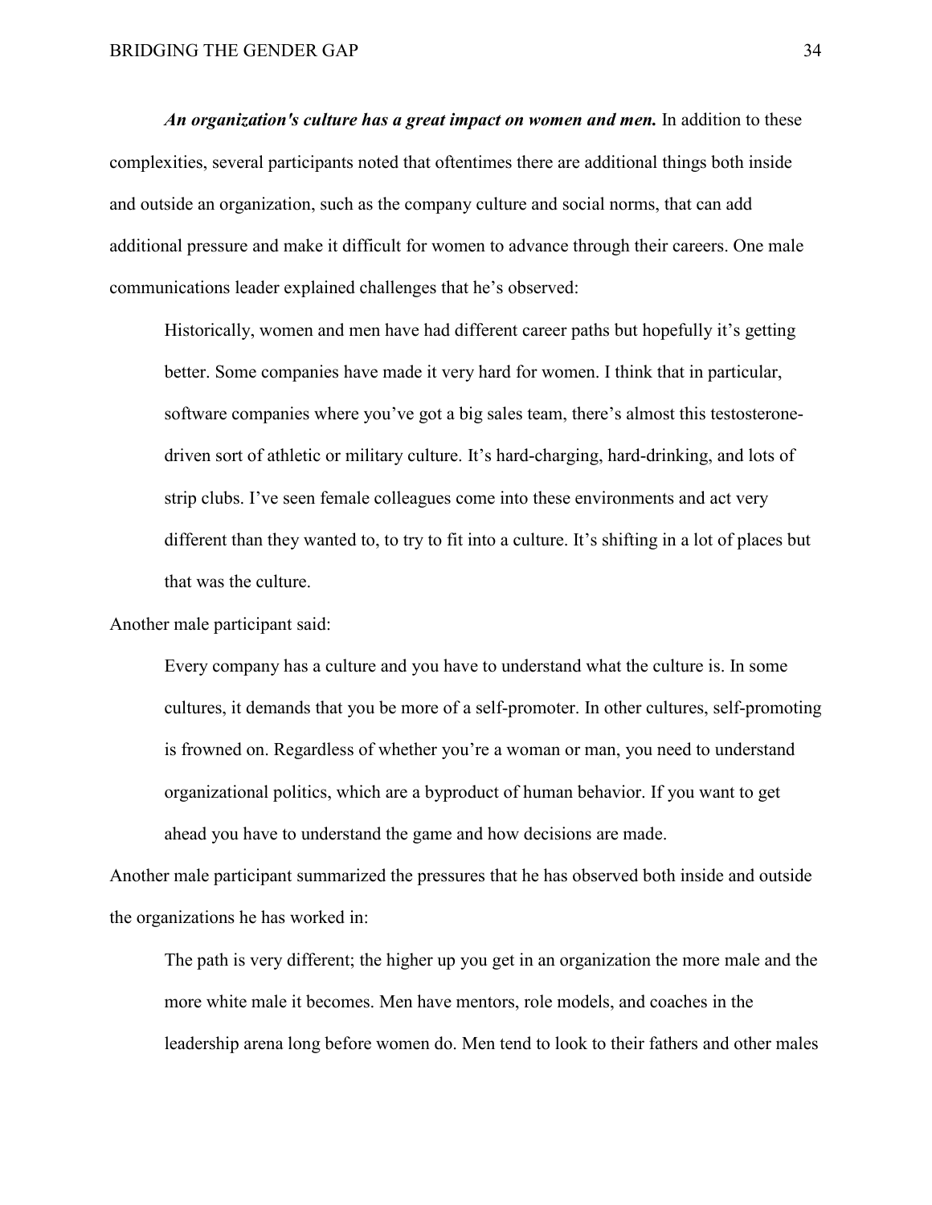***An organization's culture has a great impact on women and men.*** In addition to these complexities, several participants noted that oftentimes there are additional things both inside and outside an organization, such as the company culture and social norms, that can add additional pressure and make it difficult for women to advance through their careers. One male communications leader explained challenges that he's observed:

> Historically, women and men have had different career paths but hopefully it's getting better. Some companies have made it very hard for women. I think that in particular, software companies where you've got a big sales team, there's almost this testosterone-driven sort of athletic or military culture. It's hard-charging, hard-drinking, and lots of strip clubs. I've seen female colleagues come into these environments and act very different than they wanted to, to try to fit into a culture. It's shifting in a lot of places but that was the culture.

Another male participant said:

> Every company has a culture and you have to understand what the culture is. In some cultures, it demands that you be more of a self-promoter. In other cultures, self-promoting is frowned on. Regardless of whether you're a woman or man, you need to understand organizational politics, which are a byproduct of human behavior. If you want to get ahead you have to understand the game and how decisions are made.

Another male participant summarized the pressures that he has observed both inside and outside the organizations he has worked in:

> The path is very different; the higher up you get in an organization the more male and the more white male it becomes. Men have mentors, role models, and coaches in the leadership arena long before women do. Men tend to look to their fathers and other males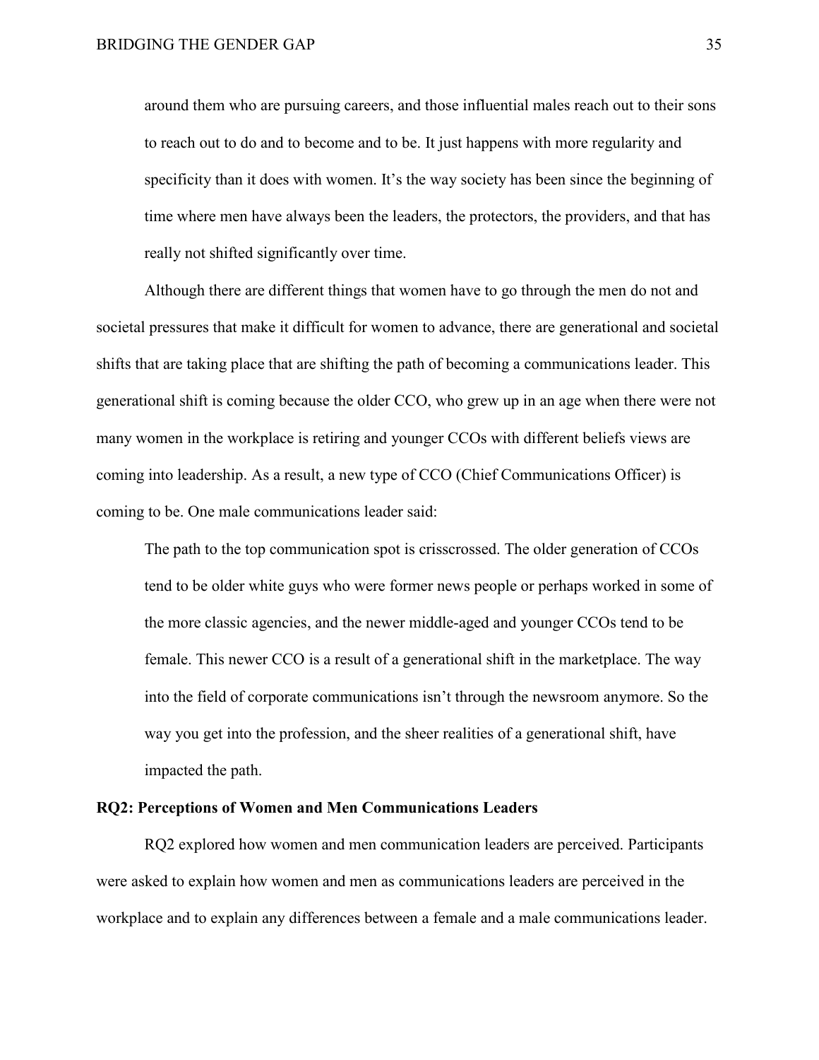> around them who are pursuing careers, and those influential males reach out to their sons to reach out to do and to become and to be. It just happens with more regularity and specificity than it does with women. It's the way society has been since the beginning of time where men have always been the leaders, the protectors, the providers, and that has really not shifted significantly over time.

Although there are different things that women have to go through the men do not and societal pressures that make it difficult for women to advance, there are generational and societal shifts that are taking place that are shifting the path of becoming a communications leader. This generational shift is coming because the older CCO, who grew up in an age when there were not many women in the workplace is retiring and younger CCOs with different beliefs views are coming into leadership. As a result, a new type of CCO (Chief Communications Officer) is coming to be. One male communications leader said:

> The path to the top communication spot is crisscrossed. The older generation of CCOs tend to be older white guys who were former news people or perhaps worked in some of the more classic agencies, and the newer middle-aged and younger CCOs tend to be female. This newer CCO is a result of a generational shift in the marketplace. The way into the field of corporate communications isn't through the newsroom anymore. So the way you get into the profession, and the sheer realities of a generational shift, have impacted the path.

**RQ2: Perceptions of Women and Men Communications Leaders**

RQ2 explored how women and men communication leaders are perceived. Participants were asked to explain how women and men as communications leaders are perceived in the workplace and to explain any differences between a female and a male communications leader.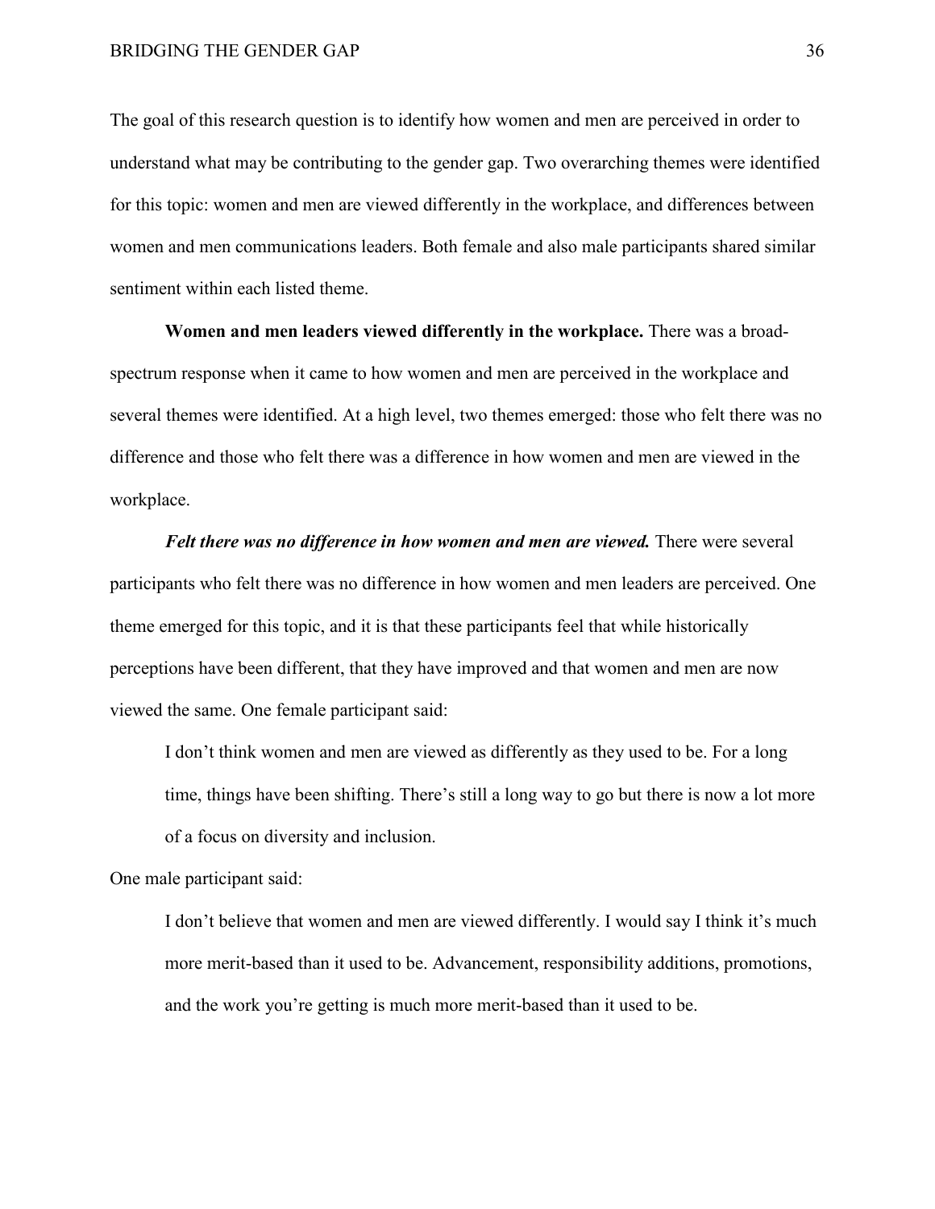The goal of this research question is to identify how women and men are perceived in order to understand what may be contributing to the gender gap. Two overarching themes were identified for this topic: women and men are viewed differently in the workplace, and differences between women and men communications leaders. Both female and also male participants shared similar sentiment within each listed theme.

**Women and men leaders viewed differently in the workplace.** There was a broad-spectrum response when it came to how women and men are perceived in the workplace and several themes were identified. At a high level, two themes emerged: those who felt there was no difference and those who felt there was a difference in how women and men are viewed in the workplace.

***Felt there was no difference in how women and men are viewed.*** There were several participants who felt there was no difference in how women and men leaders are perceived. One theme emerged for this topic, and it is that these participants feel that while historically perceptions have been different, that they have improved and that women and men are now viewed the same. One female participant said:

> I don't think women and men are viewed as differently as they used to be. For a long time, things have been shifting. There's still a long way to go but there is now a lot more of a focus on diversity and inclusion.

One male participant said:

> I don't believe that women and men are viewed differently. I would say I think it's much more merit-based than it used to be. Advancement, responsibility additions, promotions, and the work you're getting is much more merit-based than it used to be.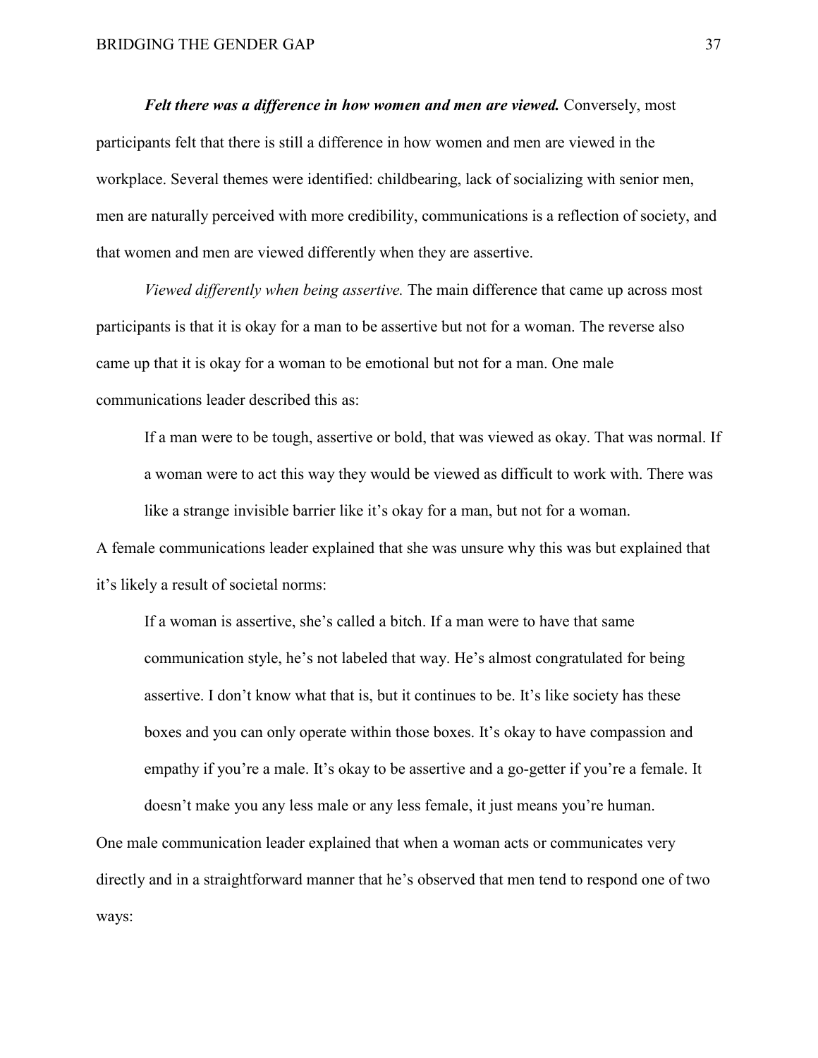***Felt there was a difference in how women and men are viewed.*** Conversely, most participants felt that there is still a difference in how women and men are viewed in the workplace. Several themes were identified: childbearing, lack of socializing with senior men, men are naturally perceived with more credibility, communications is a reflection of society, and that women and men are viewed differently when they are assertive.

*Viewed differently when being assertive.* The main difference that came up across most participants is that it is okay for a man to be assertive but not for a woman. The reverse also came up that it is okay for a woman to be emotional but not for a man. One male communications leader described this as:

> If a man were to be tough, assertive or bold, that was viewed as okay. That was normal. If a woman were to act this way they would be viewed as difficult to work with. There was like a strange invisible barrier like it's okay for a man, but not for a woman.

A female communications leader explained that she was unsure why this was but explained that it's likely a result of societal norms:

> If a woman is assertive, she's called a bitch. If a man were to have that same communication style, he's not labeled that way. He's almost congratulated for being assertive. I don't know what that is, but it continues to be. It's like society has these boxes and you can only operate within those boxes. It's okay to have compassion and empathy if you're a male. It's okay to be assertive and a go-getter if you're a female. It doesn't make you any less male or any less female, it just means you're human.

One male communication leader explained that when a woman acts or communicates very directly and in a straightforward manner that he's observed that men tend to respond one of two ways: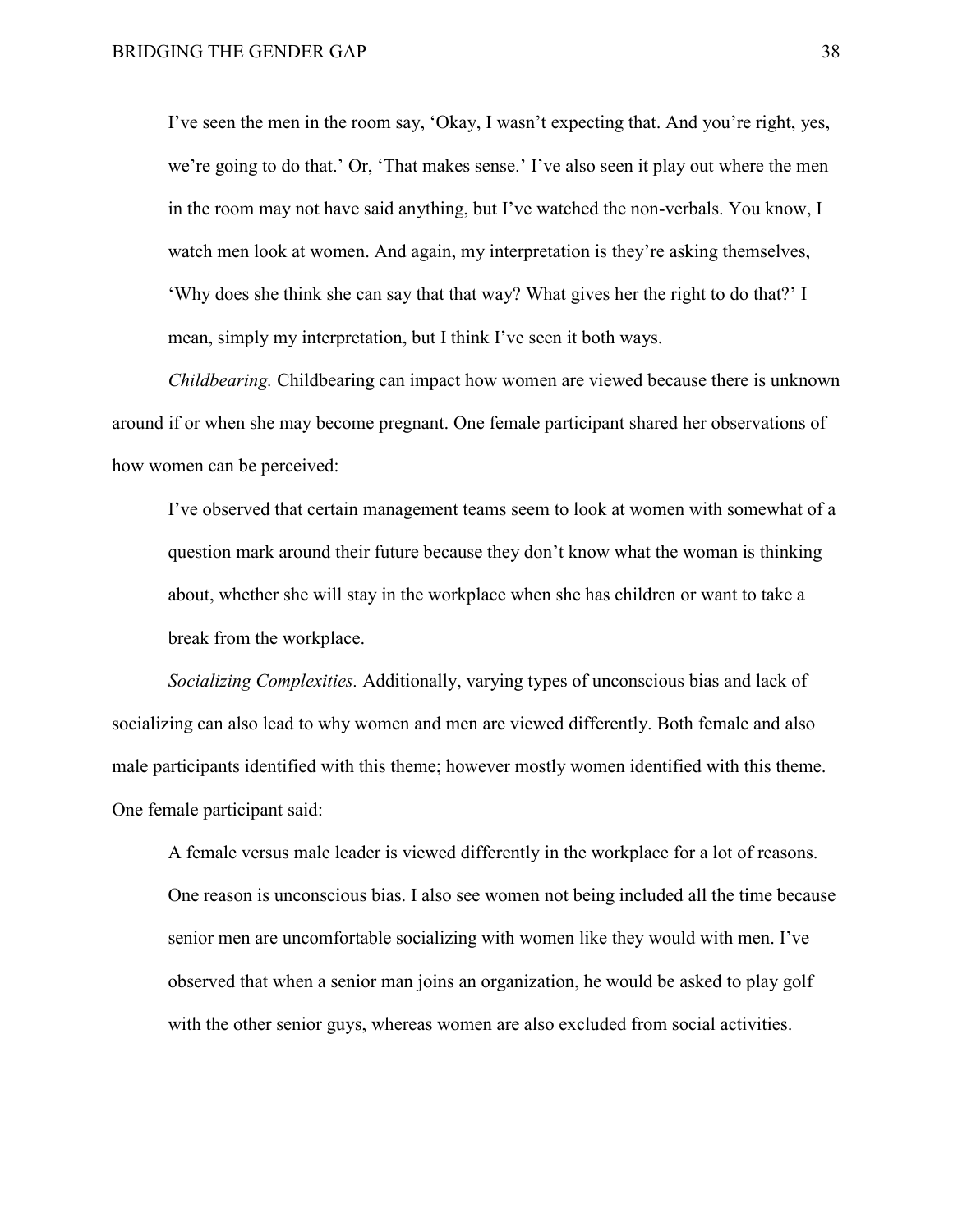> I've seen the men in the room say, 'Okay, I wasn't expecting that. And you're right, yes, we're going to do that.' Or, 'That makes sense.' I've also seen it play out where the men in the room may not have said anything, but I've watched the non-verbals. You know, I watch men look at women. And again, my interpretation is they're asking themselves, 'Why does she think she can say that that way? What gives her the right to do that?' I mean, simply my interpretation, but I think I've seen it both ways.

*Childbearing.* Childbearing can impact how women are viewed because there is unknown around if or when she may become pregnant. One female participant shared her observations of how women can be perceived:

> I've observed that certain management teams seem to look at women with somewhat of a question mark around their future because they don't know what the woman is thinking about, whether she will stay in the workplace when she has children or want to take a break from the workplace.

*Socializing Complexities.* Additionally, varying types of unconscious bias and lack of socializing can also lead to why women and men are viewed differently. Both female and also male participants identified with this theme; however mostly women identified with this theme. One female participant said:

> A female versus male leader is viewed differently in the workplace for a lot of reasons. One reason is unconscious bias. I also see women not being included all the time because senior men are uncomfortable socializing with women like they would with men. I've observed that when a senior man joins an organization, he would be asked to play golf with the other senior guys, whereas women are also excluded from social activities.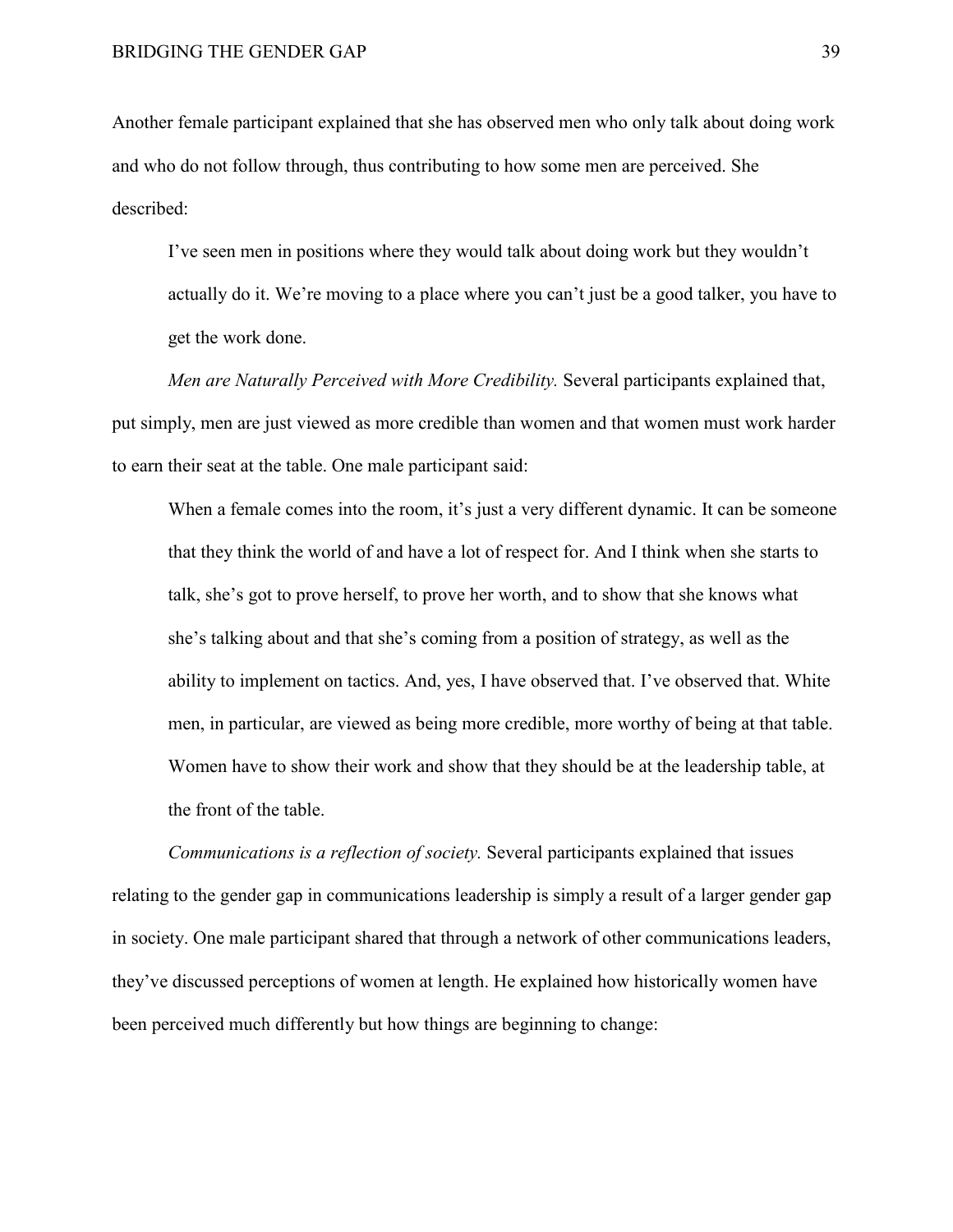Another female participant explained that she has observed men who only talk about doing work and who do not follow through, thus contributing to how some men are perceived. She described:

> I've seen men in positions where they would talk about doing work but they wouldn't actually do it. We're moving to a place where you can't just be a good talker, you have to get the work done.

*Men are Naturally Perceived with More Credibility.* Several participants explained that, put simply, men are just viewed as more credible than women and that women must work harder to earn their seat at the table. One male participant said:

> When a female comes into the room, it's just a very different dynamic. It can be someone that they think the world of and have a lot of respect for. And I think when she starts to talk, she's got to prove herself, to prove her worth, and to show that she knows what she's talking about and that she's coming from a position of strategy, as well as the ability to implement on tactics. And, yes, I have observed that. I've observed that. White men, in particular, are viewed as being more credible, more worthy of being at that table. Women have to show their work and show that they should be at the leadership table, at the front of the table.

*Communications is a reflection of society.* Several participants explained that issues relating to the gender gap in communications leadership is simply a result of a larger gender gap in society. One male participant shared that through a network of other communications leaders, they've discussed perceptions of women at length. He explained how historically women have been perceived much differently but how things are beginning to change: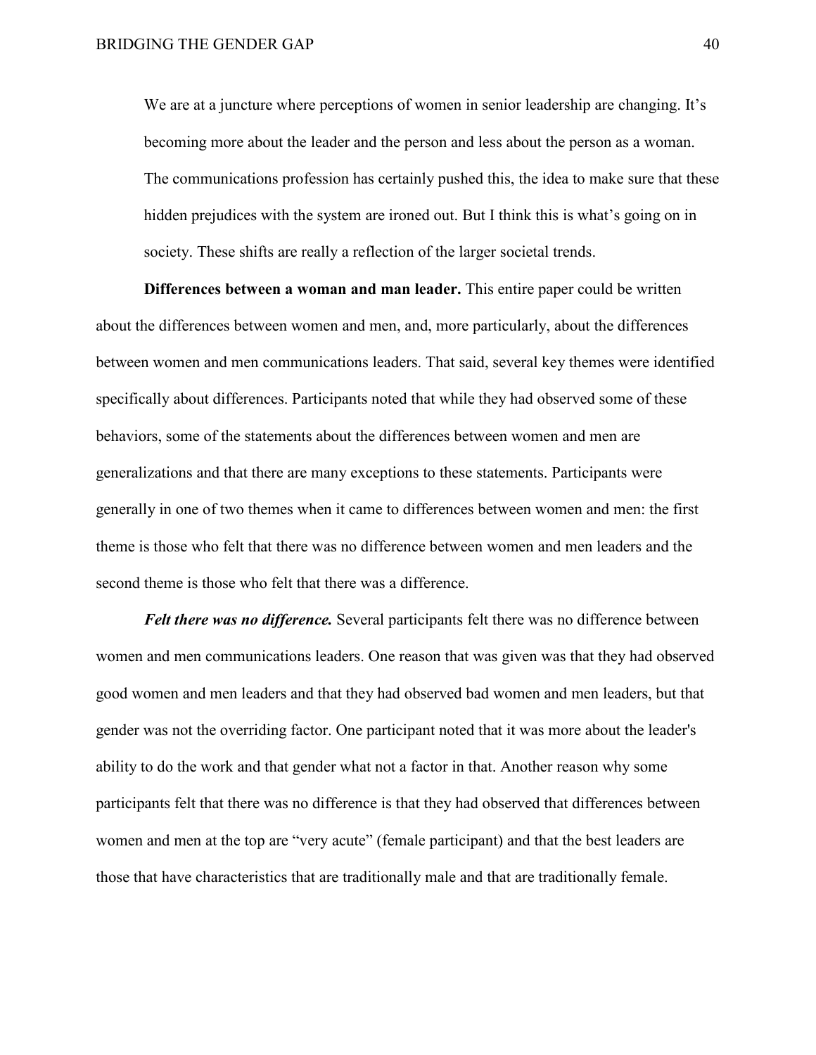> We are at a juncture where perceptions of women in senior leadership are changing. It's becoming more about the leader and the person and less about the person as a woman. The communications profession has certainly pushed this, the idea to make sure that these hidden prejudices with the system are ironed out. But I think this is what's going on in society. These shifts are really a reflection of the larger societal trends.

**Differences between a woman and man leader.** This entire paper could be written about the differences between women and men, and, more particularly, about the differences between women and men communications leaders. That said, several key themes were identified specifically about differences. Participants noted that while they had observed some of these behaviors, some of the statements about the differences between women and men are generalizations and that there are many exceptions to these statements. Participants were generally in one of two themes when it came to differences between women and men: the first theme is those who felt that there was no difference between women and men leaders and the second theme is those who felt that there was a difference.

***Felt there was no difference.*** Several participants felt there was no difference between women and men communications leaders. One reason that was given was that they had observed good women and men leaders and that they had observed bad women and men leaders, but that gender was not the overriding factor. One participant noted that it was more about the leader's ability to do the work and that gender what not a factor in that. Another reason why some participants felt that there was no difference is that they had observed that differences between women and men at the top are "very acute" (female participant) and that the best leaders are those that have characteristics that are traditionally male and that are traditionally female.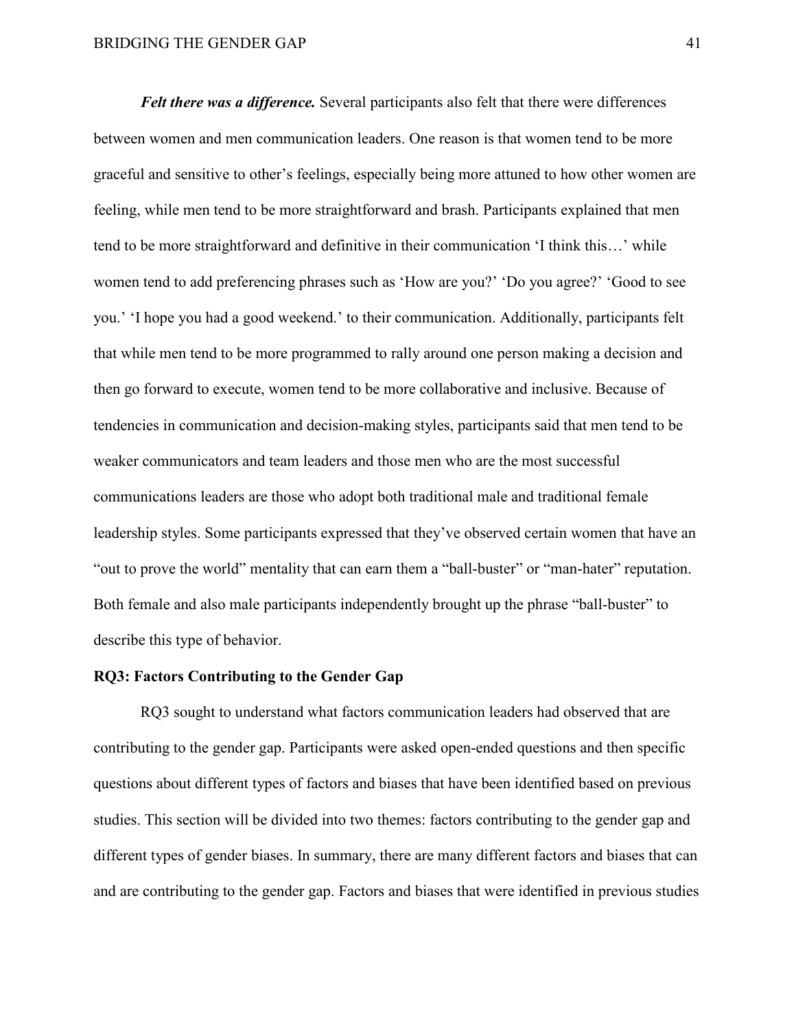***Felt there was a difference.*** Several participants also felt that there were differences between women and men communication leaders. One reason is that women tend to be more graceful and sensitive to other's feelings, especially being more attuned to how other women are feeling, while men tend to be more straightforward and brash. Participants explained that men tend to be more straightforward and definitive in their communication 'I think this…' while women tend to add preferencing phrases such as 'How are you?' 'Do you agree?' 'Good to see you.' 'I hope you had a good weekend.' to their communication. Additionally, participants felt that while men tend to be more programmed to rally around one person making a decision and then go forward to execute, women tend to be more collaborative and inclusive. Because of tendencies in communication and decision-making styles, participants said that men tend to be weaker communicators and team leaders and those men who are the most successful communications leaders are those who adopt both traditional male and traditional female leadership styles. Some participants expressed that they've observed certain women that have an "out to prove the world" mentality that can earn them a "ball-buster" or "man-hater" reputation. Both female and also male participants independently brought up the phrase "ball-buster" to describe this type of behavior.

## RQ3: Factors Contributing to the Gender Gap

RQ3 sought to understand what factors communication leaders had observed that are contributing to the gender gap. Participants were asked open-ended questions and then specific questions about different types of factors and biases that have been identified based on previous studies. This section will be divided into two themes: factors contributing to the gender gap and different types of gender biases. In summary, there are many different factors and biases that can and are contributing to the gender gap. Factors and biases that were identified in previous studies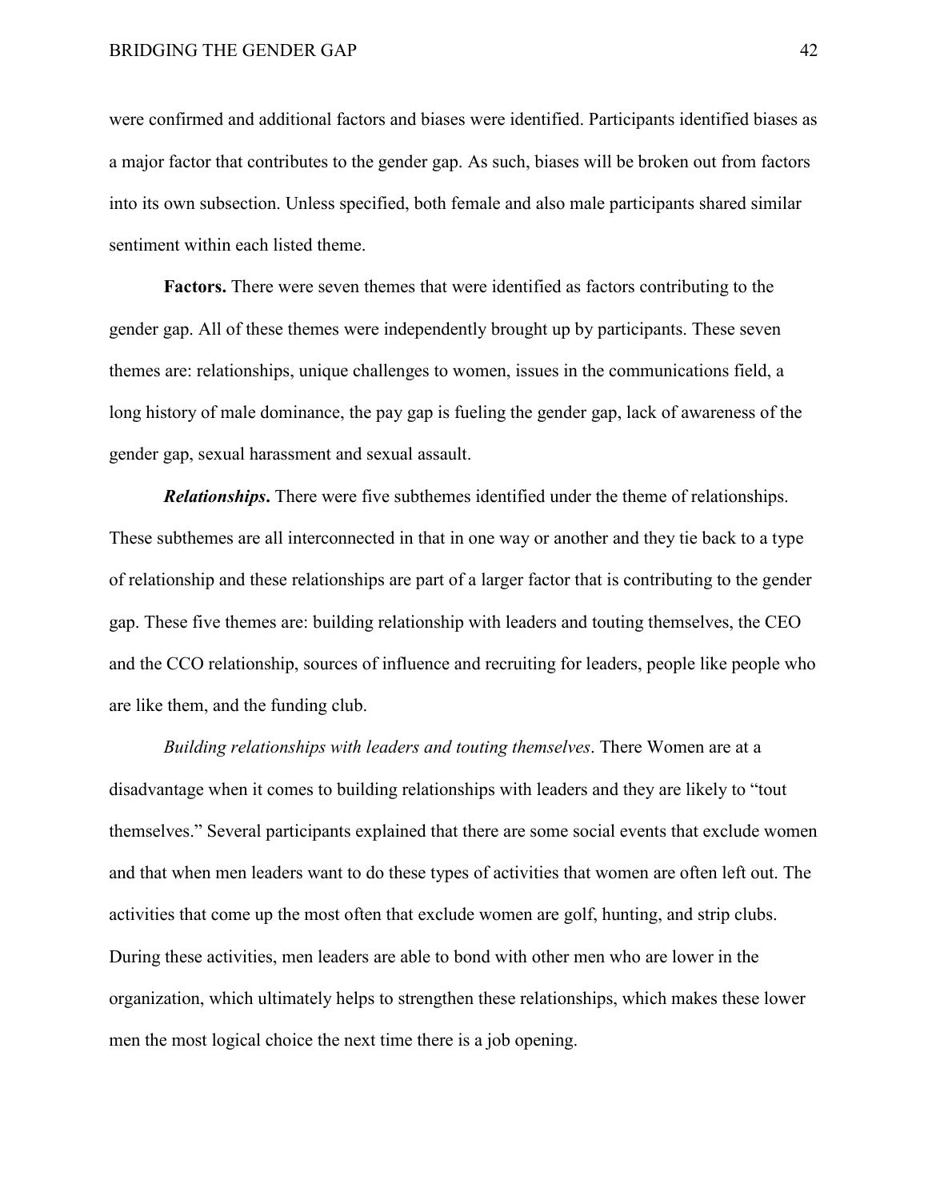were confirmed and additional factors and biases were identified. Participants identified biases as a major factor that contributes to the gender gap. As such, biases will be broken out from factors into its own subsection. Unless specified, both female and also male participants shared similar sentiment within each listed theme.

**Factors.** There were seven themes that were identified as factors contributing to the gender gap. All of these themes were independently brought up by participants. These seven themes are: relationships, unique challenges to women, issues in the communications field, a long history of male dominance, the pay gap is fueling the gender gap, lack of awareness of the gender gap, sexual harassment and sexual assault.

***Relationships*.** There were five subthemes identified under the theme of relationships. These subthemes are all interconnected in that in one way or another and they tie back to a type of relationship and these relationships are part of a larger factor that is contributing to the gender gap. These five themes are: building relationship with leaders and touting themselves, the CEO and the CCO relationship, sources of influence and recruiting for leaders, people like people who are like them, and the funding club.

*Building relationships with leaders and touting themselves*. There Women are at a disadvantage when it comes to building relationships with leaders and they are likely to "tout themselves." Several participants explained that there are some social events that exclude women and that when men leaders want to do these types of activities that women are often left out. The activities that come up the most often that exclude women are golf, hunting, and strip clubs. During these activities, men leaders are able to bond with other men who are lower in the organization, which ultimately helps to strengthen these relationships, which makes these lower men the most logical choice the next time there is a job opening.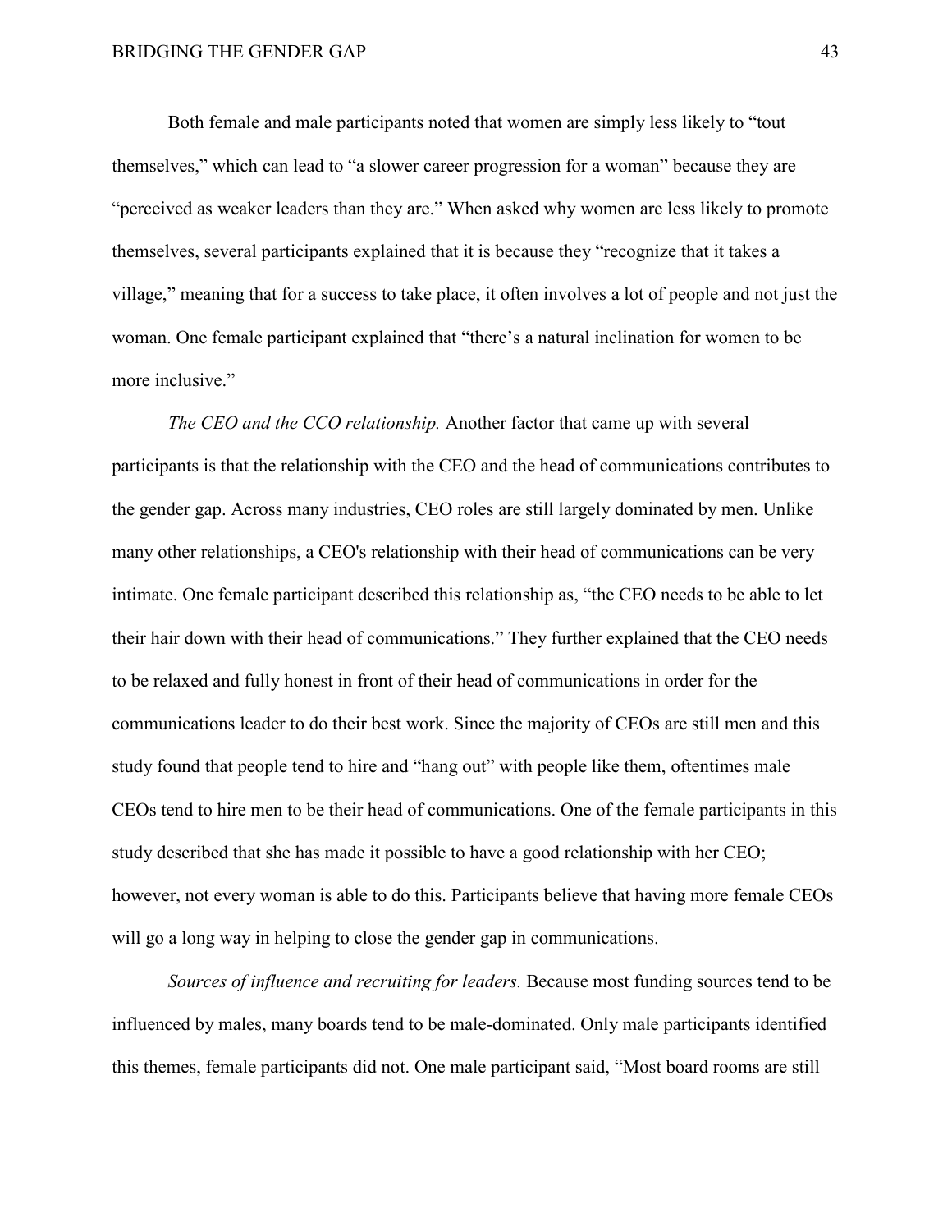Both female and male participants noted that women are simply less likely to "tout themselves," which can lead to "a slower career progression for a woman" because they are "perceived as weaker leaders than they are." When asked why women are less likely to promote themselves, several participants explained that it is because they "recognize that it takes a village," meaning that for a success to take place, it often involves a lot of people and not just the woman. One female participant explained that "there's a natural inclination for women to be more inclusive."

*The CEO and the CCO relationship.* Another factor that came up with several participants is that the relationship with the CEO and the head of communications contributes to the gender gap. Across many industries, CEO roles are still largely dominated by men. Unlike many other relationships, a CEO's relationship with their head of communications can be very intimate. One female participant described this relationship as, "the CEO needs to be able to let their hair down with their head of communications." They further explained that the CEO needs to be relaxed and fully honest in front of their head of communications in order for the communications leader to do their best work. Since the majority of CEOs are still men and this study found that people tend to hire and "hang out" with people like them, oftentimes male CEOs tend to hire men to be their head of communications. One of the female participants in this study described that she has made it possible to have a good relationship with her CEO; however, not every woman is able to do this. Participants believe that having more female CEOs will go a long way in helping to close the gender gap in communications.

*Sources of influence and recruiting for leaders.* Because most funding sources tend to be influenced by males, many boards tend to be male-dominated. Only male participants identified this themes, female participants did not. One male participant said, "Most board rooms are still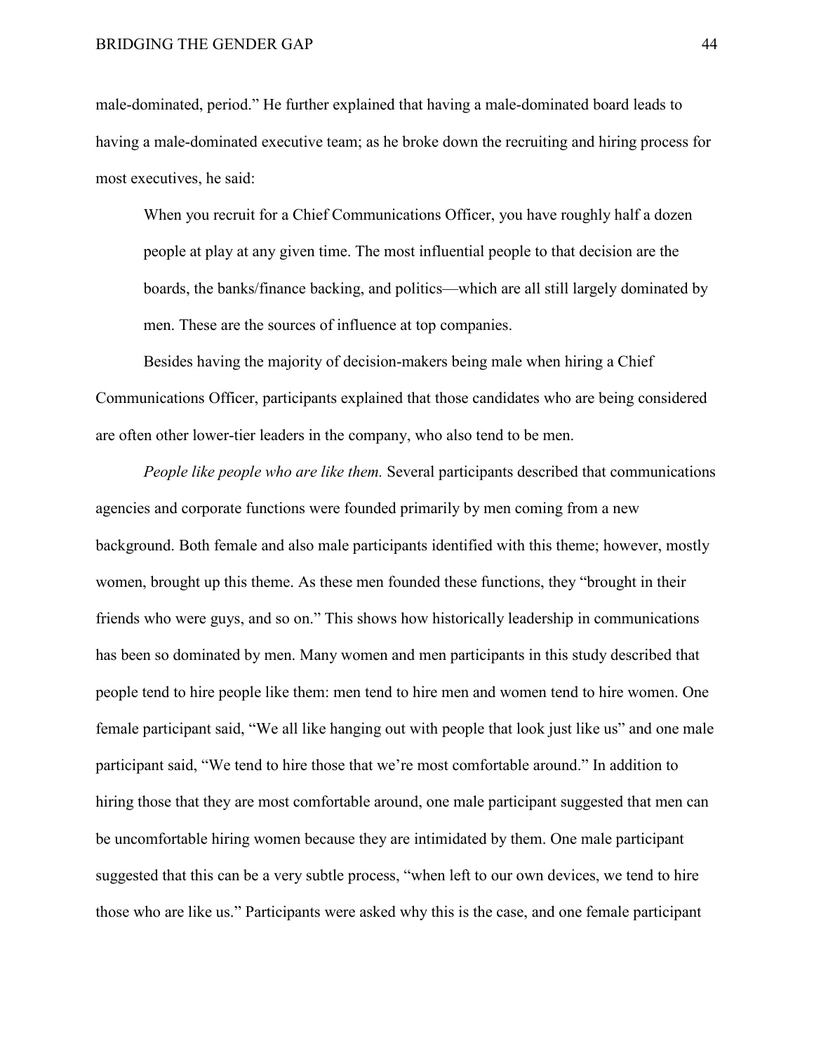male-dominated, period." He further explained that having a male-dominated board leads to having a male-dominated executive team; as he broke down the recruiting and hiring process for most executives, he said:

> When you recruit for a Chief Communications Officer, you have roughly half a dozen people at play at any given time. The most influential people to that decision are the boards, the banks/finance backing, and politics—which are all still largely dominated by men. These are the sources of influence at top companies.

Besides having the majority of decision-makers being male when hiring a Chief Communications Officer, participants explained that those candidates who are being considered are often other lower-tier leaders in the company, who also tend to be men.

*People like people who are like them.* Several participants described that communications agencies and corporate functions were founded primarily by men coming from a new background. Both female and also male participants identified with this theme; however, mostly women, brought up this theme. As these men founded these functions, they "brought in their friends who were guys, and so on." This shows how historically leadership in communications has been so dominated by men. Many women and men participants in this study described that people tend to hire people like them: men tend to hire men and women tend to hire women. One female participant said, "We all like hanging out with people that look just like us" and one male participant said, "We tend to hire those that we're most comfortable around." In addition to hiring those that they are most comfortable around, one male participant suggested that men can be uncomfortable hiring women because they are intimidated by them. One male participant suggested that this can be a very subtle process, "when left to our own devices, we tend to hire those who are like us." Participants were asked why this is the case, and one female participant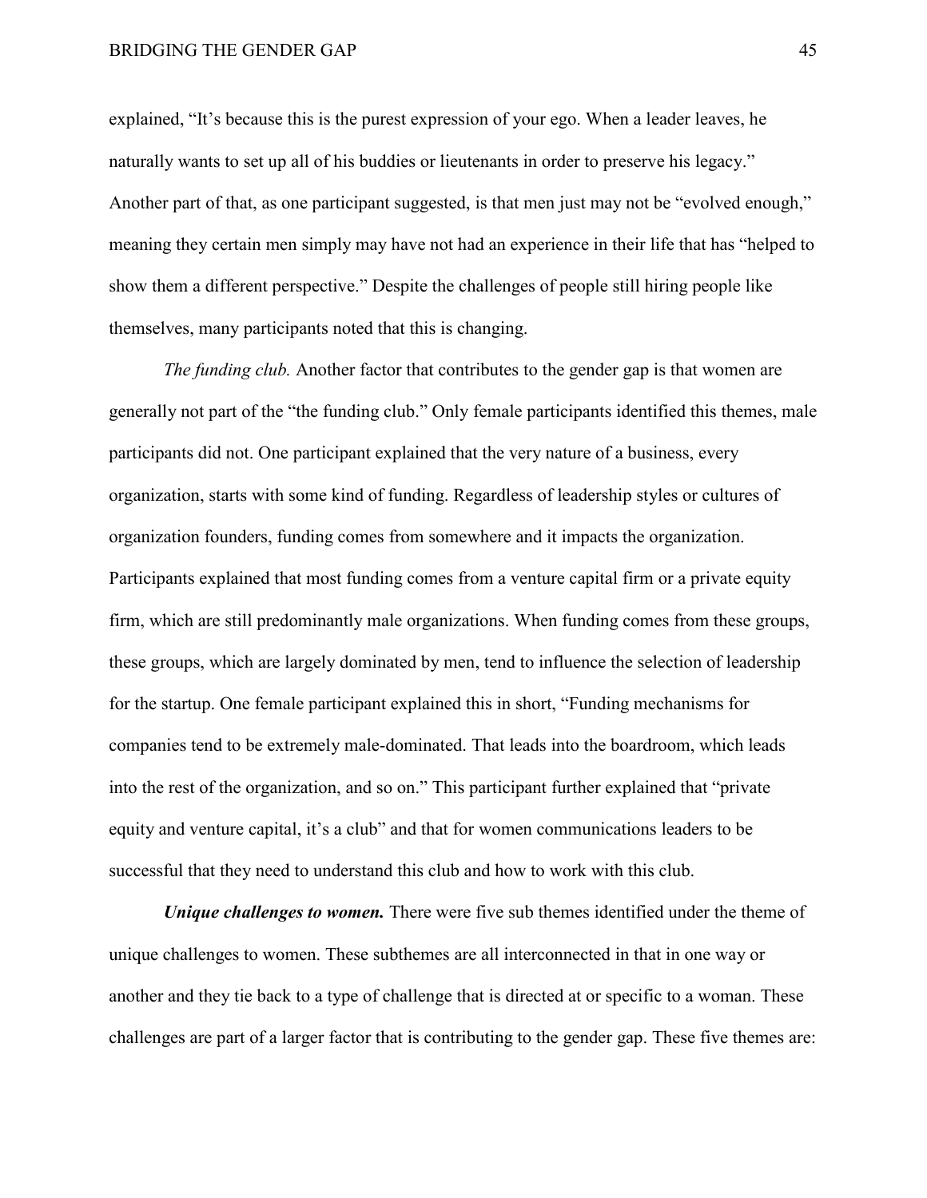explained, "It's because this is the purest expression of your ego. When a leader leaves, he naturally wants to set up all of his buddies or lieutenants in order to preserve his legacy." Another part of that, as one participant suggested, is that men just may not be "evolved enough," meaning they certain men simply may have not had an experience in their life that has "helped to show them a different perspective." Despite the challenges of people still hiring people like themselves, many participants noted that this is changing.

*The funding club.* Another factor that contributes to the gender gap is that women are generally not part of the "the funding club." Only female participants identified this themes, male participants did not. One participant explained that the very nature of a business, every organization, starts with some kind of funding. Regardless of leadership styles or cultures of organization founders, funding comes from somewhere and it impacts the organization. Participants explained that most funding comes from a venture capital firm or a private equity firm, which are still predominantly male organizations. When funding comes from these groups, these groups, which are largely dominated by men, tend to influence the selection of leadership for the startup. One female participant explained this in short, "Funding mechanisms for companies tend to be extremely male-dominated. That leads into the boardroom, which leads into the rest of the organization, and so on." This participant further explained that "private equity and venture capital, it's a club" and that for women communications leaders to be successful that they need to understand this club and how to work with this club.

***Unique challenges to women.*** There were five sub themes identified under the theme of unique challenges to women. These subthemes are all interconnected in that in one way or another and they tie back to a type of challenge that is directed at or specific to a woman. These challenges are part of a larger factor that is contributing to the gender gap. These five themes are: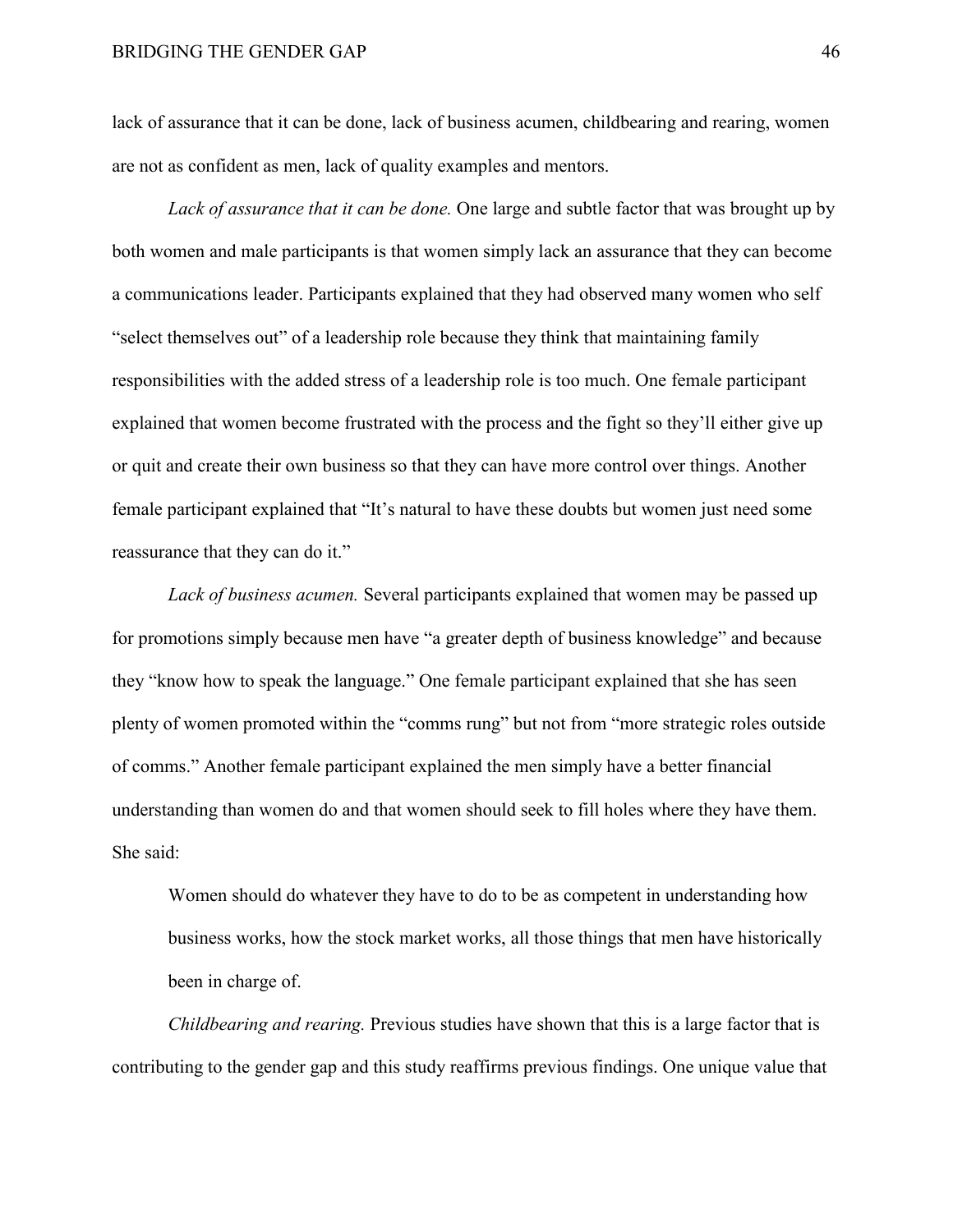lack of assurance that it can be done, lack of business acumen, childbearing and rearing, women are not as confident as men, lack of quality examples and mentors.

*Lack of assurance that it can be done.* One large and subtle factor that was brought up by both women and male participants is that women simply lack an assurance that they can become a communications leader. Participants explained that they had observed many women who self "select themselves out" of a leadership role because they think that maintaining family responsibilities with the added stress of a leadership role is too much. One female participant explained that women become frustrated with the process and the fight so they'll either give up or quit and create their own business so that they can have more control over things. Another female participant explained that "It's natural to have these doubts but women just need some reassurance that they can do it."

*Lack of business acumen.* Several participants explained that women may be passed up for promotions simply because men have "a greater depth of business knowledge" and because they "know how to speak the language." One female participant explained that she has seen plenty of women promoted within the "comms rung" but not from "more strategic roles outside of comms." Another female participant explained the men simply have a better financial understanding than women do and that women should seek to fill holes where they have them. She said:

> Women should do whatever they have to do to be as competent in understanding how business works, how the stock market works, all those things that men have historically been in charge of.

*Childbearing and rearing.* Previous studies have shown that this is a large factor that is contributing to the gender gap and this study reaffirms previous findings. One unique value that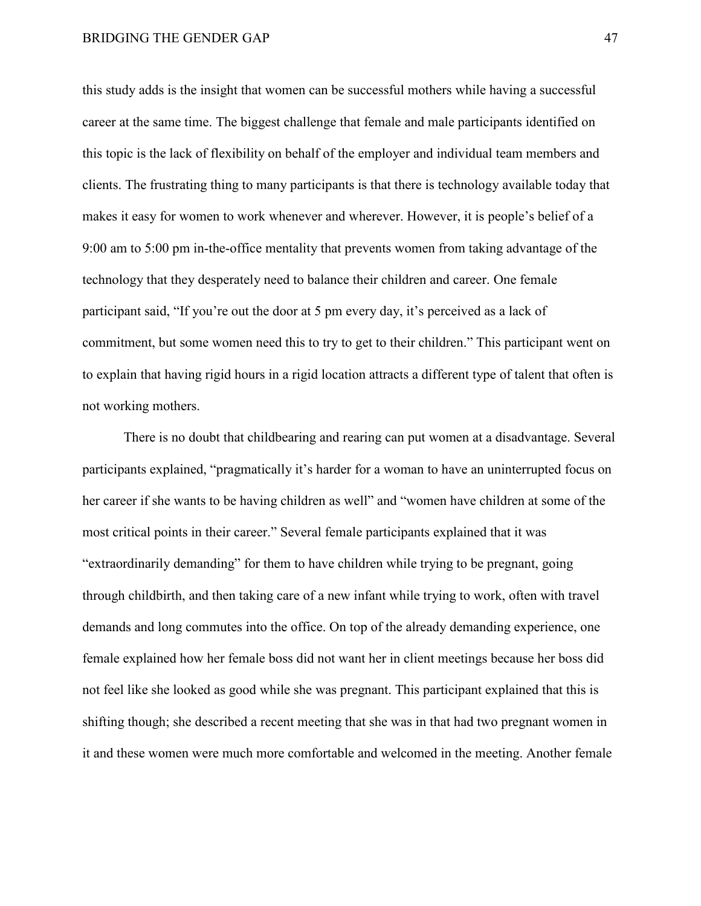this study adds is the insight that women can be successful mothers while having a successful career at the same time. The biggest challenge that female and male participants identified on this topic is the lack of flexibility on behalf of the employer and individual team members and clients. The frustrating thing to many participants is that there is technology available today that makes it easy for women to work whenever and wherever. However, it is people's belief of a 9:00 am to 5:00 pm in-the-office mentality that prevents women from taking advantage of the technology that they desperately need to balance their children and career. One female participant said, "If you're out the door at 5 pm every day, it's perceived as a lack of commitment, but some women need this to try to get to their children." This participant went on to explain that having rigid hours in a rigid location attracts a different type of talent that often is not working mothers.

There is no doubt that childbearing and rearing can put women at a disadvantage. Several participants explained, "pragmatically it's harder for a woman to have an uninterrupted focus on her career if she wants to be having children as well" and "women have children at some of the most critical points in their career." Several female participants explained that it was "extraordinarily demanding" for them to have children while trying to be pregnant, going through childbirth, and then taking care of a new infant while trying to work, often with travel demands and long commutes into the office. On top of the already demanding experience, one female explained how her female boss did not want her in client meetings because her boss did not feel like she looked as good while she was pregnant. This participant explained that this is shifting though; she described a recent meeting that she was in that had two pregnant women in it and these women were much more comfortable and welcomed in the meeting. Another female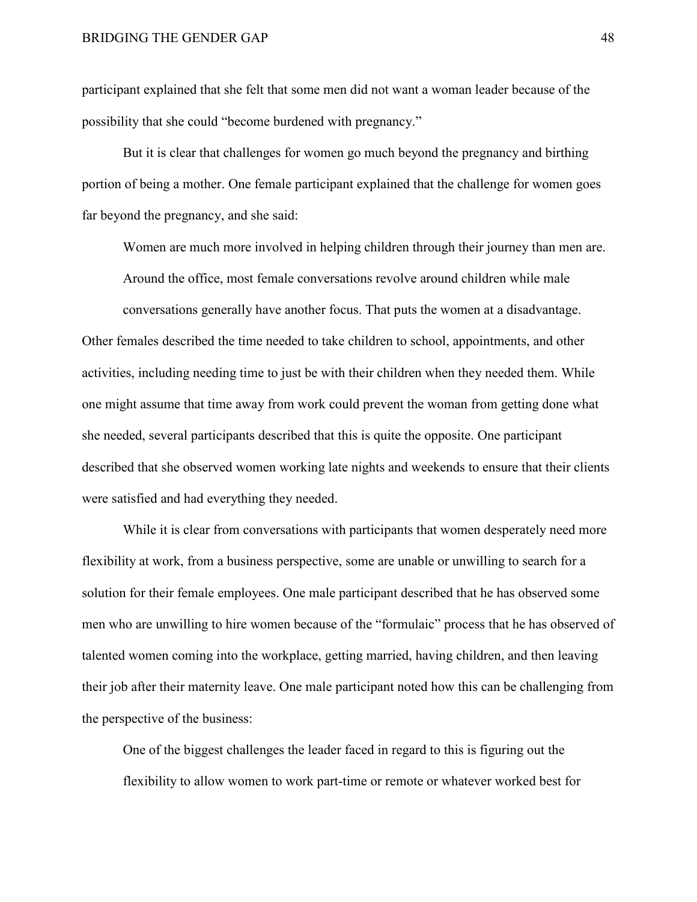participant explained that she felt that some men did not want a woman leader because of the possibility that she could "become burdened with pregnancy."

But it is clear that challenges for women go much beyond the pregnancy and birthing portion of being a mother. One female participant explained that the challenge for women goes far beyond the pregnancy, and she said:

> Women are much more involved in helping children through their journey than men are. Around the office, most female conversations revolve around children while male conversations generally have another focus. That puts the women at a disadvantage.

Other females described the time needed to take children to school, appointments, and other activities, including needing time to just be with their children when they needed them. While one might assume that time away from work could prevent the woman from getting done what she needed, several participants described that this is quite the opposite. One participant described that she observed women working late nights and weekends to ensure that their clients were satisfied and had everything they needed.

While it is clear from conversations with participants that women desperately need more flexibility at work, from a business perspective, some are unable or unwilling to search for a solution for their female employees. One male participant described that he has observed some men who are unwilling to hire women because of the "formulaic" process that he has observed of talented women coming into the workplace, getting married, having children, and then leaving their job after their maternity leave. One male participant noted how this can be challenging from the perspective of the business:

> One of the biggest challenges the leader faced in regard to this is figuring out the flexibility to allow women to work part-time or remote or whatever worked best for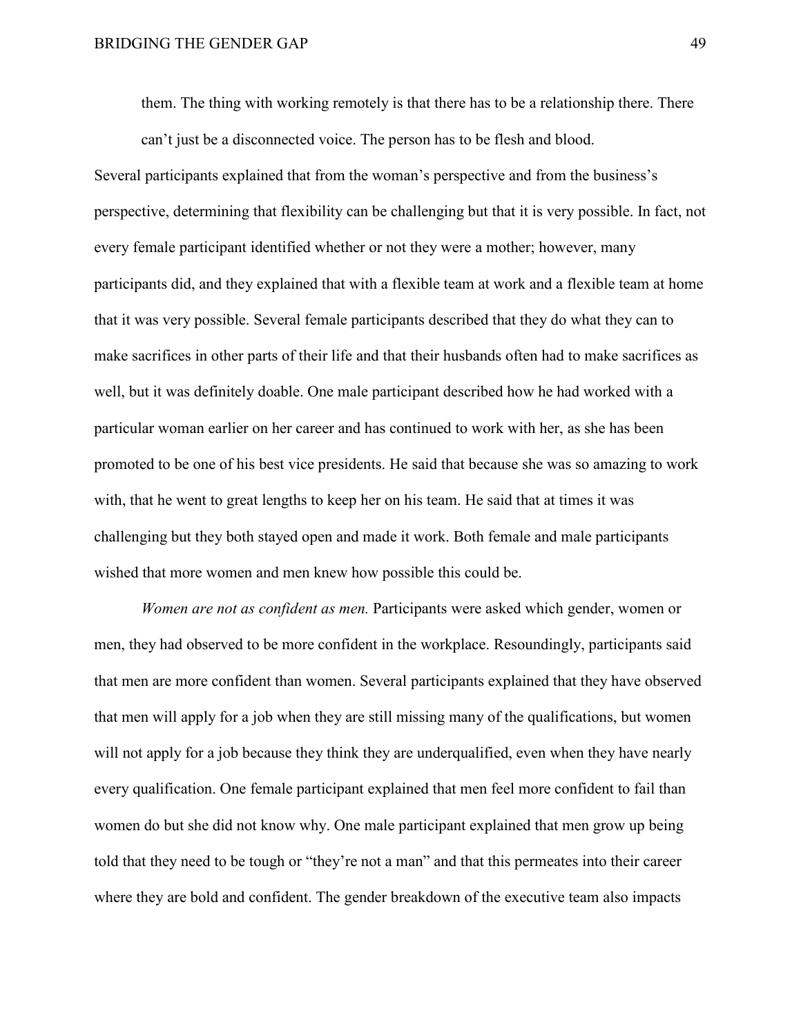> them. The thing with working remotely is that there has to be a relationship there. There can't just be a disconnected voice. The person has to be flesh and blood.

Several participants explained that from the woman's perspective and from the business's perspective, determining that flexibility can be challenging but that it is very possible. In fact, not every female participant identified whether or not they were a mother; however, many participants did, and they explained that with a flexible team at work and a flexible team at home that it was very possible. Several female participants described that they do what they can to make sacrifices in other parts of their life and that their husbands often had to make sacrifices as well, but it was definitely doable. One male participant described how he had worked with a particular woman earlier on her career and has continued to work with her, as she has been promoted to be one of his best vice presidents. He said that because she was so amazing to work with, that he went to great lengths to keep her on his team. He said that at times it was challenging but they both stayed open and made it work. Both female and male participants wished that more women and men knew how possible this could be.

*Women are not as confident as men.* Participants were asked which gender, women or men, they had observed to be more confident in the workplace. Resoundingly, participants said that men are more confident than women. Several participants explained that they have observed that men will apply for a job when they are still missing many of the qualifications, but women will not apply for a job because they think they are underqualified, even when they have nearly every qualification. One female participant explained that men feel more confident to fail than women do but she did not know why. One male participant explained that men grow up being told that they need to be tough or "they're not a man" and that this permeates into their career where they are bold and confident. The gender breakdown of the executive team also impacts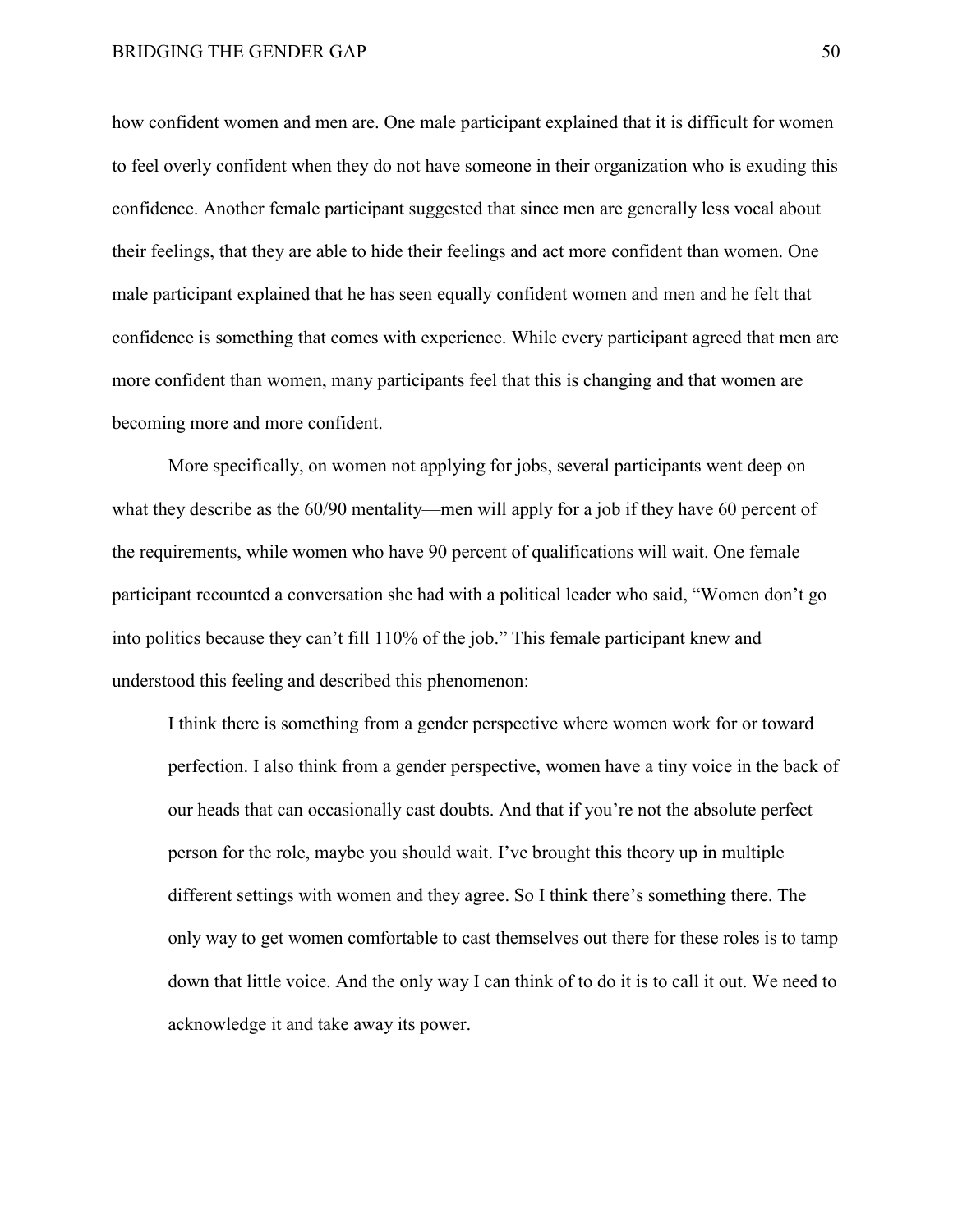how confident women and men are. One male participant explained that it is difficult for women to feel overly confident when they do not have someone in their organization who is exuding this confidence. Another female participant suggested that since men are generally less vocal about their feelings, that they are able to hide their feelings and act more confident than women. One male participant explained that he has seen equally confident women and men and he felt that confidence is something that comes with experience. While every participant agreed that men are more confident than women, many participants feel that this is changing and that women are becoming more and more confident.

More specifically, on women not applying for jobs, several participants went deep on what they describe as the 60/90 mentality—men will apply for a job if they have 60 percent of the requirements, while women who have 90 percent of qualifications will wait. One female participant recounted a conversation she had with a political leader who said, "Women don't go into politics because they can't fill 110% of the job." This female participant knew and understood this feeling and described this phenomenon:

> I think there is something from a gender perspective where women work for or toward perfection. I also think from a gender perspective, women have a tiny voice in the back of our heads that can occasionally cast doubts. And that if you're not the absolute perfect person for the role, maybe you should wait. I've brought this theory up in multiple different settings with women and they agree. So I think there's something there. The only way to get women comfortable to cast themselves out there for these roles is to tamp down that little voice. And the only way I can think of to do it is to call it out. We need to acknowledge it and take away its power.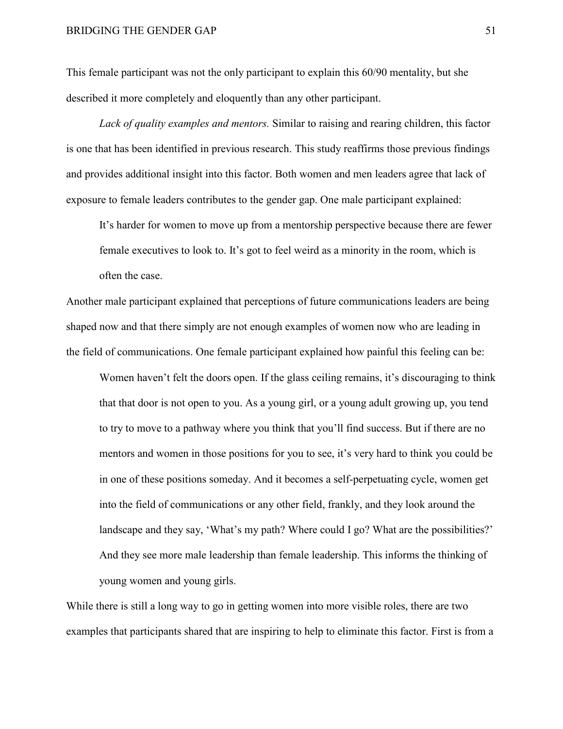This female participant was not the only participant to explain this 60/90 mentality, but she described it more completely and eloquently than any other participant.

*Lack of quality examples and mentors.* Similar to raising and rearing children, this factor is one that has been identified in previous research. This study reaffirms those previous findings and provides additional insight into this factor. Both women and men leaders agree that lack of exposure to female leaders contributes to the gender gap. One male participant explained:

> It's harder for women to move up from a mentorship perspective because there are fewer female executives to look to. It's got to feel weird as a minority in the room, which is often the case.

Another male participant explained that perceptions of future communications leaders are being shaped now and that there simply are not enough examples of women now who are leading in the field of communications. One female participant explained how painful this feeling can be:

> Women haven't felt the doors open. If the glass ceiling remains, it's discouraging to think that that door is not open to you. As a young girl, or a young adult growing up, you tend to try to move to a pathway where you think that you'll find success. But if there are no mentors and women in those positions for you to see, it's very hard to think you could be in one of these positions someday. And it becomes a self-perpetuating cycle, women get into the field of communications or any other field, frankly, and they look around the landscape and they say, 'What's my path? Where could I go? What are the possibilities?' And they see more male leadership than female leadership. This informs the thinking of young women and young girls.

While there is still a long way to go in getting women into more visible roles, there are two examples that participants shared that are inspiring to help to eliminate this factor. First is from a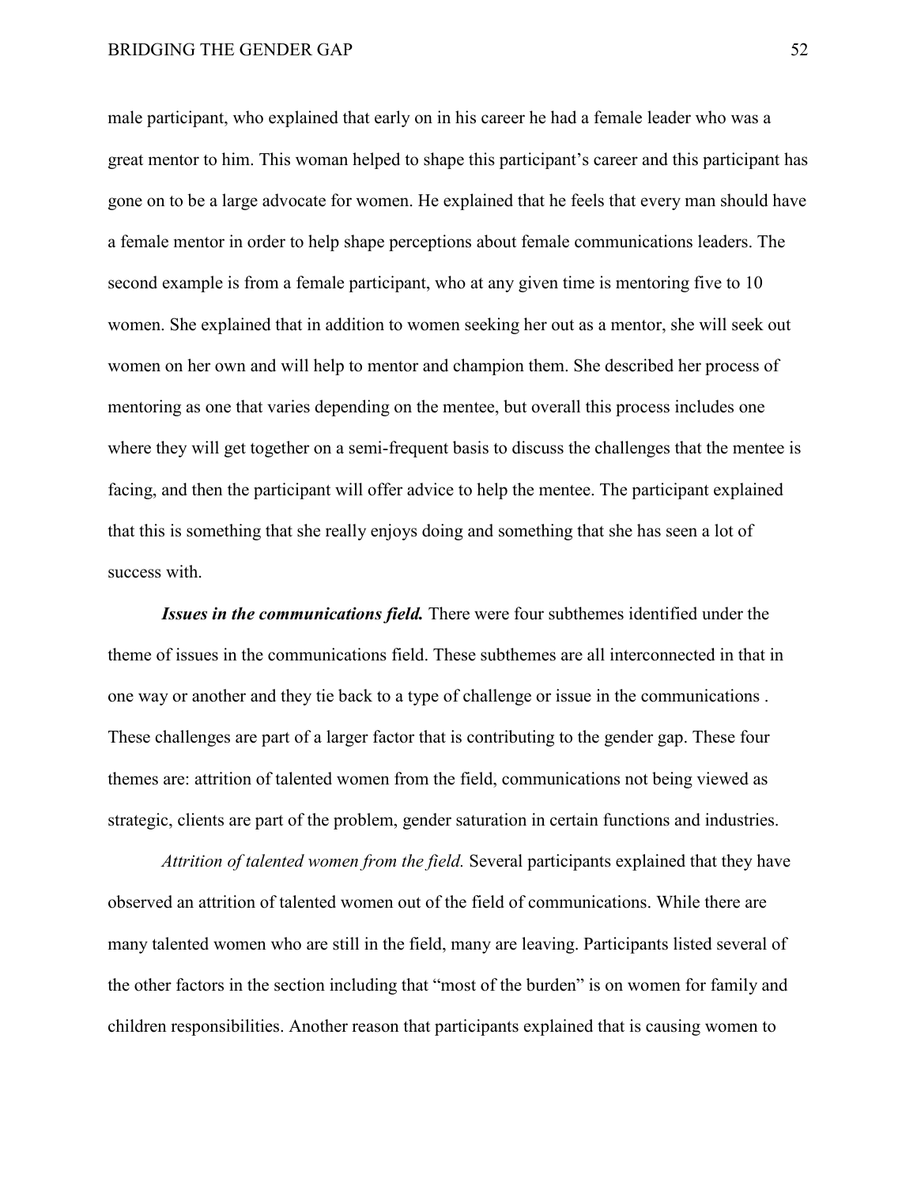male participant, who explained that early on in his career he had a female leader who was a great mentor to him. This woman helped to shape this participant's career and this participant has gone on to be a large advocate for women. He explained that he feels that every man should have a female mentor in order to help shape perceptions about female communications leaders. The second example is from a female participant, who at any given time is mentoring five to 10 women. She explained that in addition to women seeking her out as a mentor, she will seek out women on her own and will help to mentor and champion them. She described her process of mentoring as one that varies depending on the mentee, but overall this process includes one where they will get together on a semi-frequent basis to discuss the challenges that the mentee is facing, and then the participant will offer advice to help the mentee. The participant explained that this is something that she really enjoys doing and something that she has seen a lot of success with.

***Issues in the communications field.*** There were four subthemes identified under the theme of issues in the communications field. These subthemes are all interconnected in that in one way or another and they tie back to a type of challenge or issue in the communications . These challenges are part of a larger factor that is contributing to the gender gap. These four themes are: attrition of talented women from the field, communications not being viewed as strategic, clients are part of the problem, gender saturation in certain functions and industries.

*Attrition of talented women from the field.* Several participants explained that they have observed an attrition of talented women out of the field of communications. While there are many talented women who are still in the field, many are leaving. Participants listed several of the other factors in the section including that "most of the burden" is on women for family and children responsibilities. Another reason that participants explained that is causing women to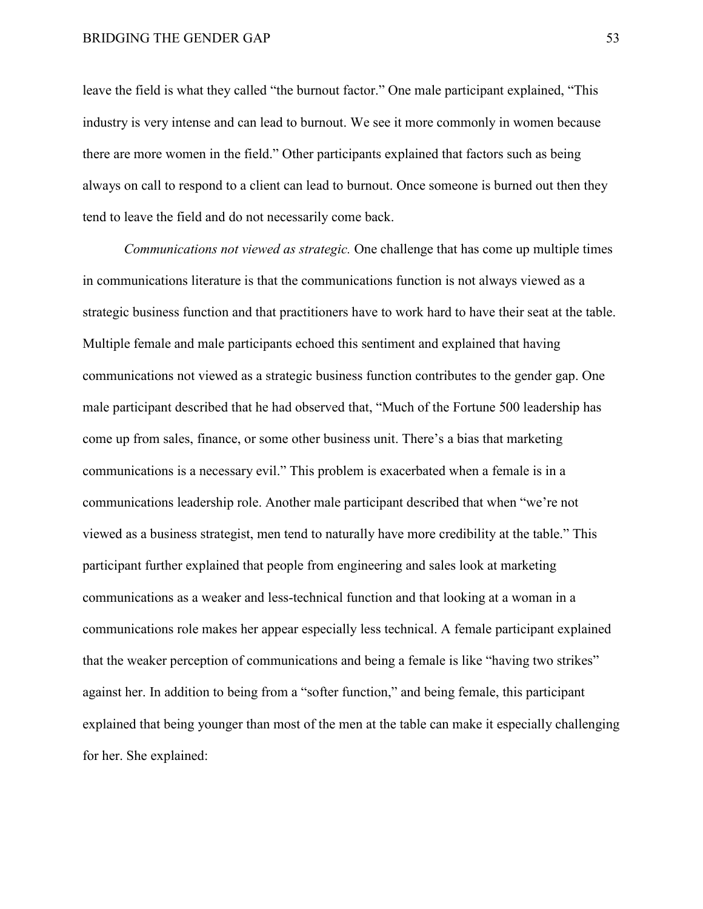leave the field is what they called "the burnout factor." One male participant explained, "This industry is very intense and can lead to burnout. We see it more commonly in women because there are more women in the field." Other participants explained that factors such as being always on call to respond to a client can lead to burnout. Once someone is burned out then they tend to leave the field and do not necessarily come back.

*Communications not viewed as strategic.* One challenge that has come up multiple times in communications literature is that the communications function is not always viewed as a strategic business function and that practitioners have to work hard to have their seat at the table. Multiple female and male participants echoed this sentiment and explained that having communications not viewed as a strategic business function contributes to the gender gap. One male participant described that he had observed that, "Much of the Fortune 500 leadership has come up from sales, finance, or some other business unit. There's a bias that marketing communications is a necessary evil." This problem is exacerbated when a female is in a communications leadership role. Another male participant described that when "we're not viewed as a business strategist, men tend to naturally have more credibility at the table." This participant further explained that people from engineering and sales look at marketing communications as a weaker and less-technical function and that looking at a woman in a communications role makes her appear especially less technical. A female participant explained that the weaker perception of communications and being a female is like "having two strikes" against her. In addition to being from a "softer function," and being female, this participant explained that being younger than most of the men at the table can make it especially challenging for her. She explained: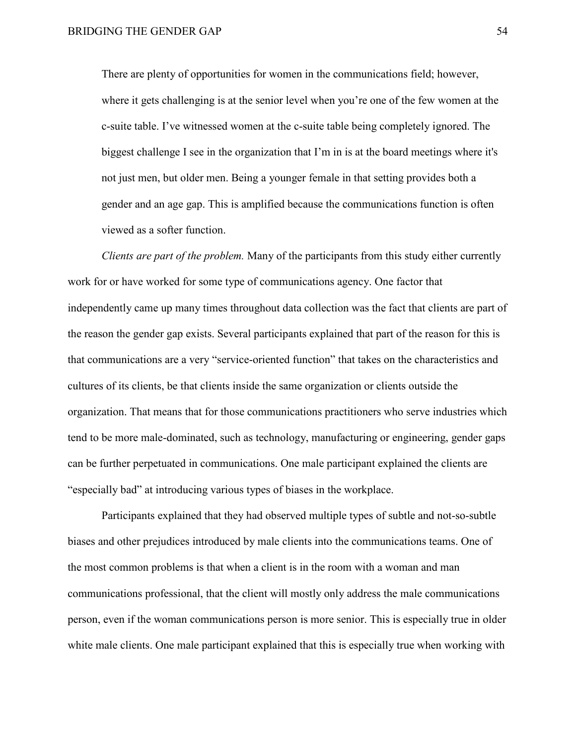> There are plenty of opportunities for women in the communications field; however, where it gets challenging is at the senior level when you're one of the few women at the c-suite table. I've witnessed women at the c-suite table being completely ignored. The biggest challenge I see in the organization that I'm in is at the board meetings where it's not just men, but older men. Being a younger female in that setting provides both a gender and an age gap. This is amplified because the communications function is often viewed as a softer function.

*Clients are part of the problem.* Many of the participants from this study either currently work for or have worked for some type of communications agency. One factor that independently came up many times throughout data collection was the fact that clients are part of the reason the gender gap exists. Several participants explained that part of the reason for this is that communications are a very "service-oriented function" that takes on the characteristics and cultures of its clients, be that clients inside the same organization or clients outside the organization. That means that for those communications practitioners who serve industries which tend to be more male-dominated, such as technology, manufacturing or engineering, gender gaps can be further perpetuated in communications. One male participant explained the clients are "especially bad" at introducing various types of biases in the workplace.

Participants explained that they had observed multiple types of subtle and not-so-subtle biases and other prejudices introduced by male clients into the communications teams. One of the most common problems is that when a client is in the room with a woman and man communications professional, that the client will mostly only address the male communications person, even if the woman communications person is more senior. This is especially true in older white male clients. One male participant explained that this is especially true when working with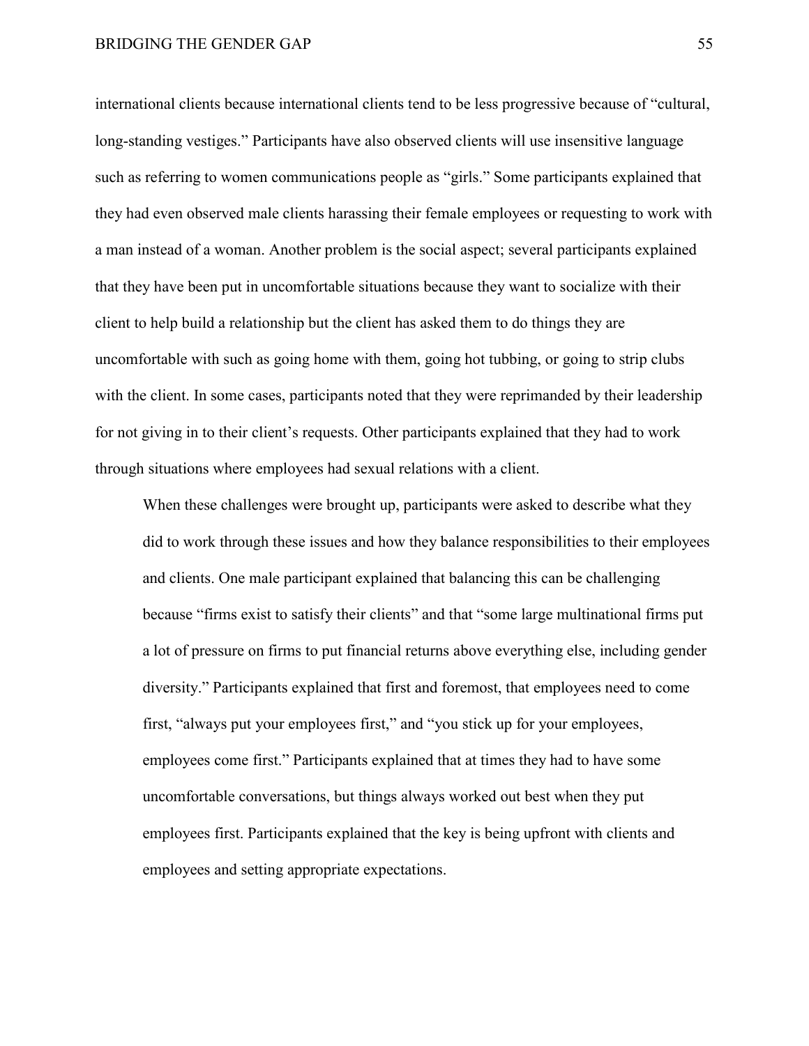international clients because international clients tend to be less progressive because of "cultural, long-standing vestiges." Participants have also observed clients will use insensitive language such as referring to women communications people as "girls." Some participants explained that they had even observed male clients harassing their female employees or requesting to work with a man instead of a woman. Another problem is the social aspect; several participants explained that they have been put in uncomfortable situations because they want to socialize with their client to help build a relationship but the client has asked them to do things they are uncomfortable with such as going home with them, going hot tubbing, or going to strip clubs with the client. In some cases, participants noted that they were reprimanded by their leadership for not giving in to their client's requests. Other participants explained that they had to work through situations where employees had sexual relations with a client.

> When these challenges were brought up, participants were asked to describe what they did to work through these issues and how they balance responsibilities to their employees and clients. One male participant explained that balancing this can be challenging because "firms exist to satisfy their clients" and that "some large multinational firms put a lot of pressure on firms to put financial returns above everything else, including gender diversity." Participants explained that first and foremost, that employees need to come first, "always put your employees first," and "you stick up for your employees, employees come first." Participants explained that at times they had to have some uncomfortable conversations, but things always worked out best when they put employees first. Participants explained that the key is being upfront with clients and employees and setting appropriate expectations.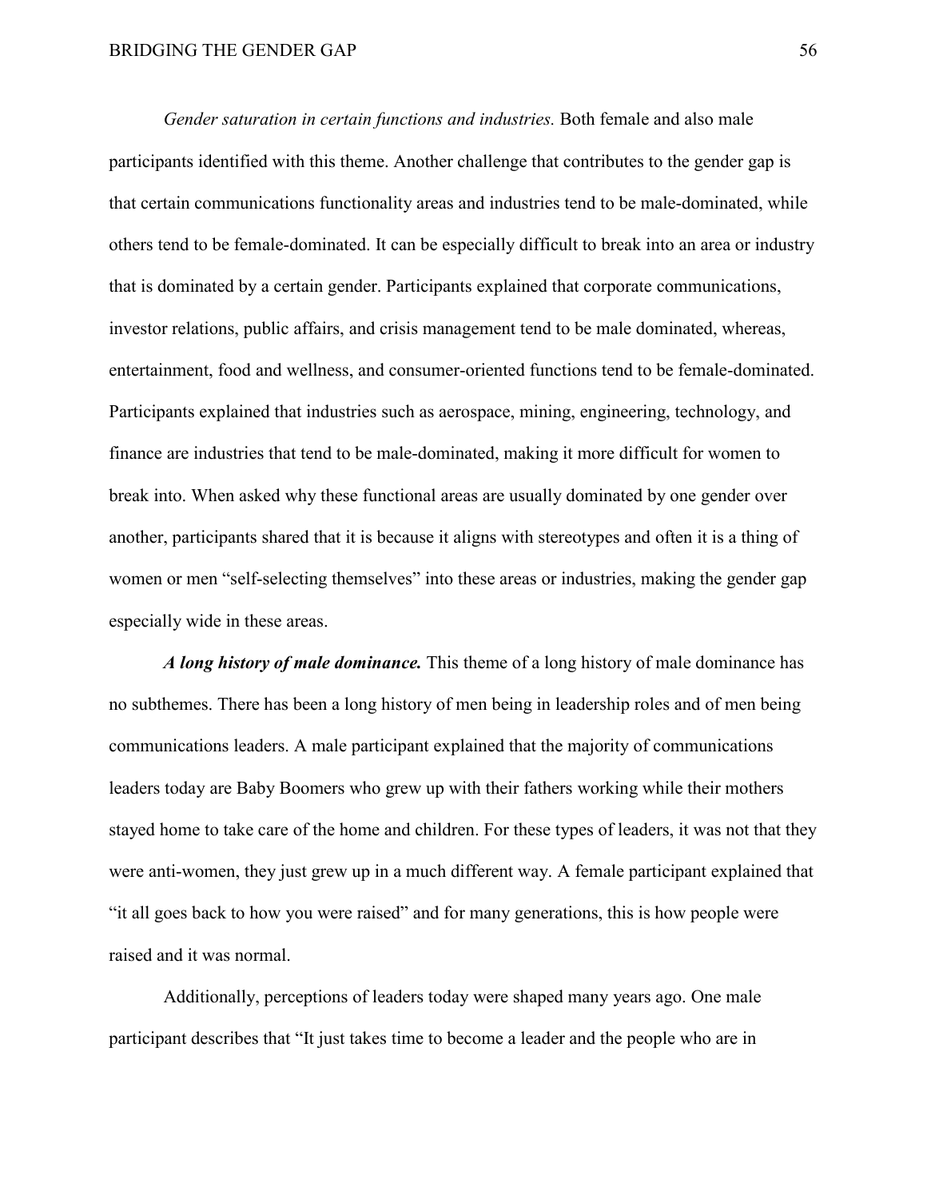*Gender saturation in certain functions and industries.* Both female and also male participants identified with this theme. Another challenge that contributes to the gender gap is that certain communications functionality areas and industries tend to be male-dominated, while others tend to be female-dominated. It can be especially difficult to break into an area or industry that is dominated by a certain gender. Participants explained that corporate communications, investor relations, public affairs, and crisis management tend to be male dominated, whereas, entertainment, food and wellness, and consumer-oriented functions tend to be female-dominated. Participants explained that industries such as aerospace, mining, engineering, technology, and finance are industries that tend to be male-dominated, making it more difficult for women to break into. When asked why these functional areas are usually dominated by one gender over another, participants shared that it is because it aligns with stereotypes and often it is a thing of women or men "self-selecting themselves" into these areas or industries, making the gender gap especially wide in these areas.

***A long history of male dominance.*** This theme of a long history of male dominance has no subthemes. There has been a long history of men being in leadership roles and of men being communications leaders. A male participant explained that the majority of communications leaders today are Baby Boomers who grew up with their fathers working while their mothers stayed home to take care of the home and children. For these types of leaders, it was not that they were anti-women, they just grew up in a much different way. A female participant explained that "it all goes back to how you were raised" and for many generations, this is how people were raised and it was normal.

Additionally, perceptions of leaders today were shaped many years ago. One male participant describes that "It just takes time to become a leader and the people who are in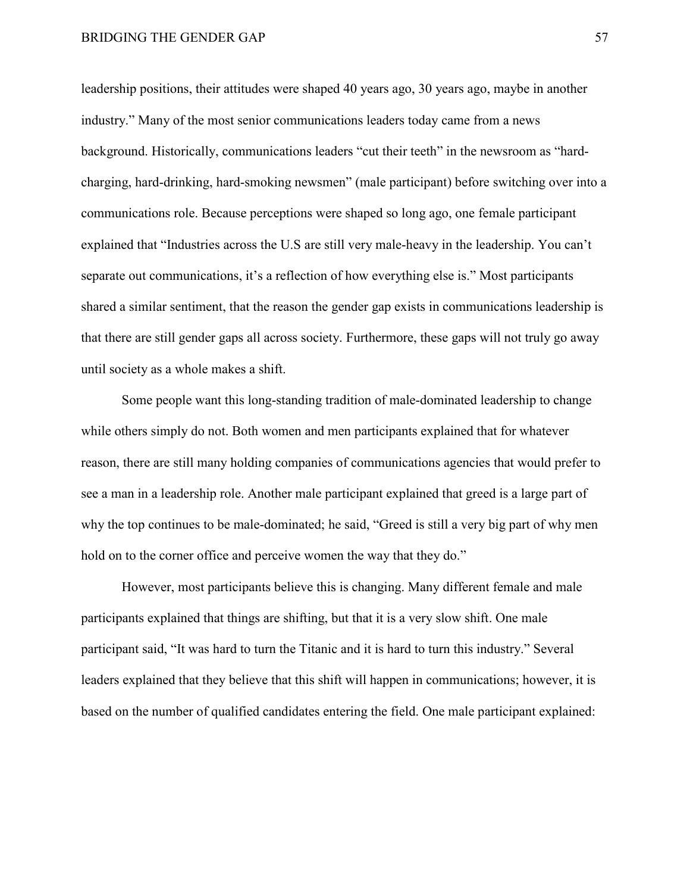leadership positions, their attitudes were shaped 40 years ago, 30 years ago, maybe in another industry." Many of the most senior communications leaders today came from a news background. Historically, communications leaders "cut their teeth" in the newsroom as "hard-charging, hard-drinking, hard-smoking newsmen" (male participant) before switching over into a communications role. Because perceptions were shaped so long ago, one female participant explained that "Industries across the U.S are still very male-heavy in the leadership. You can't separate out communications, it's a reflection of how everything else is." Most participants shared a similar sentiment, that the reason the gender gap exists in communications leadership is that there are still gender gaps all across society. Furthermore, these gaps will not truly go away until society as a whole makes a shift.

Some people want this long-standing tradition of male-dominated leadership to change while others simply do not. Both women and men participants explained that for whatever reason, there are still many holding companies of communications agencies that would prefer to see a man in a leadership role. Another male participant explained that greed is a large part of why the top continues to be male-dominated; he said, "Greed is still a very big part of why men hold on to the corner office and perceive women the way that they do."

However, most participants believe this is changing. Many different female and male participants explained that things are shifting, but that it is a very slow shift. One male participant said, "It was hard to turn the Titanic and it is hard to turn this industry." Several leaders explained that they believe that this shift will happen in communications; however, it is based on the number of qualified candidates entering the field. One male participant explained: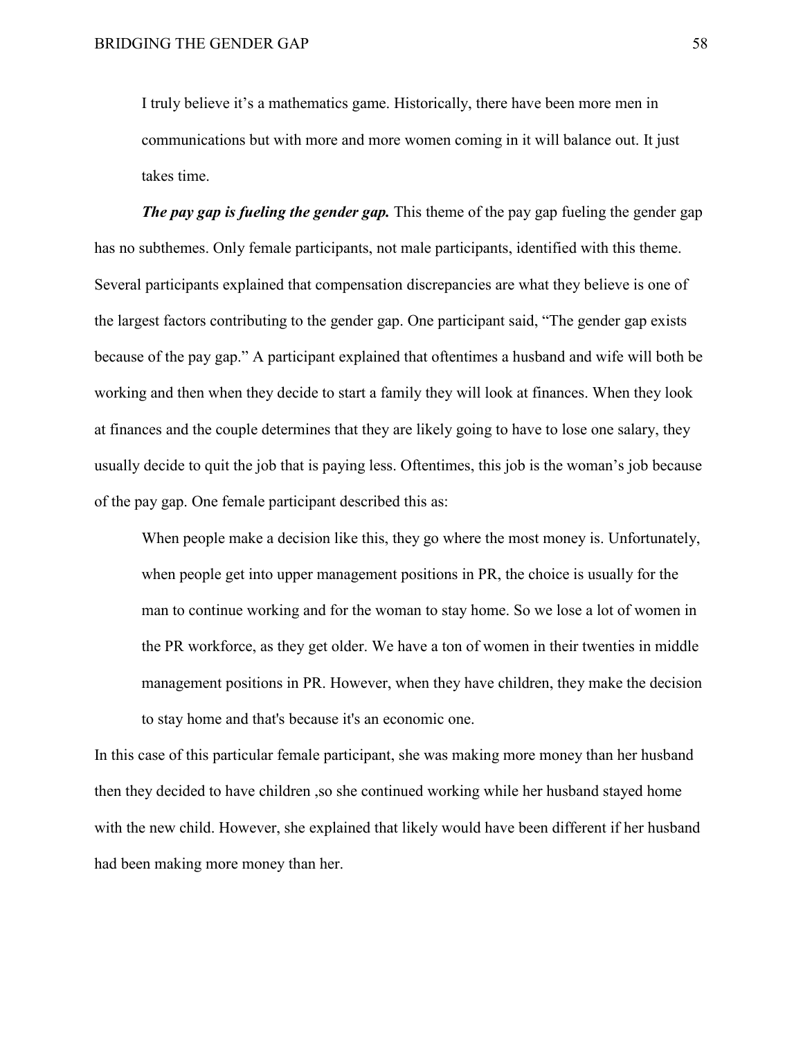> I truly believe it's a mathematics game. Historically, there have been more men in communications but with more and more women coming in it will balance out. It just takes time.

***The pay gap is fueling the gender gap.*** This theme of the pay gap fueling the gender gap has no subthemes. Only female participants, not male participants, identified with this theme. Several participants explained that compensation discrepancies are what they believe is one of the largest factors contributing to the gender gap. One participant said, "The gender gap exists because of the pay gap." A participant explained that oftentimes a husband and wife will both be working and then when they decide to start a family they will look at finances. When they look at finances and the couple determines that they are likely going to have to lose one salary, they usually decide to quit the job that is paying less. Oftentimes, this job is the woman's job because of the pay gap. One female participant described this as:

> When people make a decision like this, they go where the most money is. Unfortunately, when people get into upper management positions in PR, the choice is usually for the man to continue working and for the woman to stay home. So we lose a lot of women in the PR workforce, as they get older. We have a ton of women in their twenties in middle management positions in PR. However, when they have children, they make the decision to stay home and that's because it's an economic one.

In this case of this particular female participant, she was making more money than her husband then they decided to have children ,so she continued working while her husband stayed home with the new child. However, she explained that likely would have been different if her husband had been making more money than her.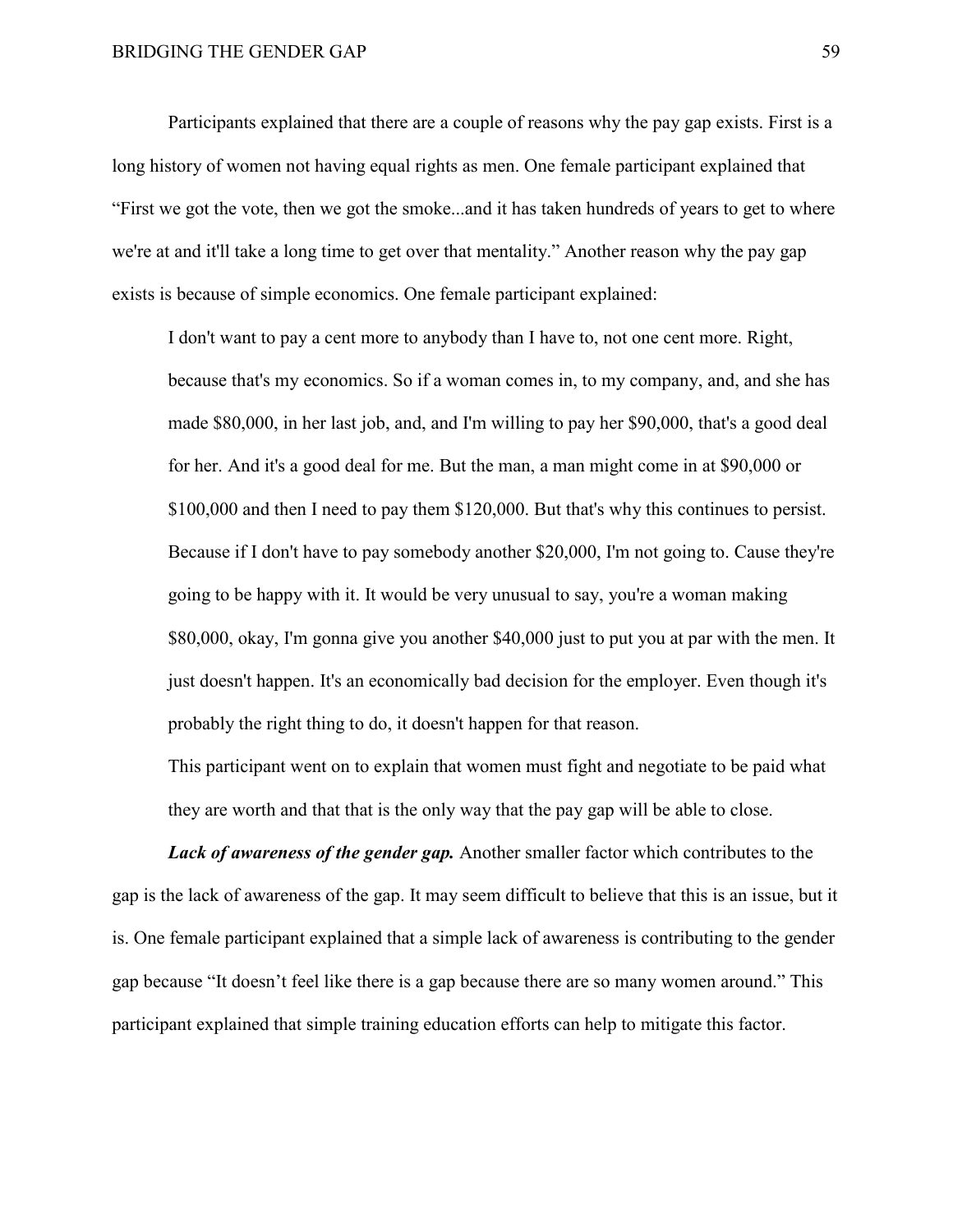Participants explained that there are a couple of reasons why the pay gap exists. First is a long history of women not having equal rights as men. One female participant explained that "First we got the vote, then we got the smoke...and it has taken hundreds of years to get to where we're at and it'll take a long time to get over that mentality." Another reason why the pay gap exists is because of simple economics. One female participant explained:

> I don't want to pay a cent more to anybody than I have to, not one cent more. Right, because that's my economics. So if a woman comes in, to my company, and, and she has made $80,000, in her last job, and, and I'm willing to pay her $90,000, that's a good deal for her. And it's a good deal for me. But the man, a man might come in at $90,000 or $100,000 and then I need to pay them $120,000. But that's why this continues to persist. Because if I don't have to pay somebody another $20,000, I'm not going to. Cause they're going to be happy with it. It would be very unusual to say, you're a woman making $80,000, okay, I'm gonna give you another $40,000 just to put you at par with the men. It just doesn't happen. It's an economically bad decision for the employer. Even though it's probably the right thing to do, it doesn't happen for that reason.
>
> This participant went on to explain that women must fight and negotiate to be paid what they are worth and that that is the only way that the pay gap will be able to close.

***Lack of awareness of the gender gap.*** Another smaller factor which contributes to the gap is the lack of awareness of the gap. It may seem difficult to believe that this is an issue, but it is. One female participant explained that a simple lack of awareness is contributing to the gender gap because "It doesn't feel like there is a gap because there are so many women around." This participant explained that simple training education efforts can help to mitigate this factor.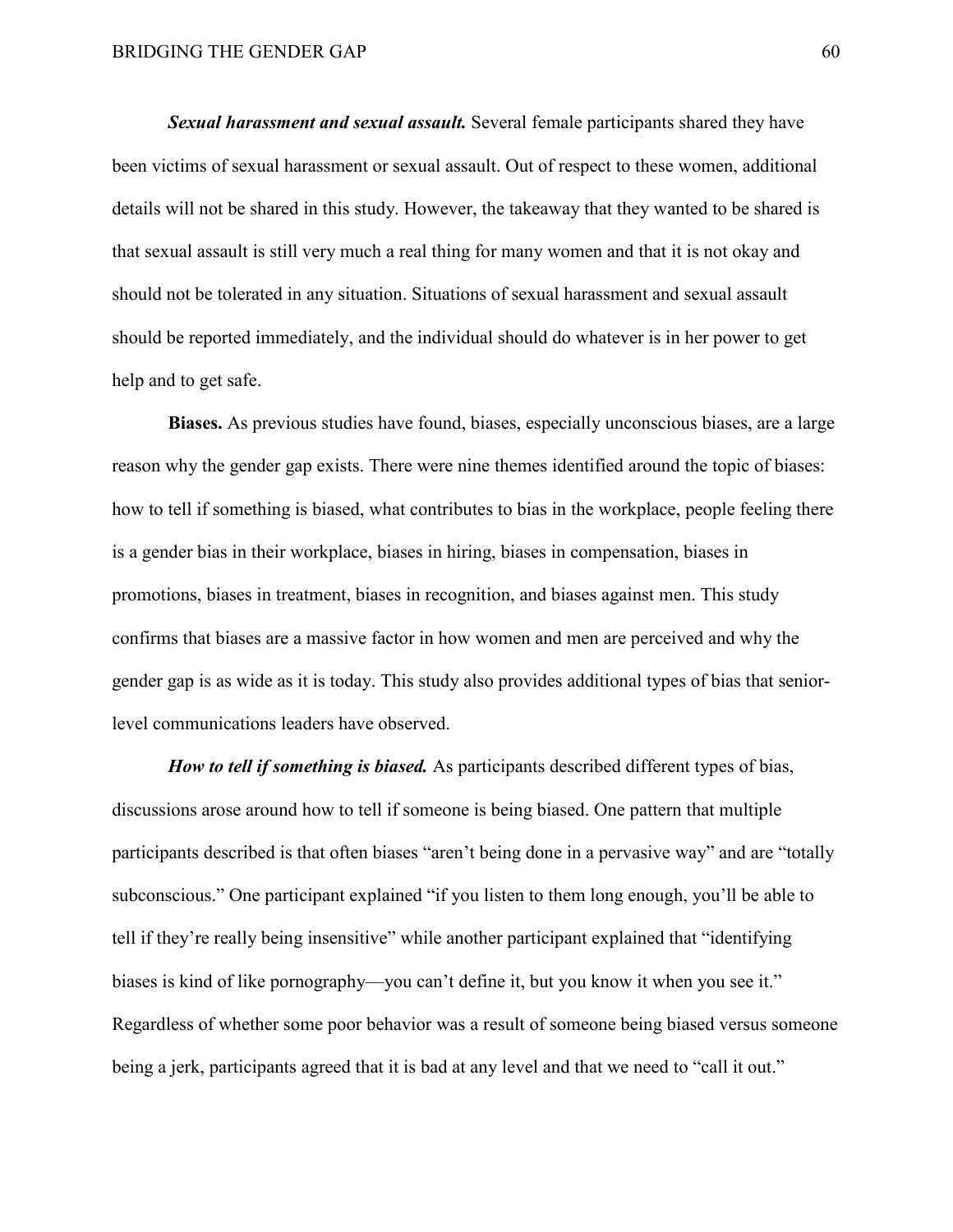***Sexual harassment and sexual assault.*** Several female participants shared they have been victims of sexual harassment or sexual assault. Out of respect to these women, additional details will not be shared in this study. However, the takeaway that they wanted to be shared is that sexual assault is still very much a real thing for many women and that it is not okay and should not be tolerated in any situation. Situations of sexual harassment and sexual assault should be reported immediately, and the individual should do whatever is in her power to get help and to get safe.

**Biases.** As previous studies have found, biases, especially unconscious biases, are a large reason why the gender gap exists. There were nine themes identified around the topic of biases: how to tell if something is biased, what contributes to bias in the workplace, people feeling there is a gender bias in their workplace, biases in hiring, biases in compensation, biases in promotions, biases in treatment, biases in recognition, and biases against men. This study confirms that biases are a massive factor in how women and men are perceived and why the gender gap is as wide as it is today. This study also provides additional types of bias that senior-level communications leaders have observed.

***How to tell if something is biased.*** As participants described different types of bias, discussions arose around how to tell if someone is being biased. One pattern that multiple participants described is that often biases "aren't being done in a pervasive way" and are "totally subconscious." One participant explained "if you listen to them long enough, you'll be able to tell if they're really being insensitive" while another participant explained that "identifying biases is kind of like pornography—you can't define it, but you know it when you see it." Regardless of whether some poor behavior was a result of someone being biased versus someone being a jerk, participants agreed that it is bad at any level and that we need to "call it out."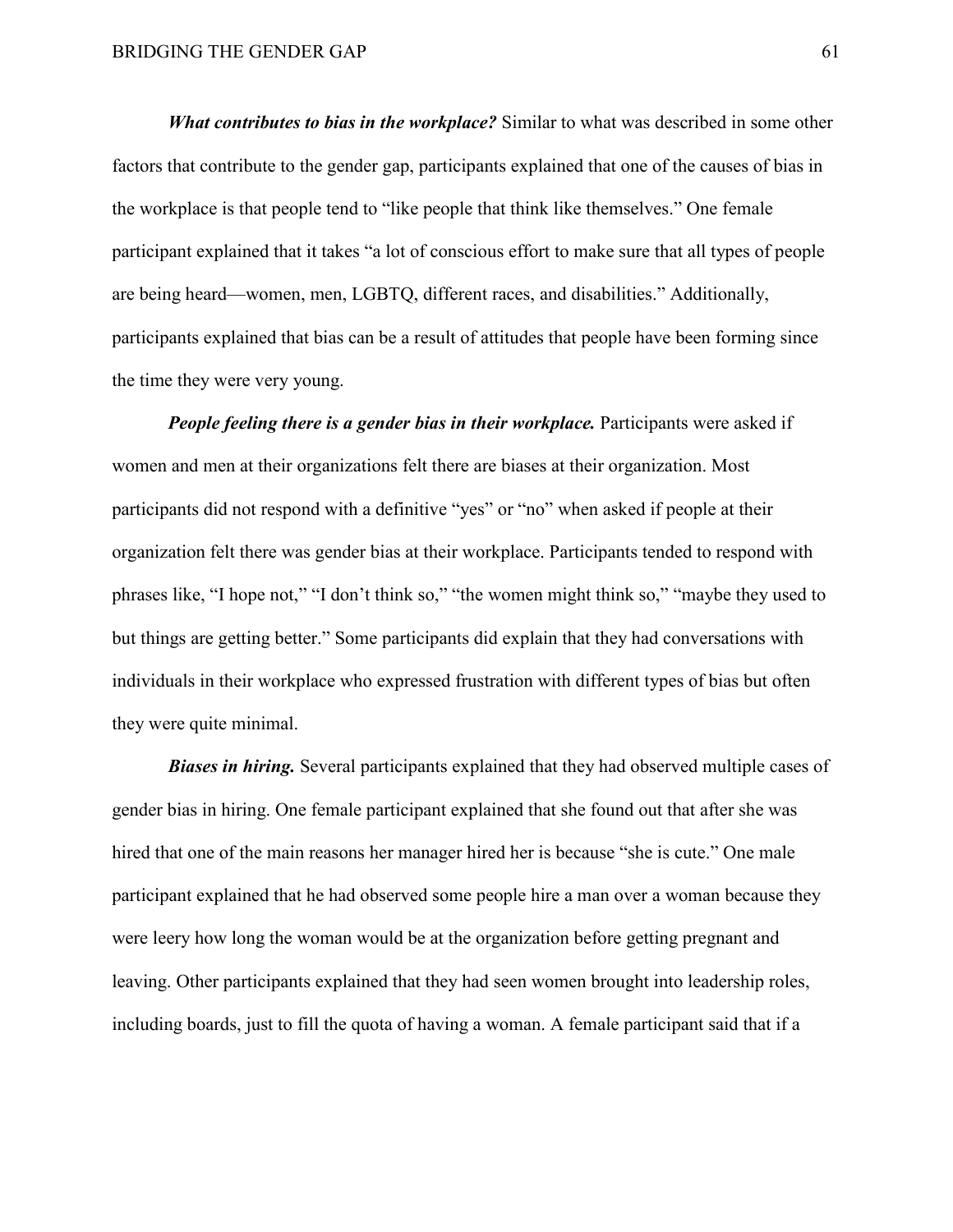***What contributes to bias in the workplace?*** Similar to what was described in some other factors that contribute to the gender gap, participants explained that one of the causes of bias in the workplace is that people tend to "like people that think like themselves." One female participant explained that it takes "a lot of conscious effort to make sure that all types of people are being heard—women, men, LGBTQ, different races, and disabilities." Additionally, participants explained that bias can be a result of attitudes that people have been forming since the time they were very young.

***People feeling there is a gender bias in their workplace.*** Participants were asked if women and men at their organizations felt there are biases at their organization. Most participants did not respond with a definitive "yes" or "no" when asked if people at their organization felt there was gender bias at their workplace. Participants tended to respond with phrases like, "I hope not," "I don't think so," "the women might think so," "maybe they used to but things are getting better." Some participants did explain that they had conversations with individuals in their workplace who expressed frustration with different types of bias but often they were quite minimal.

***Biases in hiring.*** Several participants explained that they had observed multiple cases of gender bias in hiring. One female participant explained that she found out that after she was hired that one of the main reasons her manager hired her is because "she is cute." One male participant explained that he had observed some people hire a man over a woman because they were leery how long the woman would be at the organization before getting pregnant and leaving. Other participants explained that they had seen women brought into leadership roles, including boards, just to fill the quota of having a woman. A female participant said that if a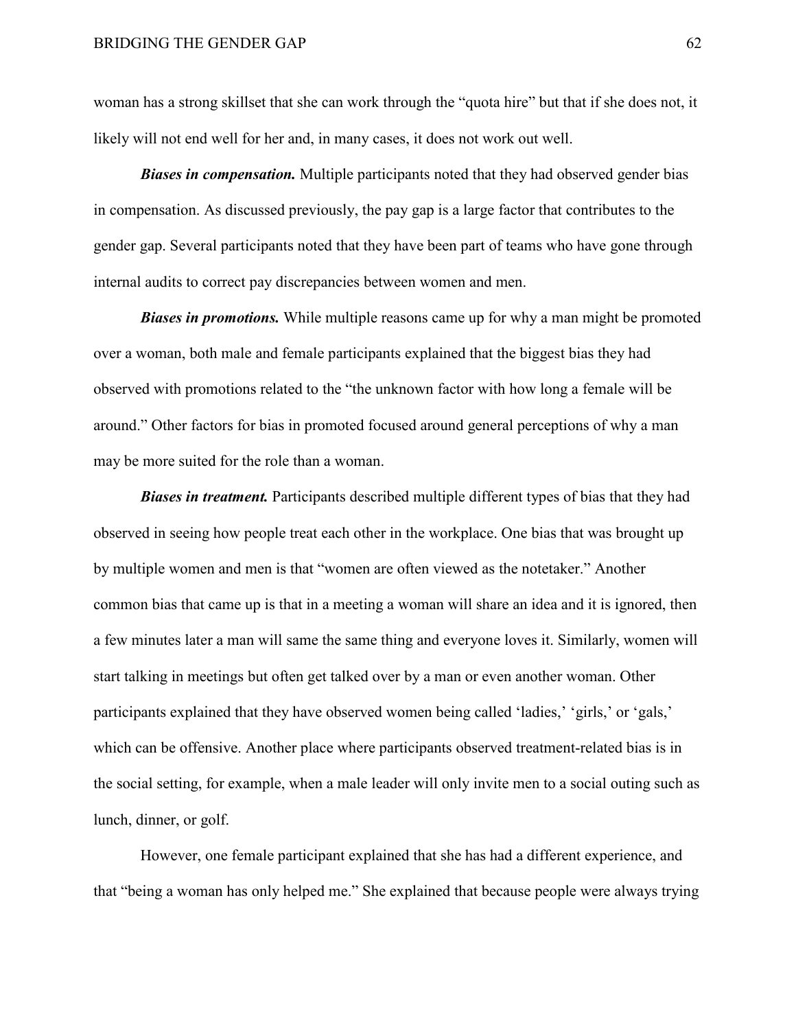woman has a strong skillset that she can work through the "quota hire" but that if she does not, it likely will not end well for her and, in many cases, it does not work out well.

***Biases in compensation.*** Multiple participants noted that they had observed gender bias in compensation. As discussed previously, the pay gap is a large factor that contributes to the gender gap. Several participants noted that they have been part of teams who have gone through internal audits to correct pay discrepancies between women and men.

***Biases in promotions.*** While multiple reasons came up for why a man might be promoted over a woman, both male and female participants explained that the biggest bias they had observed with promotions related to the "the unknown factor with how long a female will be around." Other factors for bias in promoted focused around general perceptions of why a man may be more suited for the role than a woman.

***Biases in treatment.*** Participants described multiple different types of bias that they had observed in seeing how people treat each other in the workplace. One bias that was brought up by multiple women and men is that "women are often viewed as the notetaker." Another common bias that came up is that in a meeting a woman will share an idea and it is ignored, then a few minutes later a man will same the same thing and everyone loves it. Similarly, women will start talking in meetings but often get talked over by a man or even another woman. Other participants explained that they have observed women being called 'ladies,' 'girls,' or 'gals,' which can be offensive. Another place where participants observed treatment-related bias is in the social setting, for example, when a male leader will only invite men to a social outing such as lunch, dinner, or golf.

However, one female participant explained that she has had a different experience, and that "being a woman has only helped me." She explained that because people were always trying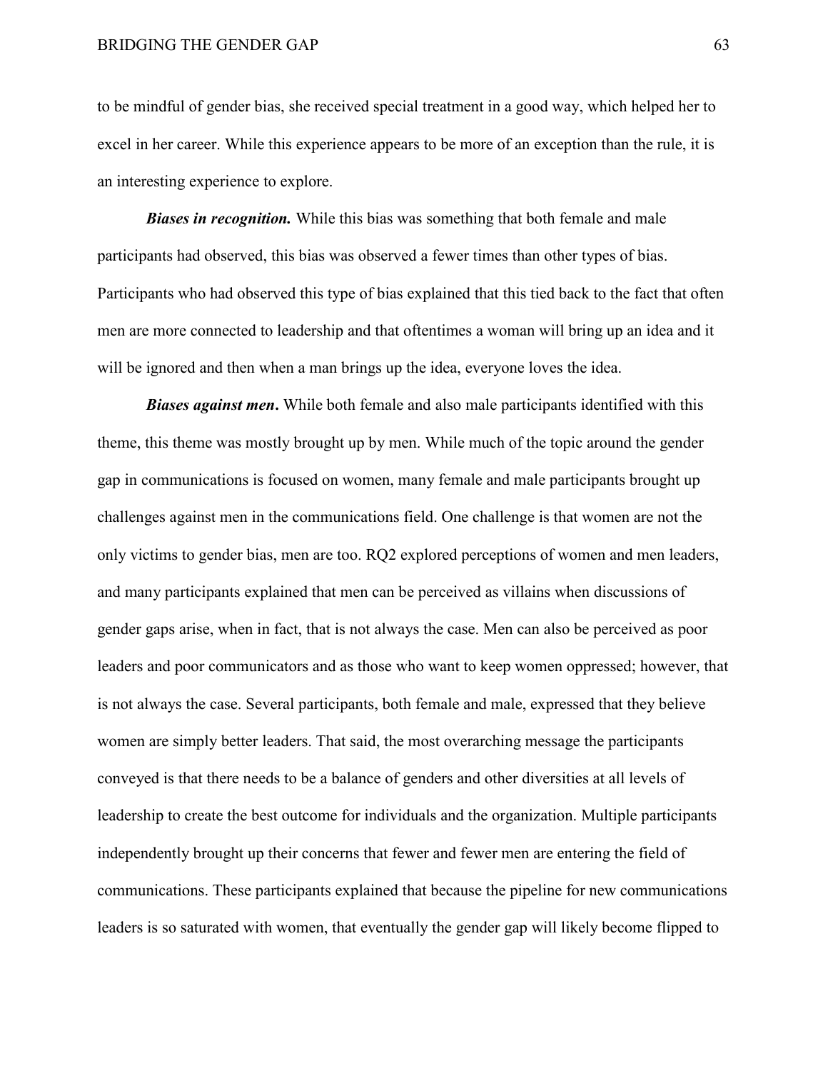to be mindful of gender bias, she received special treatment in a good way, which helped her to excel in her career. While this experience appears to be more of an exception than the rule, it is an interesting experience to explore.

***Biases in recognition.*** While this bias was something that both female and male participants had observed, this bias was observed a fewer times than other types of bias. Participants who had observed this type of bias explained that this tied back to the fact that often men are more connected to leadership and that oftentimes a woman will bring up an idea and it will be ignored and then when a man brings up the idea, everyone loves the idea.

***Biases against men*.** While both female and also male participants identified with this theme, this theme was mostly brought up by men. While much of the topic around the gender gap in communications is focused on women, many female and male participants brought up challenges against men in the communications field. One challenge is that women are not the only victims to gender bias, men are too. RQ2 explored perceptions of women and men leaders, and many participants explained that men can be perceived as villains when discussions of gender gaps arise, when in fact, that is not always the case. Men can also be perceived as poor leaders and poor communicators and as those who want to keep women oppressed; however, that is not always the case. Several participants, both female and male, expressed that they believe women are simply better leaders. That said, the most overarching message the participants conveyed is that there needs to be a balance of genders and other diversities at all levels of leadership to create the best outcome for individuals and the organization. Multiple participants independently brought up their concerns that fewer and fewer men are entering the field of communications. These participants explained that because the pipeline for new communications leaders is so saturated with women, that eventually the gender gap will likely become flipped to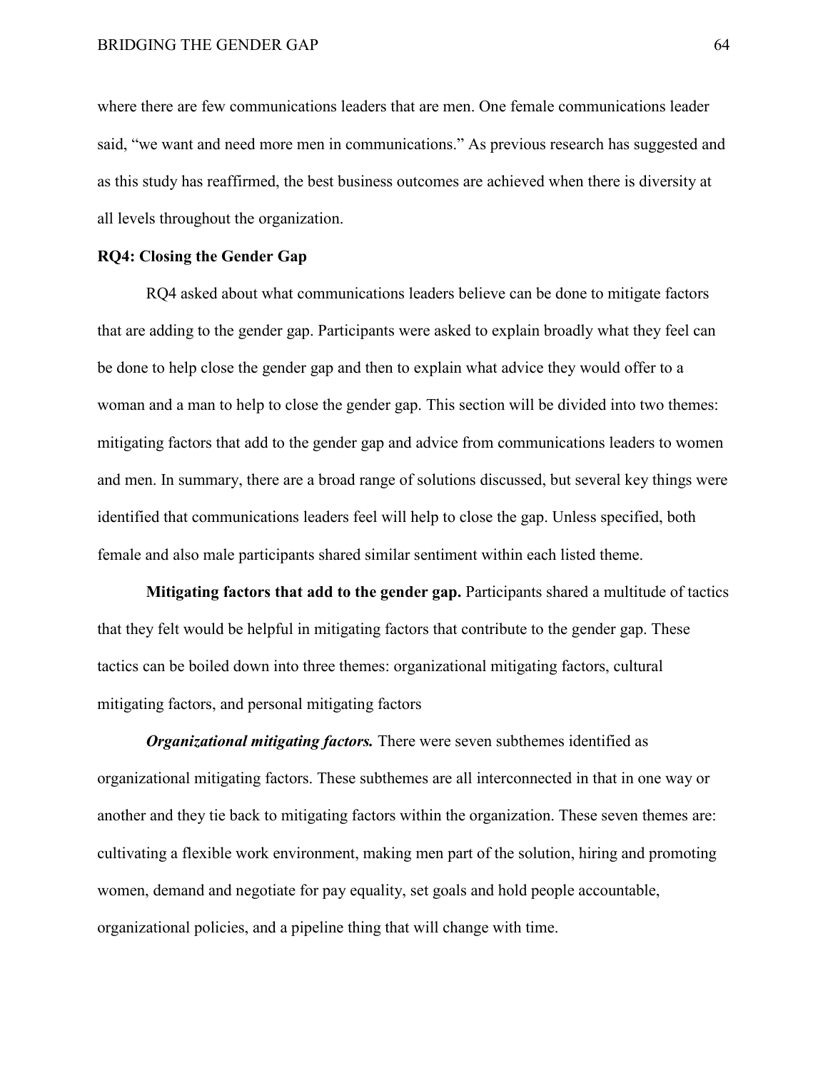where there are few communications leaders that are men. One female communications leader said, “we want and need more men in communications.” As previous research has suggested and as this study has reaffirmed, the best business outcomes are achieved when there is diversity at all levels throughout the organization.

### RQ4: Closing the Gender Gap

RQ4 asked about what communications leaders believe can be done to mitigate factors that are adding to the gender gap. Participants were asked to explain broadly what they feel can be done to help close the gender gap and then to explain what advice they would offer to a woman and a man to help to close the gender gap. This section will be divided into two themes: mitigating factors that add to the gender gap and advice from communications leaders to women and men. In summary, there are a broad range of solutions discussed, but several key things were identified that communications leaders feel will help to close the gap. Unless specified, both female and also male participants shared similar sentiment within each listed theme.

**Mitigating factors that add to the gender gap.** Participants shared a multitude of tactics that they felt would be helpful in mitigating factors that contribute to the gender gap. These tactics can be boiled down into three themes: organizational mitigating factors, cultural mitigating factors, and personal mitigating factors

***Organizational mitigating factors.*** There were seven subthemes identified as organizational mitigating factors. These subthemes are all interconnected in that in one way or another and they tie back to mitigating factors within the organization. These seven themes are: cultivating a flexible work environment, making men part of the solution, hiring and promoting women, demand and negotiate for pay equality, set goals and hold people accountable, organizational policies, and a pipeline thing that will change with time.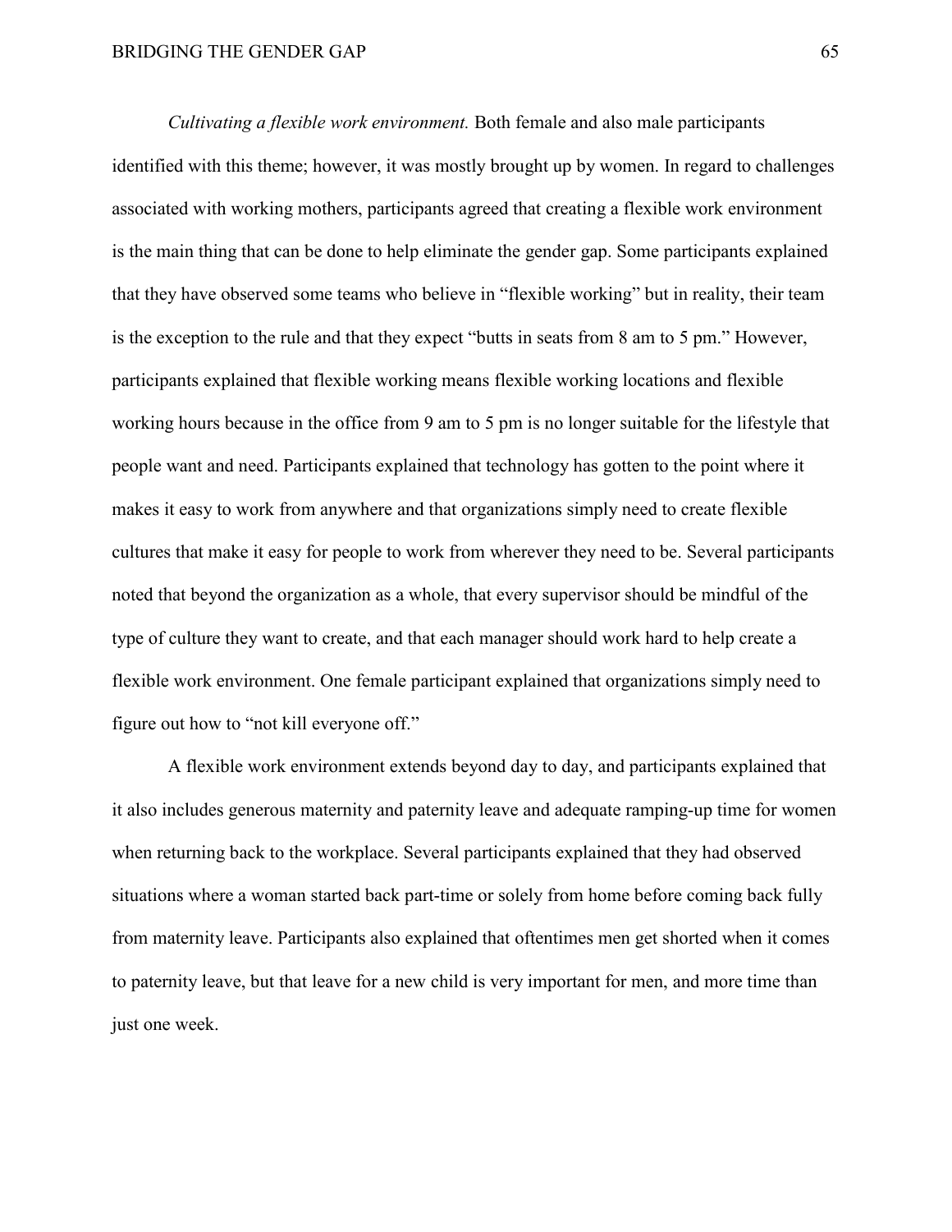*Cultivating a flexible work environment.* Both female and also male participants identified with this theme; however, it was mostly brought up by women. In regard to challenges associated with working mothers, participants agreed that creating a flexible work environment is the main thing that can be done to help eliminate the gender gap. Some participants explained that they have observed some teams who believe in "flexible working" but in reality, their team is the exception to the rule and that they expect "butts in seats from 8 am to 5 pm." However, participants explained that flexible working means flexible working locations and flexible working hours because in the office from 9 am to 5 pm is no longer suitable for the lifestyle that people want and need. Participants explained that technology has gotten to the point where it makes it easy to work from anywhere and that organizations simply need to create flexible cultures that make it easy for people to work from wherever they need to be. Several participants noted that beyond the organization as a whole, that every supervisor should be mindful of the type of culture they want to create, and that each manager should work hard to help create a flexible work environment. One female participant explained that organizations simply need to figure out how to "not kill everyone off."

A flexible work environment extends beyond day to day, and participants explained that it also includes generous maternity and paternity leave and adequate ramping-up time for women when returning back to the workplace. Several participants explained that they had observed situations where a woman started back part-time or solely from home before coming back fully from maternity leave. Participants also explained that oftentimes men get shorted when it comes to paternity leave, but that leave for a new child is very important for men, and more time than just one week.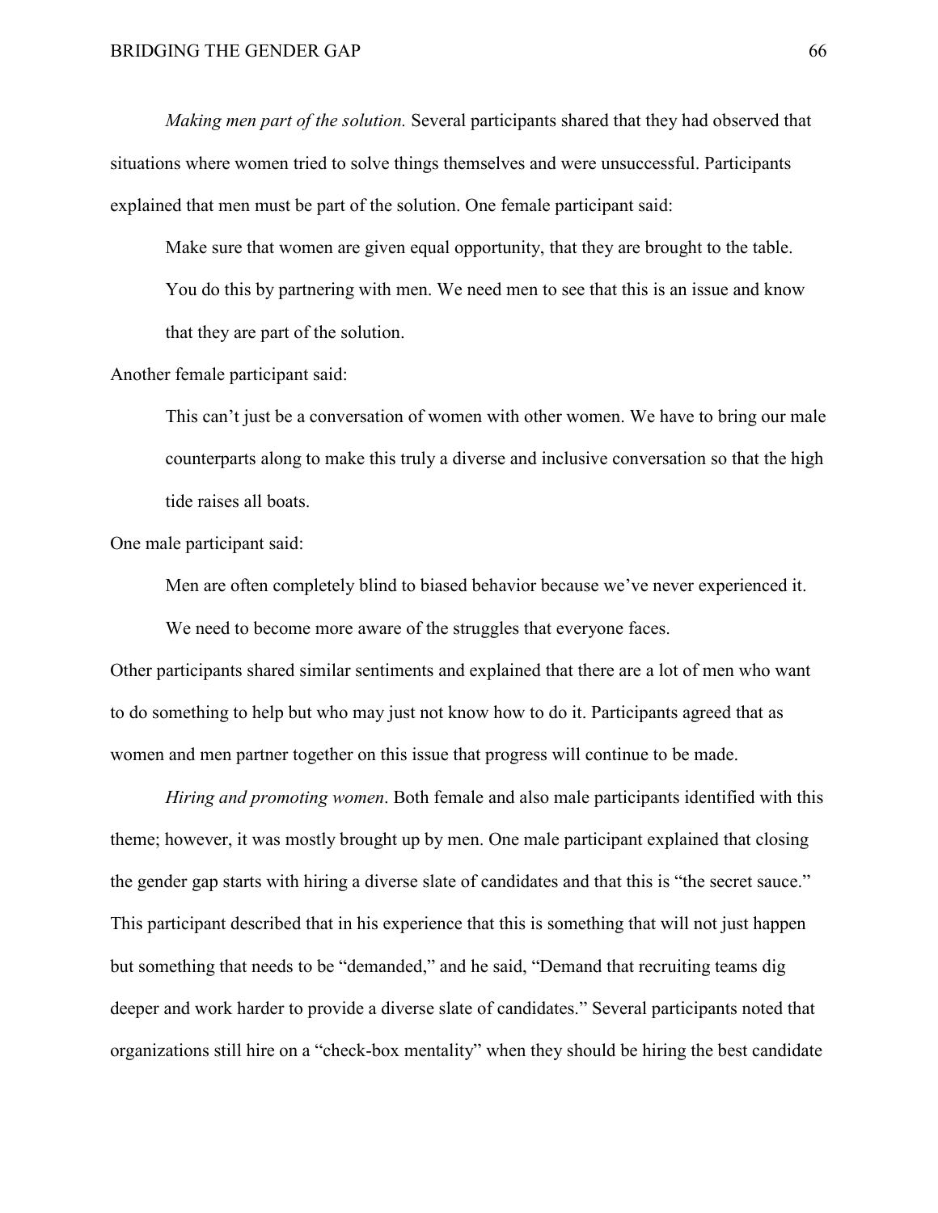*Making men part of the solution.* Several participants shared that they had observed that situations where women tried to solve things themselves and were unsuccessful. Participants explained that men must be part of the solution. One female participant said:

> Make sure that women are given equal opportunity, that they are brought to the table. You do this by partnering with men. We need men to see that this is an issue and know that they are part of the solution.

Another female participant said:

> This can't just be a conversation of women with other women. We have to bring our male counterparts along to make this truly a diverse and inclusive conversation so that the high tide raises all boats.

One male participant said:

> Men are often completely blind to biased behavior because we've never experienced it. We need to become more aware of the struggles that everyone faces.

Other participants shared similar sentiments and explained that there are a lot of men who want to do something to help but who may just not know how to do it. Participants agreed that as women and men partner together on this issue that progress will continue to be made.

*Hiring and promoting women*. Both female and also male participants identified with this theme; however, it was mostly brought up by men. One male participant explained that closing the gender gap starts with hiring a diverse slate of candidates and that this is "the secret sauce." This participant described that in his experience that this is something that will not just happen but something that needs to be "demanded," and he said, "Demand that recruiting teams dig deeper and work harder to provide a diverse slate of candidates." Several participants noted that organizations still hire on a "check-box mentality" when they should be hiring the best candidate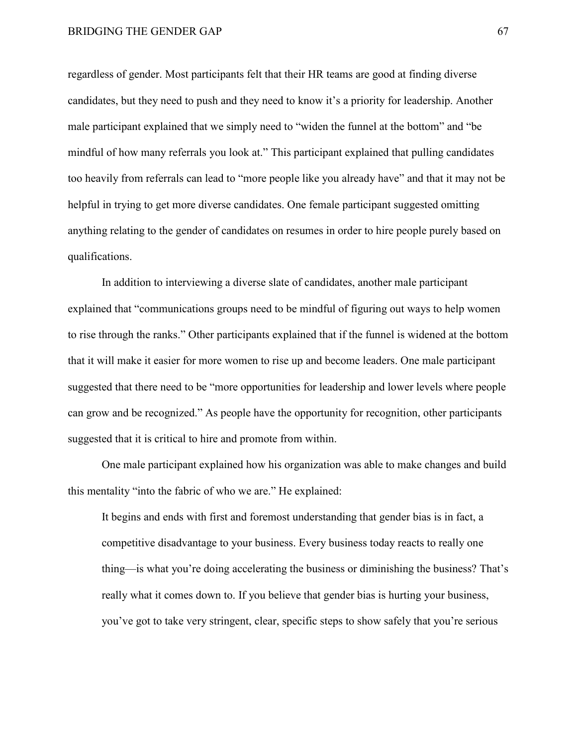regardless of gender. Most participants felt that their HR teams are good at finding diverse candidates, but they need to push and they need to know it's a priority for leadership. Another male participant explained that we simply need to "widen the funnel at the bottom" and "be mindful of how many referrals you look at." This participant explained that pulling candidates too heavily from referrals can lead to "more people like you already have" and that it may not be helpful in trying to get more diverse candidates. One female participant suggested omitting anything relating to the gender of candidates on resumes in order to hire people purely based on qualifications.

In addition to interviewing a diverse slate of candidates, another male participant explained that "communications groups need to be mindful of figuring out ways to help women to rise through the ranks." Other participants explained that if the funnel is widened at the bottom that it will make it easier for more women to rise up and become leaders. One male participant suggested that there need to be "more opportunities for leadership and lower levels where people can grow and be recognized." As people have the opportunity for recognition, other participants suggested that it is critical to hire and promote from within.

One male participant explained how his organization was able to make changes and build this mentality "into the fabric of who we are." He explained:

> It begins and ends with first and foremost understanding that gender bias is in fact, a competitive disadvantage to your business. Every business today reacts to really one thing—is what you're doing accelerating the business or diminishing the business? That's really what it comes down to. If you believe that gender bias is hurting your business, you've got to take very stringent, clear, specific steps to show safely that you're serious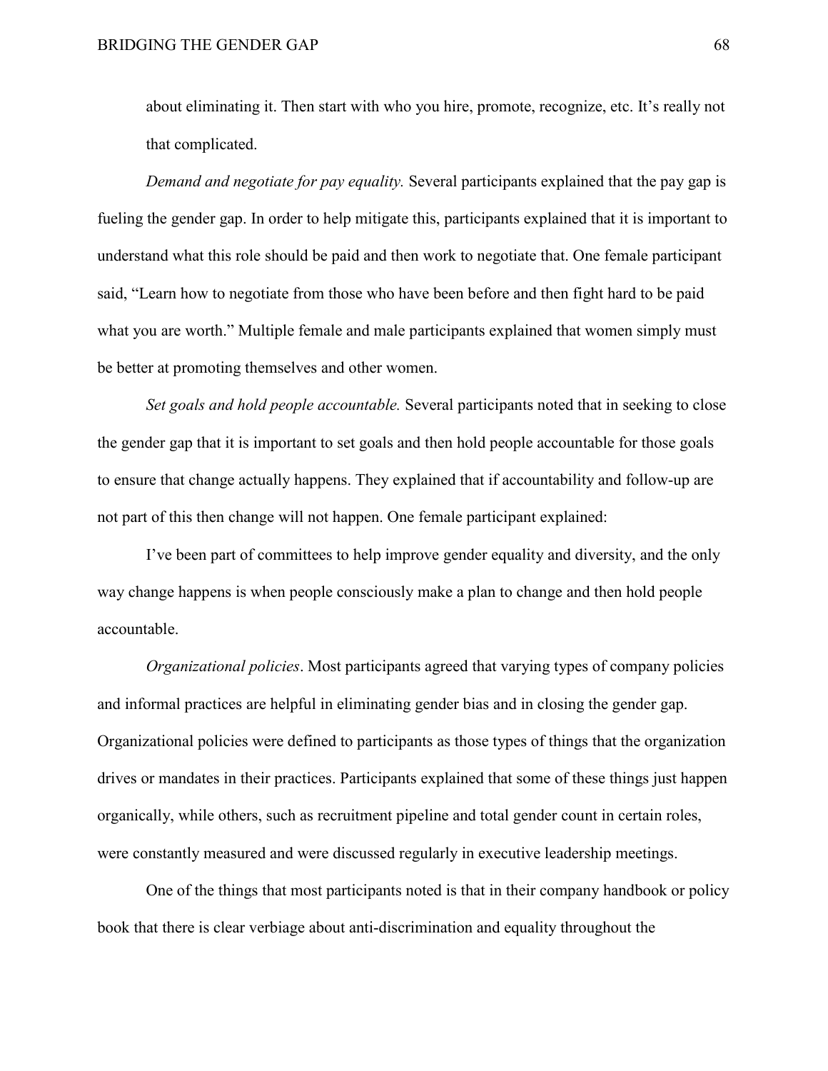about eliminating it. Then start with who you hire, promote, recognize, etc. It's really not that complicated.

*Demand and negotiate for pay equality.* Several participants explained that the pay gap is fueling the gender gap. In order to help mitigate this, participants explained that it is important to understand what this role should be paid and then work to negotiate that. One female participant said, "Learn how to negotiate from those who have been before and then fight hard to be paid what you are worth." Multiple female and male participants explained that women simply must be better at promoting themselves and other women.

*Set goals and hold people accountable.* Several participants noted that in seeking to close the gender gap that it is important to set goals and then hold people accountable for those goals to ensure that change actually happens. They explained that if accountability and follow-up are not part of this then change will not happen. One female participant explained:

I've been part of committees to help improve gender equality and diversity, and the only way change happens is when people consciously make a plan to change and then hold people accountable.

*Organizational policies*. Most participants agreed that varying types of company policies and informal practices are helpful in eliminating gender bias and in closing the gender gap. Organizational policies were defined to participants as those types of things that the organization drives or mandates in their practices. Participants explained that some of these things just happen organically, while others, such as recruitment pipeline and total gender count in certain roles, were constantly measured and were discussed regularly in executive leadership meetings.

One of the things that most participants noted is that in their company handbook or policy book that there is clear verbiage about anti-discrimination and equality throughout the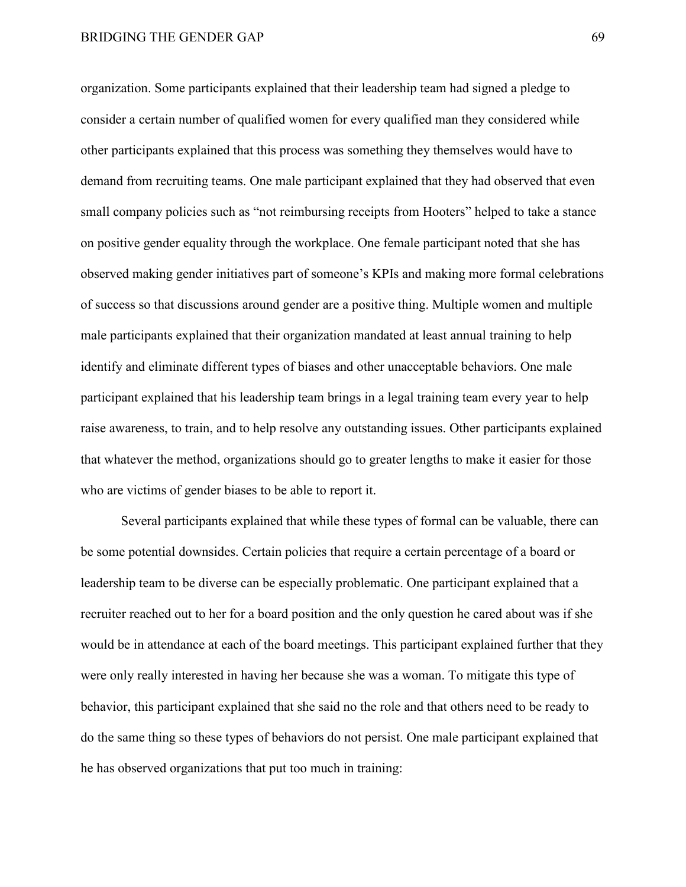organization. Some participants explained that their leadership team had signed a pledge to consider a certain number of qualified women for every qualified man they considered while other participants explained that this process was something they themselves would have to demand from recruiting teams. One male participant explained that they had observed that even small company policies such as "not reimbursing receipts from Hooters" helped to take a stance on positive gender equality through the workplace. One female participant noted that she has observed making gender initiatives part of someone's KPIs and making more formal celebrations of success so that discussions around gender are a positive thing. Multiple women and multiple male participants explained that their organization mandated at least annual training to help identify and eliminate different types of biases and other unacceptable behaviors. One male participant explained that his leadership team brings in a legal training team every year to help raise awareness, to train, and to help resolve any outstanding issues. Other participants explained that whatever the method, organizations should go to greater lengths to make it easier for those who are victims of gender biases to be able to report it.

Several participants explained that while these types of formal can be valuable, there can be some potential downsides. Certain policies that require a certain percentage of a board or leadership team to be diverse can be especially problematic. One participant explained that a recruiter reached out to her for a board position and the only question he cared about was if she would be in attendance at each of the board meetings. This participant explained further that they were only really interested in having her because she was a woman. To mitigate this type of behavior, this participant explained that she said no the role and that others need to be ready to do the same thing so these types of behaviors do not persist. One male participant explained that he has observed organizations that put too much in training: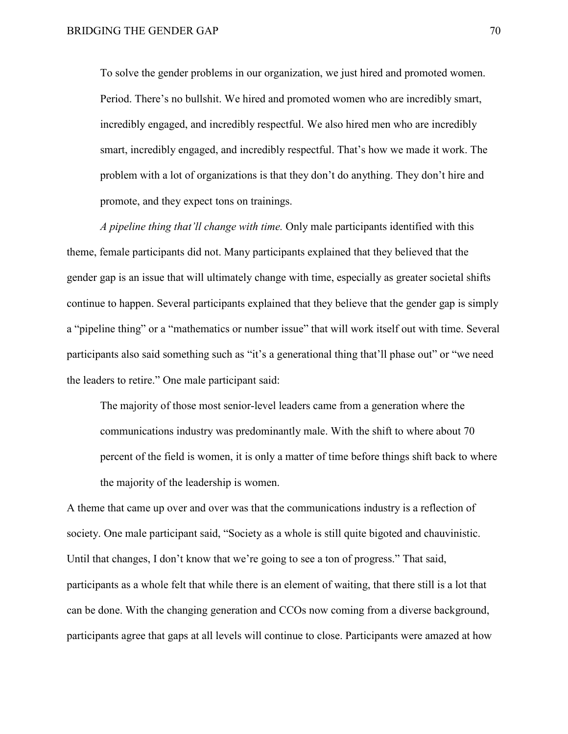> To solve the gender problems in our organization, we just hired and promoted women. Period. There's no bullshit. We hired and promoted women who are incredibly smart, incredibly engaged, and incredibly respectful. We also hired men who are incredibly smart, incredibly engaged, and incredibly respectful. That's how we made it work. The problem with a lot of organizations is that they don't do anything. They don't hire and promote, and they expect tons on trainings.

*A pipeline thing that'll change with time.* Only male participants identified with this theme, female participants did not. Many participants explained that they believed that the gender gap is an issue that will ultimately change with time, especially as greater societal shifts continue to happen. Several participants explained that they believe that the gender gap is simply a "pipeline thing" or a "mathematics or number issue" that will work itself out with time. Several participants also said something such as "it's a generational thing that'll phase out" or "we need the leaders to retire." One male participant said:

> The majority of those most senior-level leaders came from a generation where the communications industry was predominantly male. With the shift to where about 70 percent of the field is women, it is only a matter of time before things shift back to where the majority of the leadership is women.

A theme that came up over and over was that the communications industry is a reflection of society. One male participant said, "Society as a whole is still quite bigoted and chauvinistic. Until that changes, I don't know that we're going to see a ton of progress." That said, participants as a whole felt that while there is an element of waiting, that there still is a lot that can be done. With the changing generation and CCOs now coming from a diverse background, participants agree that gaps at all levels will continue to close. Participants were amazed at how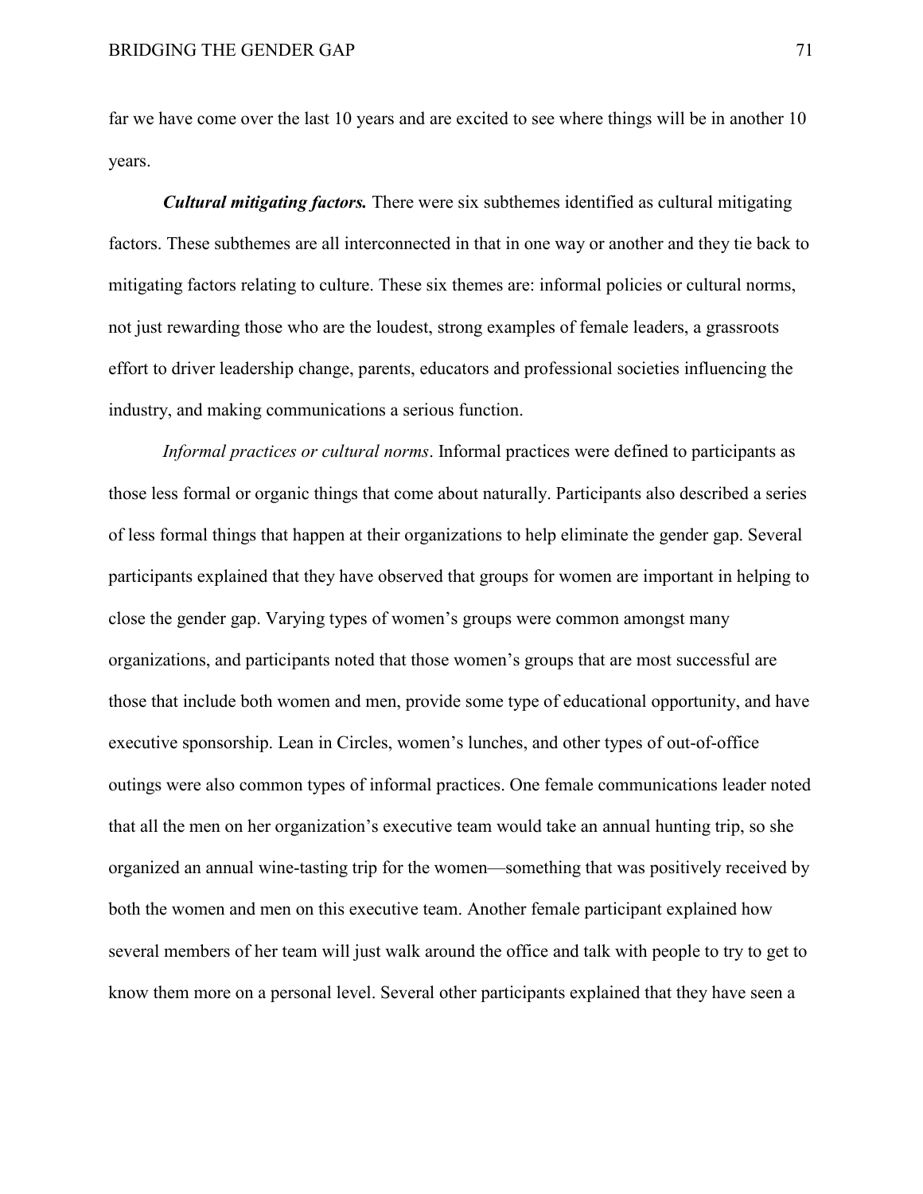far we have come over the last 10 years and are excited to see where things will be in another 10 years.

***Cultural mitigating factors.*** There were six subthemes identified as cultural mitigating factors. These subthemes are all interconnected in that in one way or another and they tie back to mitigating factors relating to culture. These six themes are: informal policies or cultural norms, not just rewarding those who are the loudest, strong examples of female leaders, a grassroots effort to driver leadership change, parents, educators and professional societies influencing the industry, and making communications a serious function.

*Informal practices or cultural norms*. Informal practices were defined to participants as those less formal or organic things that come about naturally. Participants also described a series of less formal things that happen at their organizations to help eliminate the gender gap. Several participants explained that they have observed that groups for women are important in helping to close the gender gap. Varying types of women's groups were common amongst many organizations, and participants noted that those women's groups that are most successful are those that include both women and men, provide some type of educational opportunity, and have executive sponsorship. Lean in Circles, women's lunches, and other types of out-of-office outings were also common types of informal practices. One female communications leader noted that all the men on her organization's executive team would take an annual hunting trip, so she organized an annual wine-tasting trip for the women—something that was positively received by both the women and men on this executive team. Another female participant explained how several members of her team will just walk around the office and talk with people to try to get to know them more on a personal level. Several other participants explained that they have seen a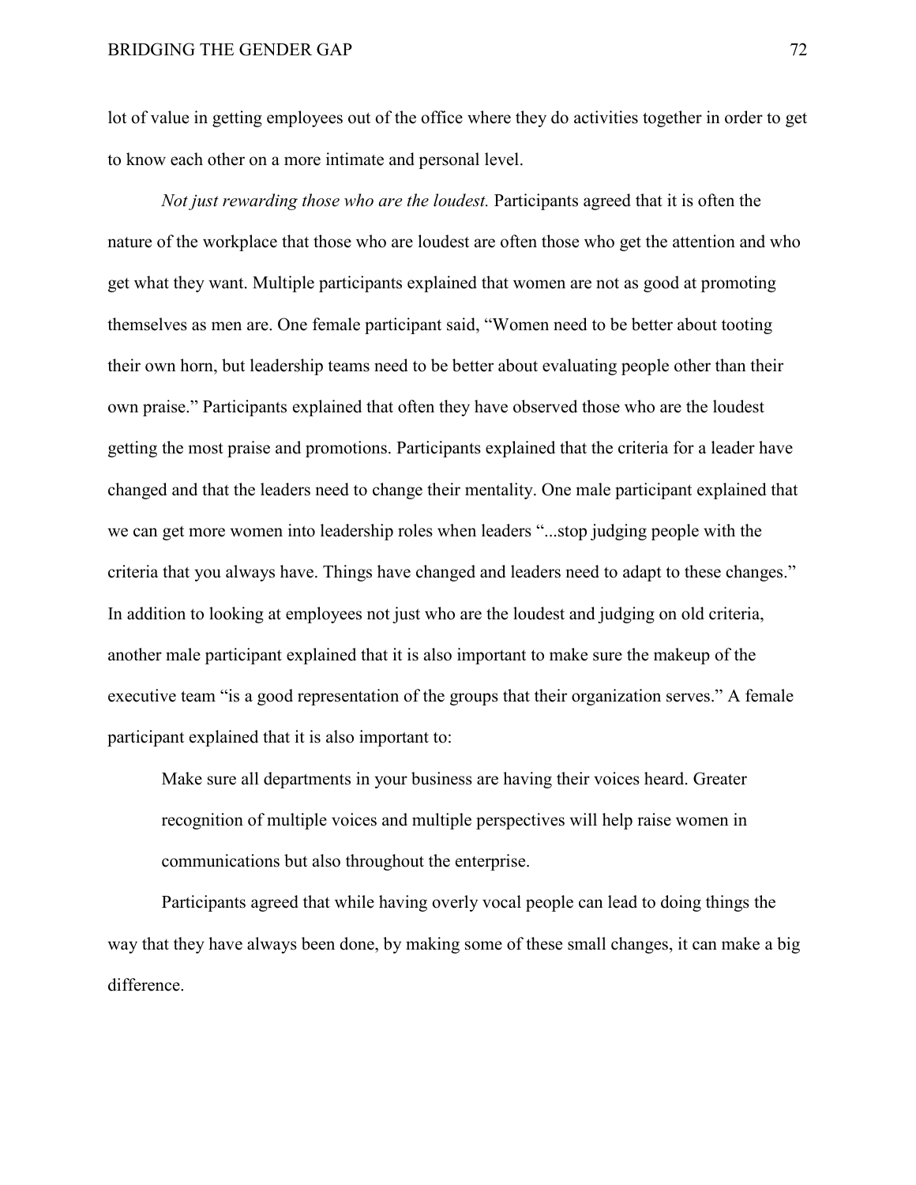lot of value in getting employees out of the office where they do activities together in order to get to know each other on a more intimate and personal level.

*Not just rewarding those who are the loudest.* Participants agreed that it is often the nature of the workplace that those who are loudest are often those who get the attention and who get what they want. Multiple participants explained that women are not as good at promoting themselves as men are. One female participant said, "Women need to be better about tooting their own horn, but leadership teams need to be better about evaluating people other than their own praise." Participants explained that often they have observed those who are the loudest getting the most praise and promotions. Participants explained that the criteria for a leader have changed and that the leaders need to change their mentality. One male participant explained that we can get more women into leadership roles when leaders "...stop judging people with the criteria that you always have. Things have changed and leaders need to adapt to these changes." In addition to looking at employees not just who are the loudest and judging on old criteria, another male participant explained that it is also important to make sure the makeup of the executive team "is a good representation of the groups that their organization serves." A female participant explained that it is also important to:

> Make sure all departments in your business are having their voices heard. Greater recognition of multiple voices and multiple perspectives will help raise women in communications but also throughout the enterprise.

Participants agreed that while having overly vocal people can lead to doing things the way that they have always been done, by making some of these small changes, it can make a big difference.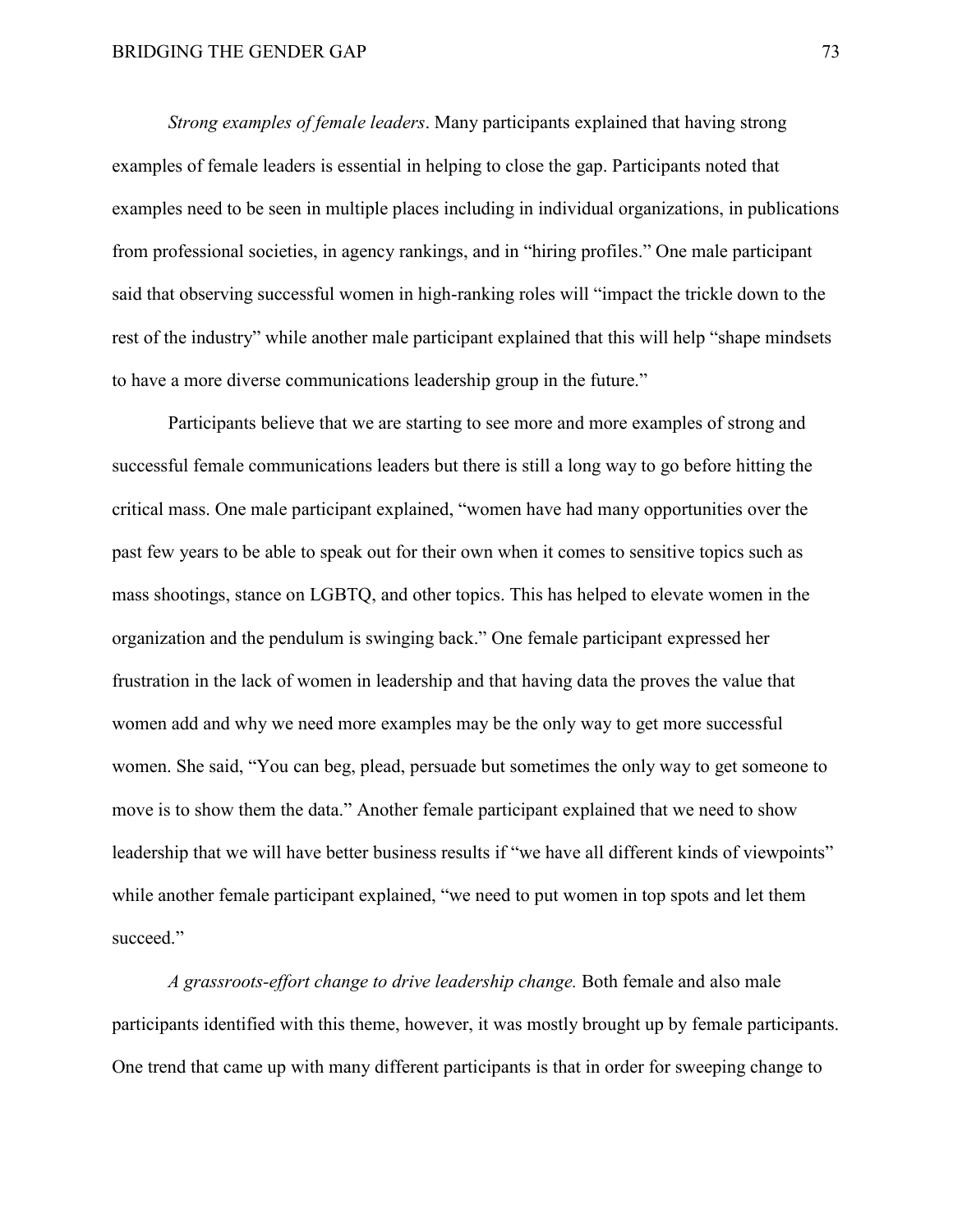*Strong examples of female leaders*. Many participants explained that having strong examples of female leaders is essential in helping to close the gap. Participants noted that examples need to be seen in multiple places including in individual organizations, in publications from professional societies, in agency rankings, and in "hiring profiles." One male participant said that observing successful women in high-ranking roles will "impact the trickle down to the rest of the industry" while another male participant explained that this will help "shape mindsets to have a more diverse communications leadership group in the future."

Participants believe that we are starting to see more and more examples of strong and successful female communications leaders but there is still a long way to go before hitting the critical mass. One male participant explained, "women have had many opportunities over the past few years to be able to speak out for their own when it comes to sensitive topics such as mass shootings, stance on LGBTQ, and other topics. This has helped to elevate women in the organization and the pendulum is swinging back." One female participant expressed her frustration in the lack of women in leadership and that having data the proves the value that women add and why we need more examples may be the only way to get more successful women. She said, "You can beg, plead, persuade but sometimes the only way to get someone to move is to show them the data." Another female participant explained that we need to show leadership that we will have better business results if "we have all different kinds of viewpoints" while another female participant explained, "we need to put women in top spots and let them succeed."

*A grassroots-effort change to drive leadership change.* Both female and also male participants identified with this theme, however, it was mostly brought up by female participants. One trend that came up with many different participants is that in order for sweeping change to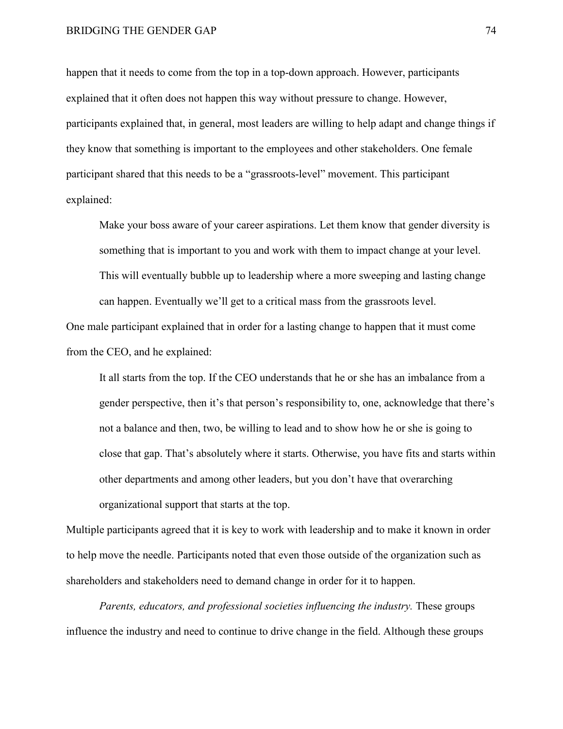happen that it needs to come from the top in a top-down approach. However, participants explained that it often does not happen this way without pressure to change. However, participants explained that, in general, most leaders are willing to help adapt and change things if they know that something is important to the employees and other stakeholders. One female participant shared that this needs to be a "grassroots-level" movement. This participant explained:

> Make your boss aware of your career aspirations. Let them know that gender diversity is something that is important to you and work with them to impact change at your level. This will eventually bubble up to leadership where a more sweeping and lasting change can happen. Eventually we'll get to a critical mass from the grassroots level.

One male participant explained that in order for a lasting change to happen that it must come from the CEO, and he explained:

> It all starts from the top. If the CEO understands that he or she has an imbalance from a gender perspective, then it's that person's responsibility to, one, acknowledge that there's not a balance and then, two, be willing to lead and to show how he or she is going to close that gap. That's absolutely where it starts. Otherwise, you have fits and starts within other departments and among other leaders, but you don't have that overarching organizational support that starts at the top.

Multiple participants agreed that it is key to work with leadership and to make it known in order to help move the needle. Participants noted that even those outside of the organization such as shareholders and stakeholders need to demand change in order for it to happen.

*Parents, educators, and professional societies influencing the industry.* These groups influence the industry and need to continue to drive change in the field. Although these groups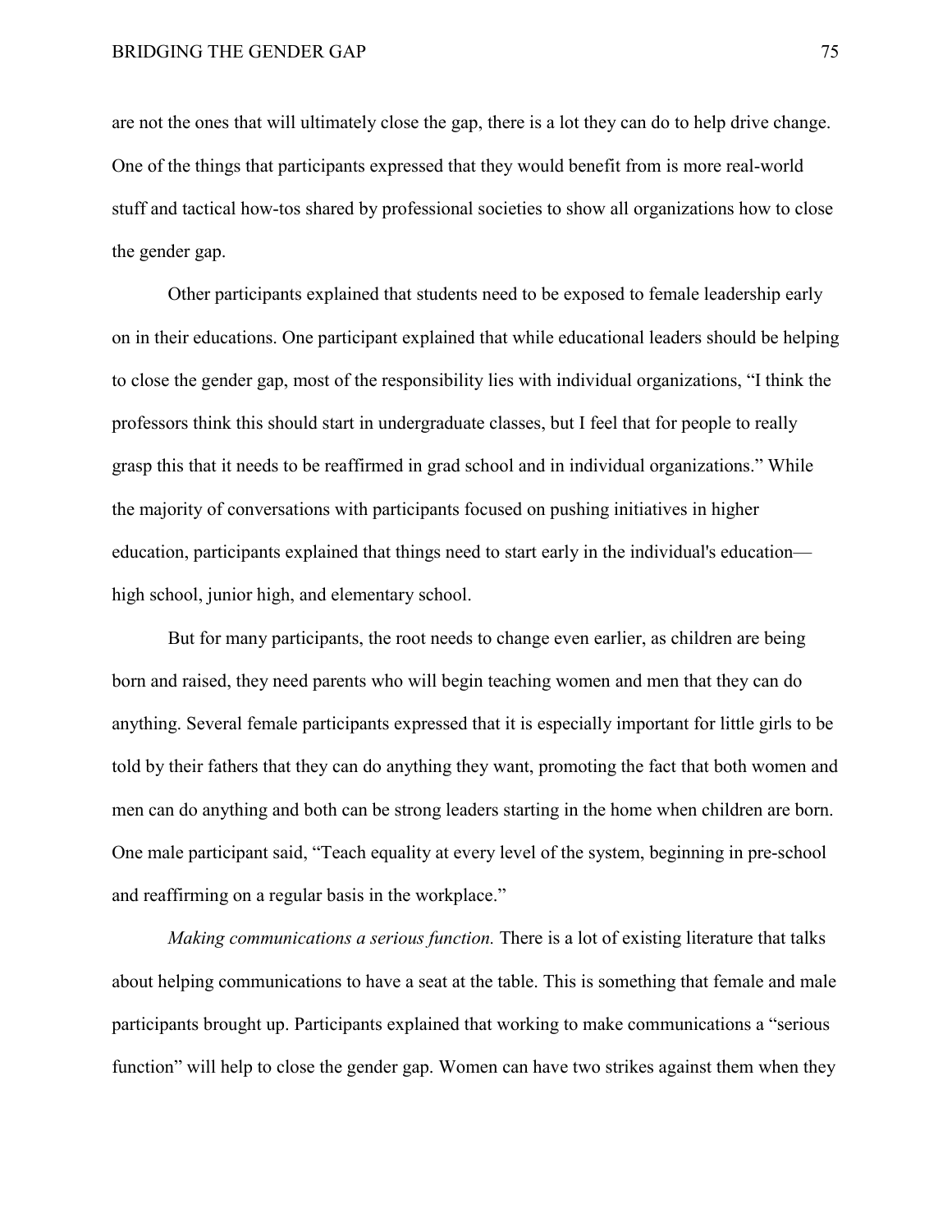are not the ones that will ultimately close the gap, there is a lot they can do to help drive change. One of the things that participants expressed that they would benefit from is more real-world stuff and tactical how-tos shared by professional societies to show all organizations how to close the gender gap.

Other participants explained that students need to be exposed to female leadership early on in their educations. One participant explained that while educational leaders should be helping to close the gender gap, most of the responsibility lies with individual organizations, "I think the professors think this should start in undergraduate classes, but I feel that for people to really grasp this that it needs to be reaffirmed in grad school and in individual organizations." While the majority of conversations with participants focused on pushing initiatives in higher education, participants explained that things need to start early in the individual's education—high school, junior high, and elementary school.

But for many participants, the root needs to change even earlier, as children are being born and raised, they need parents who will begin teaching women and men that they can do anything. Several female participants expressed that it is especially important for little girls to be told by their fathers that they can do anything they want, promoting the fact that both women and men can do anything and both can be strong leaders starting in the home when children are born. One male participant said, "Teach equality at every level of the system, beginning in pre-school and reaffirming on a regular basis in the workplace."

*Making communications a serious function.* There is a lot of existing literature that talks about helping communications to have a seat at the table. This is something that female and male participants brought up. Participants explained that working to make communications a "serious function" will help to close the gender gap. Women can have two strikes against them when they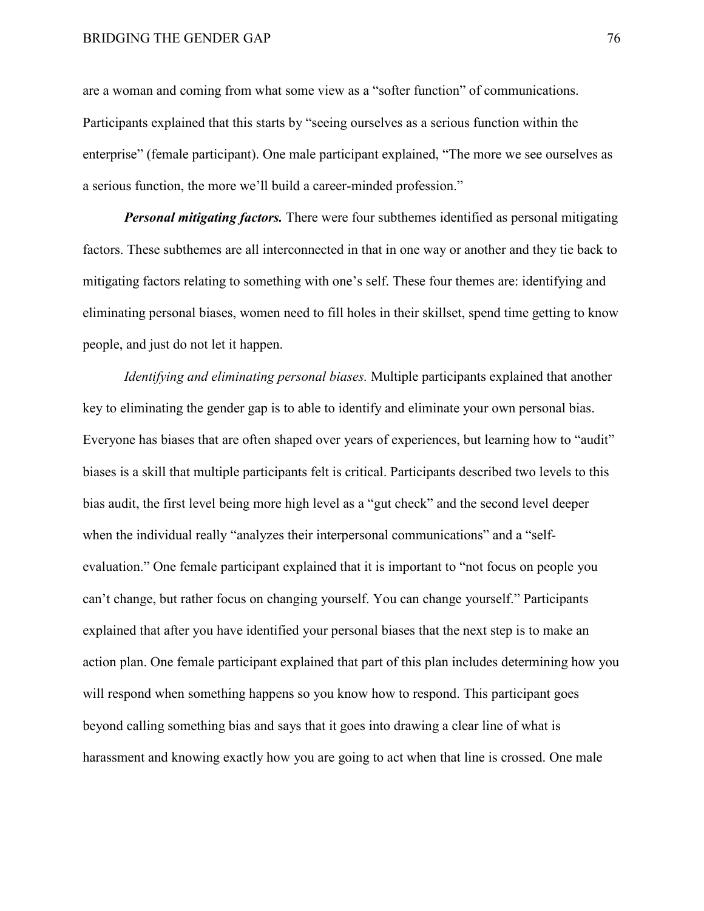are a woman and coming from what some view as a "softer function" of communications. Participants explained that this starts by "seeing ourselves as a serious function within the enterprise" (female participant). One male participant explained, "The more we see ourselves as a serious function, the more we'll build a career-minded profession."

***Personal mitigating factors.*** There were four subthemes identified as personal mitigating factors. These subthemes are all interconnected in that in one way or another and they tie back to mitigating factors relating to something with one's self. These four themes are: identifying and eliminating personal biases, women need to fill holes in their skillset, spend time getting to know people, and just do not let it happen.

*Identifying and eliminating personal biases.* Multiple participants explained that another key to eliminating the gender gap is to able to identify and eliminate your own personal bias. Everyone has biases that are often shaped over years of experiences, but learning how to "audit" biases is a skill that multiple participants felt is critical. Participants described two levels to this bias audit, the first level being more high level as a "gut check" and the second level deeper when the individual really "analyzes their interpersonal communications" and a "self-evaluation." One female participant explained that it is important to "not focus on people you can't change, but rather focus on changing yourself. You can change yourself." Participants explained that after you have identified your personal biases that the next step is to make an action plan. One female participant explained that part of this plan includes determining how you will respond when something happens so you know how to respond. This participant goes beyond calling something bias and says that it goes into drawing a clear line of what is harassment and knowing exactly how you are going to act when that line is crossed. One male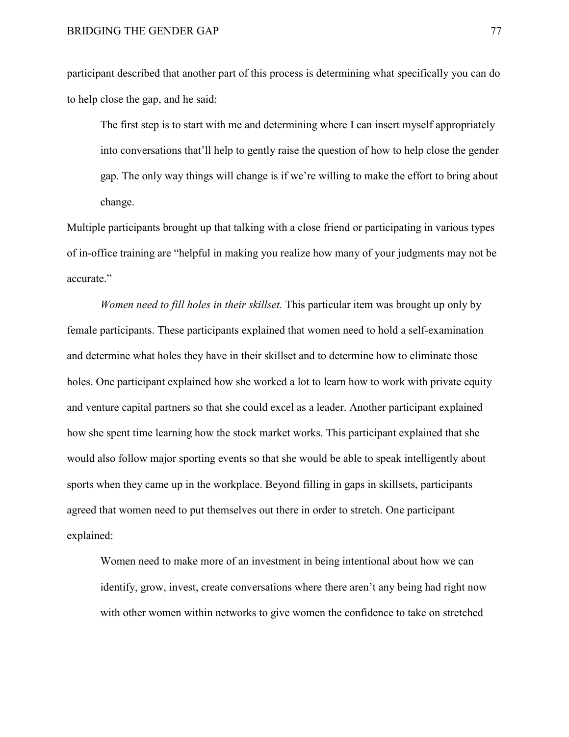participant described that another part of this process is determining what specifically you can do to help close the gap, and he said:

> The first step is to start with me and determining where I can insert myself appropriately into conversations that'll help to gently raise the question of how to help close the gender gap. The only way things will change is if we're willing to make the effort to bring about change.

Multiple participants brought up that talking with a close friend or participating in various types of in-office training are "helpful in making you realize how many of your judgments may not be accurate."

*Women need to fill holes in their skillset.* This particular item was brought up only by female participants. These participants explained that women need to hold a self-examination and determine what holes they have in their skillset and to determine how to eliminate those holes. One participant explained how she worked a lot to learn how to work with private equity and venture capital partners so that she could excel as a leader. Another participant explained how she spent time learning how the stock market works. This participant explained that she would also follow major sporting events so that she would be able to speak intelligently about sports when they came up in the workplace. Beyond filling in gaps in skillsets, participants agreed that women need to put themselves out there in order to stretch. One participant explained:

> Women need to make more of an investment in being intentional about how we can identify, grow, invest, create conversations where there aren't any being had right now with other women within networks to give women the confidence to take on stretched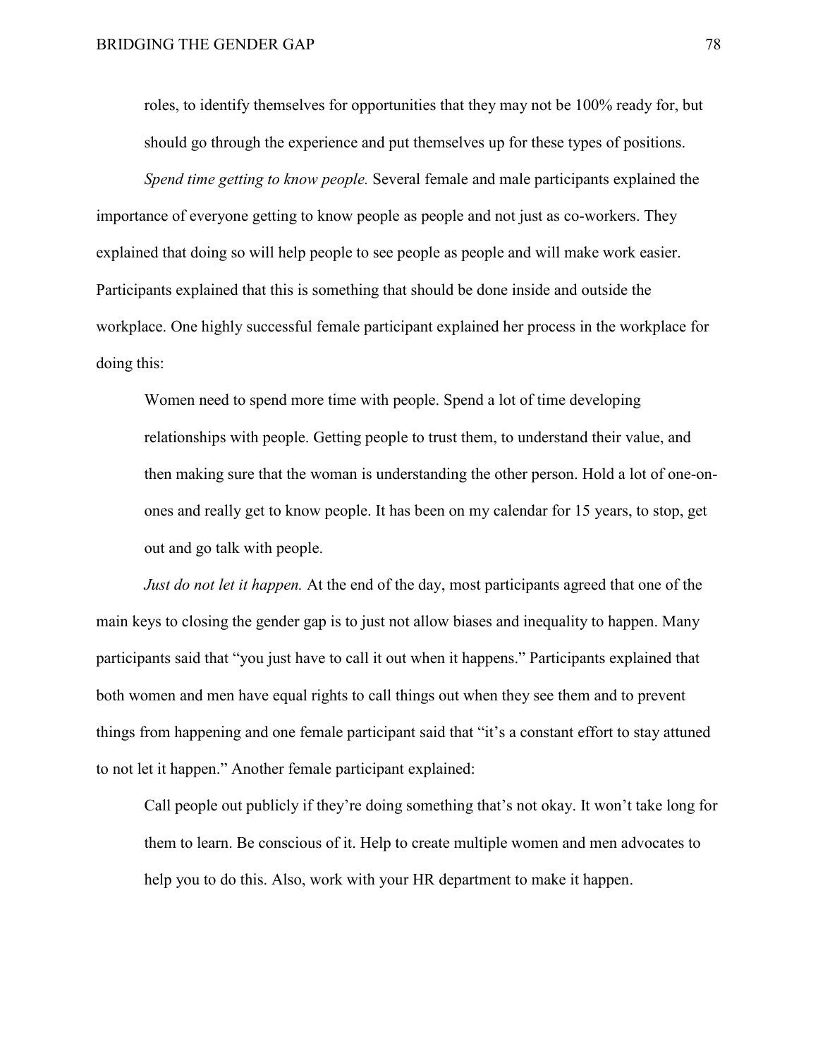> roles, to identify themselves for opportunities that they may not be 100% ready for, but should go through the experience and put themselves up for these types of positions.

*Spend time getting to know people.* Several female and male participants explained the importance of everyone getting to know people as people and not just as co-workers. They explained that doing so will help people to see people as people and will make work easier. Participants explained that this is something that should be done inside and outside the workplace. One highly successful female participant explained her process in the workplace for doing this:

> Women need to spend more time with people. Spend a lot of time developing relationships with people. Getting people to trust them, to understand their value, and then making sure that the woman is understanding the other person. Hold a lot of one-on-ones and really get to know people. It has been on my calendar for 15 years, to stop, get out and go talk with people.

*Just do not let it happen.* At the end of the day, most participants agreed that one of the main keys to closing the gender gap is to just not allow biases and inequality to happen. Many participants said that "you just have to call it out when it happens." Participants explained that both women and men have equal rights to call things out when they see them and to prevent things from happening and one female participant said that "it's a constant effort to stay attuned to not let it happen." Another female participant explained:

> Call people out publicly if they're doing something that's not okay. It won't take long for them to learn. Be conscious of it. Help to create multiple women and men advocates to help you to do this. Also, work with your HR department to make it happen.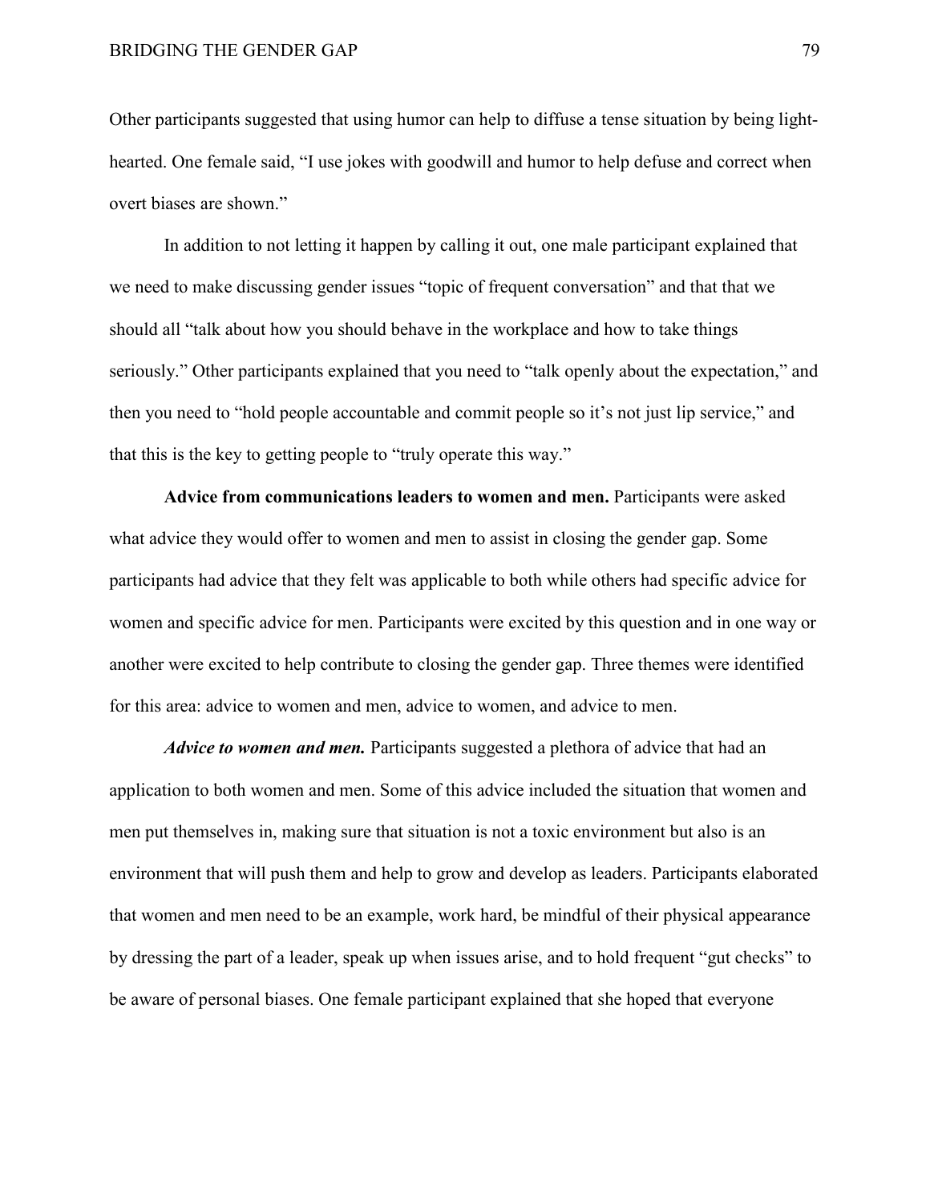Other participants suggested that using humor can help to diffuse a tense situation by being light-hearted. One female said, "I use jokes with goodwill and humor to help defuse and correct when overt biases are shown."

In addition to not letting it happen by calling it out, one male participant explained that we need to make discussing gender issues "topic of frequent conversation" and that that we should all "talk about how you should behave in the workplace and how to take things seriously." Other participants explained that you need to "talk openly about the expectation," and then you need to "hold people accountable and commit people so it's not just lip service," and that this is the key to getting people to "truly operate this way."

**Advice from communications leaders to women and men.** Participants were asked what advice they would offer to women and men to assist in closing the gender gap. Some participants had advice that they felt was applicable to both while others had specific advice for women and specific advice for men. Participants were excited by this question and in one way or another were excited to help contribute to closing the gender gap. Three themes were identified for this area: advice to women and men, advice to women, and advice to men.

***Advice to women and men.*** Participants suggested a plethora of advice that had an application to both women and men. Some of this advice included the situation that women and men put themselves in, making sure that situation is not a toxic environment but also is an environment that will push them and help to grow and develop as leaders. Participants elaborated that women and men need to be an example, work hard, be mindful of their physical appearance by dressing the part of a leader, speak up when issues arise, and to hold frequent "gut checks" to be aware of personal biases. One female participant explained that she hoped that everyone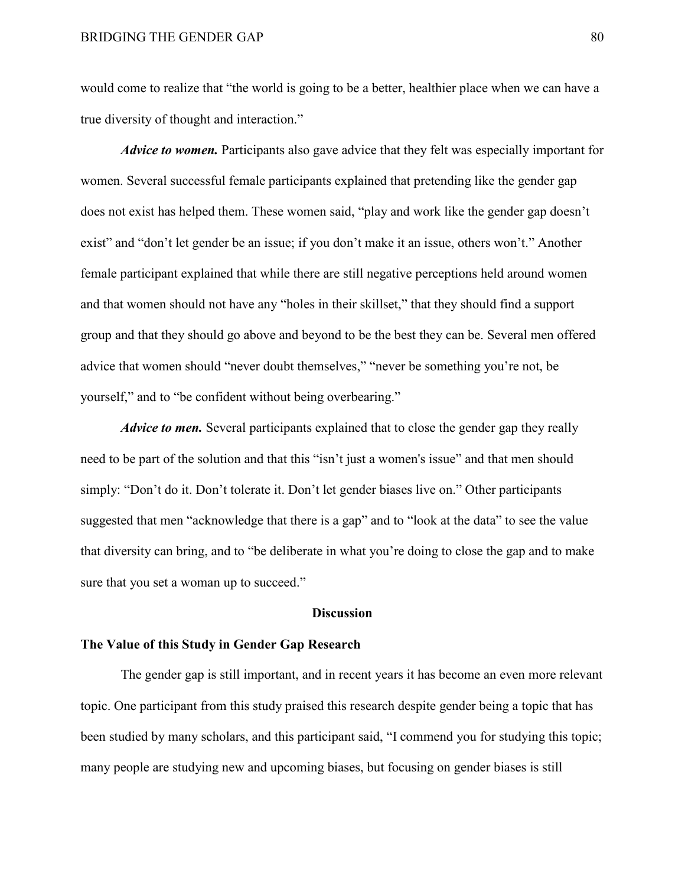would come to realize that "the world is going to be a better, healthier place when we can have a true diversity of thought and interaction."

***Advice to women.*** Participants also gave advice that they felt was especially important for women. Several successful female participants explained that pretending like the gender gap does not exist has helped them. These women said, "play and work like the gender gap doesn't exist" and "don't let gender be an issue; if you don't make it an issue, others won't." Another female participant explained that while there are still negative perceptions held around women and that women should not have any "holes in their skillset," that they should find a support group and that they should go above and beyond to be the best they can be. Several men offered advice that women should "never doubt themselves," "never be something you're not, be yourself," and to "be confident without being overbearing."

***Advice to men.*** Several participants explained that to close the gender gap they really need to be part of the solution and that this "isn't just a women's issue" and that men should simply: "Don't do it. Don't tolerate it. Don't let gender biases live on." Other participants suggested that men "acknowledge that there is a gap" and to "look at the data" to see the value that diversity can bring, and to "be deliberate in what you're doing to close the gap and to make sure that you set a woman up to succeed."

## Discussion

### The Value of this Study in Gender Gap Research

The gender gap is still important, and in recent years it has become an even more relevant topic. One participant from this study praised this research despite gender being a topic that has been studied by many scholars, and this participant said, "I commend you for studying this topic; many people are studying new and upcoming biases, but focusing on gender biases is still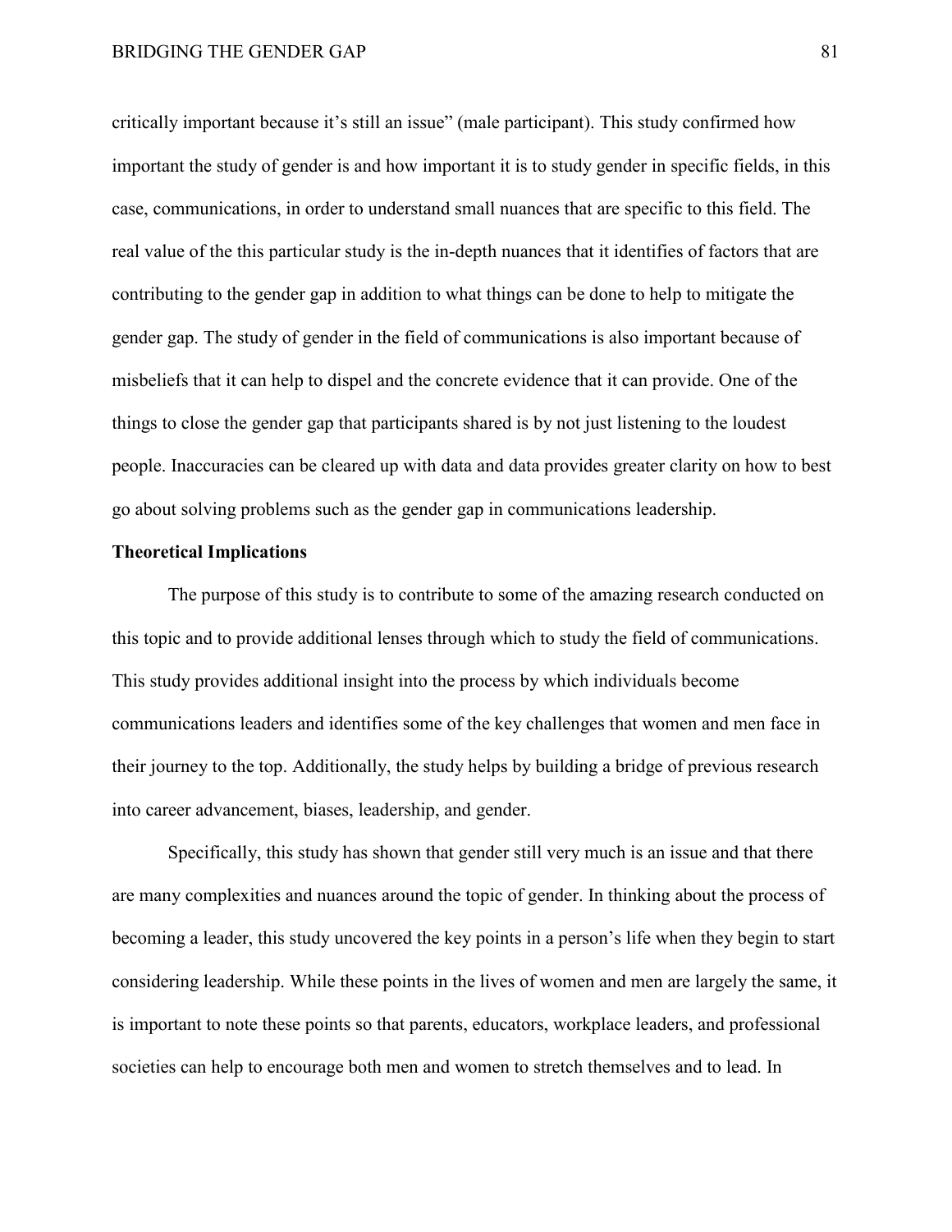critically important because it's still an issue" (male participant). This study confirmed how important the study of gender is and how important it is to study gender in specific fields, in this case, communications, in order to understand small nuances that are specific to this field. The real value of the this particular study is the in-depth nuances that it identifies of factors that are contributing to the gender gap in addition to what things can be done to help to mitigate the gender gap. The study of gender in the field of communications is also important because of misbeliefs that it can help to dispel and the concrete evidence that it can provide. One of the things to close the gender gap that participants shared is by not just listening to the loudest people. Inaccuracies can be cleared up with data and data provides greater clarity on how to best go about solving problems such as the gender gap in communications leadership.

**Theoretical Implications**

The purpose of this study is to contribute to some of the amazing research conducted on this topic and to provide additional lenses through which to study the field of communications. This study provides additional insight into the process by which individuals become communications leaders and identifies some of the key challenges that women and men face in their journey to the top. Additionally, the study helps by building a bridge of previous research into career advancement, biases, leadership, and gender.

Specifically, this study has shown that gender still very much is an issue and that there are many complexities and nuances around the topic of gender. In thinking about the process of becoming a leader, this study uncovered the key points in a person's life when they begin to start considering leadership. While these points in the lives of women and men are largely the same, it is important to note these points so that parents, educators, workplace leaders, and professional societies can help to encourage both men and women to stretch themselves and to lead. In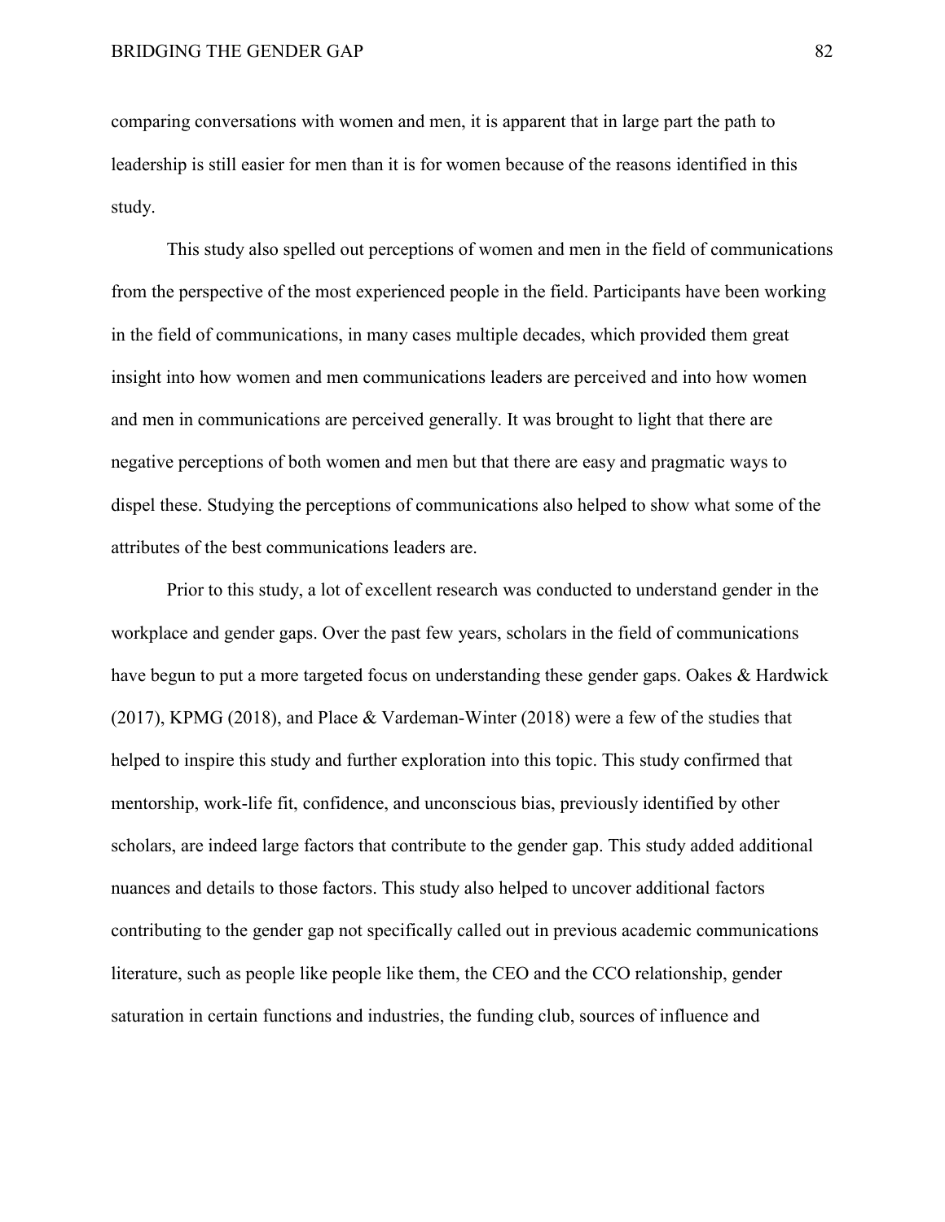comparing conversations with women and men, it is apparent that in large part the path to leadership is still easier for men than it is for women because of the reasons identified in this study.

This study also spelled out perceptions of women and men in the field of communications from the perspective of the most experienced people in the field. Participants have been working in the field of communications, in many cases multiple decades, which provided them great insight into how women and men communications leaders are perceived and into how women and men in communications are perceived generally. It was brought to light that there are negative perceptions of both women and men but that there are easy and pragmatic ways to dispel these. Studying the perceptions of communications also helped to show what some of the attributes of the best communications leaders are.

Prior to this study, a lot of excellent research was conducted to understand gender in the workplace and gender gaps. Over the past few years, scholars in the field of communications have begun to put a more targeted focus on understanding these gender gaps. Oakes & Hardwick (2017), KPMG (2018), and Place & Vardeman-Winter (2018) were a few of the studies that helped to inspire this study and further exploration into this topic. This study confirmed that mentorship, work-life fit, confidence, and unconscious bias, previously identified by other scholars, are indeed large factors that contribute to the gender gap. This study added additional nuances and details to those factors. This study also helped to uncover additional factors contributing to the gender gap not specifically called out in previous academic communications literature, such as people like people like them, the CEO and the CCO relationship, gender saturation in certain functions and industries, the funding club, sources of influence and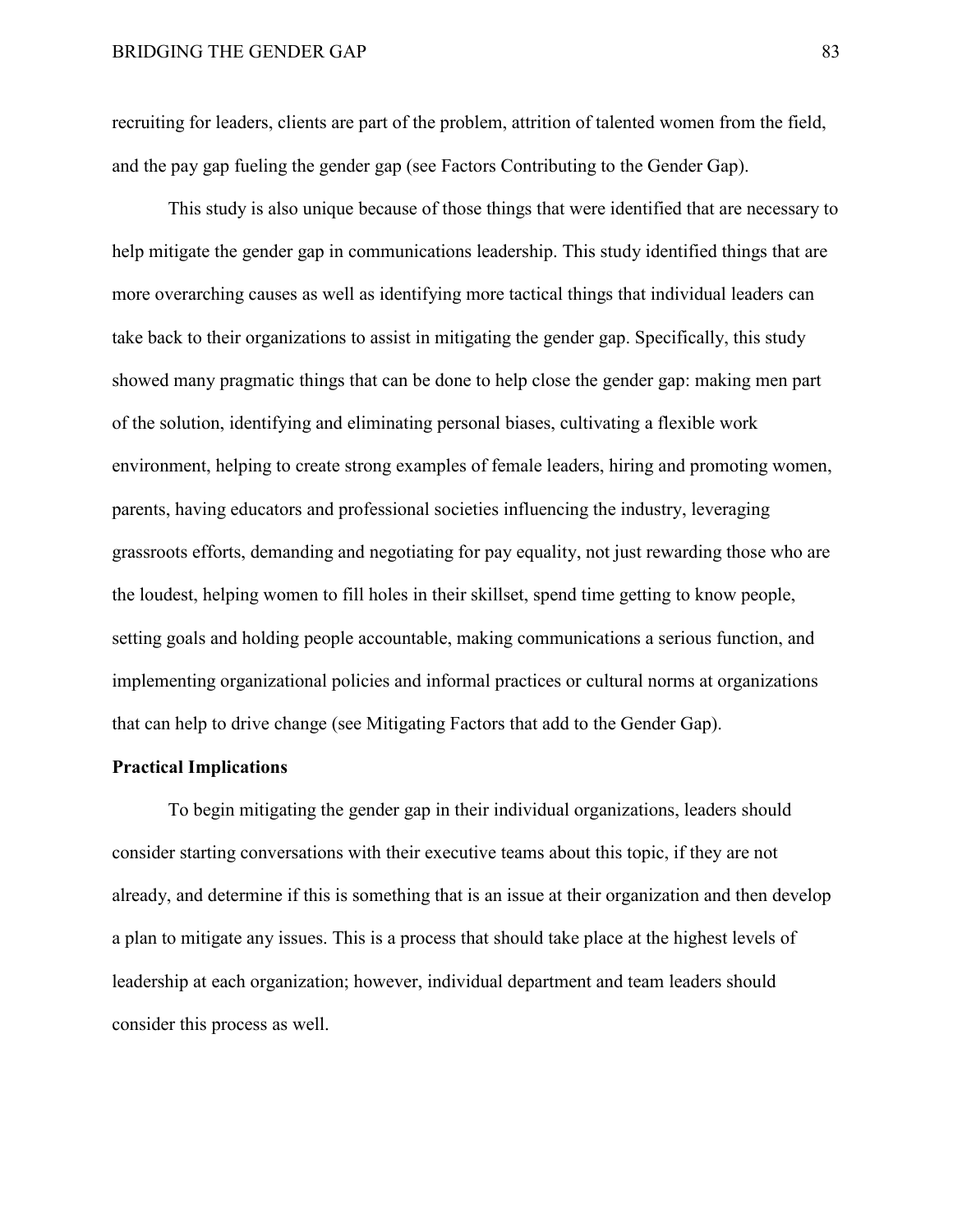recruiting for leaders, clients are part of the problem, attrition of talented women from the field, and the pay gap fueling the gender gap (see Factors Contributing to the Gender Gap).

This study is also unique because of those things that were identified that are necessary to help mitigate the gender gap in communications leadership. This study identified things that are more overarching causes as well as identifying more tactical things that individual leaders can take back to their organizations to assist in mitigating the gender gap. Specifically, this study showed many pragmatic things that can be done to help close the gender gap: making men part of the solution, identifying and eliminating personal biases, cultivating a flexible work environment, helping to create strong examples of female leaders, hiring and promoting women, parents, having educators and professional societies influencing the industry, leveraging grassroots efforts, demanding and negotiating for pay equality, not just rewarding those who are the loudest, helping women to fill holes in their skillset, spend time getting to know people, setting goals and holding people accountable, making communications a serious function, and implementing organizational policies and informal practices or cultural norms at organizations that can help to drive change (see Mitigating Factors that add to the Gender Gap).

**Practical Implications**

To begin mitigating the gender gap in their individual organizations, leaders should consider starting conversations with their executive teams about this topic, if they are not already, and determine if this is something that is an issue at their organization and then develop a plan to mitigate any issues. This is a process that should take place at the highest levels of leadership at each organization; however, individual department and team leaders should consider this process as well.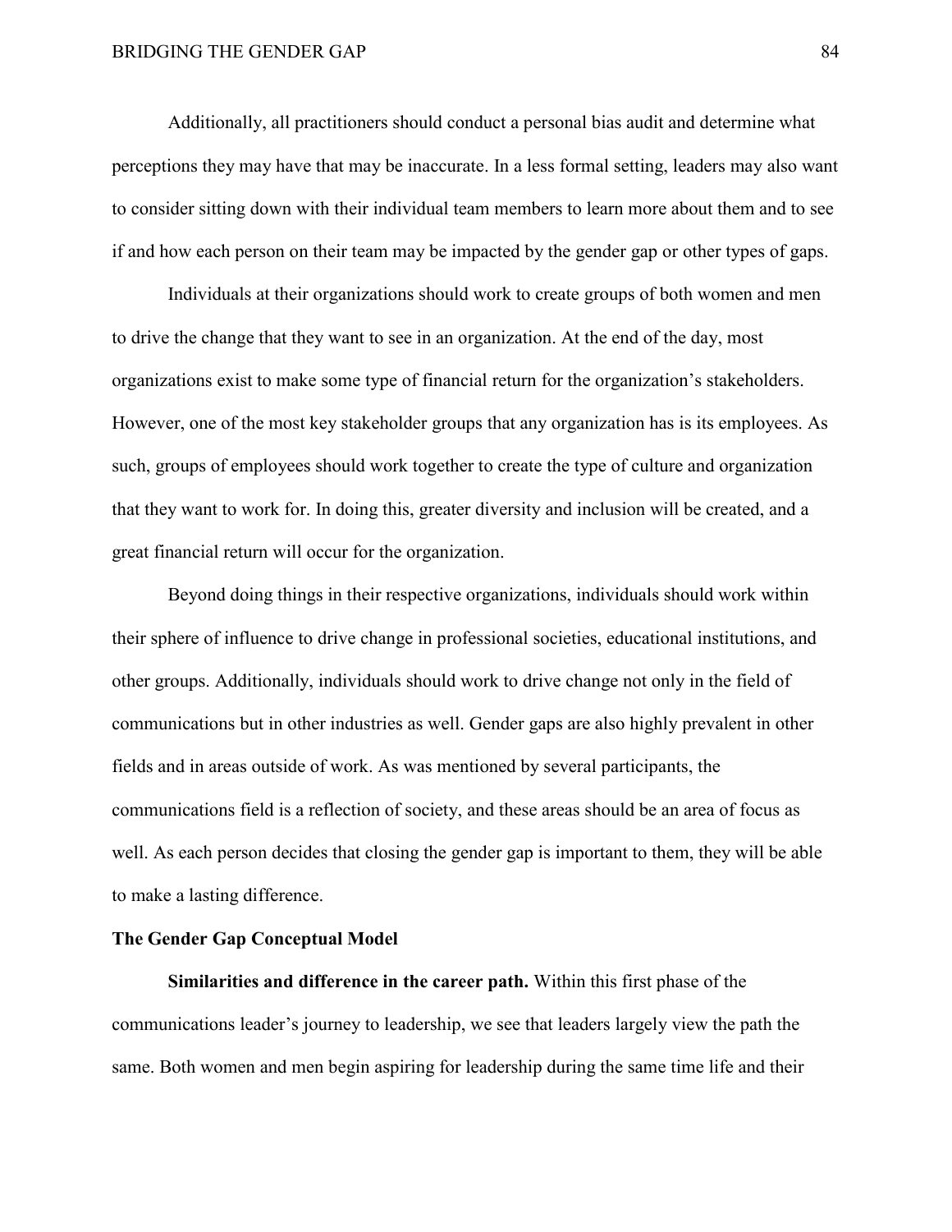Additionally, all practitioners should conduct a personal bias audit and determine what perceptions they may have that may be inaccurate. In a less formal setting, leaders may also want to consider sitting down with their individual team members to learn more about them and to see if and how each person on their team may be impacted by the gender gap or other types of gaps.

Individuals at their organizations should work to create groups of both women and men to drive the change that they want to see in an organization. At the end of the day, most organizations exist to make some type of financial return for the organization's stakeholders. However, one of the most key stakeholder groups that any organization has is its employees. As such, groups of employees should work together to create the type of culture and organization that they want to work for. In doing this, greater diversity and inclusion will be created, and a great financial return will occur for the organization.

Beyond doing things in their respective organizations, individuals should work within their sphere of influence to drive change in professional societies, educational institutions, and other groups. Additionally, individuals should work to drive change not only in the field of communications but in other industries as well. Gender gaps are also highly prevalent in other fields and in areas outside of work. As was mentioned by several participants, the communications field is a reflection of society, and these areas should be an area of focus as well. As each person decides that closing the gender gap is important to them, they will be able to make a lasting difference.

## The Gender Gap Conceptual Model

**Similarities and difference in the career path.** Within this first phase of the communications leader's journey to leadership, we see that leaders largely view the path the same. Both women and men begin aspiring for leadership during the same time life and their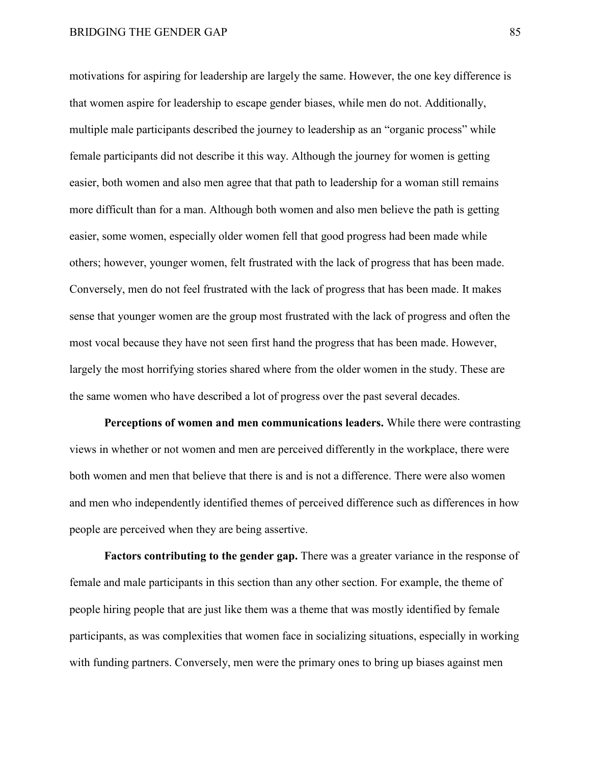motivations for aspiring for leadership are largely the same. However, the one key difference is that women aspire for leadership to escape gender biases, while men do not. Additionally, multiple male participants described the journey to leadership as an "organic process" while female participants did not describe it this way. Although the journey for women is getting easier, both women and also men agree that that path to leadership for a woman still remains more difficult than for a man. Although both women and also men believe the path is getting easier, some women, especially older women fell that good progress had been made while others; however, younger women, felt frustrated with the lack of progress that has been made. Conversely, men do not feel frustrated with the lack of progress that has been made. It makes sense that younger women are the group most frustrated with the lack of progress and often the most vocal because they have not seen first hand the progress that has been made. However, largely the most horrifying stories shared where from the older women in the study. These are the same women who have described a lot of progress over the past several decades.

**Perceptions of women and men communications leaders.** While there were contrasting views in whether or not women and men are perceived differently in the workplace, there were both women and men that believe that there is and is not a difference. There were also women and men who independently identified themes of perceived difference such as differences in how people are perceived when they are being assertive.

**Factors contributing to the gender gap.** There was a greater variance in the response of female and male participants in this section than any other section. For example, the theme of people hiring people that are just like them was a theme that was mostly identified by female participants, as was complexities that women face in socializing situations, especially in working with funding partners. Conversely, men were the primary ones to bring up biases against men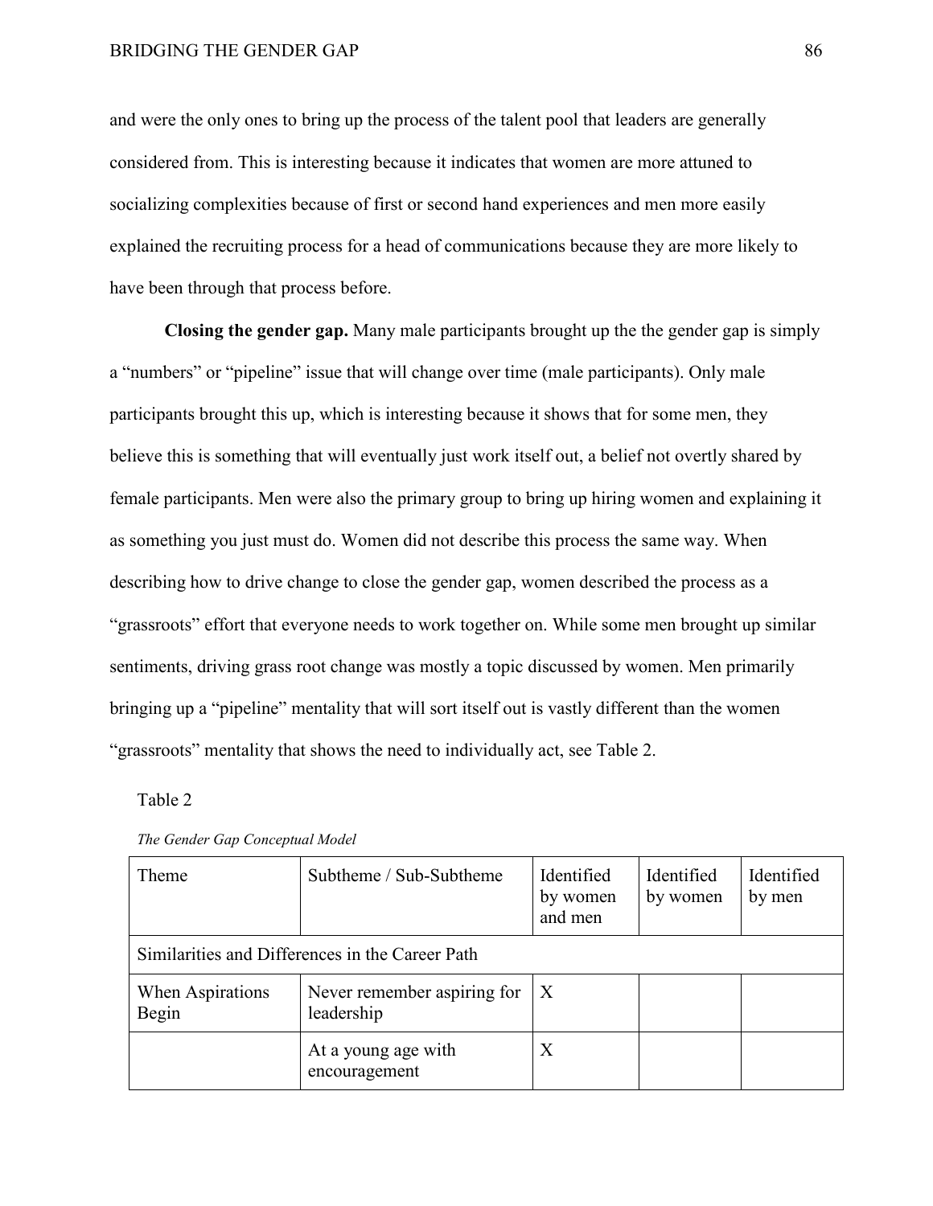and were the only ones to bring up the process of the talent pool that leaders are generally considered from. This is interesting because it indicates that women are more attuned to socializing complexities because of first or second hand experiences and men more easily explained the recruiting process for a head of communications because they are more likely to have been through that process before.

**Closing the gender gap.** Many male participants brought up the the gender gap is simply a "numbers" or "pipeline" issue that will change over time (male participants). Only male participants brought this up, which is interesting because it shows that for some men, they believe this is something that will eventually just work itself out, a belief not overtly shared by female participants. Men were also the primary group to bring up hiring women and explaining it as something you just must do. Women did not describe this process the same way. When describing how to drive change to close the gender gap, women described the process as a "grassroots" effort that everyone needs to work together on. While some men brought up similar sentiments, driving grass root change was mostly a topic discussed by women. Men primarily bringing up a "pipeline" mentality that will sort itself out is vastly different than the women "grassroots" mentality that shows the need to individually act, see Table 2.

Table 2

*The Gender Gap Conceptual Model*

| Theme | Subtheme / Sub-Subtheme | Identified by women and men | Identified by women | Identified by men |
|---|---|---|---|---|
| Similarities and Differences in the Career Path | | | | |
| When Aspirations Begin | Never remember aspiring for leadership | X | | |
| | At a young age with encouragement | X | | |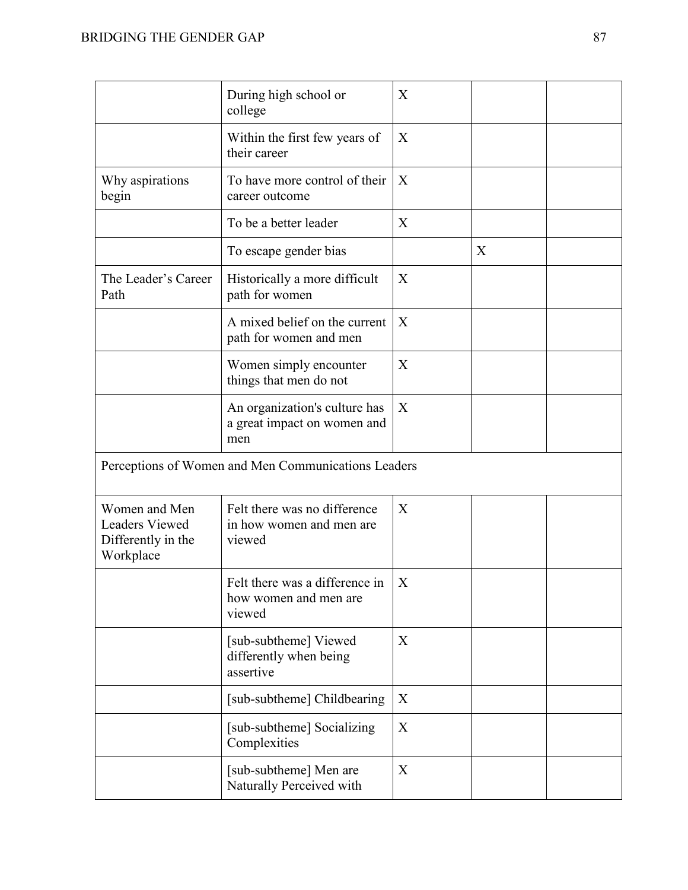| | | | | |
|---|---|---|---|---|
| | During high school or college | X | | |
| | Within the first few years of their career | X | | |
| Why aspirations begin | To have more control of their career outcome | X | | |
| | To be a better leader | X | | |
| | To escape gender bias | | X | |
| The Leader's Career Path | Historically a more difficult path for women | X | | |
| | A mixed belief on the current path for women and men | X | | |
| | Women simply encounter things that men do not | X | | |
| | An organization's culture has a great impact on women and men | X | | |
| Perceptions of Women and Men Communications Leaders | | | | |
| Women and Men Leaders Viewed Differently in the Workplace | Felt there was no difference in how women and men are viewed | X | | |
| | Felt there was a difference in how women and men are viewed | X | | |
| | [sub-subtheme] Viewed differently when being assertive | X | | |
| | [sub-subtheme] Childbearing | X | | |
| | [sub-subtheme] Socializing Complexities | X | | |
| | [sub-subtheme] Men are Naturally Perceived with | X | | |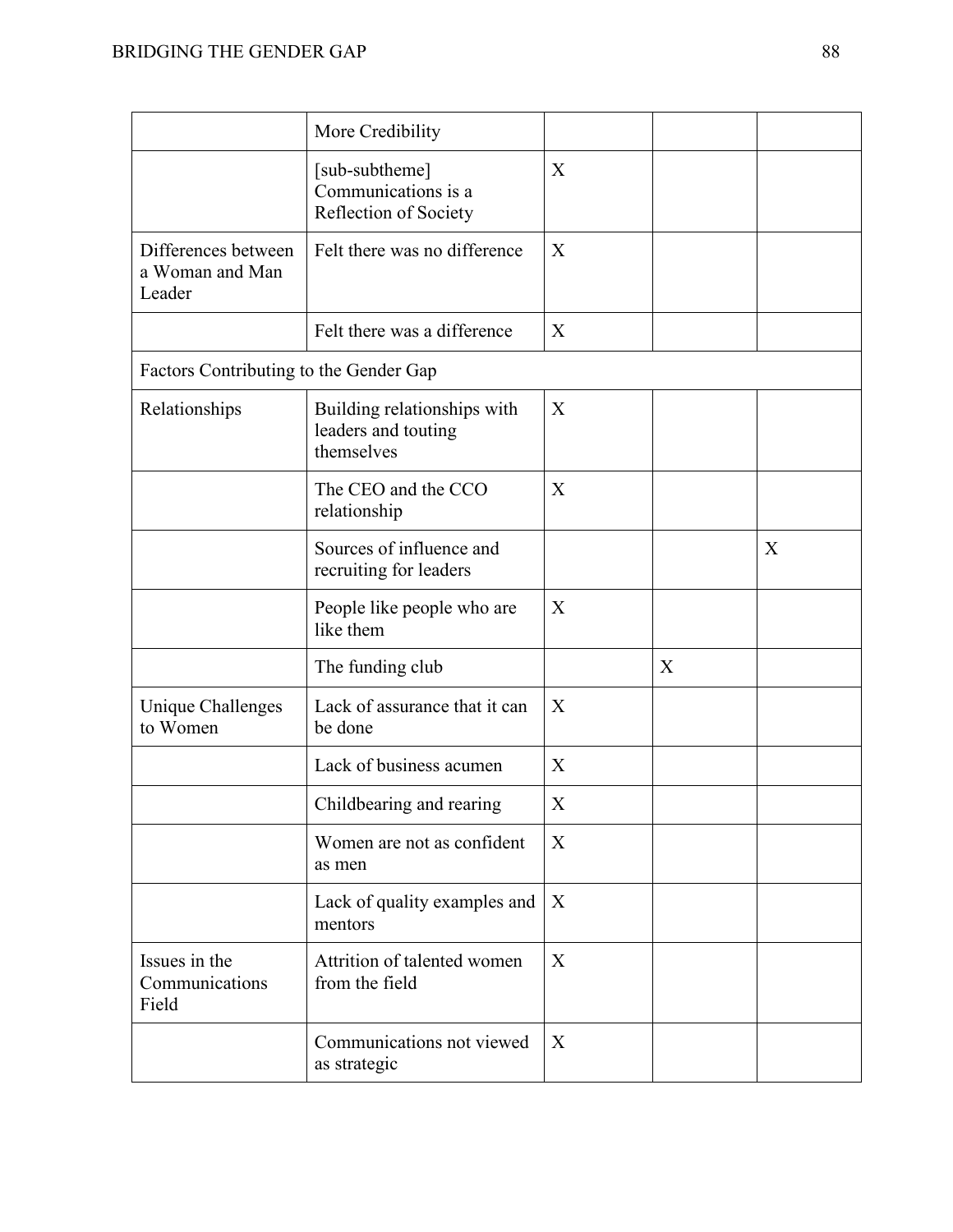| | More Credibility | | | |
|---|---|---|---|---|
| | [sub-subtheme] Communications is a Reflection of Society | X | | |
| Differences between a Woman and Man Leader | Felt there was no difference | X | | |
| | Felt there was a difference | X | | |
| Factors Contributing to the Gender Gap | | | | |
| Relationships | Building relationships with leaders and touting themselves | X | | |
| | The CEO and the CCO relationship | X | | |
| | Sources of influence and recruiting for leaders | | | X |
| | People like people who are like them | X | | |
| | The funding club | | X | |
| Unique Challenges to Women | Lack of assurance that it can be done | X | | |
| | Lack of business acumen | X | | |
| | Childbearing and rearing | X | | |
| | Women are not as confident as men | X | | |
| | Lack of quality examples and mentors | X | | |
| Issues in the Communications Field | Attrition of talented women from the field | X | | |
| | Communications not viewed as strategic | X | | |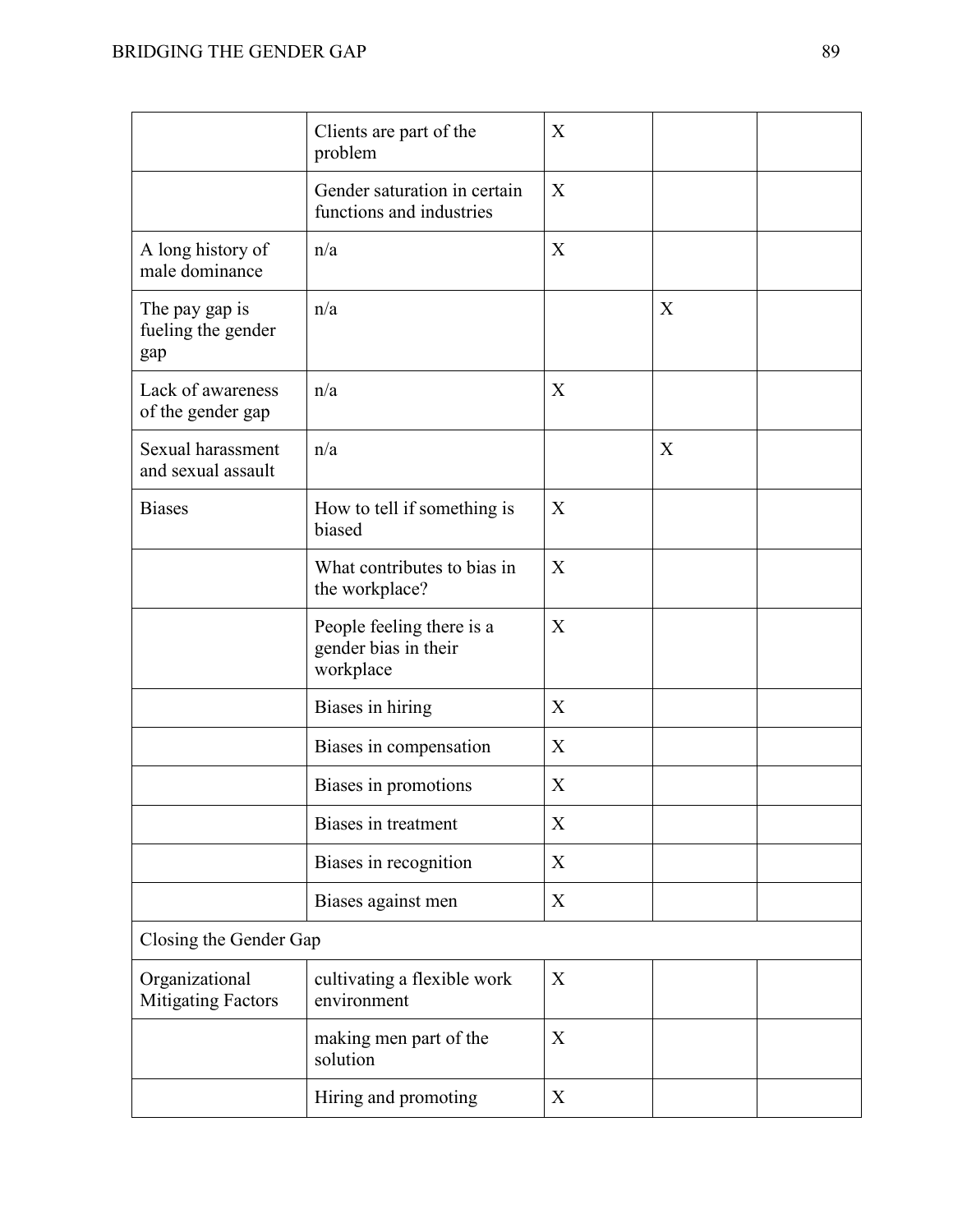| | | | | |
|---|---|---|---|---|
| | Clients are part of the problem | X | | |
| | Gender saturation in certain functions and industries | X | | |
| A long history of male dominance | n/a | X | | |
| The pay gap is fueling the gender gap | n/a | | X | |
| Lack of awareness of the gender gap | n/a | X | | |
| Sexual harassment and sexual assault | n/a | | X | |
| Biases | How to tell if something is biased | X | | |
| | What contributes to bias in the workplace? | X | | |
| | People feeling there is a gender bias in their workplace | X | | |
| | Biases in hiring | X | | |
| | Biases in compensation | X | | |
| | Biases in promotions | X | | |
| | Biases in treatment | X | | |
| | Biases in recognition | X | | |
| | Biases against men | X | | |
| Closing the Gender Gap | | | | |
| Organizational Mitigating Factors | cultivating a flexible work environment | X | | |
| | making men part of the solution | X | | |
| | Hiring and promoting | X | | |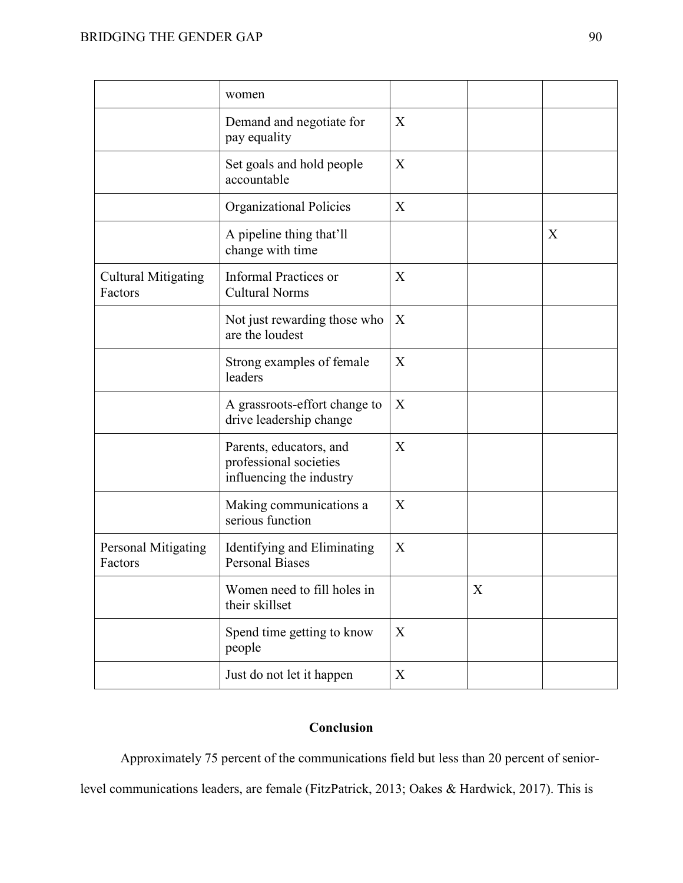| | | | | |
|---|---|---|---|---|
| | women | | | |
| | Demand and negotiate for pay equality | X | | |
| | Set goals and hold people accountable | X | | |
| | Organizational Policies | X | | |
| | A pipeline thing that'll change with time | | | X |
| Cultural Mitigating Factors | Informal Practices or Cultural Norms | X | | |
| | Not just rewarding those who are the loudest | X | | |
| | Strong examples of female leaders | X | | |
| | A grassroots-effort change to drive leadership change | X | | |
| | Parents, educators, and professional societies influencing the industry | X | | |
| | Making communications a serious function | X | | |
| Personal Mitigating Factors | Identifying and Eliminating Personal Biases | X | | |
| | Women need to fill holes in their skillset | | X | |
| | Spend time getting to know people | X | | |
| | Just do not let it happen | X | | |

## Conclusion

Approximately 75 percent of the communications field but less than 20 percent of senior-level communications leaders, are female (FitzPatrick, 2013; Oakes & Hardwick, 2017). This is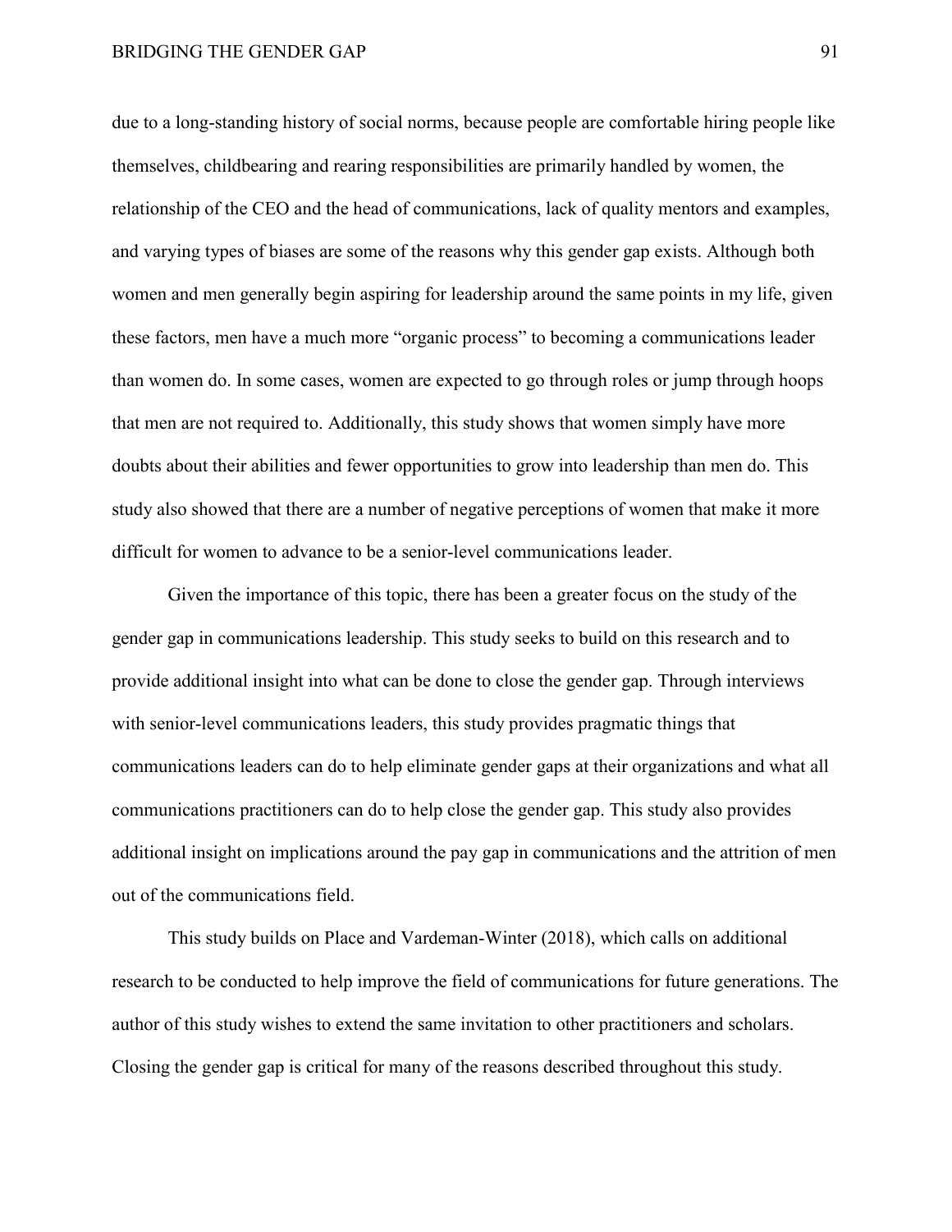due to a long-standing history of social norms, because people are comfortable hiring people like themselves, childbearing and rearing responsibilities are primarily handled by women, the relationship of the CEO and the head of communications, lack of quality mentors and examples, and varying types of biases are some of the reasons why this gender gap exists. Although both women and men generally begin aspiring for leadership around the same points in my life, given these factors, men have a much more "organic process" to becoming a communications leader than women do. In some cases, women are expected to go through roles or jump through hoops that men are not required to. Additionally, this study shows that women simply have more doubts about their abilities and fewer opportunities to grow into leadership than men do. This study also showed that there are a number of negative perceptions of women that make it more difficult for women to advance to be a senior-level communications leader.

Given the importance of this topic, there has been a greater focus on the study of the gender gap in communications leadership. This study seeks to build on this research and to provide additional insight into what can be done to close the gender gap. Through interviews with senior-level communications leaders, this study provides pragmatic things that communications leaders can do to help eliminate gender gaps at their organizations and what all communications practitioners can do to help close the gender gap. This study also provides additional insight on implications around the pay gap in communications and the attrition of men out of the communications field.

This study builds on Place and Vardeman-Winter (2018), which calls on additional research to be conducted to help improve the field of communications for future generations. The author of this study wishes to extend the same invitation to other practitioners and scholars. Closing the gender gap is critical for many of the reasons described throughout this study.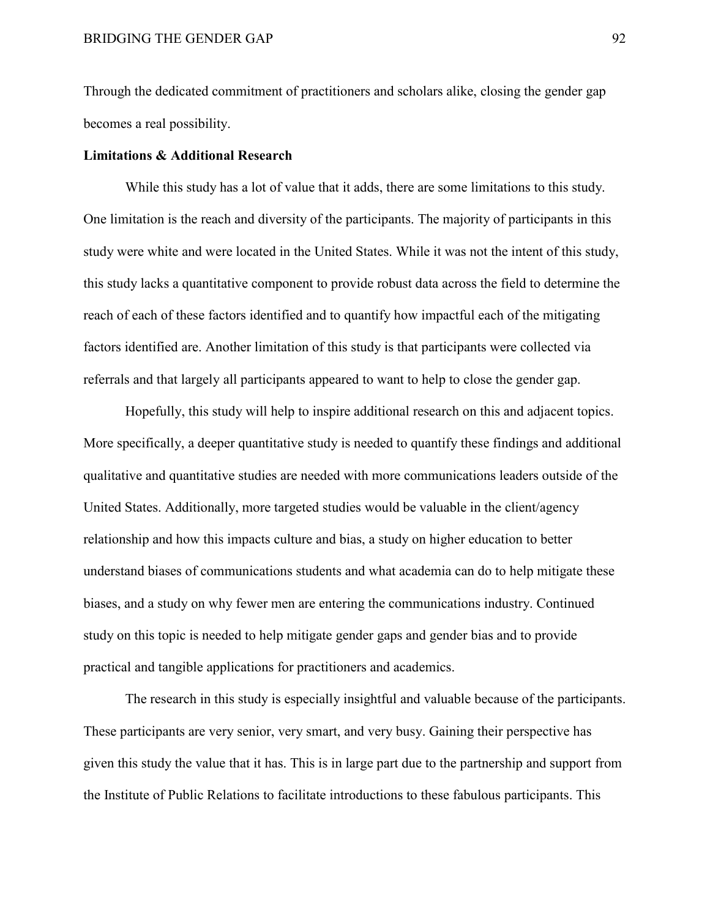Through the dedicated commitment of practitioners and scholars alike, closing the gender gap becomes a real possibility.

**Limitations & Additional Research**

While this study has a lot of value that it adds, there are some limitations to this study. One limitation is the reach and diversity of the participants. The majority of participants in this study were white and were located in the United States. While it was not the intent of this study, this study lacks a quantitative component to provide robust data across the field to determine the reach of each of these factors identified and to quantify how impactful each of the mitigating factors identified are. Another limitation of this study is that participants were collected via referrals and that largely all participants appeared to want to help to close the gender gap.

Hopefully, this study will help to inspire additional research on this and adjacent topics. More specifically, a deeper quantitative study is needed to quantify these findings and additional qualitative and quantitative studies are needed with more communications leaders outside of the United States. Additionally, more targeted studies would be valuable in the client/agency relationship and how this impacts culture and bias, a study on higher education to better understand biases of communications students and what academia can do to help mitigate these biases, and a study on why fewer men are entering the communications industry. Continued study on this topic is needed to help mitigate gender gaps and gender bias and to provide practical and tangible applications for practitioners and academics.

The research in this study is especially insightful and valuable because of the participants. These participants are very senior, very smart, and very busy. Gaining their perspective has given this study the value that it has. This is in large part due to the partnership and support from the Institute of Public Relations to facilitate introductions to these fabulous participants. This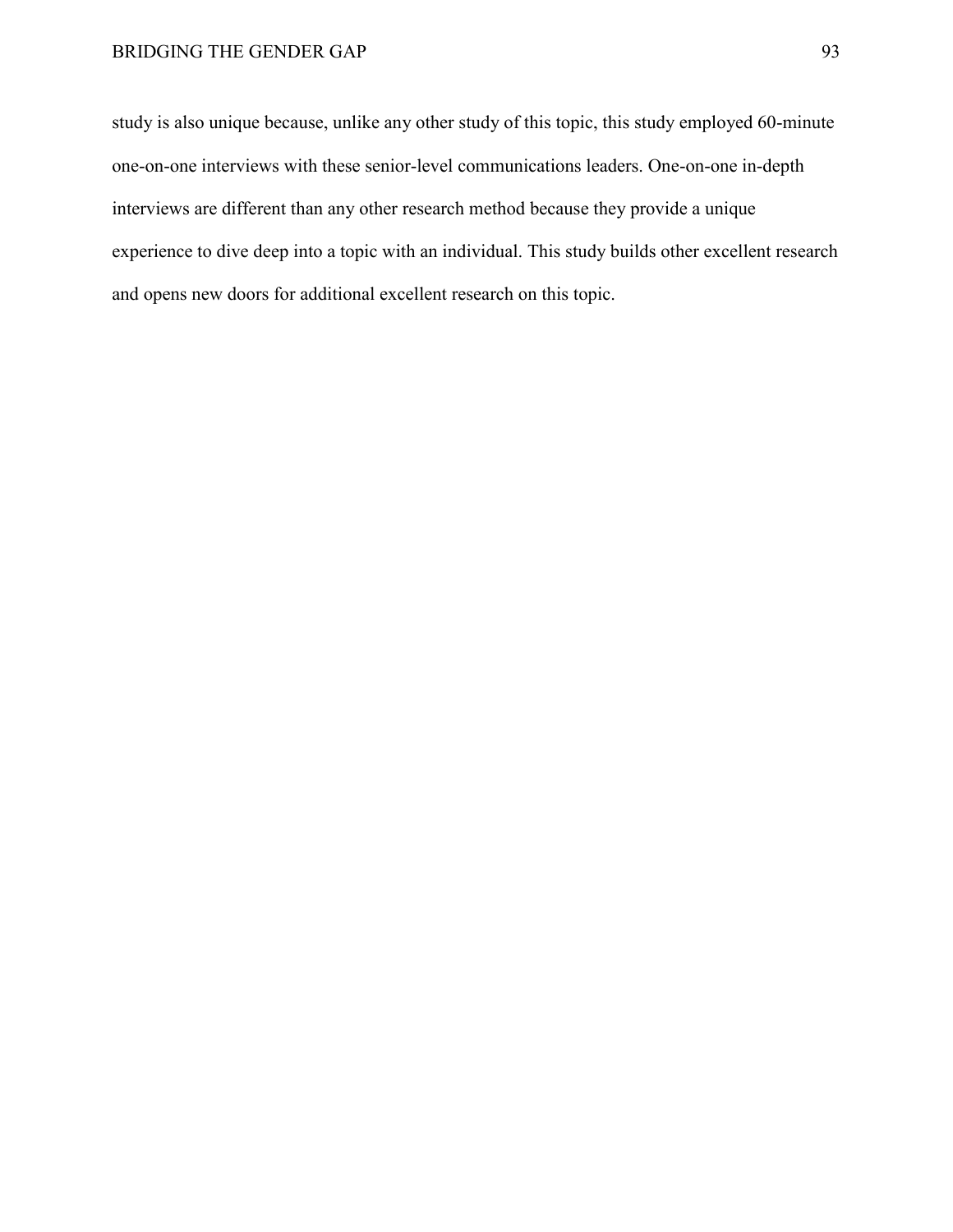study is also unique because, unlike any other study of this topic, this study employed 60-minute one-on-one interviews with these senior-level communications leaders. One-on-one in-depth interviews are different than any other research method because they provide a unique experience to dive deep into a topic with an individual. This study builds other excellent research and opens new doors for additional excellent research on this topic.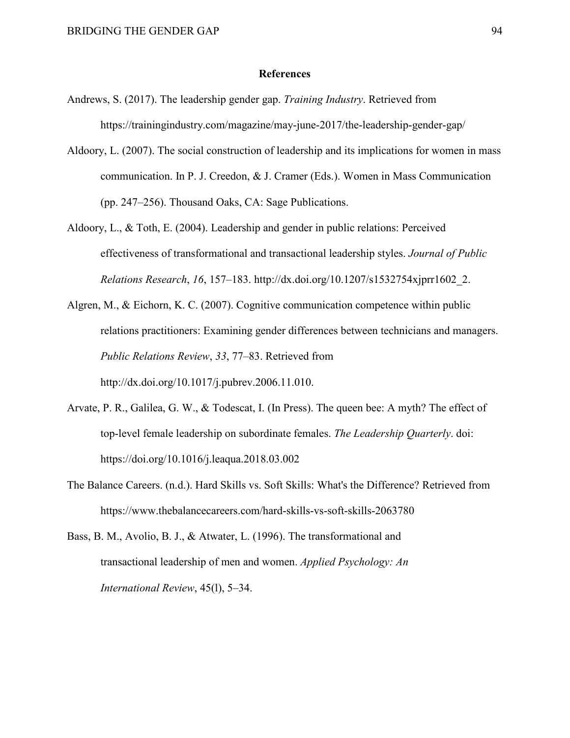## References

Andrews, S. (2017). The leadership gender gap. *Training Industry*. Retrieved from https://trainingindustry.com/magazine/may-june-2017/the-leadership-gender-gap/

Aldoory, L. (2007). The social construction of leadership and its implications for women in mass communication. In P. J. Creedon, & J. Cramer (Eds.). Women in Mass Communication (pp. 247–256). Thousand Oaks, CA: Sage Publications.

Aldoory, L., & Toth, E. (2004). Leadership and gender in public relations: Perceived effectiveness of transformational and transactional leadership styles. *Journal of Public Relations Research*, *16*, 157–183. http://dx.doi.org/10.1207/s1532754xjprr1602_2.

Algren, M., & Eichorn, K. C. (2007). Cognitive communication competence within public relations practitioners: Examining gender differences between technicians and managers. *Public Relations Review*, *33*, 77–83. Retrieved from http://dx.doi.org/10.1017/j.pubrev.2006.11.010.

Arvate, P. R., Galilea, G. W., & Todescat, I. (In Press). The queen bee: A myth? The effect of top-level female leadership on subordinate females. *The Leadership Quarterly*. doi: https://doi.org/10.1016/j.leaqua.2018.03.002

The Balance Careers. (n.d.). Hard Skills vs. Soft Skills: What's the Difference? Retrieved from https://www.thebalancecareers.com/hard-skills-vs-soft-skills-2063780

Bass, B. M., Avolio, B. J., & Atwater, L. (1996). The transformational and transactional leadership of men and women. *Applied Psychology: An International Review*, 45(l), 5–34.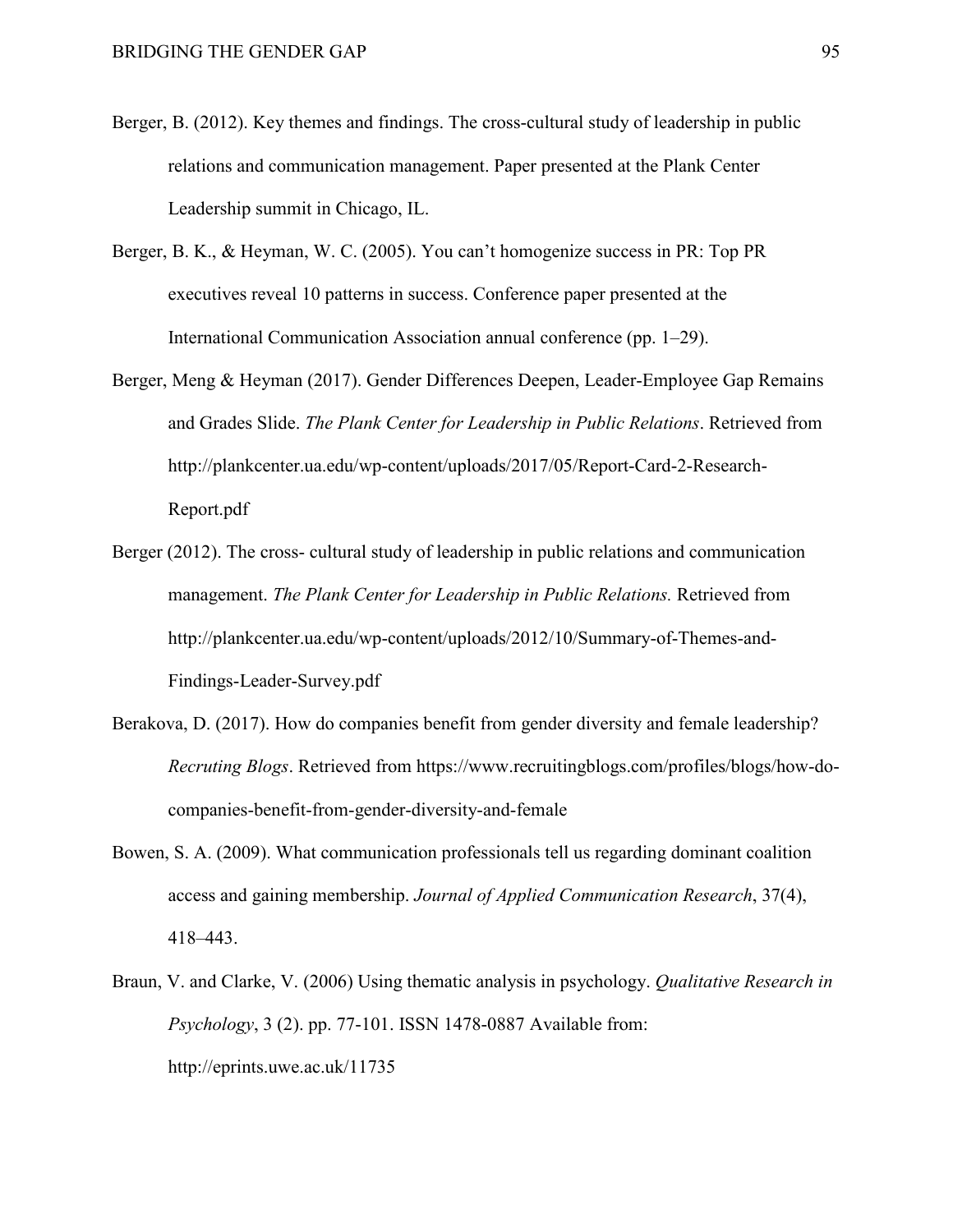Berger, B. (2012). Key themes and findings. The cross-cultural study of leadership in public relations and communication management. Paper presented at the Plank Center Leadership summit in Chicago, IL.

Berger, B. K., & Heyman, W. C. (2005). You can't homogenize success in PR: Top PR executives reveal 10 patterns in success. Conference paper presented at the International Communication Association annual conference (pp. 1–29).

Berger, Meng & Heyman (2017). Gender Differences Deepen, Leader-Employee Gap Remains and Grades Slide. *The Plank Center for Leadership in Public Relations*. Retrieved from http://plankcenter.ua.edu/wp-content/uploads/2017/05/Report-Card-2-Research-Report.pdf

Berger (2012). The cross- cultural study of leadership in public relations and communication management. *The Plank Center for Leadership in Public Relations.* Retrieved from http://plankcenter.ua.edu/wp-content/uploads/2012/10/Summary-of-Themes-and-Findings-Leader-Survey.pdf

Berakova, D. (2017). How do companies benefit from gender diversity and female leadership? *Recruting Blogs*. Retrieved from https://www.recruitingblogs.com/profiles/blogs/how-do-companies-benefit-from-gender-diversity-and-female

Bowen, S. A. (2009). What communication professionals tell us regarding dominant coalition access and gaining membership. *Journal of Applied Communication Research*, 37(4), 418–443.

Braun, V. and Clarke, V. (2006) Using thematic analysis in psychology. *Qualitative Research in Psychology*, 3 (2). pp. 77-101. ISSN 1478-0887 Available from: http://eprints.uwe.ac.uk/11735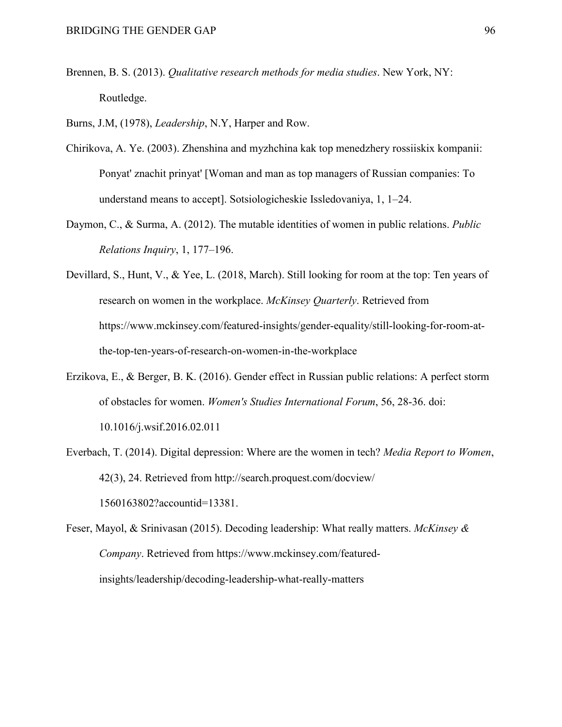Brennen, B. S. (2013). *Qualitative research methods for media studies*. New York, NY: Routledge.

Burns, J.M, (1978), *Leadership*, N.Y, Harper and Row.

Chirikova, A. Ye. (2003). Zhenshina and myzhchina kak top menedzhery rossiiskix kompanii: Ponyat' znachit prinyat' [Woman and man as top managers of Russian companies: To understand means to accept]. Sotsiologicheskie Issledovaniya, 1, 1–24.

Daymon, C., & Surma, A. (2012). The mutable identities of women in public relations. *Public Relations Inquiry*, 1, 177–196.

Devillard, S., Hunt, V., & Yee, L. (2018, March). Still looking for room at the top: Ten years of research on women in the workplace. *McKinsey Quarterly*. Retrieved from https://www.mckinsey.com/featured-insights/gender-equality/still-looking-for-room-at-the-top-ten-years-of-research-on-women-in-the-workplace

Erzikova, E., & Berger, B. K. (2016). Gender effect in Russian public relations: A perfect storm of obstacles for women. *Women's Studies International Forum*, 56, 28-36. doi: 10.1016/j.wsif.2016.02.011

Everbach, T. (2014). Digital depression: Where are the women in tech? *Media Report to Women*, 42(3), 24. Retrieved from http://search.proquest.com/docview/1560163802?accountid=13381.

Feser, Mayol, & Srinivasan (2015). Decoding leadership: What really matters. *McKinsey & Company*. Retrieved from https://www.mckinsey.com/featured-insights/leadership/decoding-leadership-what-really-matters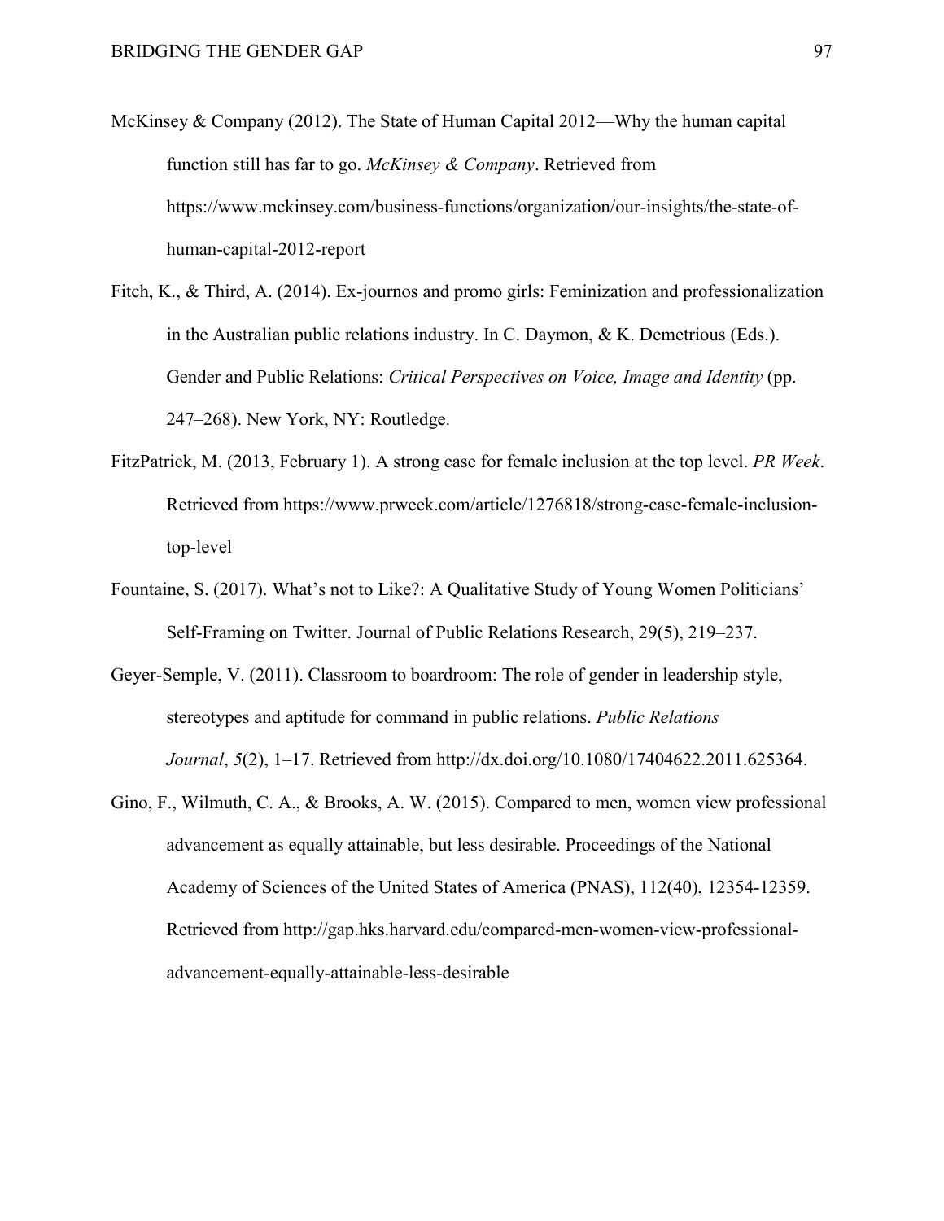McKinsey & Company (2012). The State of Human Capital 2012—Why the human capital function still has far to go. *McKinsey & Company*. Retrieved from https://www.mckinsey.com/business-functions/organization/our-insights/the-state-of-human-capital-2012-report

Fitch, K., & Third, A. (2014). Ex-journos and promo girls: Feminization and professionalization in the Australian public relations industry. In C. Daymon, & K. Demetrious (Eds.). Gender and Public Relations: *Critical Perspectives on Voice, Image and Identity* (pp. 247–268). New York, NY: Routledge.

FitzPatrick, M. (2013, February 1). A strong case for female inclusion at the top level. *PR Week*. Retrieved from https://www.prweek.com/article/1276818/strong-case-female-inclusion-top-level

Fountaine, S. (2017). What's not to Like?: A Qualitative Study of Young Women Politicians' Self-Framing on Twitter. Journal of Public Relations Research, 29(5), 219–237.

Geyer-Semple, V. (2011). Classroom to boardroom: The role of gender in leadership style, stereotypes and aptitude for command in public relations. *Public Relations Journal*, *5*(2), 1–17. Retrieved from http://dx.doi.org/10.1080/17404622.2011.625364.

Gino, F., Wilmuth, C. A., & Brooks, A. W. (2015). Compared to men, women view professional advancement as equally attainable, but less desirable. Proceedings of the National Academy of Sciences of the United States of America (PNAS), 112(40), 12354-12359. Retrieved from http://gap.hks.harvard.edu/compared-men-women-view-professional-advancement-equally-attainable-less-desirable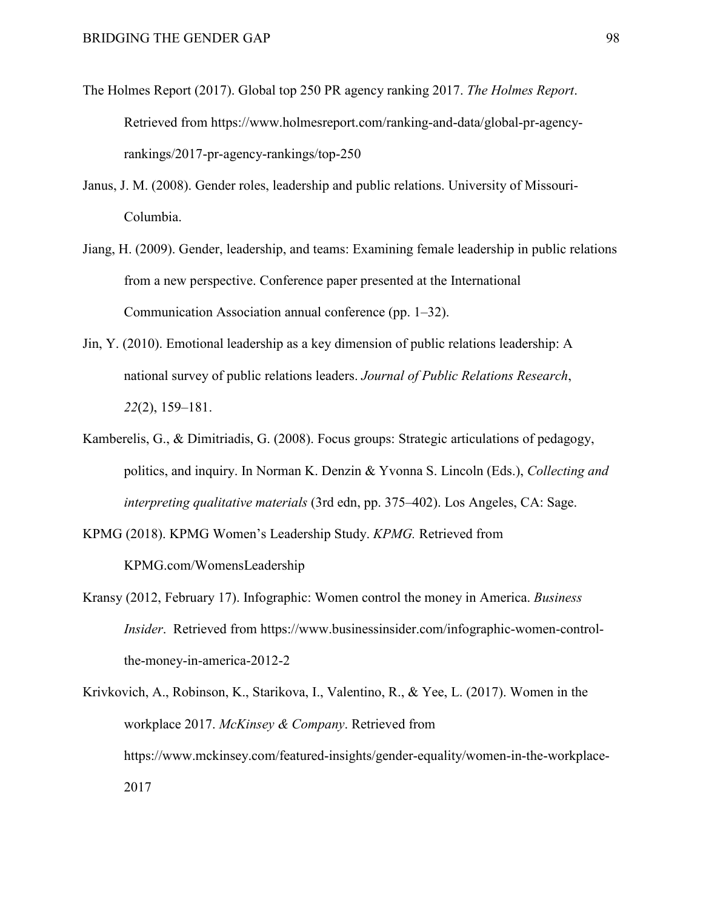The Holmes Report (2017). Global top 250 PR agency ranking 2017. *The Holmes Report*. Retrieved from https://www.holmesreport.com/ranking-and-data/global-pr-agency-rankings/2017-pr-agency-rankings/top-250

Janus, J. M. (2008). Gender roles, leadership and public relations. University of Missouri-Columbia.

Jiang, H. (2009). Gender, leadership, and teams: Examining female leadership in public relations from a new perspective. Conference paper presented at the International Communication Association annual conference (pp. 1–32).

Jin, Y. (2010). Emotional leadership as a key dimension of public relations leadership: A national survey of public relations leaders. *Journal of Public Relations Research*, *22*(2), 159–181.

Kamberelis, G., & Dimitriadis, G. (2008). Focus groups: Strategic articulations of pedagogy, politics, and inquiry. In Norman K. Denzin & Yvonna S. Lincoln (Eds.), *Collecting and interpreting qualitative materials* (3rd edn, pp. 375–402). Los Angeles, CA: Sage.

KPMG (2018). KPMG Women's Leadership Study. *KPMG.* Retrieved from KPMG.com/WomensLeadership

Kransy (2012, February 17). Infographic: Women control the money in America. *Business Insider*. Retrieved from https://www.businessinsider.com/infographic-women-control-the-money-in-america-2012-2

Krivkovich, A., Robinson, K., Starikova, I., Valentino, R., & Yee, L. (2017). Women in the workplace 2017. *McKinsey & Company*. Retrieved from https://www.mckinsey.com/featured-insights/gender-equality/women-in-the-workplace-2017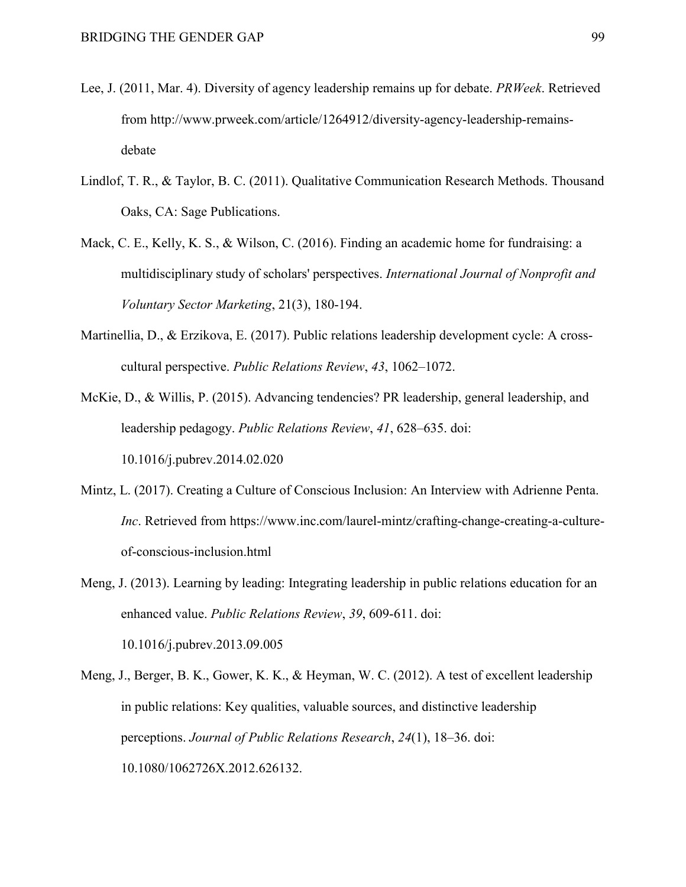Lee, J. (2011, Mar. 4). Diversity of agency leadership remains up for debate. *PRWeek*. Retrieved from http://www.prweek.com/article/1264912/diversity-agency-leadership-remains-debate

Lindlof, T. R., & Taylor, B. C. (2011). Qualitative Communication Research Methods. Thousand Oaks, CA: Sage Publications.

Mack, C. E., Kelly, K. S., & Wilson, C. (2016). Finding an academic home for fundraising: a multidisciplinary study of scholars' perspectives. *International Journal of Nonprofit and Voluntary Sector Marketing*, 21(3), 180-194.

Martinellia, D., & Erzikova, E. (2017). Public relations leadership development cycle: A cross-cultural perspective. *Public Relations Review*, *43*, 1062–1072.

McKie, D., & Willis, P. (2015). Advancing tendencies? PR leadership, general leadership, and leadership pedagogy. *Public Relations Review*, *41*, 628–635. doi: 10.1016/j.pubrev.2014.02.020

Mintz, L. (2017). Creating a Culture of Conscious Inclusion: An Interview with Adrienne Penta. *Inc*. Retrieved from https://www.inc.com/laurel-mintz/crafting-change-creating-a-culture-of-conscious-inclusion.html

Meng, J. (2013). Learning by leading: Integrating leadership in public relations education for an enhanced value. *Public Relations Review*, *39*, 609-611. doi: 10.1016/j.pubrev.2013.09.005

Meng, J., Berger, B. K., Gower, K. K., & Heyman, W. C. (2012). A test of excellent leadership in public relations: Key qualities, valuable sources, and distinctive leadership perceptions. *Journal of Public Relations Research*, *24*(1), 18–36. doi: 10.1080/1062726X.2012.626132.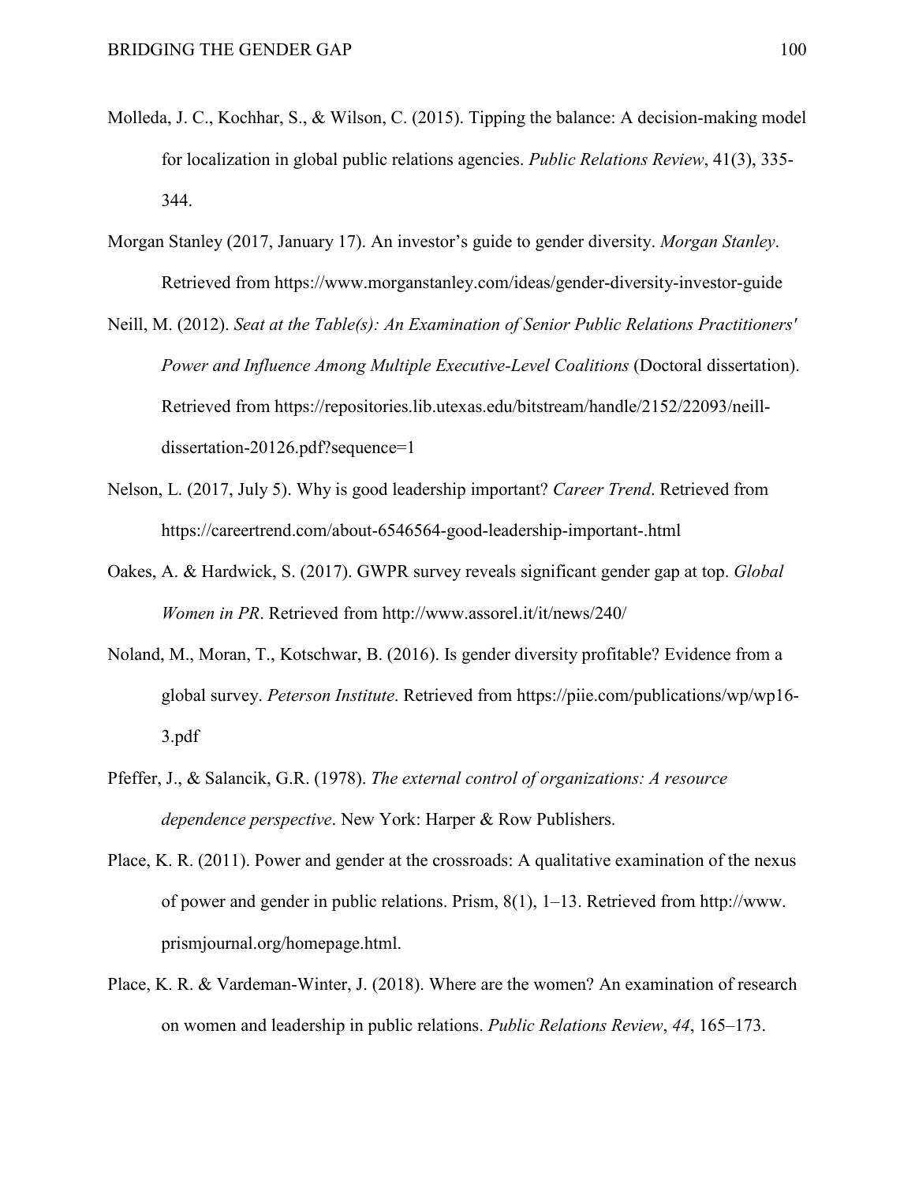Molleda, J. C., Kochhar, S., & Wilson, C. (2015). Tipping the balance: A decision-making model for localization in global public relations agencies. *Public Relations Review*, 41(3), 335-344.

Morgan Stanley (2017, January 17). An investor's guide to gender diversity. *Morgan Stanley*. Retrieved from https://www.morganstanley.com/ideas/gender-diversity-investor-guide

Neill, M. (2012). *Seat at the Table(s): An Examination of Senior Public Relations Practitioners' Power and Influence Among Multiple Executive-Level Coalitions* (Doctoral dissertation). Retrieved from https://repositories.lib.utexas.edu/bitstream/handle/2152/22093/neill-dissertation-20126.pdf?sequence=1

Nelson, L. (2017, July 5). Why is good leadership important? *Career Trend*. Retrieved from https://careertrend.com/about-6546564-good-leadership-important-.html

Oakes, A. & Hardwick, S. (2017). GWPR survey reveals significant gender gap at top. *Global Women in PR*. Retrieved from http://www.assorel.it/it/news/240/

Noland, M., Moran, T., Kotschwar, B. (2016). Is gender diversity profitable? Evidence from a global survey. *Peterson Institute*. Retrieved from https://piie.com/publications/wp/wp16-3.pdf

Pfeffer, J., & Salancik, G.R. (1978). *The external control of organizations: A resource dependence perspective*. New York: Harper & Row Publishers.

Place, K. R. (2011). Power and gender at the crossroads: A qualitative examination of the nexus of power and gender in public relations. Prism, 8(1), 1–13. Retrieved from http://www.prismjournal.org/homepage.html.

Place, K. R. & Vardeman-Winter, J. (2018). Where are the women? An examination of research on women and leadership in public relations. *Public Relations Review*, *44*, 165–173.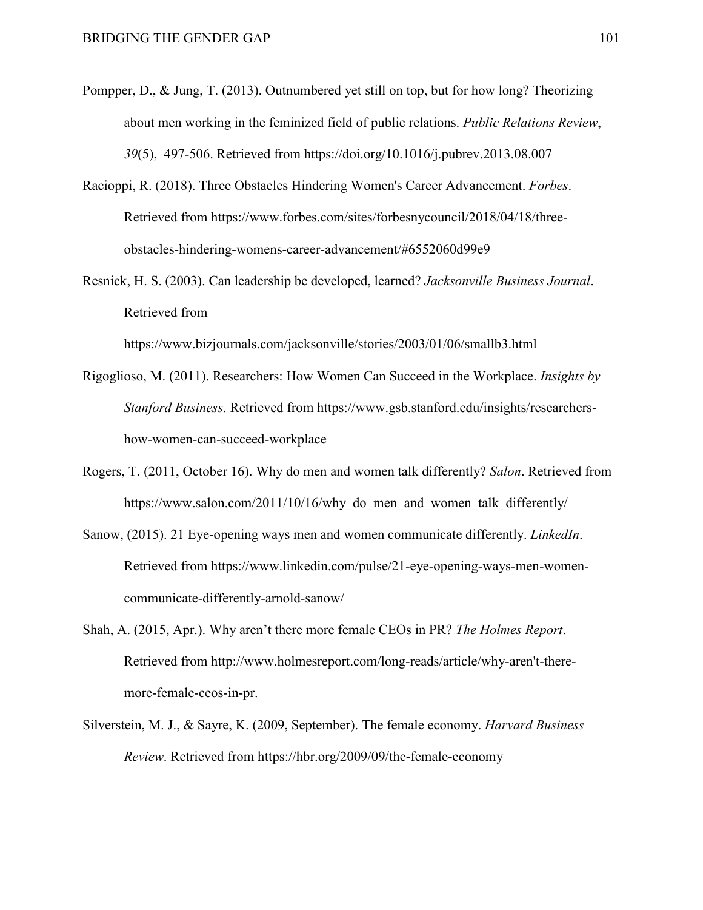Pompper, D., & Jung, T. (2013). Outnumbered yet still on top, but for how long? Theorizing about men working in the feminized field of public relations. *Public Relations Review*, *39*(5), 497-506. Retrieved from https://doi.org/10.1016/j.pubrev.2013.08.007

Racioppi, R. (2018). Three Obstacles Hindering Women's Career Advancement. *Forbes*. Retrieved from https://www.forbes.com/sites/forbesnycouncil/2018/04/18/three-obstacles-hindering-womens-career-advancement/#6552060d99e9

Resnick, H. S. (2003). Can leadership be developed, learned? *Jacksonville Business Journal*. Retrieved from https://www.bizjournals.com/jacksonville/stories/2003/01/06/smallb3.html

Rigoglioso, M. (2011). Researchers: How Women Can Succeed in the Workplace. *Insights by Stanford Business*. Retrieved from https://www.gsb.stanford.edu/insights/researchers-how-women-can-succeed-workplace

Rogers, T. (2011, October 16). Why do men and women talk differently? *Salon*. Retrieved from https://www.salon.com/2011/10/16/why_do_men_and_women_talk_differently/

Sanow, (2015). 21 Eye-opening ways men and women communicate differently. *LinkedIn*. Retrieved from https://www.linkedin.com/pulse/21-eye-opening-ways-men-women-communicate-differently-arnold-sanow/

Shah, A. (2015, Apr.). Why aren't there more female CEOs in PR? *The Holmes Report*. Retrieved from http://www.holmesreport.com/long-reads/article/why-aren't-there-more-female-ceos-in-pr.

Silverstein, M. J., & Sayre, K. (2009, September). The female economy. *Harvard Business Review*. Retrieved from https://hbr.org/2009/09/the-female-economy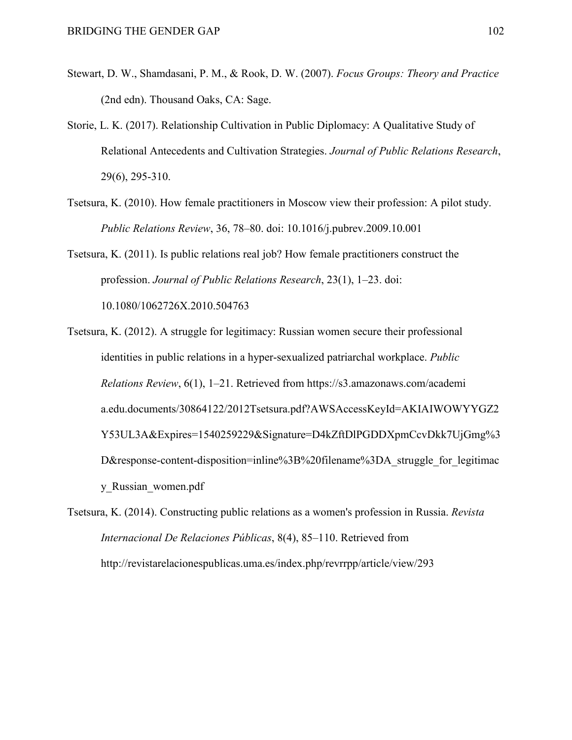Stewart, D. W., Shamdasani, P. M., & Rook, D. W. (2007). *Focus Groups: Theory and Practice* (2nd edn). Thousand Oaks, CA: Sage.

Storie, L. K. (2017). Relationship Cultivation in Public Diplomacy: A Qualitative Study of Relational Antecedents and Cultivation Strategies. *Journal of Public Relations Research*, 29(6), 295-310.

Tsetsura, K. (2010). How female practitioners in Moscow view their profession: A pilot study. *Public Relations Review*, 36, 78–80. doi: 10.1016/j.pubrev.2009.10.001

Tsetsura, K. (2011). Is public relations real job? How female practitioners construct the profession. *Journal of Public Relations Research*, 23(1), 1–23. doi: 10.1080/1062726X.2010.504763

Tsetsura, K. (2012). A struggle for legitimacy: Russian women secure their professional identities in public relations in a hyper-sexualized patriarchal workplace. *Public Relations Review*, 6(1), 1–21. Retrieved from https://s3.amazonaws.com/academia.edu.documents/30864122/2012Tsetsura.pdf?AWSAccessKeyId=AKIAIWOWYYGZ2Y53UL3A&Expires=1540259229&Signature=D4kZftDlPGDDXpmCcvDkk7UjGmg%3D&response-content-disposition=inline%3B%20filename%3DA_struggle_for_legitimacy_Russian_women.pdf

Tsetsura, K. (2014). Constructing public relations as a women's profession in Russia. *Revista Internacional De Relaciones Públicas*, 8(4), 85–110. Retrieved from http://revistarelacionespublicas.uma.es/index.php/revrrpp/article/view/293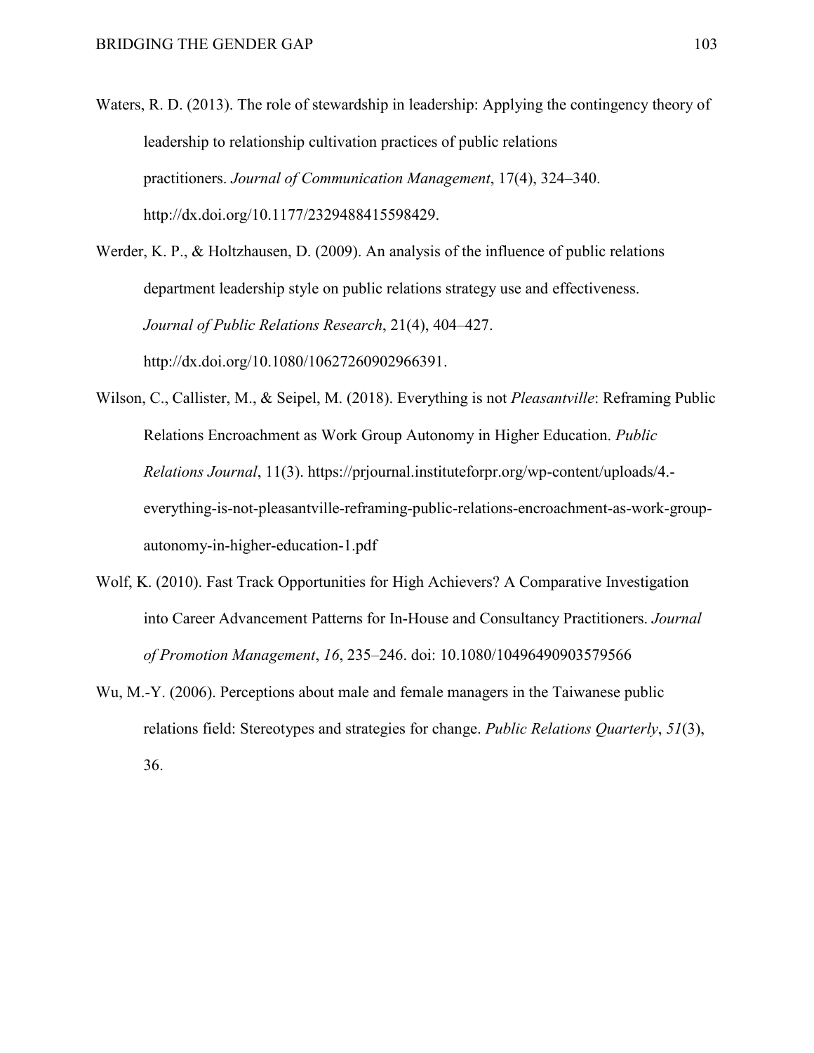Waters, R. D. (2013). The role of stewardship in leadership: Applying the contingency theory of leadership to relationship cultivation practices of public relations practitioners. *Journal of Communication Management*, 17(4), 324–340. http://dx.doi.org/10.1177/2329488415598429.

Werder, K. P., & Holtzhausen, D. (2009). An analysis of the influence of public relations department leadership style on public relations strategy use and effectiveness. *Journal of Public Relations Research*, 21(4), 404–427. http://dx.doi.org/10.1080/10627260902966391.

Wilson, C., Callister, M., & Seipel, M. (2018). Everything is not *Pleasantville*: Reframing Public Relations Encroachment as Work Group Autonomy in Higher Education. *Public Relations Journal*, 11(3). https://prjournal.instituteforpr.org/wp-content/uploads/4.-everything-is-not-pleasantville-reframing-public-relations-encroachment-as-work-group-autonomy-in-higher-education-1.pdf

Wolf, K. (2010). Fast Track Opportunities for High Achievers? A Comparative Investigation into Career Advancement Patterns for In-House and Consultancy Practitioners. *Journal of Promotion Management*, *16*, 235–246. doi: 10.1080/10496490903579566

Wu, M.-Y. (2006). Perceptions about male and female managers in the Taiwanese public relations field: Stereotypes and strategies for change. *Public Relations Quarterly*, *51*(3), 36.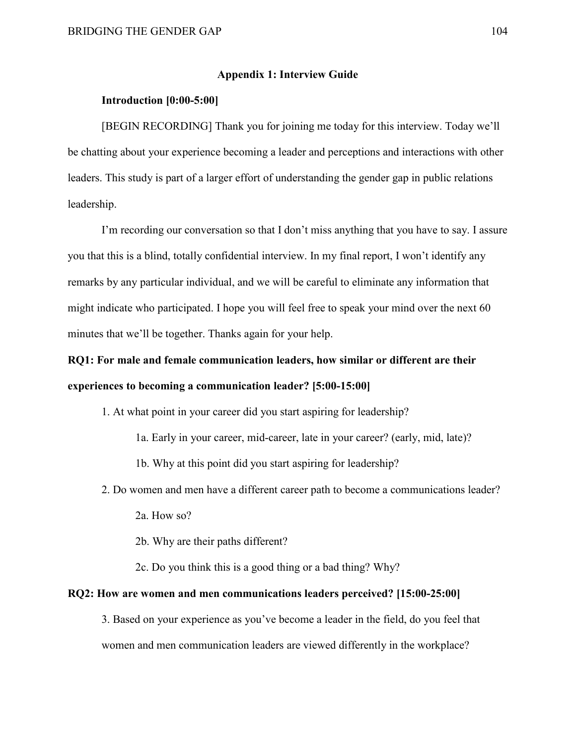## Appendix 1: Interview Guide

### Introduction [0:00-5:00]

[BEGIN RECORDING] Thank you for joining me today for this interview. Today we'll be chatting about your experience becoming a leader and perceptions and interactions with other leaders. This study is part of a larger effort of understanding the gender gap in public relations leadership.

I'm recording our conversation so that I don't miss anything that you have to say. I assure you that this is a blind, totally confidential interview. In my final report, I won't identify any remarks by any particular individual, and we will be careful to eliminate any information that might indicate who participated. I hope you will feel free to speak your mind over the next 60 minutes that we'll be together. Thanks again for your help.

### RQ1: For male and female communication leaders, how similar or different are their experiences to becoming a communication leader? [5:00-15:00]

1. At what point in your career did you start aspiring for leadership?

   1a. Early in your career, mid-career, late in your career? (early, mid, late)?

   1b. Why at this point did you start aspiring for leadership?

2. Do women and men have a different career path to become a communications leader?

   2a. How so?

   2b. Why are their paths different?

   2c. Do you think this is a good thing or a bad thing? Why?

### RQ2: How are women and men communications leaders perceived? [15:00-25:00]

3. Based on your experience as you've become a leader in the field, do you feel that women and men communication leaders are viewed differently in the workplace?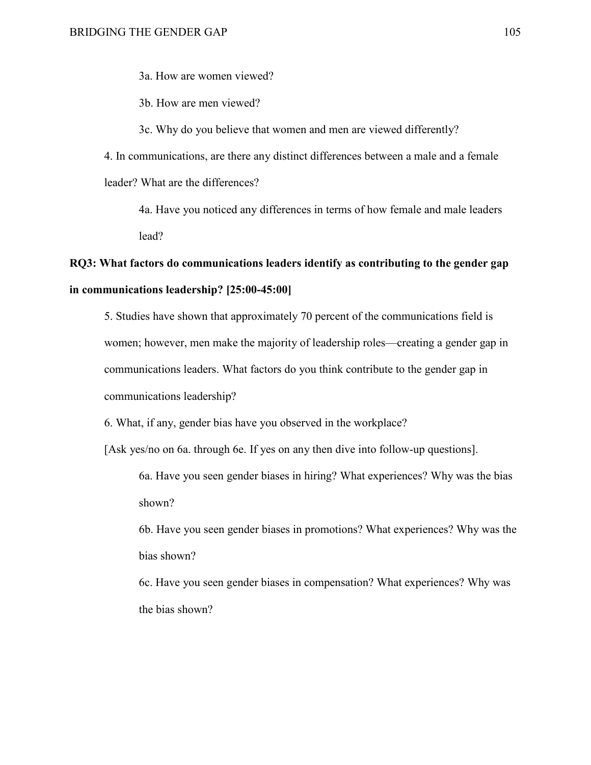3a. How are women viewed?

3b. How are men viewed?

3c. Why do you believe that women and men are viewed differently?

4. In communications, are there any distinct differences between a male and a female leader? What are the differences?

4a. Have you noticed any differences in terms of how female and male leaders lead?

**RQ3: What factors do communications leaders identify as contributing to the gender gap in communications leadership? [25:00-45:00]**

5. Studies have shown that approximately 70 percent of the communications field is women; however, men make the majority of leadership roles—creating a gender gap in communications leaders. What factors do you think contribute to the gender gap in communications leadership?

6. What, if any, gender bias have you observed in the workplace?

[Ask yes/no on 6a. through 6e. If yes on any then dive into follow-up questions].

6a. Have you seen gender biases in hiring? What experiences? Why was the bias shown?

6b. Have you seen gender biases in promotions? What experiences? Why was the bias shown?

6c. Have you seen gender biases in compensation? What experiences? Why was the bias shown?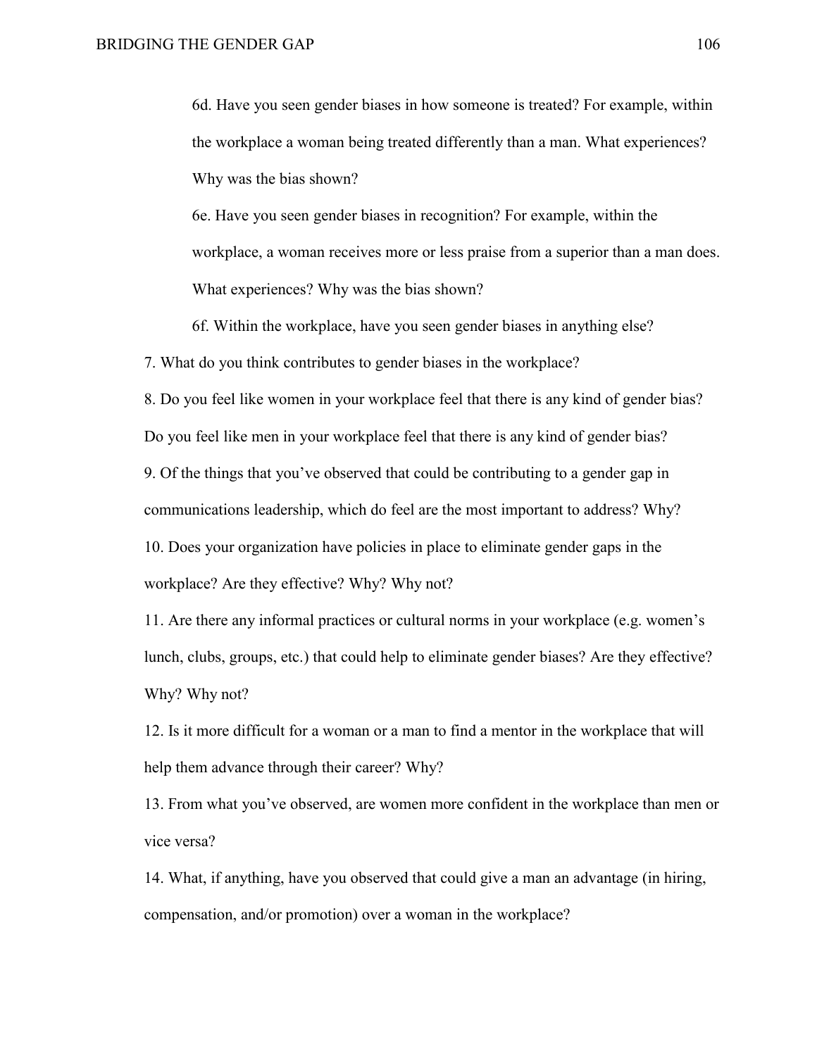6d. Have you seen gender biases in how someone is treated? For example, within the workplace a woman being treated differently than a man. What experiences? Why was the bias shown?

6e. Have you seen gender biases in recognition? For example, within the workplace, a woman receives more or less praise from a superior than a man does. What experiences? Why was the bias shown?

6f. Within the workplace, have you seen gender biases in anything else?

7. What do you think contributes to gender biases in the workplace?

8. Do you feel like women in your workplace feel that there is any kind of gender bias? Do you feel like men in your workplace feel that there is any kind of gender bias?

9. Of the things that you've observed that could be contributing to a gender gap in communications leadership, which do feel are the most important to address? Why?

10. Does your organization have policies in place to eliminate gender gaps in the workplace? Are they effective? Why? Why not?

11. Are there any informal practices or cultural norms in your workplace (e.g. women's lunch, clubs, groups, etc.) that could help to eliminate gender biases? Are they effective? Why? Why not?

12. Is it more difficult for a woman or a man to find a mentor in the workplace that will help them advance through their career? Why?

13. From what you've observed, are women more confident in the workplace than men or vice versa?

14. What, if anything, have you observed that could give a man an advantage (in hiring, compensation, and/or promotion) over a woman in the workplace?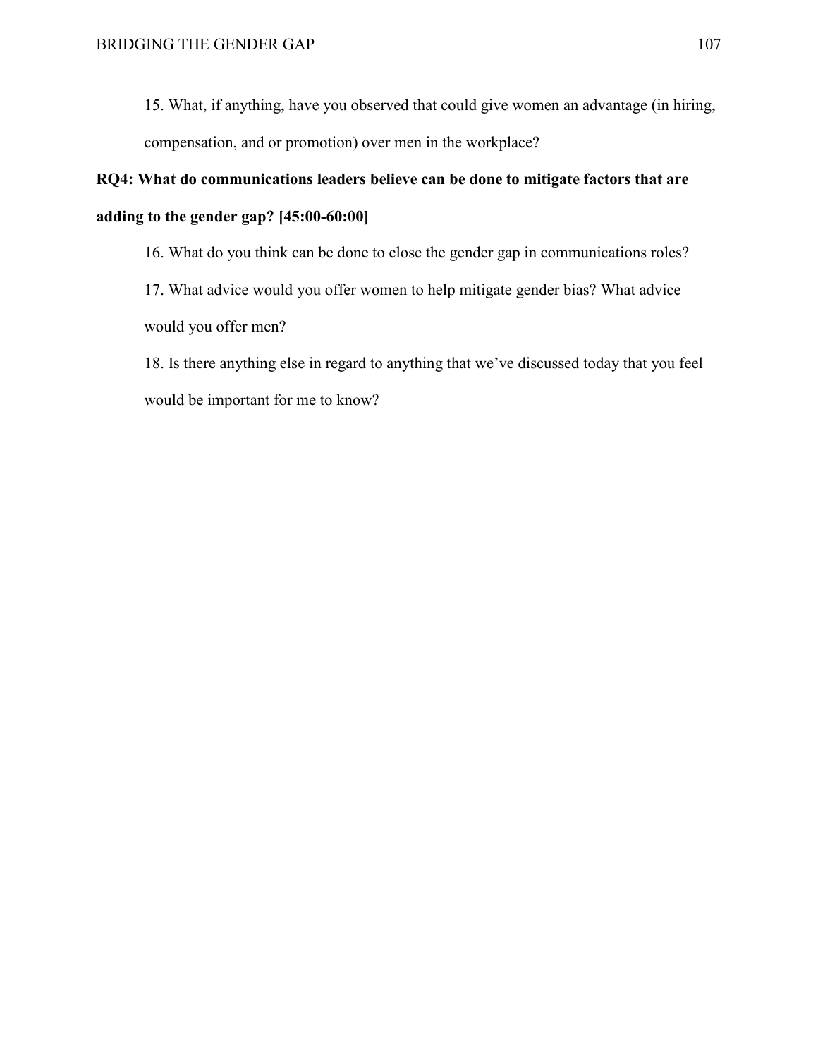15. What, if anything, have you observed that could give women an advantage (in hiring, compensation, and or promotion) over men in the workplace?

**RQ4: What do communications leaders believe can be done to mitigate factors that are adding to the gender gap? [45:00-60:00]**

16. What do you think can be done to close the gender gap in communications roles?

17. What advice would you offer women to help mitigate gender bias? What advice would you offer men?

18. Is there anything else in regard to anything that we've discussed today that you feel would be important for me to know?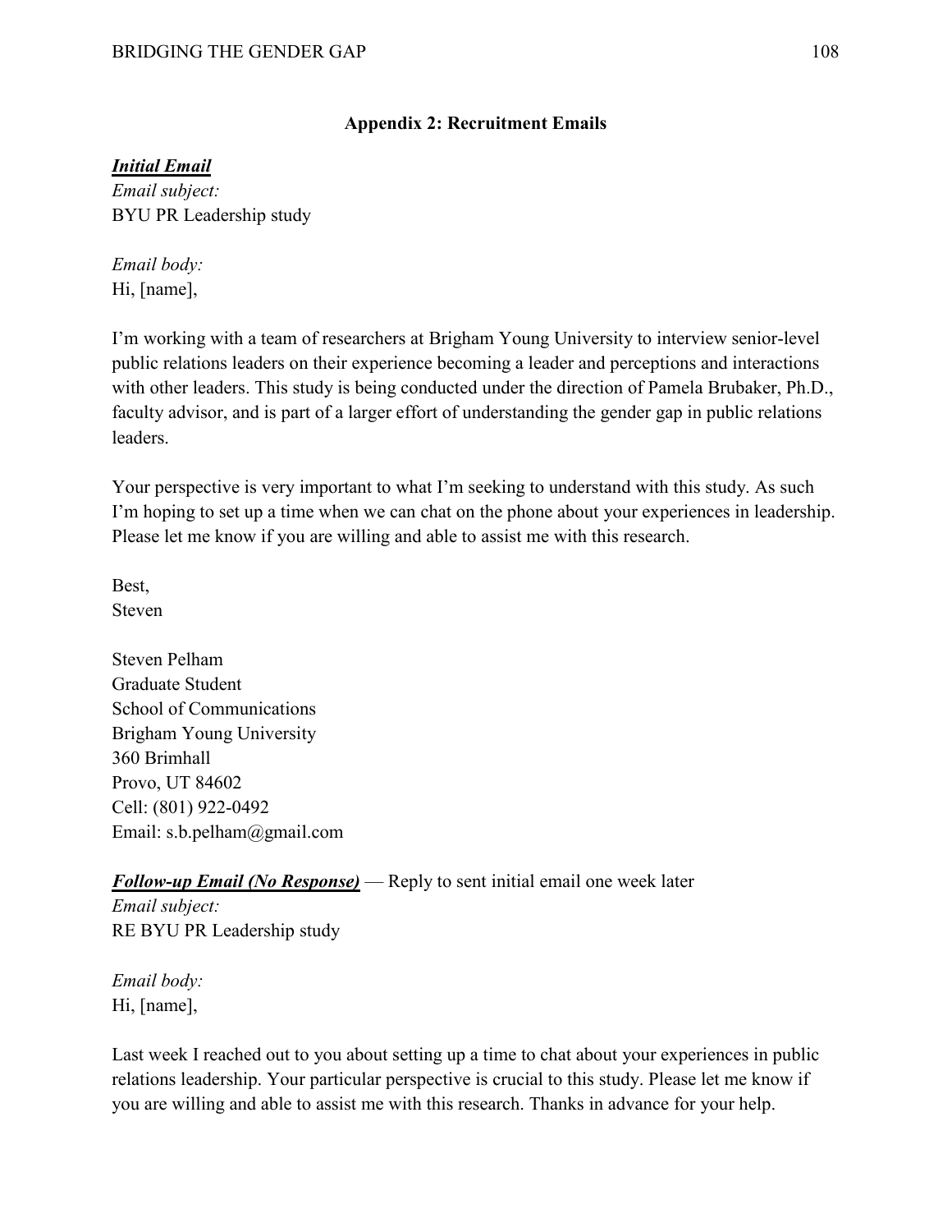## Appendix 2: Recruitment Emails

***Initial Email***

*Email subject:*
BYU PR Leadership study

*Email body:*
Hi, [name],

I'm working with a team of researchers at Brigham Young University to interview senior-level public relations leaders on their experience becoming a leader and perceptions and interactions with other leaders. This study is being conducted under the direction of Pamela Brubaker, Ph.D., faculty advisor, and is part of a larger effort of understanding the gender gap in public relations leaders.

Your perspective is very important to what I'm seeking to understand with this study. As such I'm hoping to set up a time when we can chat on the phone about your experiences in leadership. Please let me know if you are willing and able to assist me with this research.

Best,
Steven

Steven Pelham
Graduate Student
School of Communications
Brigham Young University
360 Brimhall
Provo, UT 84602
Cell: (801) 922-0492
Email: s.b.pelham@gmail.com

***Follow-up Email (No Response)*** — Reply to sent initial email one week later

*Email subject:*
RE BYU PR Leadership study

*Email body:*
Hi, [name],

Last week I reached out to you about setting up a time to chat about your experiences in public relations leadership. Your particular perspective is crucial to this study. Please let me know if you are willing and able to assist me with this research. Thanks in advance for your help.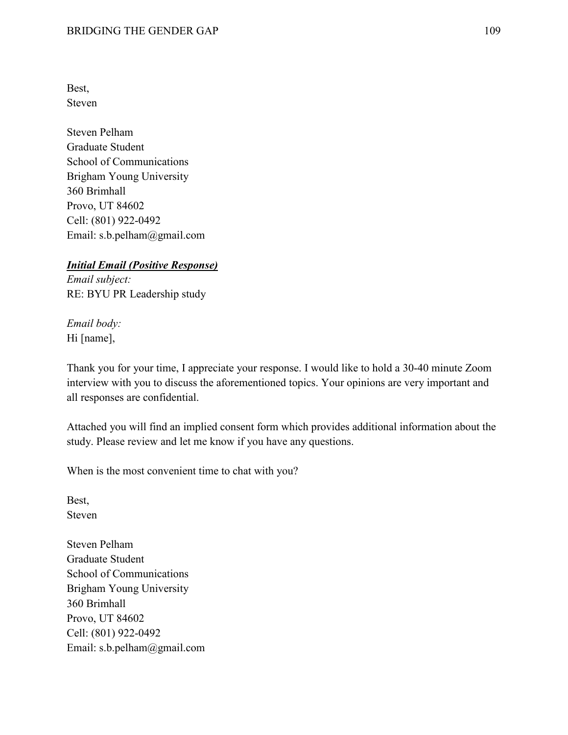Best,
Steven

Steven Pelham
Graduate Student
School of Communications
Brigham Young University
360 Brimhall
Provo, UT 84602
Cell: (801) 922-0492
Email: s.b.pelham@gmail.com

***<u>Initial Email (Positive Response)</u>***

*Email subject:*
RE: BYU PR Leadership study

*Email body:*
Hi [name],

Thank you for your time, I appreciate your response. I would like to hold a 30-40 minute Zoom interview with you to discuss the aforementioned topics. Your opinions are very important and all responses are confidential.

Attached you will find an implied consent form which provides additional information about the study. Please review and let me know if you have any questions.

When is the most convenient time to chat with you?

Best,
Steven

Steven Pelham
Graduate Student
School of Communications
Brigham Young University
360 Brimhall
Provo, UT 84602
Cell: (801) 922-0492
Email: s.b.pelham@gmail.com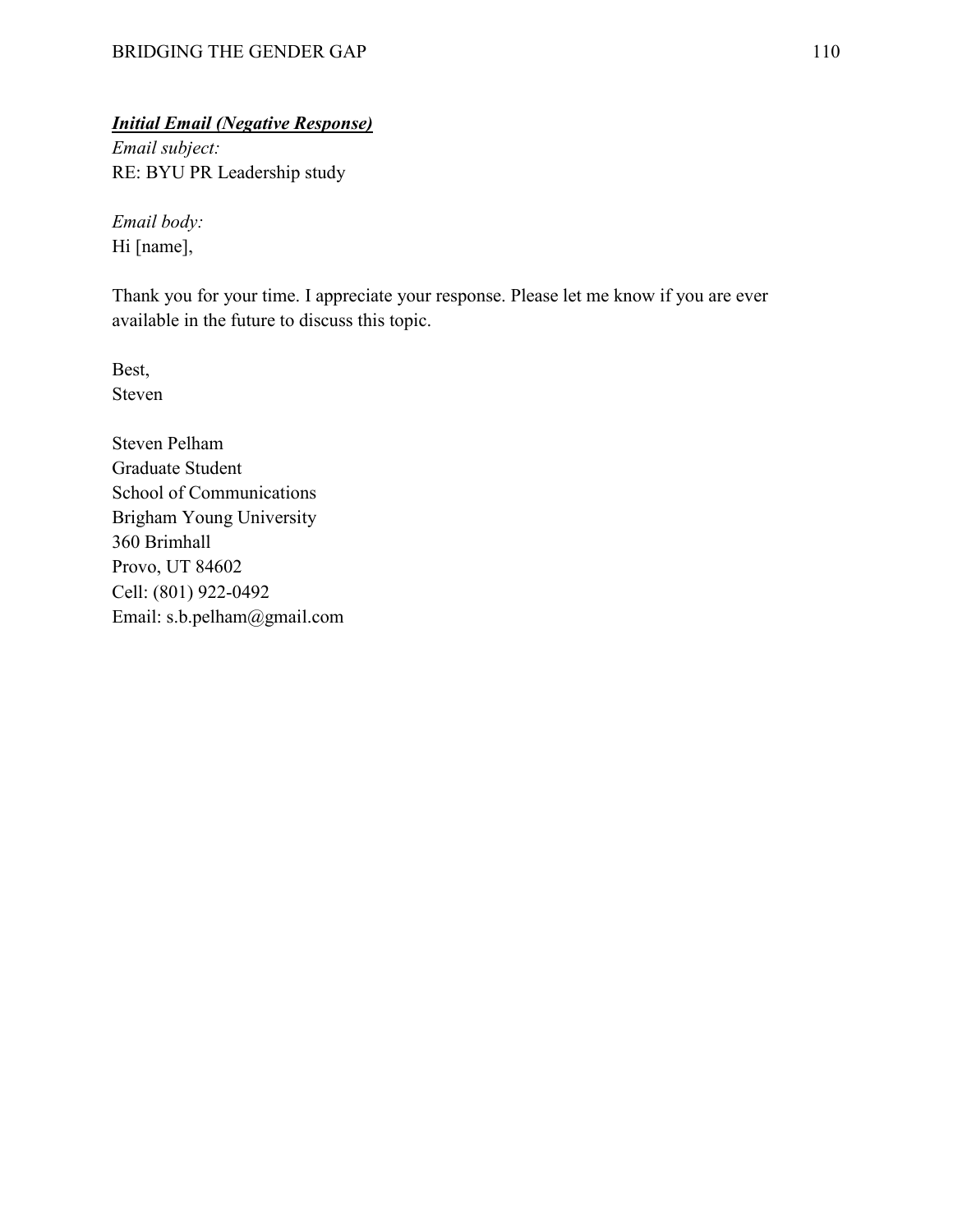***<u>Initial Email (Negative Response)</u>***

*Email subject:*
RE: BYU PR Leadership study

*Email body:*
Hi [name],

Thank you for your time. I appreciate your response. Please let me know if you are ever available in the future to discuss this topic.

Best,
Steven

Steven Pelham
Graduate Student
School of Communications
Brigham Young University
360 Brimhall
Provo, UT 84602
Cell: (801) 922-0492
Email: s.b.pelham@gmail.com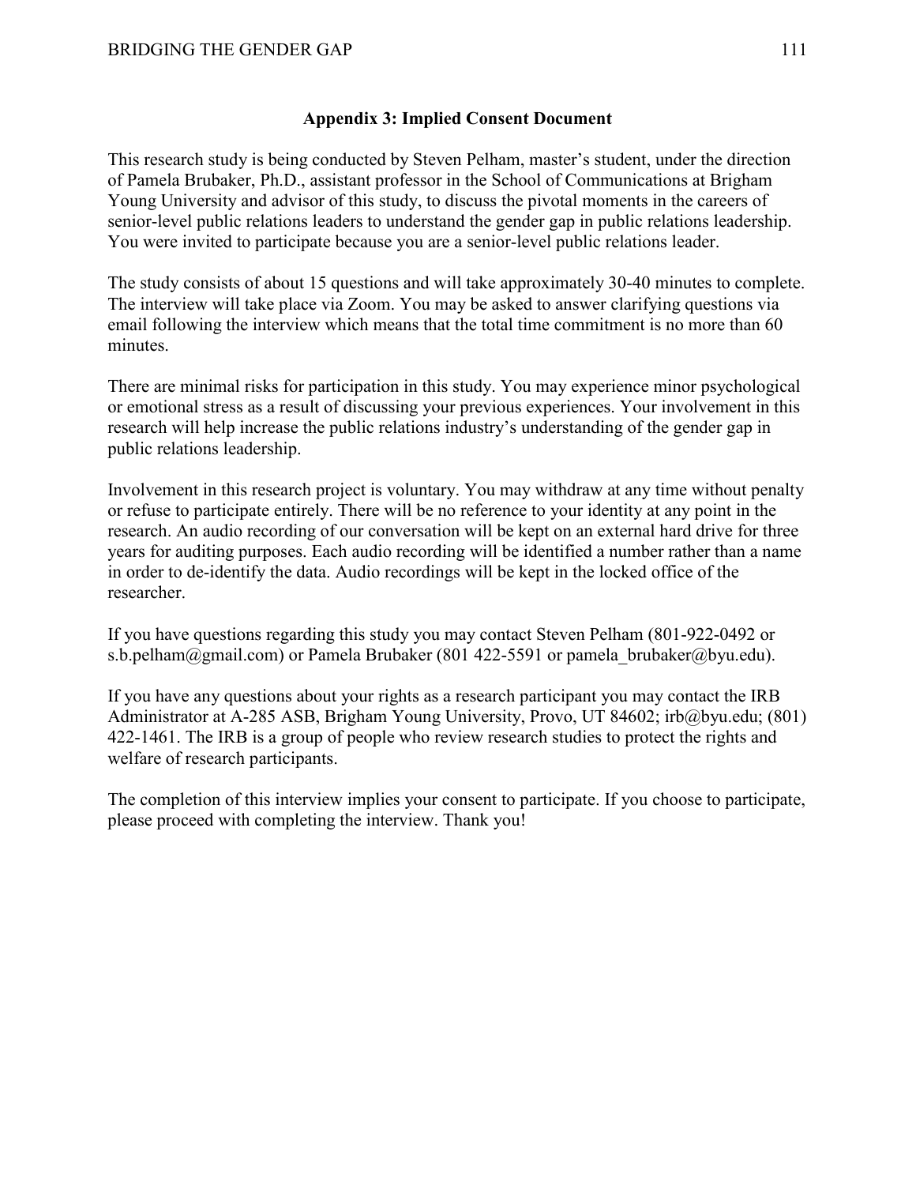## Appendix 3: Implied Consent Document

This research study is being conducted by Steven Pelham, master's student, under the direction of Pamela Brubaker, Ph.D., assistant professor in the School of Communications at Brigham Young University and advisor of this study, to discuss the pivotal moments in the careers of senior-level public relations leaders to understand the gender gap in public relations leadership. You were invited to participate because you are a senior-level public relations leader.

The study consists of about 15 questions and will take approximately 30-40 minutes to complete. The interview will take place via Zoom. You may be asked to answer clarifying questions via email following the interview which means that the total time commitment is no more than 60 minutes.

There are minimal risks for participation in this study. You may experience minor psychological or emotional stress as a result of discussing your previous experiences. Your involvement in this research will help increase the public relations industry's understanding of the gender gap in public relations leadership.

Involvement in this research project is voluntary. You may withdraw at any time without penalty or refuse to participate entirely. There will be no reference to your identity at any point in the research. An audio recording of our conversation will be kept on an external hard drive for three years for auditing purposes. Each audio recording will be identified a number rather than a name in order to de-identify the data. Audio recordings will be kept in the locked office of the researcher.

If you have questions regarding this study you may contact Steven Pelham (801-922-0492 or s.b.pelham@gmail.com) or Pamela Brubaker (801 422-5591 or pamela_brubaker@byu.edu).

If you have any questions about your rights as a research participant you may contact the IRB Administrator at A-285 ASB, Brigham Young University, Provo, UT 84602; irb@byu.edu; (801) 422-1461. The IRB is a group of people who review research studies to protect the rights and welfare of research participants.

The completion of this interview implies your consent to participate. If you choose to participate, please proceed with completing the interview. Thank you!